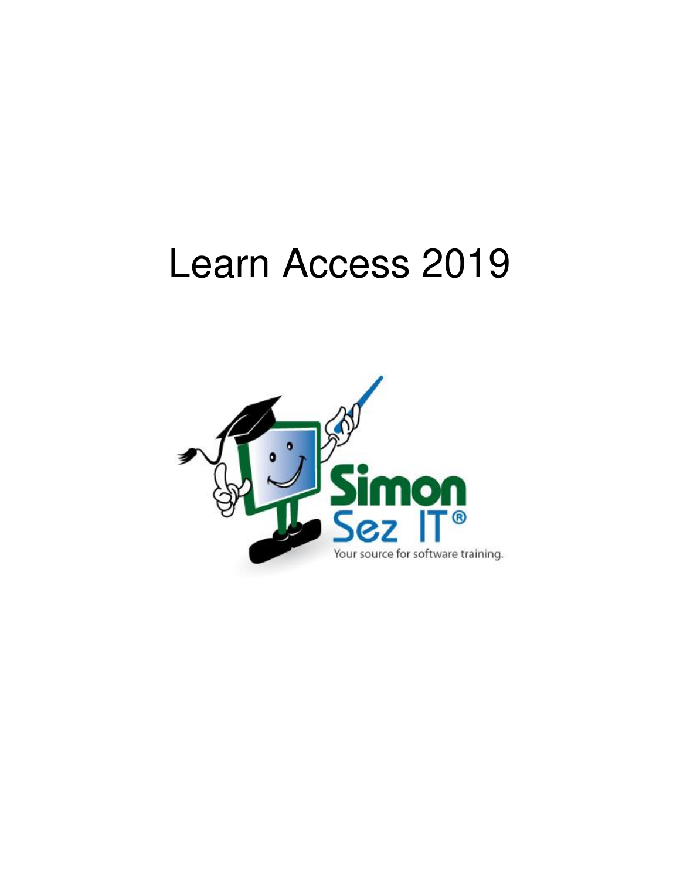# Learn Access 2019

Simon Sez IT®

Your source for software training.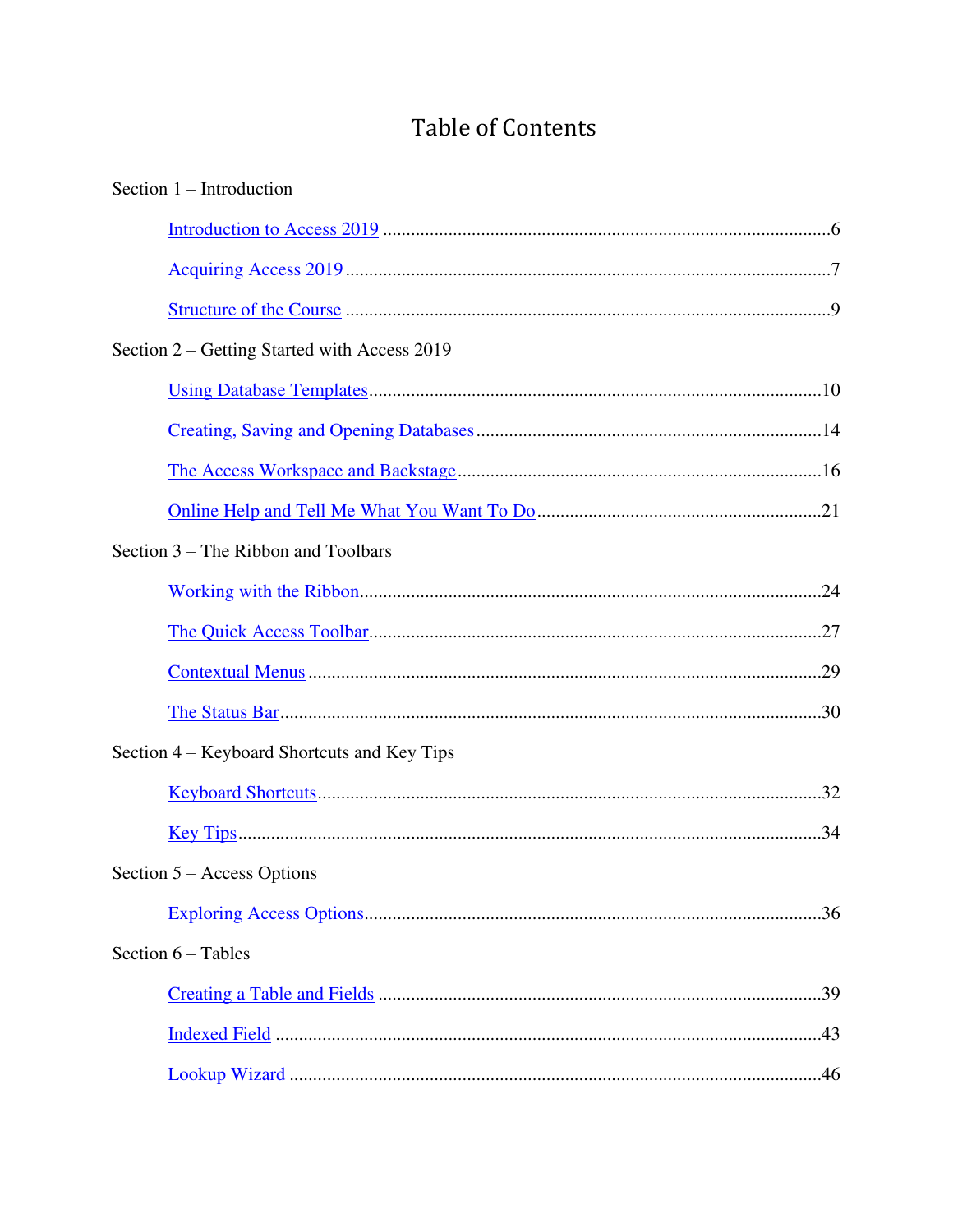# Table of Contents

Section 1 – Introduction

- Introduction to Access 2019 ....................6
- Acquiring Access 2019 ....................7
- Structure of the Course ....................9

Section 2 – Getting Started with Access 2019

- Using Database Templates ....................10
- Creating, Saving and Opening Databases ....................14
- The Access Workspace and Backstage ....................16
- Online Help and Tell Me What You Want To Do ....................21

Section 3 – The Ribbon and Toolbars

- Working with the Ribbon ....................24
- The Quick Access Toolbar ....................27
- Contextual Menus ....................29
- The Status Bar ....................30

Section 4 – Keyboard Shortcuts and Key Tips

- Keyboard Shortcuts ....................32
- Key Tips ....................34

Section 5 – Access Options

- Exploring Access Options ....................36

Section 6 – Tables

- Creating a Table and Fields ....................39
- Indexed Field ....................43
- Lookup Wizard ....................46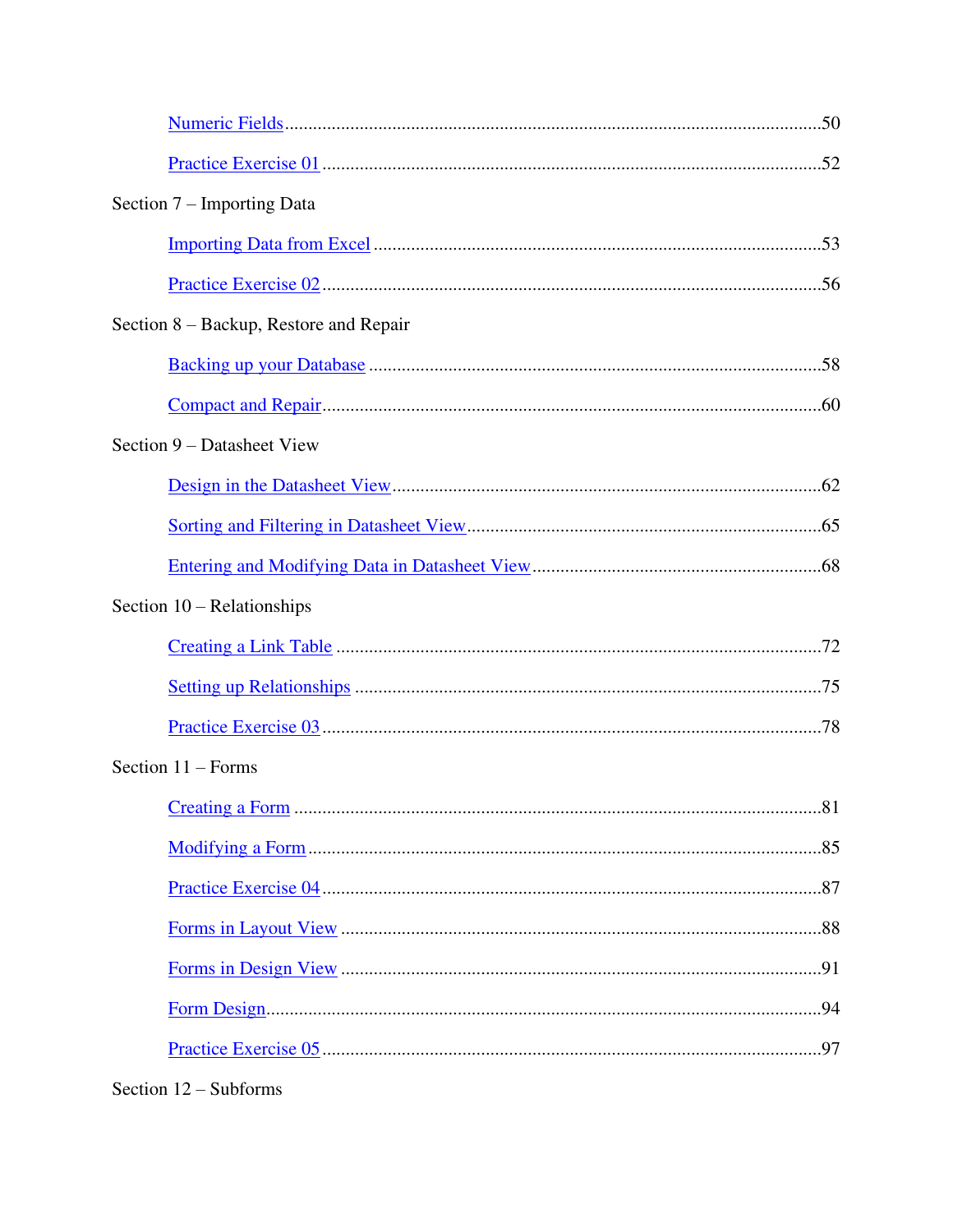Numeric Fields ..................................................................................................................50

Practice Exercise 01 ..........................................................................................................52

Section 7 – Importing Data

Importing Data from Excel ...............................................................................................53

Practice Exercise 02 ..........................................................................................................56

Section 8 – Backup, Restore and Repair

Backing up your Database ................................................................................................58

Compact and Repair ..........................................................................................................60

Section 9 – Datasheet View

Design in the Datasheet View ...........................................................................................62

Sorting and Filtering in Datasheet View ...........................................................................65

Entering and Modifying Data in Datasheet View .............................................................68

Section 10 – Relationships

Creating a Link Table .......................................................................................................72

Setting up Relationships ...................................................................................................75

Practice Exercise 03 ..........................................................................................................78

Section 11 – Forms

Creating a Form ................................................................................................................81

Modifying a Form .............................................................................................................85

Practice Exercise 04 ..........................................................................................................87

Forms in Layout View ......................................................................................................88

Forms in Design View ......................................................................................................91

Form Design ......................................................................................................................94

Practice Exercise 05 ..........................................................................................................97

Section 12 – Subforms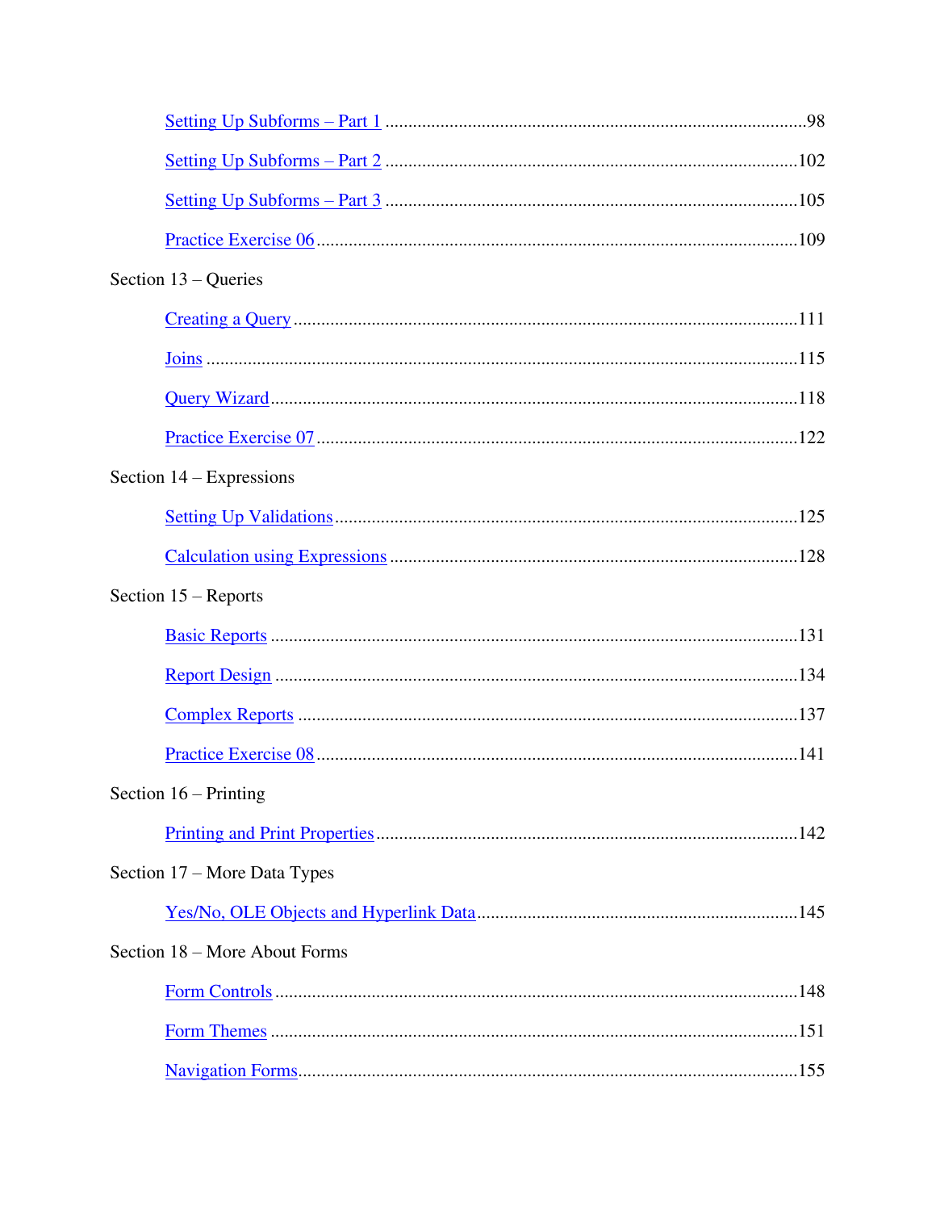- Setting Up Subforms – Part 1 ........................................................................................98
- Setting Up Subforms – Part 2 ......................................................................................102
- Setting Up Subforms – Part 3 ......................................................................................105
- Practice Exercise 06 ......................................................................................................109

Section 13 – Queries

- Creating a Query ...........................................................................................................111
- Joins ...............................................................................................................................115
- Query Wizard .................................................................................................................118
- Practice Exercise 07 ......................................................................................................122

Section 14 – Expressions

- Setting Up Validations ...................................................................................................125
- Calculation using Expressions ......................................................................................128

Section 15 – Reports

- Basic Reports .................................................................................................................131
- Report Design ................................................................................................................134
- Complex Reports ...........................................................................................................137
- Practice Exercise 08 ......................................................................................................141

Section 16 – Printing

- Printing and Print Properties ..........................................................................................142

Section 17 – More Data Types

- Yes/No, OLE Objects and Hyperlink Data ....................................................................145

Section 18 – More About Forms

- Form Controls ................................................................................................................148
- Form Themes .................................................................................................................151
- Navigation Forms ..........................................................................................................155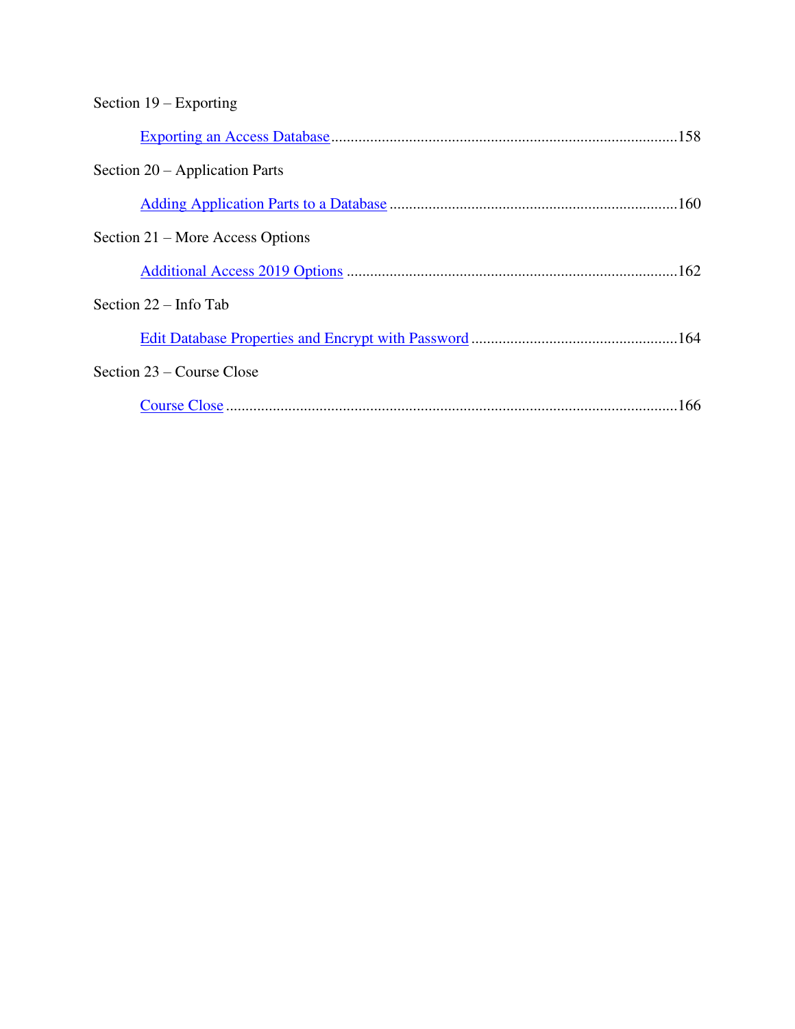Section 19 – Exporting

Exporting an Access Database ........................................................................................158

Section 20 – Application Parts

Adding Application Parts to a Database ..........................................................................160

Section 21 – More Access Options

Additional Access 2019 Options .....................................................................................162

Section 22 – Info Tab

Edit Database Properties and Encrypt with Password .....................................................164

Section 23 – Course Close

Course Close ....................................................................................................................166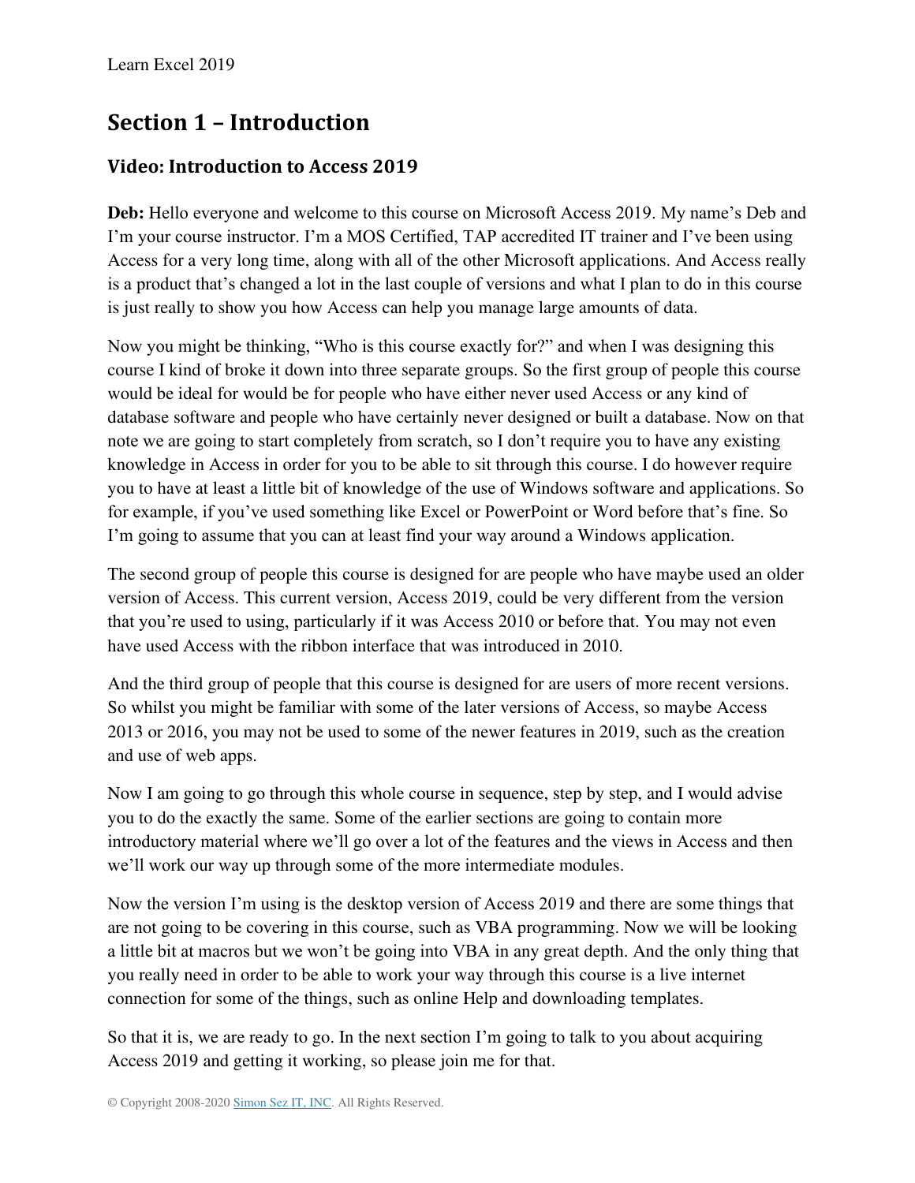# Section 1 – Introduction

## Video: Introduction to Access 2019

**Deb:** Hello everyone and welcome to this course on Microsoft Access 2019. My name's Deb and I'm your course instructor. I'm a MOS Certified, TAP accredited IT trainer and I've been using Access for a very long time, along with all of the other Microsoft applications. And Access really is a product that's changed a lot in the last couple of versions and what I plan to do in this course is just really to show you how Access can help you manage large amounts of data.

Now you might be thinking, "Who is this course exactly for?" and when I was designing this course I kind of broke it down into three separate groups. So the first group of people this course would be ideal for would be for people who have either never used Access or any kind of database software and people who have certainly never designed or built a database. Now on that note we are going to start completely from scratch, so I don't require you to have any existing knowledge in Access in order for you to be able to sit through this course. I do however require you to have at least a little bit of knowledge of the use of Windows software and applications. So for example, if you've used something like Excel or PowerPoint or Word before that's fine. So I'm going to assume that you can at least find your way around a Windows application.

The second group of people this course is designed for are people who have maybe used an older version of Access. This current version, Access 2019, could be very different from the version that you're used to using, particularly if it was Access 2010 or before that. You may not even have used Access with the ribbon interface that was introduced in 2010.

And the third group of people that this course is designed for are users of more recent versions. So whilst you might be familiar with some of the later versions of Access, so maybe Access 2013 or 2016, you may not be used to some of the newer features in 2019, such as the creation and use of web apps.

Now I am going to go through this whole course in sequence, step by step, and I would advise you to do the exactly the same. Some of the earlier sections are going to contain more introductory material where we'll go over a lot of the features and the views in Access and then we'll work our way up through some of the more intermediate modules.

Now the version I'm using is the desktop version of Access 2019 and there are some things that are not going to be covering in this course, such as VBA programming. Now we will be looking a little bit at macros but we won't be going into VBA in any great depth. And the only thing that you really need in order to be able to work your way through this course is a live internet connection for some of the things, such as online Help and downloading templates.

So that it is, we are ready to go. In the next section I'm going to talk to you about acquiring Access 2019 and getting it working, so please join me for that.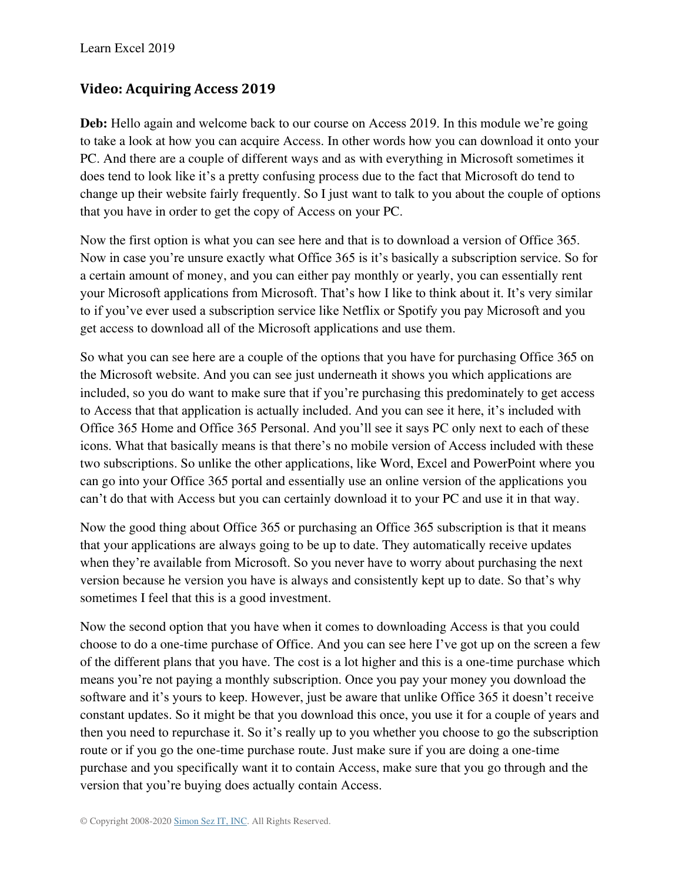## Video: Acquiring Access 2019

**Deb:** Hello again and welcome back to our course on Access 2019. In this module we're going to take a look at how you can acquire Access. In other words how you can download it onto your PC. And there are a couple of different ways and as with everything in Microsoft sometimes it does tend to look like it's a pretty confusing process due to the fact that Microsoft do tend to change up their website fairly frequently. So I just want to talk to you about the couple of options that you have in order to get the copy of Access on your PC.

Now the first option is what you can see here and that is to download a version of Office 365. Now in case you're unsure exactly what Office 365 is it's basically a subscription service. So for a certain amount of money, and you can either pay monthly or yearly, you can essentially rent your Microsoft applications from Microsoft. That's how I like to think about it. It's very similar to if you've ever used a subscription service like Netflix or Spotify you pay Microsoft and you get access to download all of the Microsoft applications and use them.

So what you can see here are a couple of the options that you have for purchasing Office 365 on the Microsoft website. And you can see just underneath it shows you which applications are included, so you do want to make sure that if you're purchasing this predominately to get access to Access that that application is actually included. And you can see it here, it's included with Office 365 Home and Office 365 Personal. And you'll see it says PC only next to each of these icons. What that basically means is that there's no mobile version of Access included with these two subscriptions. So unlike the other applications, like Word, Excel and PowerPoint where you can go into your Office 365 portal and essentially use an online version of the applications you can't do that with Access but you can certainly download it to your PC and use it in that way.

Now the good thing about Office 365 or purchasing an Office 365 subscription is that it means that your applications are always going to be up to date. They automatically receive updates when they're available from Microsoft. So you never have to worry about purchasing the next version because he version you have is always and consistently kept up to date. So that's why sometimes I feel that this is a good investment.

Now the second option that you have when it comes to downloading Access is that you could choose to do a one-time purchase of Office. And you can see here I've got up on the screen a few of the different plans that you have. The cost is a lot higher and this is a one-time purchase which means you're not paying a monthly subscription. Once you pay your money you download the software and it's yours to keep. However, just be aware that unlike Office 365 it doesn't receive constant updates. So it might be that you download this once, you use it for a couple of years and then you need to repurchase it. So it's really up to you whether you choose to go the subscription route or if you go the one-time purchase route. Just make sure if you are doing a one-time purchase and you specifically want it to contain Access, make sure that you go through and the version that you're buying does actually contain Access.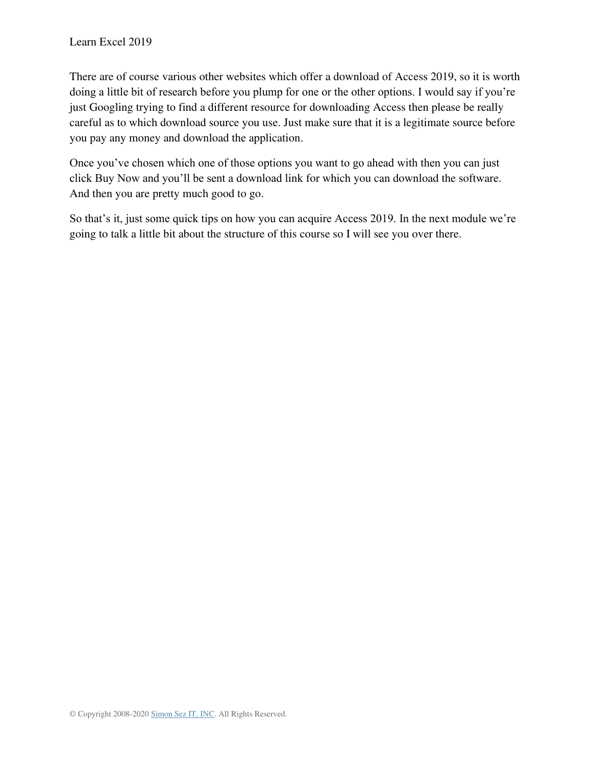There are of course various other websites which offer a download of Access 2019, so it is worth doing a little bit of research before you plump for one or the other options. I would say if you're just Googling trying to find a different resource for downloading Access then please be really careful as to which download source you use. Just make sure that it is a legitimate source before you pay any money and download the application.

Once you've chosen which one of those options you want to go ahead with then you can just click Buy Now and you'll be sent a download link for which you can download the software. And then you are pretty much good to go.

So that's it, just some quick tips on how you can acquire Access 2019. In the next module we're going to talk a little bit about the structure of this course so I will see you over there.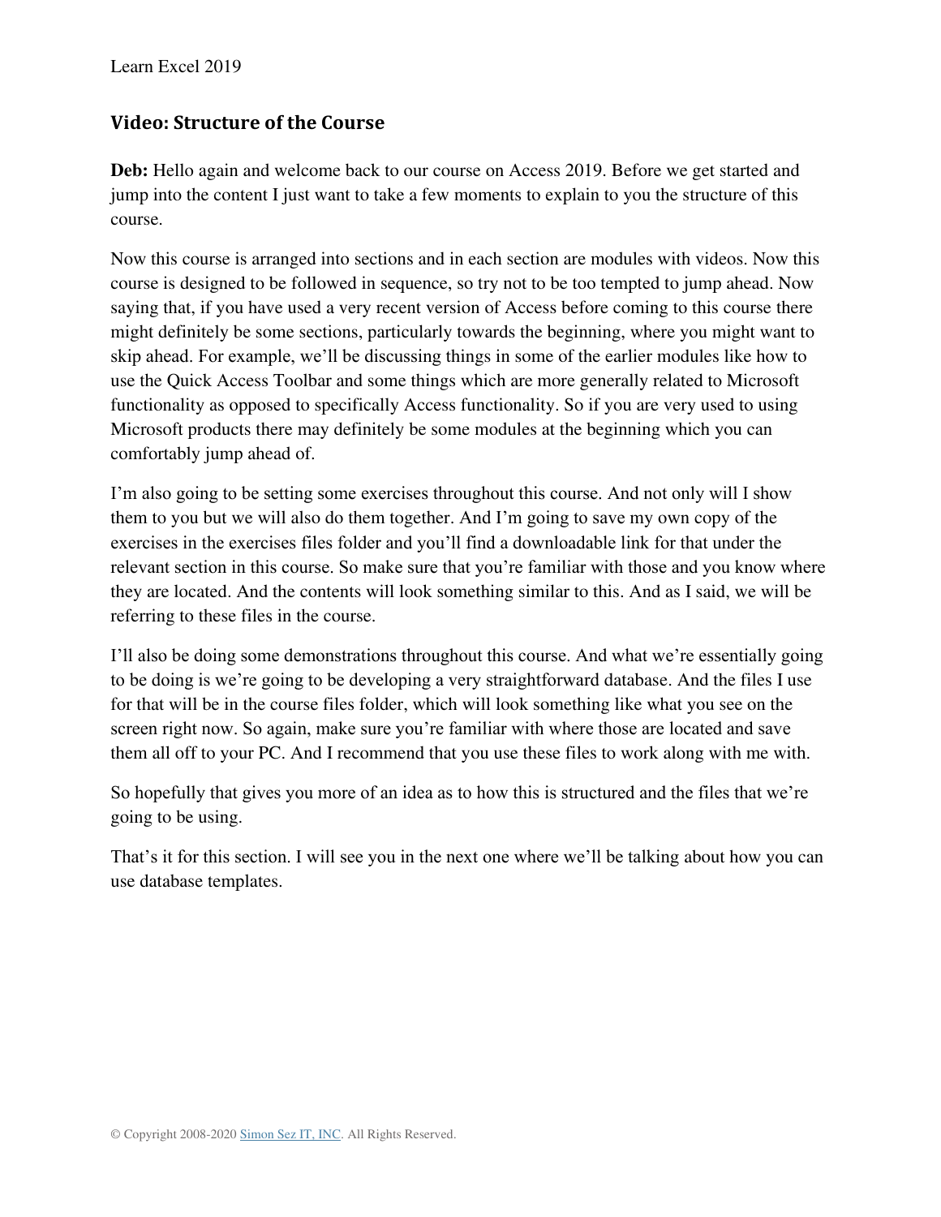## Video: Structure of the Course

**Deb:** Hello again and welcome back to our course on Access 2019. Before we get started and jump into the content I just want to take a few moments to explain to you the structure of this course.

Now this course is arranged into sections and in each section are modules with videos. Now this course is designed to be followed in sequence, so try not to be too tempted to jump ahead. Now saying that, if you have used a very recent version of Access before coming to this course there might definitely be some sections, particularly towards the beginning, where you might want to skip ahead. For example, we'll be discussing things in some of the earlier modules like how to use the Quick Access Toolbar and some things which are more generally related to Microsoft functionality as opposed to specifically Access functionality. So if you are very used to using Microsoft products there may definitely be some modules at the beginning which you can comfortably jump ahead of.

I'm also going to be setting some exercises throughout this course. And not only will I show them to you but we will also do them together. And I'm going to save my own copy of the exercises in the exercises files folder and you'll find a downloadable link for that under the relevant section in this course. So make sure that you're familiar with those and you know where they are located. And the contents will look something similar to this. And as I said, we will be referring to these files in the course.

I'll also be doing some demonstrations throughout this course. And what we're essentially going to be doing is we're going to be developing a very straightforward database. And the files I use for that will be in the course files folder, which will look something like what you see on the screen right now. So again, make sure you're familiar with where those are located and save them all off to your PC. And I recommend that you use these files to work along with me with.

So hopefully that gives you more of an idea as to how this is structured and the files that we're going to be using.

That's it for this section. I will see you in the next one where we'll be talking about how you can use database templates.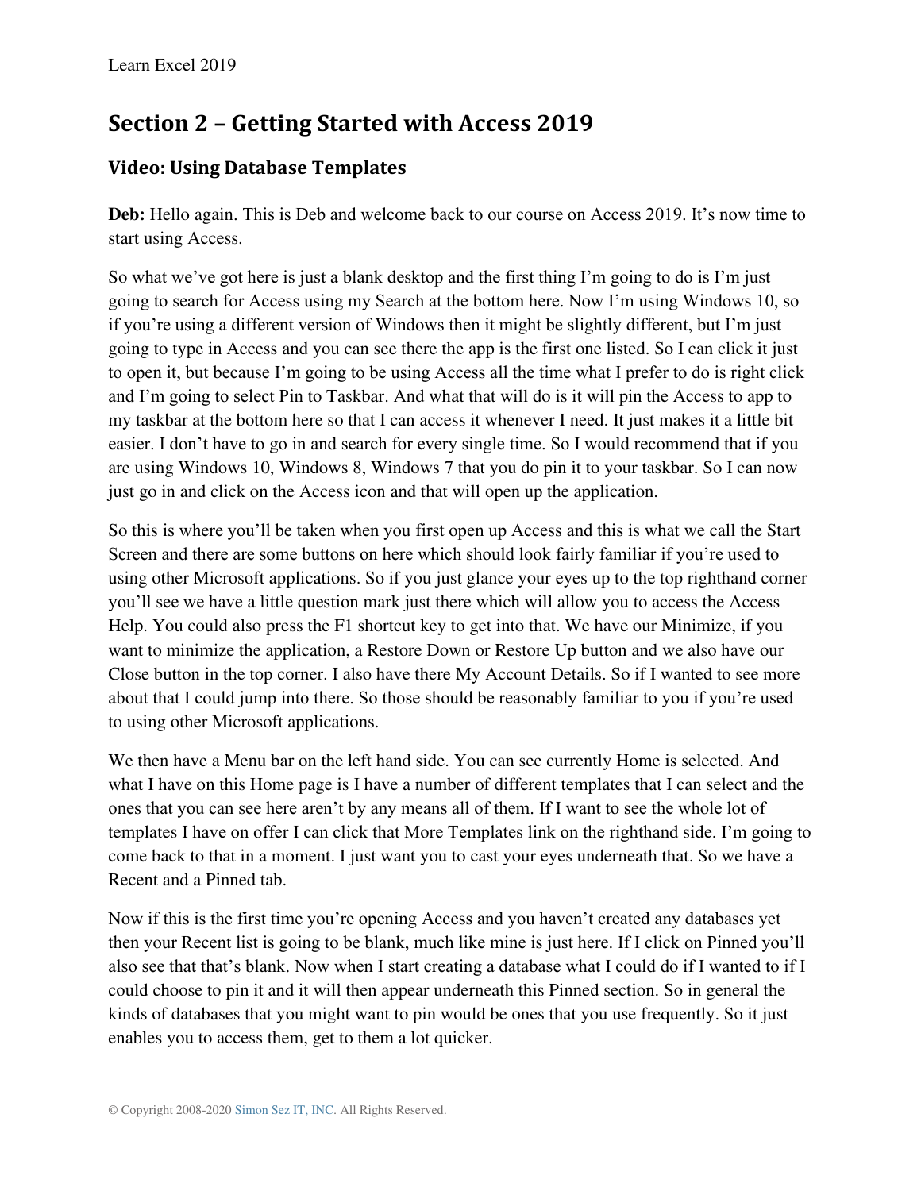## Section 2 – Getting Started with Access 2019

### Video: Using Database Templates

**Deb:** Hello again. This is Deb and welcome back to our course on Access 2019. It's now time to start using Access.

So what we've got here is just a blank desktop and the first thing I'm going to do is I'm just going to search for Access using my Search at the bottom here. Now I'm using Windows 10, so if you're using a different version of Windows then it might be slightly different, but I'm just going to type in Access and you can see there the app is the first one listed. So I can click it just to open it, but because I'm going to be using Access all the time what I prefer to do is right click and I'm going to select Pin to Taskbar. And what that will do is it will pin the Access to app to my taskbar at the bottom here so that I can access it whenever I need. It just makes it a little bit easier. I don't have to go in and search for every single time. So I would recommend that if you are using Windows 10, Windows 8, Windows 7 that you do pin it to your taskbar. So I can now just go in and click on the Access icon and that will open up the application.

So this is where you'll be taken when you first open up Access and this is what we call the Start Screen and there are some buttons on here which should look fairly familiar if you're used to using other Microsoft applications. So if you just glance your eyes up to the top righthand corner you'll see we have a little question mark just there which will allow you to access the Access Help. You could also press the F1 shortcut key to get into that. We have our Minimize, if you want to minimize the application, a Restore Down or Restore Up button and we also have our Close button in the top corner. I also have there My Account Details. So if I wanted to see more about that I could jump into there. So those should be reasonably familiar to you if you're used to using other Microsoft applications.

We then have a Menu bar on the left hand side. You can see currently Home is selected. And what I have on this Home page is I have a number of different templates that I can select and the ones that you can see here aren't by any means all of them. If I want to see the whole lot of templates I have on offer I can click that More Templates link on the righthand side. I'm going to come back to that in a moment. I just want you to cast your eyes underneath that. So we have a Recent and a Pinned tab.

Now if this is the first time you're opening Access and you haven't created any databases yet then your Recent list is going to be blank, much like mine is just here. If I click on Pinned you'll also see that that's blank. Now when I start creating a database what I could do if I wanted to if I could choose to pin it and it will then appear underneath this Pinned section. So in general the kinds of databases that you might want to pin would be ones that you use frequently. So it just enables you to access them, get to them a lot quicker.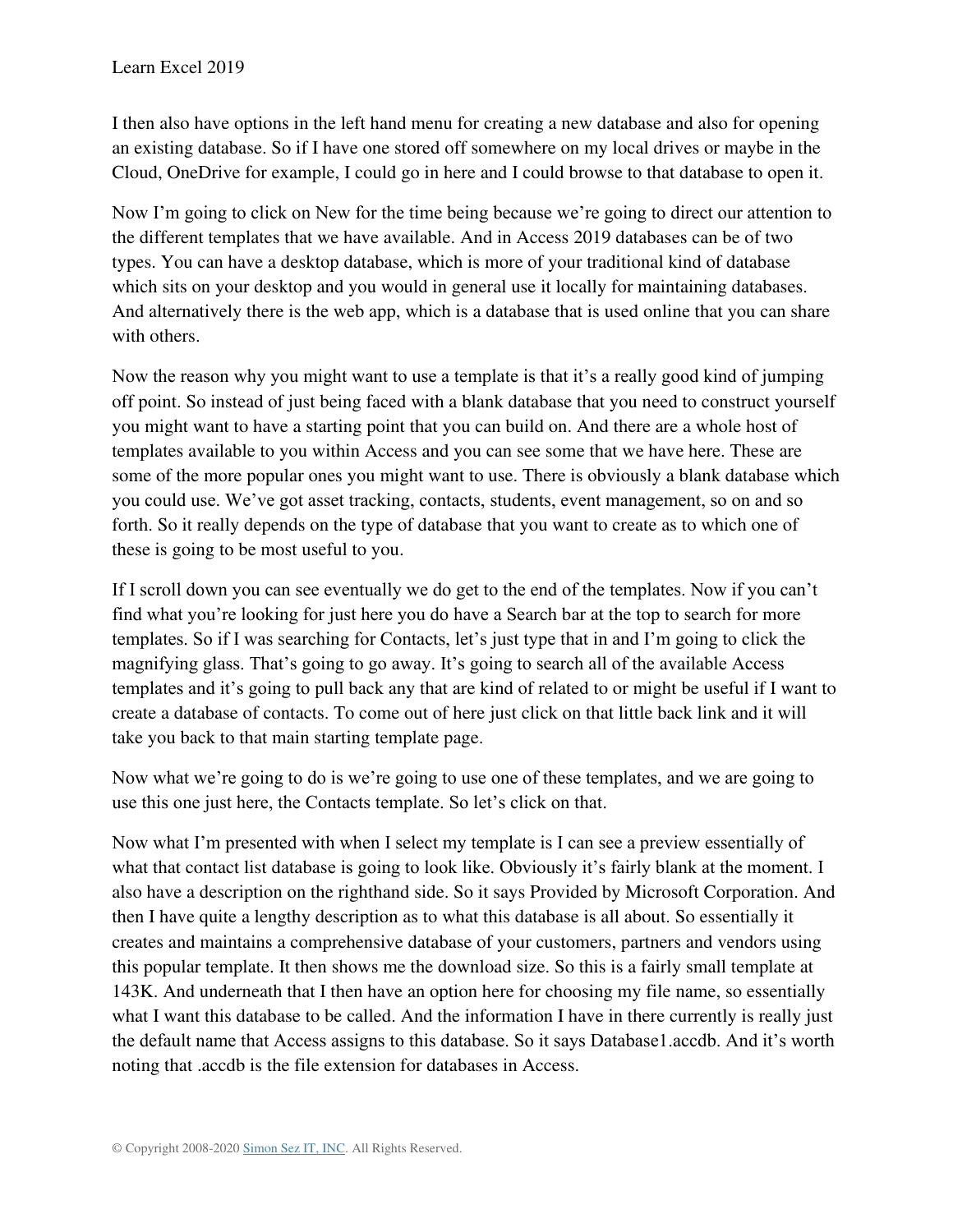I then also have options in the left hand menu for creating a new database and also for opening an existing database. So if I have one stored off somewhere on my local drives or maybe in the Cloud, OneDrive for example, I could go in here and I could browse to that database to open it.

Now I'm going to click on New for the time being because we're going to direct our attention to the different templates that we have available. And in Access 2019 databases can be of two types. You can have a desktop database, which is more of your traditional kind of database which sits on your desktop and you would in general use it locally for maintaining databases. And alternatively there is the web app, which is a database that is used online that you can share with others.

Now the reason why you might want to use a template is that it's a really good kind of jumping off point. So instead of just being faced with a blank database that you need to construct yourself you might want to have a starting point that you can build on. And there are a whole host of templates available to you within Access and you can see some that we have here. These are some of the more popular ones you might want to use. There is obviously a blank database which you could use. We've got asset tracking, contacts, students, event management, so on and so forth. So it really depends on the type of database that you want to create as to which one of these is going to be most useful to you.

If I scroll down you can see eventually we do get to the end of the templates. Now if you can't find what you're looking for just here you do have a Search bar at the top to search for more templates. So if I was searching for Contacts, let's just type that in and I'm going to click the magnifying glass. That's going to go away. It's going to search all of the available Access templates and it's going to pull back any that are kind of related to or might be useful if I want to create a database of contacts. To come out of here just click on that little back link and it will take you back to that main starting template page.

Now what we're going to do is we're going to use one of these templates, and we are going to use this one just here, the Contacts template. So let's click on that.

Now what I'm presented with when I select my template is I can see a preview essentially of what that contact list database is going to look like. Obviously it's fairly blank at the moment. I also have a description on the righthand side. So it says Provided by Microsoft Corporation. And then I have quite a lengthy description as to what this database is all about. So essentially it creates and maintains a comprehensive database of your customers, partners and vendors using this popular template. It then shows me the download size. So this is a fairly small template at 143K. And underneath that I then have an option here for choosing my file name, so essentially what I want this database to be called. And the information I have in there currently is really just the default name that Access assigns to this database. So it says Database1.accdb. And it's worth noting that .accdb is the file extension for databases in Access.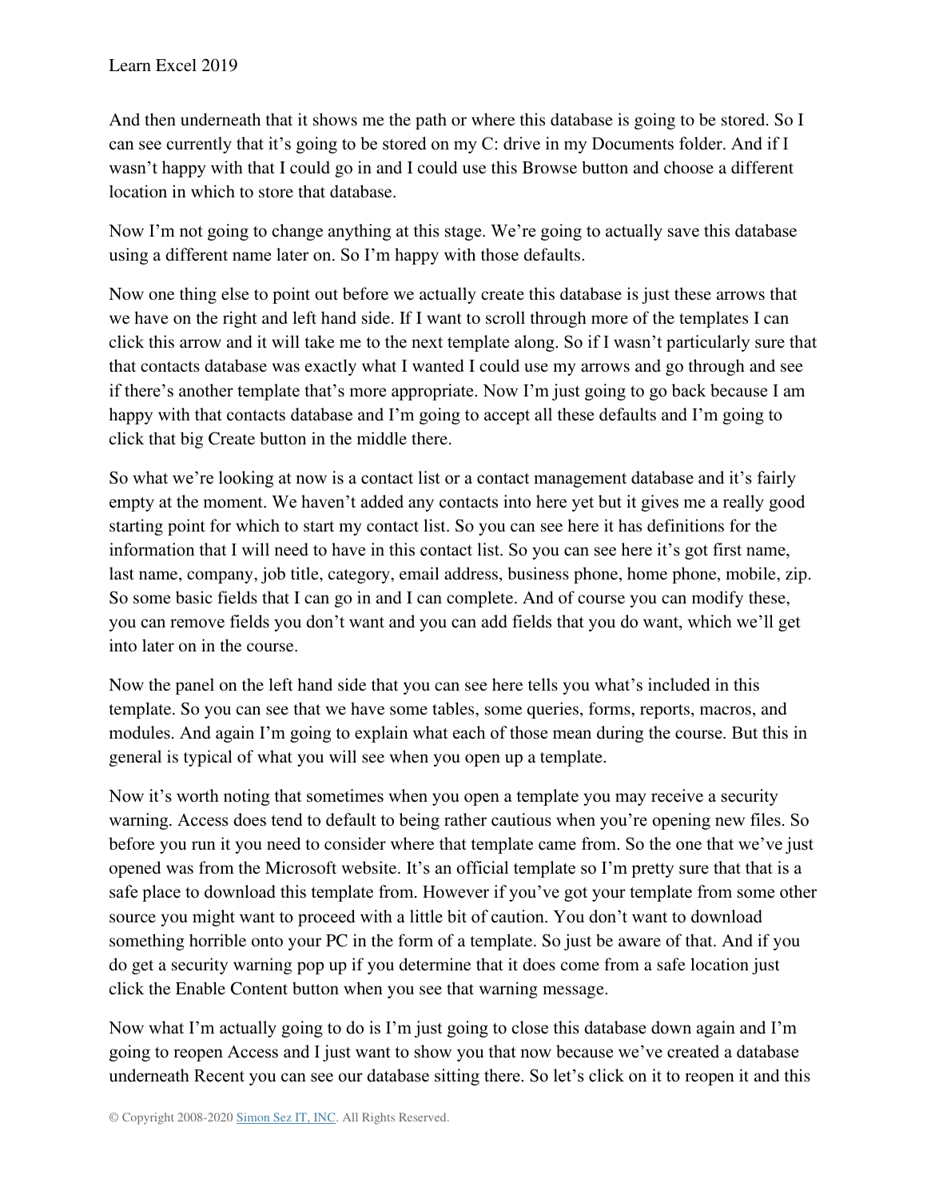And then underneath that it shows me the path or where this database is going to be stored. So I can see currently that it's going to be stored on my C: drive in my Documents folder. And if I wasn't happy with that I could go in and I could use this Browse button and choose a different location in which to store that database.

Now I'm not going to change anything at this stage. We're going to actually save this database using a different name later on. So I'm happy with those defaults.

Now one thing else to point out before we actually create this database is just these arrows that we have on the right and left hand side. If I want to scroll through more of the templates I can click this arrow and it will take me to the next template along. So if I wasn't particularly sure that that contacts database was exactly what I wanted I could use my arrows and go through and see if there's another template that's more appropriate. Now I'm just going to go back because I am happy with that contacts database and I'm going to accept all these defaults and I'm going to click that big Create button in the middle there.

So what we're looking at now is a contact list or a contact management database and it's fairly empty at the moment. We haven't added any contacts into here yet but it gives me a really good starting point for which to start my contact list. So you can see here it has definitions for the information that I will need to have in this contact list. So you can see here it's got first name, last name, company, job title, category, email address, business phone, home phone, mobile, zip. So some basic fields that I can go in and I can complete. And of course you can modify these, you can remove fields you don't want and you can add fields that you do want, which we'll get into later on in the course.

Now the panel on the left hand side that you can see here tells you what's included in this template. So you can see that we have some tables, some queries, forms, reports, macros, and modules. And again I'm going to explain what each of those mean during the course. But this in general is typical of what you will see when you open up a template.

Now it's worth noting that sometimes when you open a template you may receive a security warning. Access does tend to default to being rather cautious when you're opening new files. So before you run it you need to consider where that template came from. So the one that we've just opened was from the Microsoft website. It's an official template so I'm pretty sure that that is a safe place to download this template from. However if you've got your template from some other source you might want to proceed with a little bit of caution. You don't want to download something horrible onto your PC in the form of a template. So just be aware of that. And if you do get a security warning pop up if you determine that it does come from a safe location just click the Enable Content button when you see that warning message.

Now what I'm actually going to do is I'm just going to close this database down again and I'm going to reopen Access and I just want to show you that now because we've created a database underneath Recent you can see our database sitting there. So let's click on it to reopen it and this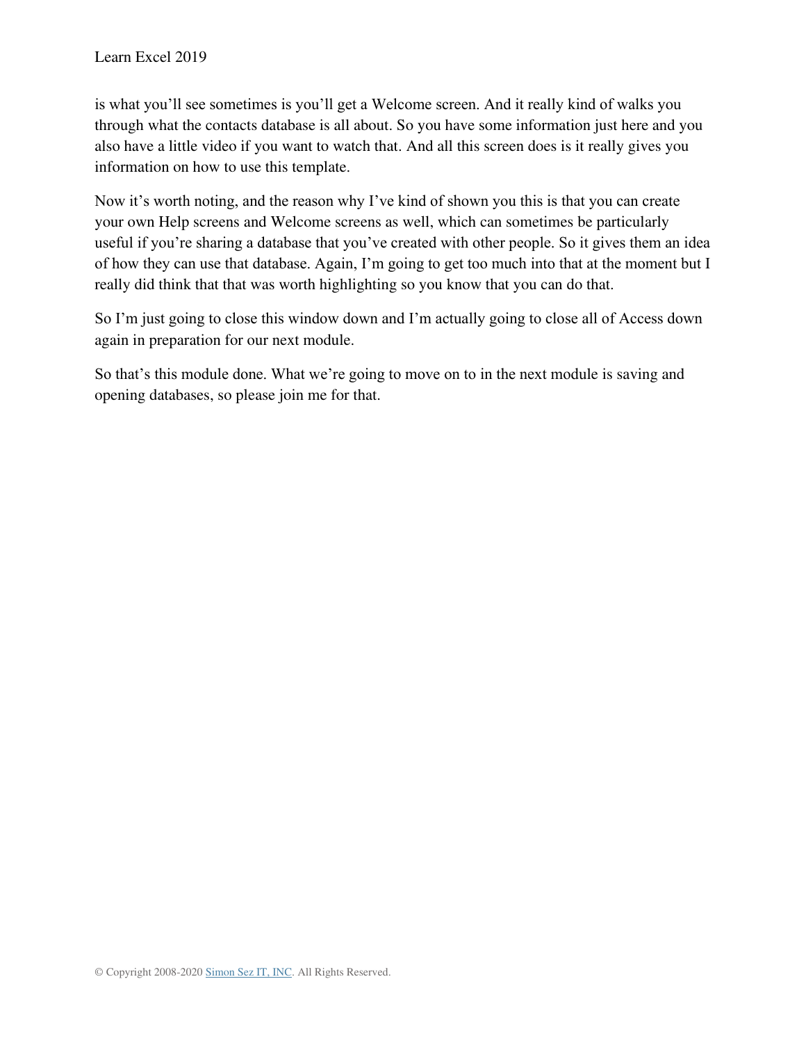is what you'll see sometimes is you'll get a Welcome screen. And it really kind of walks you through what the contacts database is all about. So you have some information just here and you also have a little video if you want to watch that. And all this screen does is it really gives you information on how to use this template.

Now it's worth noting, and the reason why I've kind of shown you this is that you can create your own Help screens and Welcome screens as well, which can sometimes be particularly useful if you're sharing a database that you've created with other people. So it gives them an idea of how they can use that database. Again, I'm going to get too much into that at the moment but I really did think that that was worth highlighting so you know that you can do that.

So I'm just going to close this window down and I'm actually going to close all of Access down again in preparation for our next module.

So that's this module done. What we're going to move on to in the next module is saving and opening databases, so please join me for that.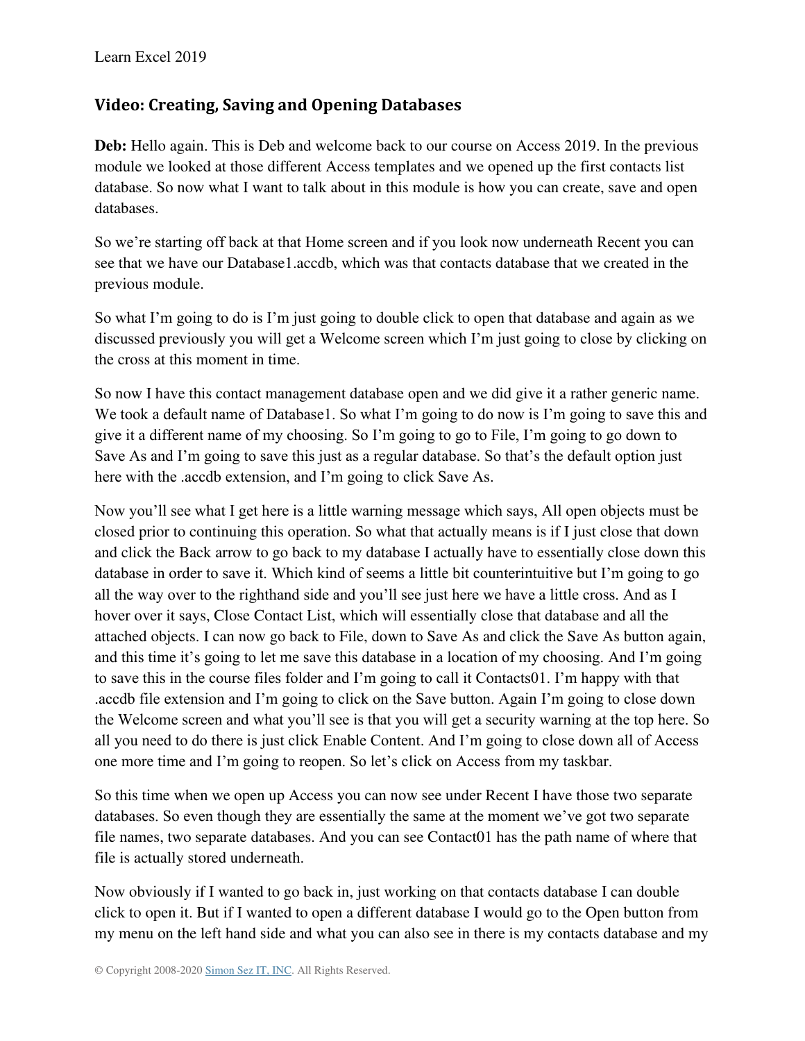## Video: Creating, Saving and Opening Databases

**Deb:** Hello again. This is Deb and welcome back to our course on Access 2019. In the previous module we looked at those different Access templates and we opened up the first contacts list database. So now what I want to talk about in this module is how you can create, save and open databases.

So we're starting off back at that Home screen and if you look now underneath Recent you can see that we have our Database1.accdb, which was that contacts database that we created in the previous module.

So what I'm going to do is I'm just going to double click to open that database and again as we discussed previously you will get a Welcome screen which I'm just going to close by clicking on the cross at this moment in time.

So now I have this contact management database open and we did give it a rather generic name. We took a default name of Database1. So what I'm going to do now is I'm going to save this and give it a different name of my choosing. So I'm going to go to File, I'm going to go down to Save As and I'm going to save this just as a regular database. So that's the default option just here with the .accdb extension, and I'm going to click Save As.

Now you'll see what I get here is a little warning message which says, All open objects must be closed prior to continuing this operation. So what that actually means is if I just close that down and click the Back arrow to go back to my database I actually have to essentially close down this database in order to save it. Which kind of seems a little bit counterintuitive but I'm going to go all the way over to the righthand side and you'll see just here we have a little cross. And as I hover over it says, Close Contact List, which will essentially close that database and all the attached objects. I can now go back to File, down to Save As and click the Save As button again, and this time it's going to let me save this database in a location of my choosing. And I'm going to save this in the course files folder and I'm going to call it Contacts01. I'm happy with that .accdb file extension and I'm going to click on the Save button. Again I'm going to close down the Welcome screen and what you'll see is that you will get a security warning at the top here. So all you need to do there is just click Enable Content. And I'm going to close down all of Access one more time and I'm going to reopen. So let's click on Access from my taskbar.

So this time when we open up Access you can now see under Recent I have those two separate databases. So even though they are essentially the same at the moment we've got two separate file names, two separate databases. And you can see Contact01 has the path name of where that file is actually stored underneath.

Now obviously if I wanted to go back in, just working on that contacts database I can double click to open it. But if I wanted to open a different database I would go to the Open button from my menu on the left hand side and what you can also see in there is my contacts database and my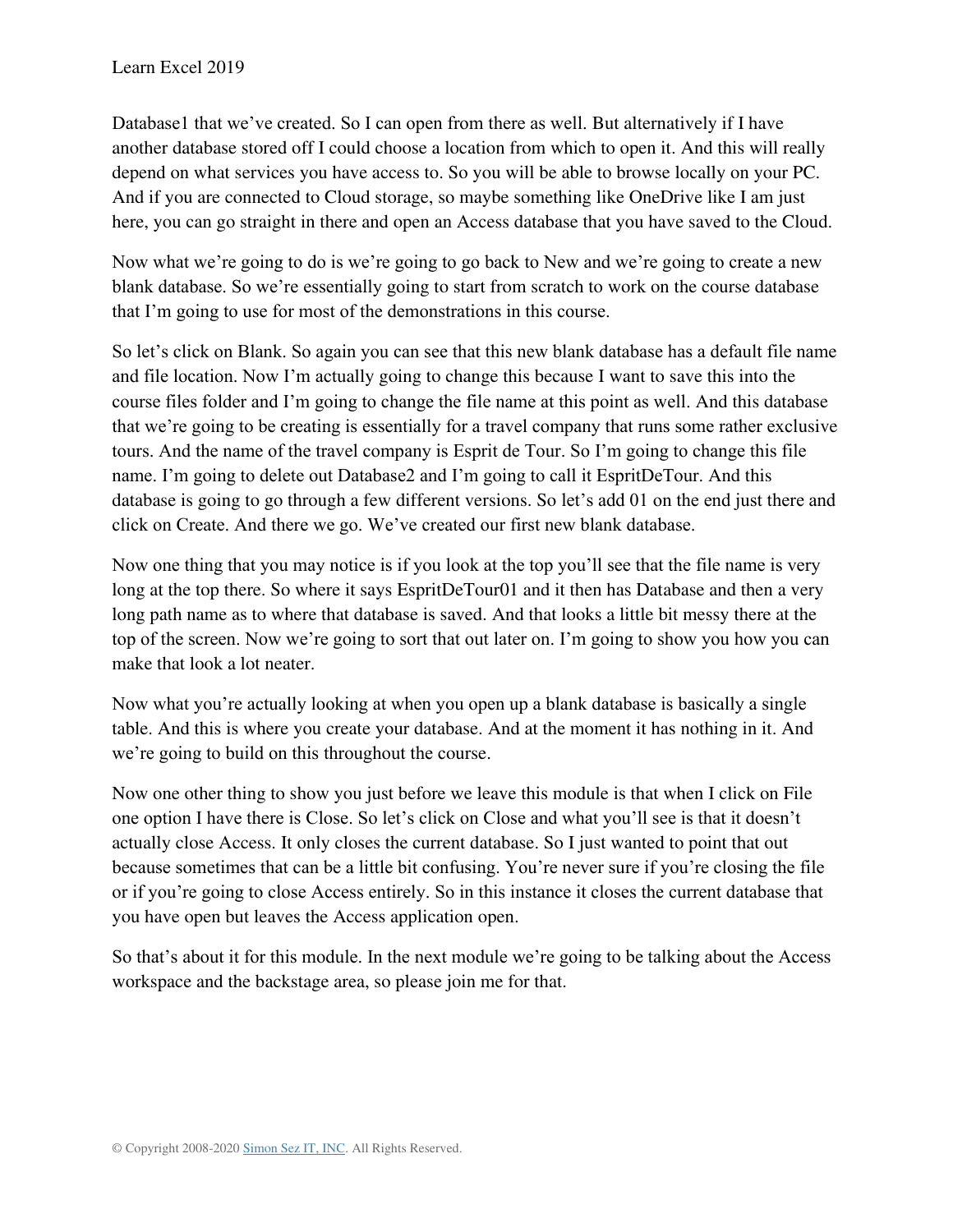Database1 that we've created. So I can open from there as well. But alternatively if I have another database stored off I could choose a location from which to open it. And this will really depend on what services you have access to. So you will be able to browse locally on your PC. And if you are connected to Cloud storage, so maybe something like OneDrive like I am just here, you can go straight in there and open an Access database that you have saved to the Cloud.

Now what we're going to do is we're going to go back to New and we're going to create a new blank database. So we're essentially going to start from scratch to work on the course database that I'm going to use for most of the demonstrations in this course.

So let's click on Blank. So again you can see that this new blank database has a default file name and file location. Now I'm actually going to change this because I want to save this into the course files folder and I'm going to change the file name at this point as well. And this database that we're going to be creating is essentially for a travel company that runs some rather exclusive tours. And the name of the travel company is Esprit de Tour. So I'm going to change this file name. I'm going to delete out Database2 and I'm going to call it EspritDeTour. And this database is going to go through a few different versions. So let's add 01 on the end just there and click on Create. And there we go. We've created our first new blank database.

Now one thing that you may notice is if you look at the top you'll see that the file name is very long at the top there. So where it says EspritDeTour01 and it then has Database and then a very long path name as to where that database is saved. And that looks a little bit messy there at the top of the screen. Now we're going to sort that out later on. I'm going to show you how you can make that look a lot neater.

Now what you're actually looking at when you open up a blank database is basically a single table. And this is where you create your database. And at the moment it has nothing in it. And we're going to build on this throughout the course.

Now one other thing to show you just before we leave this module is that when I click on File one option I have there is Close. So let's click on Close and what you'll see is that it doesn't actually close Access. It only closes the current database. So I just wanted to point that out because sometimes that can be a little bit confusing. You're never sure if you're closing the file or if you're going to close Access entirely. So in this instance it closes the current database that you have open but leaves the Access application open.

So that's about it for this module. In the next module we're going to be talking about the Access workspace and the backstage area, so please join me for that.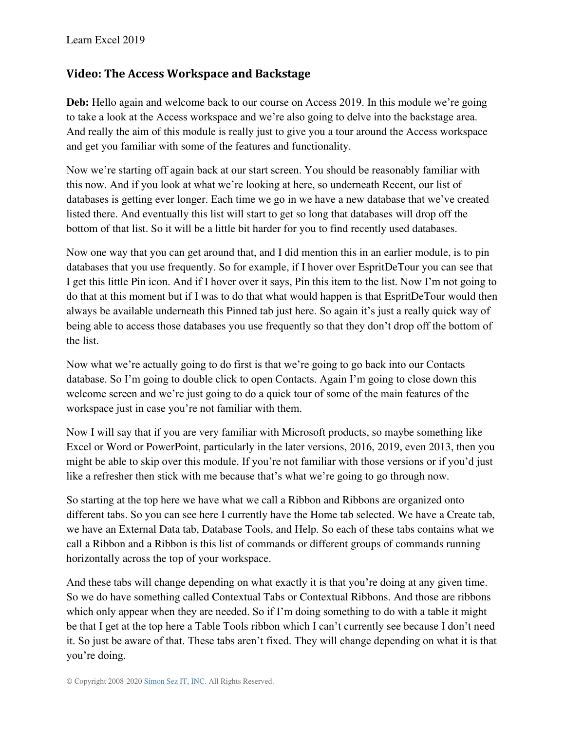## Video: The Access Workspace and Backstage

**Deb:** Hello again and welcome back to our course on Access 2019. In this module we're going to take a look at the Access workspace and we're also going to delve into the backstage area. And really the aim of this module is really just to give you a tour around the Access workspace and get you familiar with some of the features and functionality.

Now we're starting off again back at our start screen. You should be reasonably familiar with this now. And if you look at what we're looking at here, so underneath Recent, our list of databases is getting ever longer. Each time we go in we have a new database that we've created listed there. And eventually this list will start to get so long that databases will drop off the bottom of that list. So it will be a little bit harder for you to find recently used databases.

Now one way that you can get around that, and I did mention this in an earlier module, is to pin databases that you use frequently. So for example, if I hover over EspritDeTour you can see that I get this little Pin icon. And if I hover over it says, Pin this item to the list. Now I'm not going to do that at this moment but if I was to do that what would happen is that EspritDeTour would then always be available underneath this Pinned tab just here. So again it's just a really quick way of being able to access those databases you use frequently so that they don't drop off the bottom of the list.

Now what we're actually going to do first is that we're going to go back into our Contacts database. So I'm going to double click to open Contacts. Again I'm going to close down this welcome screen and we're just going to do a quick tour of some of the main features of the workspace just in case you're not familiar with them.

Now I will say that if you are very familiar with Microsoft products, so maybe something like Excel or Word or PowerPoint, particularly in the later versions, 2016, 2019, even 2013, then you might be able to skip over this module. If you're not familiar with those versions or if you'd just like a refresher then stick with me because that's what we're going to go through now.

So starting at the top here we have what we call a Ribbon and Ribbons are organized onto different tabs. So you can see here I currently have the Home tab selected. We have a Create tab, we have an External Data tab, Database Tools, and Help. So each of these tabs contains what we call a Ribbon and a Ribbon is this list of commands or different groups of commands running horizontally across the top of your workspace.

And these tabs will change depending on what exactly it is that you're doing at any given time. So we do have something called Contextual Tabs or Contextual Ribbons. And those are ribbons which only appear when they are needed. So if I'm doing something to do with a table it might be that I get at the top here a Table Tools ribbon which I can't currently see because I don't need it. So just be aware of that. These tabs aren't fixed. They will change depending on what it is that you're doing.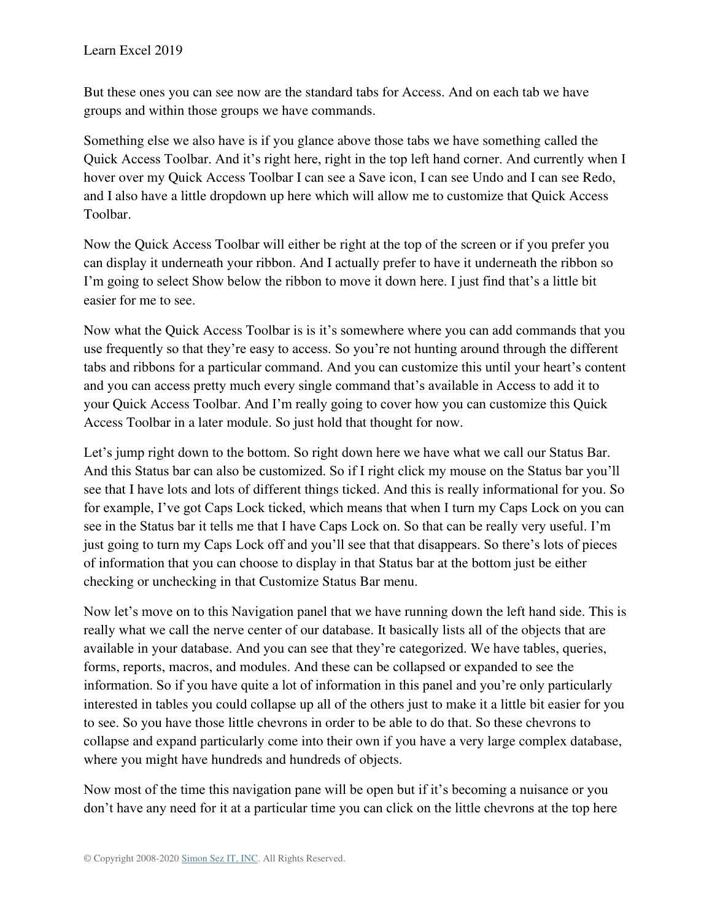But these ones you can see now are the standard tabs for Access. And on each tab we have groups and within those groups we have commands.

Something else we also have is if you glance above those tabs we have something called the Quick Access Toolbar. And it's right here, right in the top left hand corner. And currently when I hover over my Quick Access Toolbar I can see a Save icon, I can see Undo and I can see Redo, and I also have a little dropdown up here which will allow me to customize that Quick Access Toolbar.

Now the Quick Access Toolbar will either be right at the top of the screen or if you prefer you can display it underneath your ribbon. And I actually prefer to have it underneath the ribbon so I'm going to select Show below the ribbon to move it down here. I just find that's a little bit easier for me to see.

Now what the Quick Access Toolbar is is it's somewhere where you can add commands that you use frequently so that they're easy to access. So you're not hunting around through the different tabs and ribbons for a particular command. And you can customize this until your heart's content and you can access pretty much every single command that's available in Access to add it to your Quick Access Toolbar. And I'm really going to cover how you can customize this Quick Access Toolbar in a later module. So just hold that thought for now.

Let's jump right down to the bottom. So right down here we have what we call our Status Bar. And this Status bar can also be customized. So if I right click my mouse on the Status bar you'll see that I have lots and lots of different things ticked. And this is really informational for you. So for example, I've got Caps Lock ticked, which means that when I turn my Caps Lock on you can see in the Status bar it tells me that I have Caps Lock on. So that can be really very useful. I'm just going to turn my Caps Lock off and you'll see that that disappears. So there's lots of pieces of information that you can choose to display in that Status bar at the bottom just be either checking or unchecking in that Customize Status Bar menu.

Now let's move on to this Navigation panel that we have running down the left hand side. This is really what we call the nerve center of our database. It basically lists all of the objects that are available in your database. And you can see that they're categorized. We have tables, queries, forms, reports, macros, and modules. And these can be collapsed or expanded to see the information. So if you have quite a lot of information in this panel and you're only particularly interested in tables you could collapse up all of the others just to make it a little bit easier for you to see. So you have those little chevrons in order to be able to do that. So these chevrons to collapse and expand particularly come into their own if you have a very large complex database, where you might have hundreds and hundreds of objects.

Now most of the time this navigation pane will be open but if it's becoming a nuisance or you don't have any need for it at a particular time you can click on the little chevrons at the top here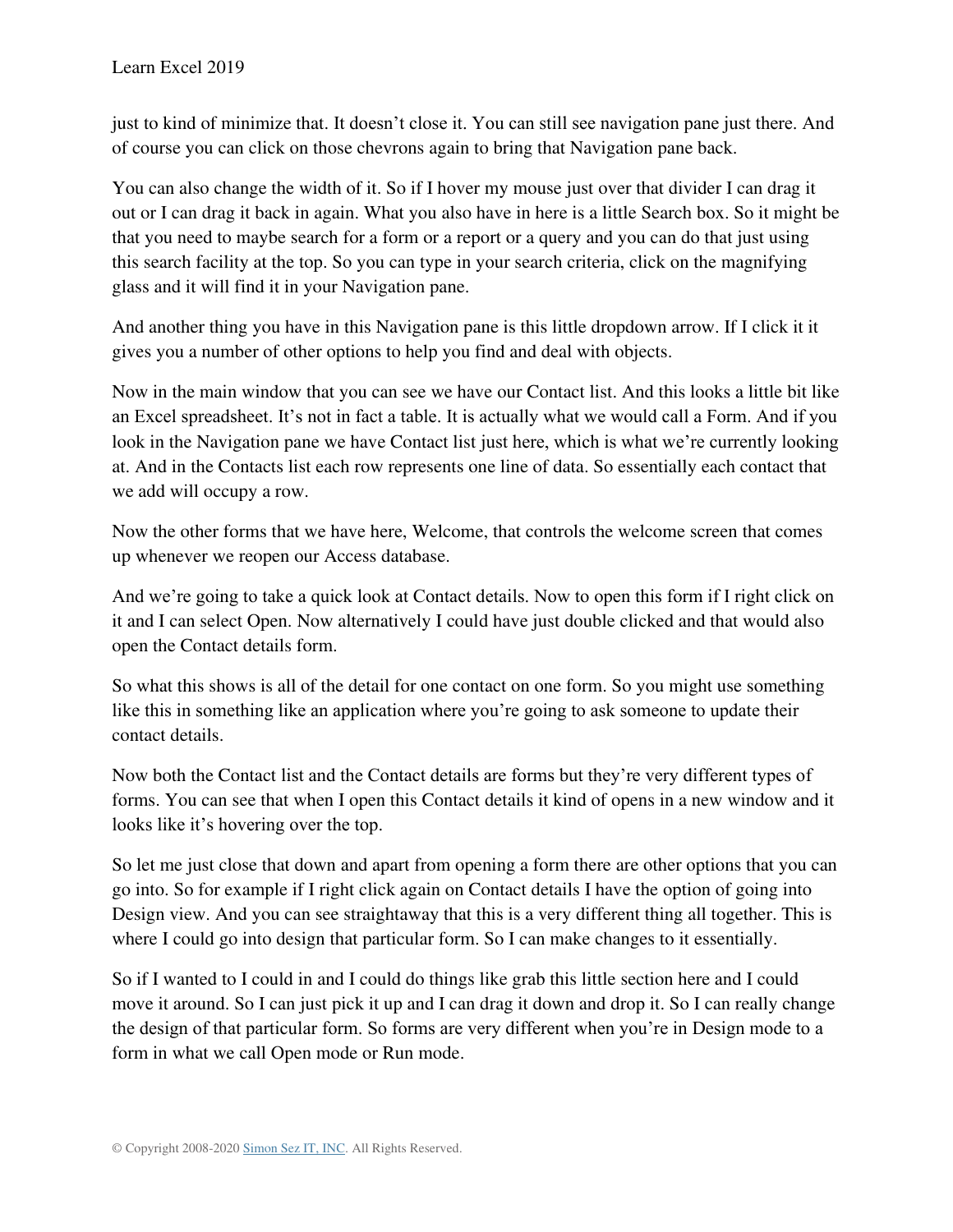just to kind of minimize that. It doesn't close it. You can still see navigation pane just there. And of course you can click on those chevrons again to bring that Navigation pane back.

You can also change the width of it. So if I hover my mouse just over that divider I can drag it out or I can drag it back in again. What you also have in here is a little Search box. So it might be that you need to maybe search for a form or a report or a query and you can do that just using this search facility at the top. So you can type in your search criteria, click on the magnifying glass and it will find it in your Navigation pane.

And another thing you have in this Navigation pane is this little dropdown arrow. If I click it it gives you a number of other options to help you find and deal with objects.

Now in the main window that you can see we have our Contact list. And this looks a little bit like an Excel spreadsheet. It's not in fact a table. It is actually what we would call a Form. And if you look in the Navigation pane we have Contact list just here, which is what we're currently looking at. And in the Contacts list each row represents one line of data. So essentially each contact that we add will occupy a row.

Now the other forms that we have here, Welcome, that controls the welcome screen that comes up whenever we reopen our Access database.

And we're going to take a quick look at Contact details. Now to open this form if I right click on it and I can select Open. Now alternatively I could have just double clicked and that would also open the Contact details form.

So what this shows is all of the detail for one contact on one form. So you might use something like this in something like an application where you're going to ask someone to update their contact details.

Now both the Contact list and the Contact details are forms but they're very different types of forms. You can see that when I open this Contact details it kind of opens in a new window and it looks like it's hovering over the top.

So let me just close that down and apart from opening a form there are other options that you can go into. So for example if I right click again on Contact details I have the option of going into Design view. And you can see straightaway that this is a very different thing all together. This is where I could go into design that particular form. So I can make changes to it essentially.

So if I wanted to I could in and I could do things like grab this little section here and I could move it around. So I can just pick it up and I can drag it down and drop it. So I can really change the design of that particular form. So forms are very different when you're in Design mode to a form in what we call Open mode or Run mode.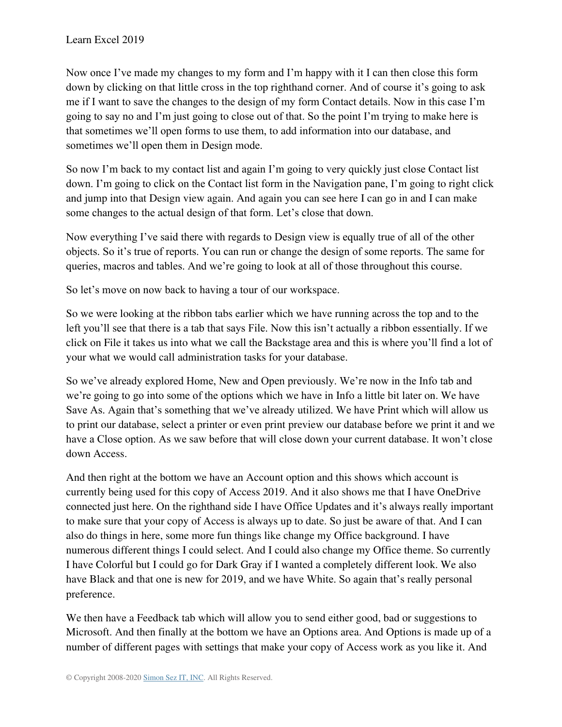Now once I've made my changes to my form and I'm happy with it I can then close this form down by clicking on that little cross in the top righthand corner. And of course it's going to ask me if I want to save the changes to the design of my form Contact details. Now in this case I'm going to say no and I'm just going to close out of that. So the point I'm trying to make here is that sometimes we'll open forms to use them, to add information into our database, and sometimes we'll open them in Design mode.

So now I'm back to my contact list and again I'm going to very quickly just close Contact list down. I'm going to click on the Contact list form in the Navigation pane, I'm going to right click and jump into that Design view again. And again you can see here I can go in and I can make some changes to the actual design of that form. Let's close that down.

Now everything I've said there with regards to Design view is equally true of all of the other objects. So it's true of reports. You can run or change the design of some reports. The same for queries, macros and tables. And we're going to look at all of those throughout this course.

So let's move on now back to having a tour of our workspace.

So we were looking at the ribbon tabs earlier which we have running across the top and to the left you'll see that there is a tab that says File. Now this isn't actually a ribbon essentially. If we click on File it takes us into what we call the Backstage area and this is where you'll find a lot of your what we would call administration tasks for your database.

So we've already explored Home, New and Open previously. We're now in the Info tab and we're going to go into some of the options which we have in Info a little bit later on. We have Save As. Again that's something that we've already utilized. We have Print which will allow us to print our database, select a printer or even print preview our database before we print it and we have a Close option. As we saw before that will close down your current database. It won't close down Access.

And then right at the bottom we have an Account option and this shows which account is currently being used for this copy of Access 2019. And it also shows me that I have OneDrive connected just here. On the righthand side I have Office Updates and it's always really important to make sure that your copy of Access is always up to date. So just be aware of that. And I can also do things in here, some more fun things like change my Office background. I have numerous different things I could select. And I could also change my Office theme. So currently I have Colorful but I could go for Dark Gray if I wanted a completely different look. We also have Black and that one is new for 2019, and we have White. So again that's really personal preference.

We then have a Feedback tab which will allow you to send either good, bad or suggestions to Microsoft. And then finally at the bottom we have an Options area. And Options is made up of a number of different pages with settings that make your copy of Access work as you like it. And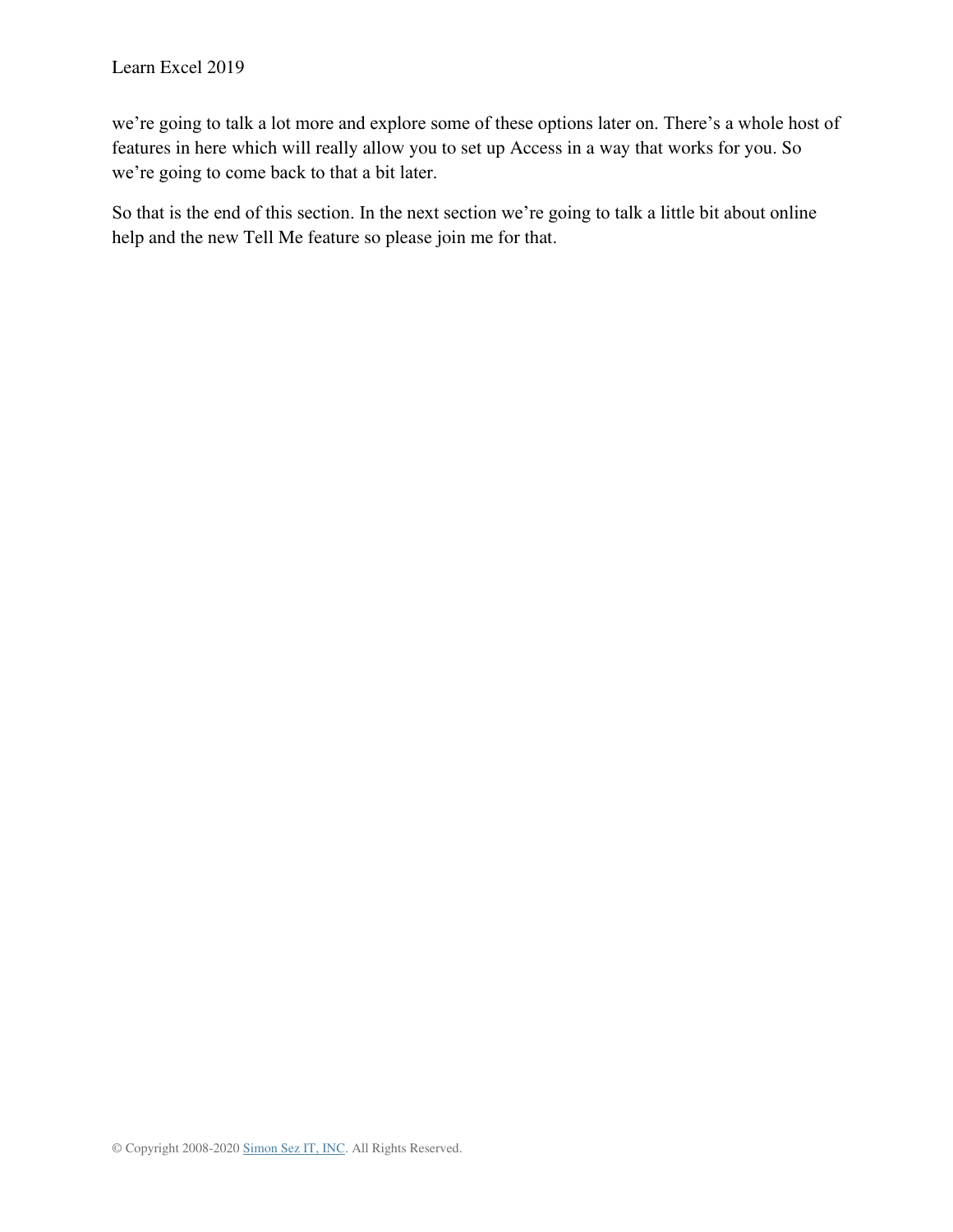we're going to talk a lot more and explore some of these options later on. There's a whole host of features in here which will really allow you to set up Access in a way that works for you. So we're going to come back to that a bit later.

So that is the end of this section. In the next section we're going to talk a little bit about online help and the new Tell Me feature so please join me for that.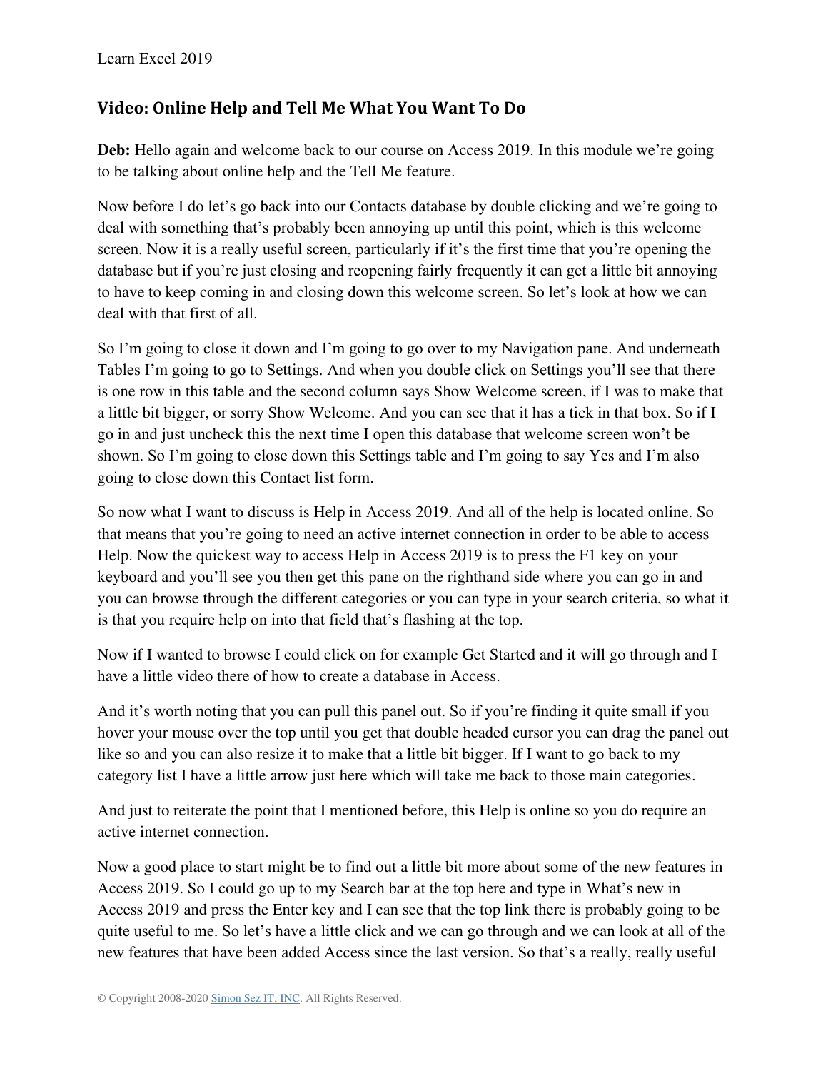## Video: Online Help and Tell Me What You Want To Do

**Deb:** Hello again and welcome back to our course on Access 2019. In this module we're going to be talking about online help and the Tell Me feature.

Now before I do let's go back into our Contacts database by double clicking and we're going to deal with something that's probably been annoying up until this point, which is this welcome screen. Now it is a really useful screen, particularly if it's the first time that you're opening the database but if you're just closing and reopening fairly frequently it can get a little bit annoying to have to keep coming in and closing down this welcome screen. So let's look at how we can deal with that first of all.

So I'm going to close it down and I'm going to go over to my Navigation pane. And underneath Tables I'm going to go to Settings. And when you double click on Settings you'll see that there is one row in this table and the second column says Show Welcome screen, if I was to make that a little bit bigger, or sorry Show Welcome. And you can see that it has a tick in that box. So if I go in and just uncheck this the next time I open this database that welcome screen won't be shown. So I'm going to close down this Settings table and I'm going to say Yes and I'm also going to close down this Contact list form.

So now what I want to discuss is Help in Access 2019. And all of the help is located online. So that means that you're going to need an active internet connection in order to be able to access Help. Now the quickest way to access Help in Access 2019 is to press the F1 key on your keyboard and you'll see you then get this pane on the righthand side where you can go in and you can browse through the different categories or you can type in your search criteria, so what it is that you require help on into that field that's flashing at the top.

Now if I wanted to browse I could click on for example Get Started and it will go through and I have a little video there of how to create a database in Access.

And it's worth noting that you can pull this panel out. So if you're finding it quite small if you hover your mouse over the top until you get that double headed cursor you can drag the panel out like so and you can also resize it to make that a little bit bigger. If I want to go back to my category list I have a little arrow just here which will take me back to those main categories.

And just to reiterate the point that I mentioned before, this Help is online so you do require an active internet connection.

Now a good place to start might be to find out a little bit more about some of the new features in Access 2019. So I could go up to my Search bar at the top here and type in What's new in Access 2019 and press the Enter key and I can see that the top link there is probably going to be quite useful to me. So let's have a little click and we can go through and we can look at all of the new features that have been added Access since the last version. So that's a really, really useful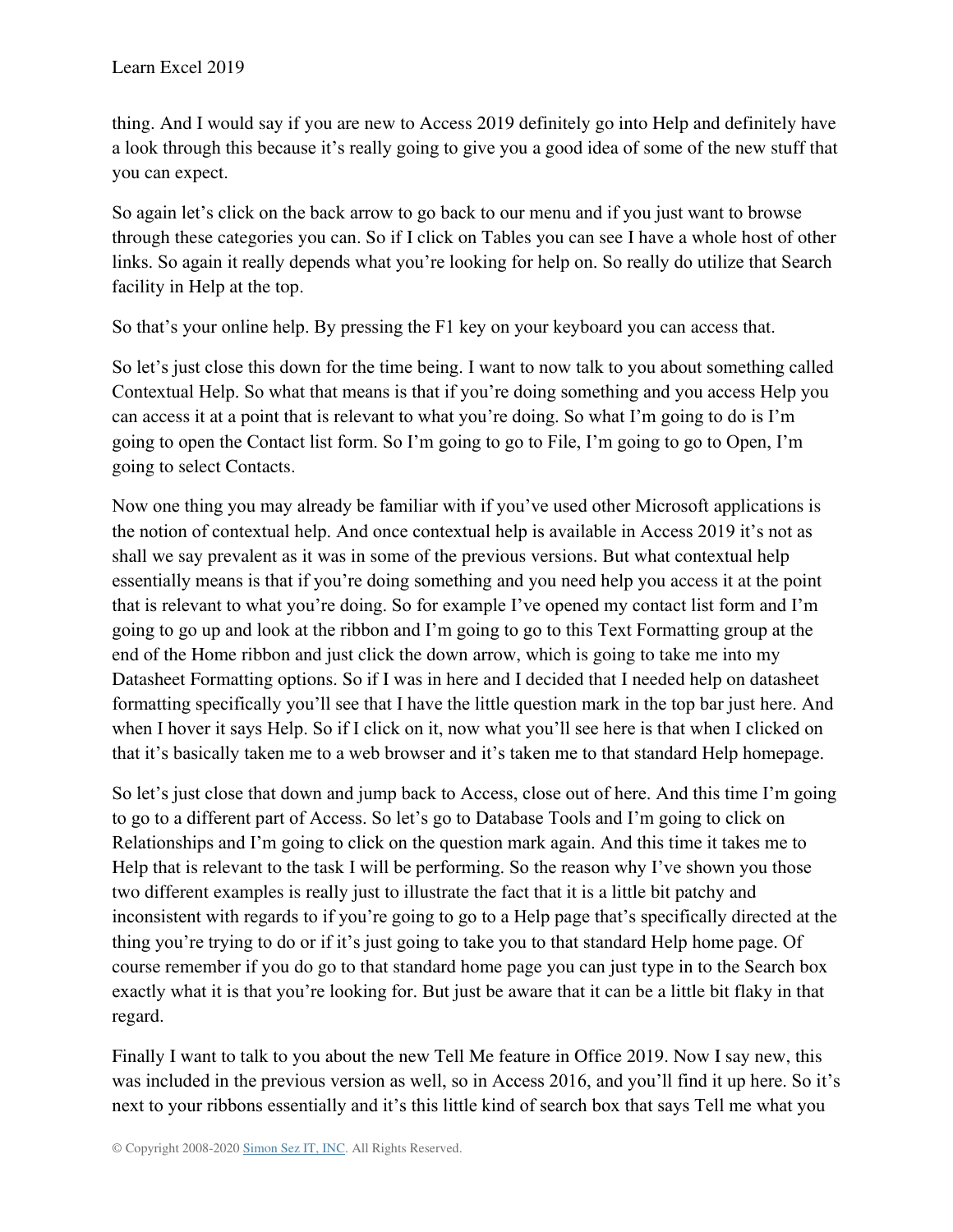thing. And I would say if you are new to Access 2019 definitely go into Help and definitely have a look through this because it's really going to give you a good idea of some of the new stuff that you can expect.

So again let's click on the back arrow to go back to our menu and if you just want to browse through these categories you can. So if I click on Tables you can see I have a whole host of other links. So again it really depends what you're looking for help on. So really do utilize that Search facility in Help at the top.

So that's your online help. By pressing the F1 key on your keyboard you can access that.

So let's just close this down for the time being. I want to now talk to you about something called Contextual Help. So what that means is that if you're doing something and you access Help you can access it at a point that is relevant to what you're doing. So what I'm going to do is I'm going to open the Contact list form. So I'm going to go to File, I'm going to go to Open, I'm going to select Contacts.

Now one thing you may already be familiar with if you've used other Microsoft applications is the notion of contextual help. And once contextual help is available in Access 2019 it's not as shall we say prevalent as it was in some of the previous versions. But what contextual help essentially means is that if you're doing something and you need help you access it at the point that is relevant to what you're doing. So for example I've opened my contact list form and I'm going to go up and look at the ribbon and I'm going to go to this Text Formatting group at the end of the Home ribbon and just click the down arrow, which is going to take me into my Datasheet Formatting options. So if I was in here and I decided that I needed help on datasheet formatting specifically you'll see that I have the little question mark in the top bar just here. And when I hover it says Help. So if I click on it, now what you'll see here is that when I clicked on that it's basically taken me to a web browser and it's taken me to that standard Help homepage.

So let's just close that down and jump back to Access, close out of here. And this time I'm going to go to a different part of Access. So let's go to Database Tools and I'm going to click on Relationships and I'm going to click on the question mark again. And this time it takes me to Help that is relevant to the task I will be performing. So the reason why I've shown you those two different examples is really just to illustrate the fact that it is a little bit patchy and inconsistent with regards to if you're going to go to a Help page that's specifically directed at the thing you're trying to do or if it's just going to take you to that standard Help home page. Of course remember if you do go to that standard home page you can just type in to the Search box exactly what it is that you're looking for. But just be aware that it can be a little bit flaky in that regard.

Finally I want to talk to you about the new Tell Me feature in Office 2019. Now I say new, this was included in the previous version as well, so in Access 2016, and you'll find it up here. So it's next to your ribbons essentially and it's this little kind of search box that says Tell me what you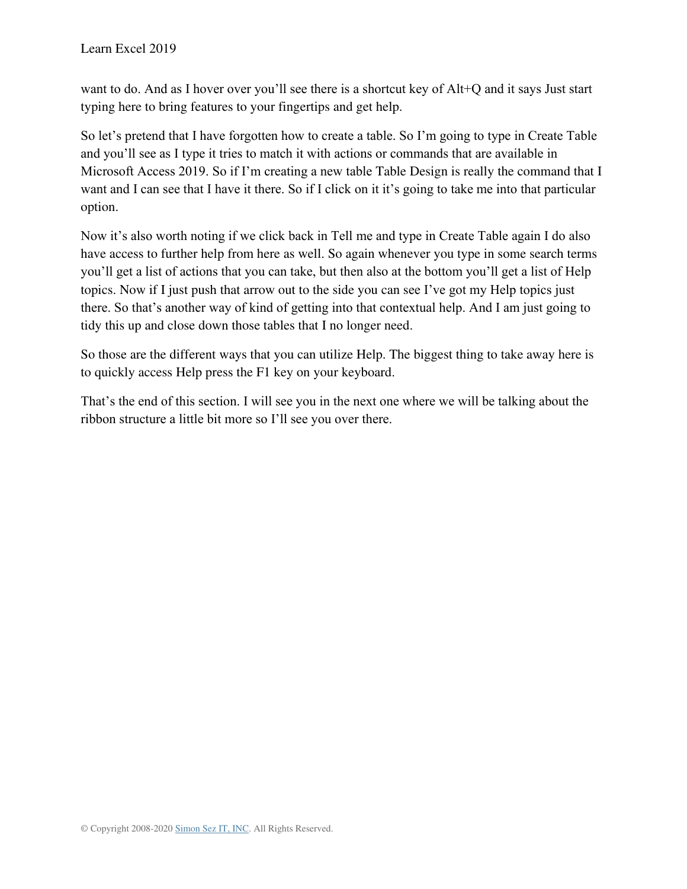want to do. And as I hover over you'll see there is a shortcut key of Alt+Q and it says Just start typing here to bring features to your fingertips and get help.

So let's pretend that I have forgotten how to create a table. So I'm going to type in Create Table and you'll see as I type it tries to match it with actions or commands that are available in Microsoft Access 2019. So if I'm creating a new table Table Design is really the command that I want and I can see that I have it there. So if I click on it it's going to take me into that particular option.

Now it's also worth noting if we click back in Tell me and type in Create Table again I do also have access to further help from here as well. So again whenever you type in some search terms you'll get a list of actions that you can take, but then also at the bottom you'll get a list of Help topics. Now if I just push that arrow out to the side you can see I've got my Help topics just there. So that's another way of kind of getting into that contextual help. And I am just going to tidy this up and close down those tables that I no longer need.

So those are the different ways that you can utilize Help. The biggest thing to take away here is to quickly access Help press the F1 key on your keyboard.

That's the end of this section. I will see you in the next one where we will be talking about the ribbon structure a little bit more so I'll see you over there.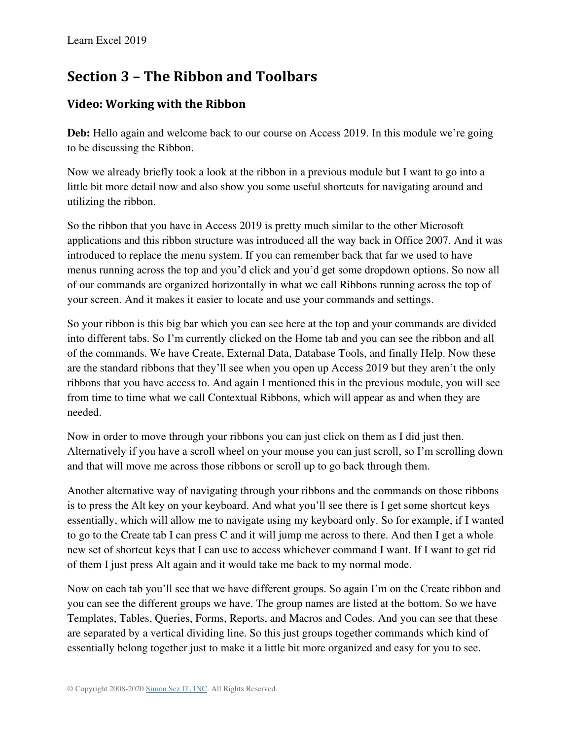## Section 3 – The Ribbon and Toolbars

### Video: Working with the Ribbon

**Deb:** Hello again and welcome back to our course on Access 2019. In this module we're going to be discussing the Ribbon.

Now we already briefly took a look at the ribbon in a previous module but I want to go into a little bit more detail now and also show you some useful shortcuts for navigating around and utilizing the ribbon.

So the ribbon that you have in Access 2019 is pretty much similar to the other Microsoft applications and this ribbon structure was introduced all the way back in Office 2007. And it was introduced to replace the menu system. If you can remember back that far we used to have menus running across the top and you'd click and you'd get some dropdown options. So now all of our commands are organized horizontally in what we call Ribbons running across the top of your screen. And it makes it easier to locate and use your commands and settings.

So your ribbon is this big bar which you can see here at the top and your commands are divided into different tabs. So I'm currently clicked on the Home tab and you can see the ribbon and all of the commands. We have Create, External Data, Database Tools, and finally Help. Now these are the standard ribbons that they'll see when you open up Access 2019 but they aren't the only ribbons that you have access to. And again I mentioned this in the previous module, you will see from time to time what we call Contextual Ribbons, which will appear as and when they are needed.

Now in order to move through your ribbons you can just click on them as I did just then. Alternatively if you have a scroll wheel on your mouse you can just scroll, so I'm scrolling down and that will move me across those ribbons or scroll up to go back through them.

Another alternative way of navigating through your ribbons and the commands on those ribbons is to press the Alt key on your keyboard. And what you'll see there is I get some shortcut keys essentially, which will allow me to navigate using my keyboard only. So for example, if I wanted to go to the Create tab I can press C and it will jump me across to there. And then I get a whole new set of shortcut keys that I can use to access whichever command I want. If I want to get rid of them I just press Alt again and it would take me back to my normal mode.

Now on each tab you'll see that we have different groups. So again I'm on the Create ribbon and you can see the different groups we have. The group names are listed at the bottom. So we have Templates, Tables, Queries, Forms, Reports, and Macros and Codes. And you can see that these are separated by a vertical dividing line. So this just groups together commands which kind of essentially belong together just to make it a little bit more organized and easy for you to see.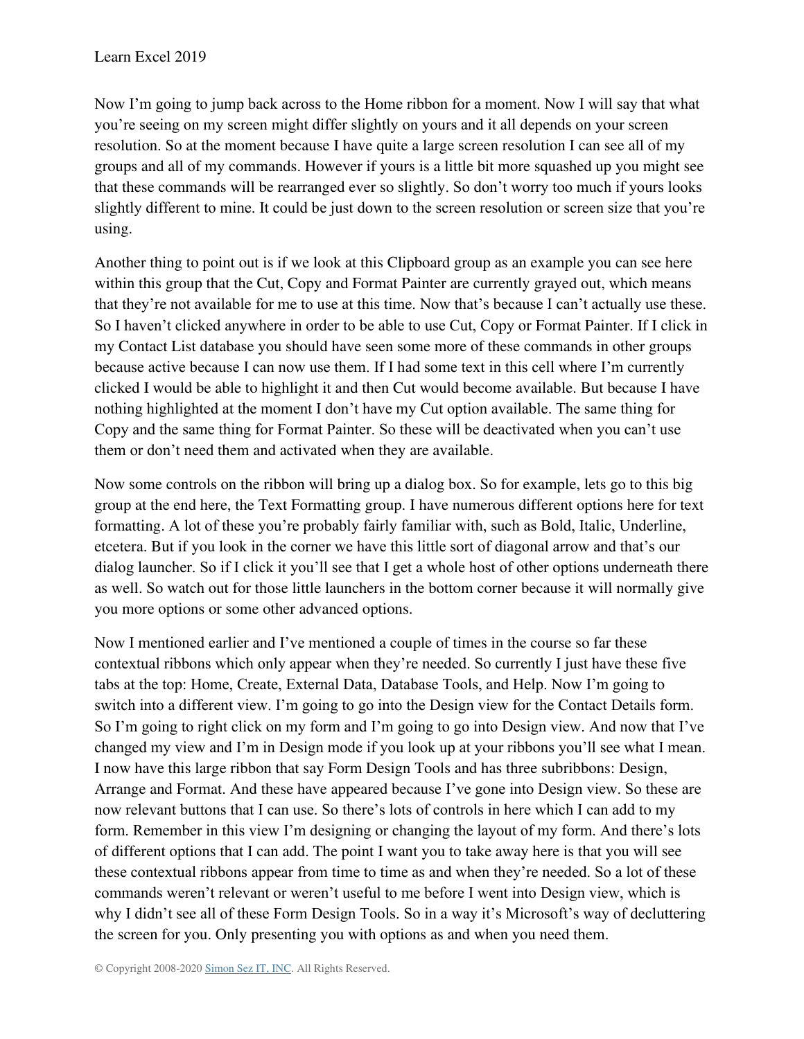Now I'm going to jump back across to the Home ribbon for a moment. Now I will say that what you're seeing on my screen might differ slightly on yours and it all depends on your screen resolution. So at the moment because I have quite a large screen resolution I can see all of my groups and all of my commands. However if yours is a little bit more squashed up you might see that these commands will be rearranged ever so slightly. So don't worry too much if yours looks slightly different to mine. It could be just down to the screen resolution or screen size that you're using.

Another thing to point out is if we look at this Clipboard group as an example you can see here within this group that the Cut, Copy and Format Painter are currently grayed out, which means that they're not available for me to use at this time. Now that's because I can't actually use these. So I haven't clicked anywhere in order to be able to use Cut, Copy or Format Painter. If I click in my Contact List database you should have seen some more of these commands in other groups because active because I can now use them. If I had some text in this cell where I'm currently clicked I would be able to highlight it and then Cut would become available. But because I have nothing highlighted at the moment I don't have my Cut option available. The same thing for Copy and the same thing for Format Painter. So these will be deactivated when you can't use them or don't need them and activated when they are available.

Now some controls on the ribbon will bring up a dialog box. So for example, lets go to this big group at the end here, the Text Formatting group. I have numerous different options here for text formatting. A lot of these you're probably fairly familiar with, such as Bold, Italic, Underline, etcetera. But if you look in the corner we have this little sort of diagonal arrow and that's our dialog launcher. So if I click it you'll see that I get a whole host of other options underneath there as well. So watch out for those little launchers in the bottom corner because it will normally give you more options or some other advanced options.

Now I mentioned earlier and I've mentioned a couple of times in the course so far these contextual ribbons which only appear when they're needed. So currently I just have these five tabs at the top: Home, Create, External Data, Database Tools, and Help. Now I'm going to switch into a different view. I'm going to go into the Design view for the Contact Details form. So I'm going to right click on my form and I'm going to go into Design view. And now that I've changed my view and I'm in Design mode if you look up at your ribbons you'll see what I mean. I now have this large ribbon that say Form Design Tools and has three subribbons: Design, Arrange and Format. And these have appeared because I've gone into Design view. So these are now relevant buttons that I can use. So there's lots of controls in here which I can add to my form. Remember in this view I'm designing or changing the layout of my form. And there's lots of different options that I can add. The point I want you to take away here is that you will see these contextual ribbons appear from time to time as and when they're needed. So a lot of these commands weren't relevant or weren't useful to me before I went into Design view, which is why I didn't see all of these Form Design Tools. So in a way it's Microsoft's way of decluttering the screen for you. Only presenting you with options as and when you need them.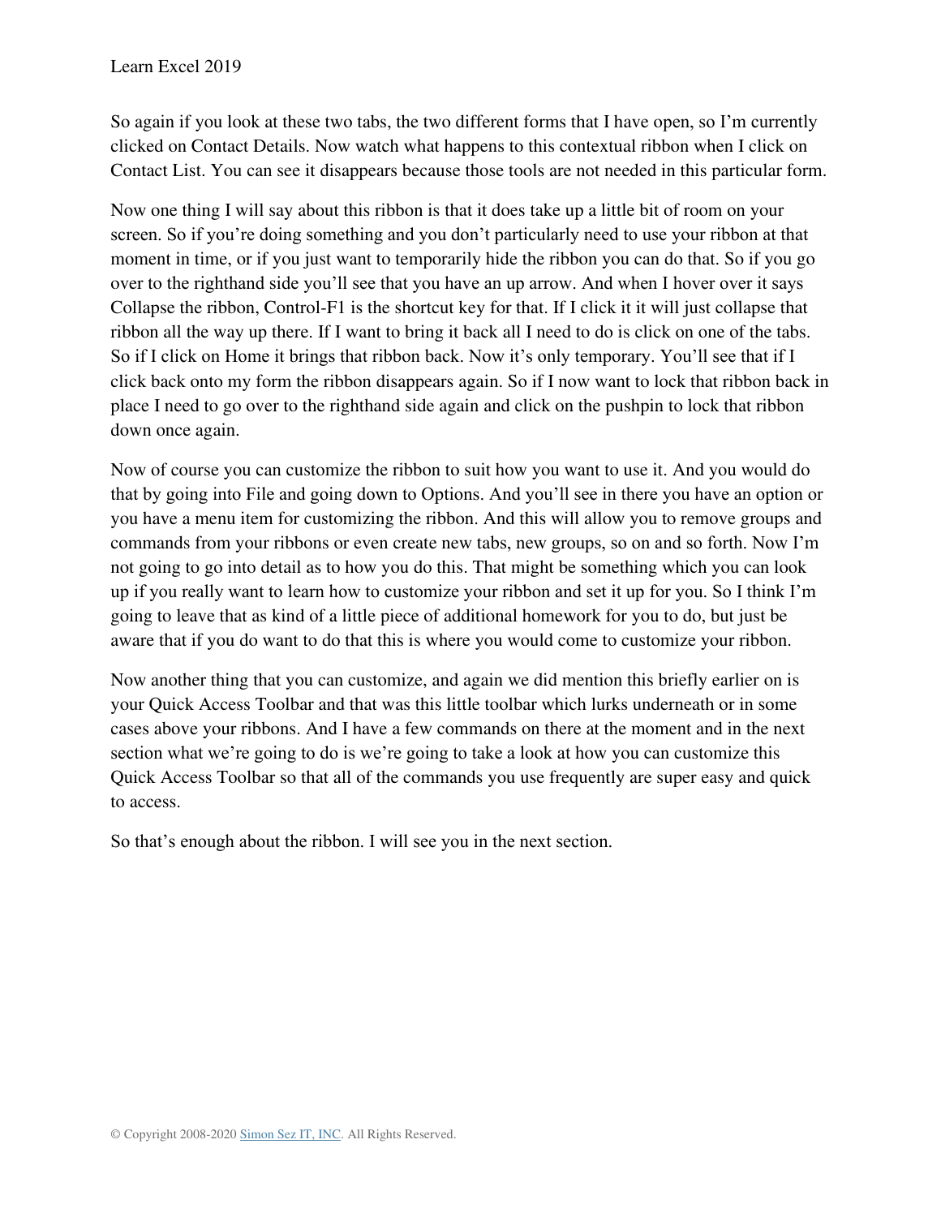So again if you look at these two tabs, the two different forms that I have open, so I'm currently clicked on Contact Details. Now watch what happens to this contextual ribbon when I click on Contact List. You can see it disappears because those tools are not needed in this particular form.

Now one thing I will say about this ribbon is that it does take up a little bit of room on your screen. So if you're doing something and you don't particularly need to use your ribbon at that moment in time, or if you just want to temporarily hide the ribbon you can do that. So if you go over to the righthand side you'll see that you have an up arrow. And when I hover over it says Collapse the ribbon, Control-F1 is the shortcut key for that. If I click it it will just collapse that ribbon all the way up there. If I want to bring it back all I need to do is click on one of the tabs. So if I click on Home it brings that ribbon back. Now it's only temporary. You'll see that if I click back onto my form the ribbon disappears again. So if I now want to lock that ribbon back in place I need to go over to the righthand side again and click on the pushpin to lock that ribbon down once again.

Now of course you can customize the ribbon to suit how you want to use it. And you would do that by going into File and going down to Options. And you'll see in there you have an option or you have a menu item for customizing the ribbon. And this will allow you to remove groups and commands from your ribbons or even create new tabs, new groups, so on and so forth. Now I'm not going to go into detail as to how you do this. That might be something which you can look up if you really want to learn how to customize your ribbon and set it up for you. So I think I'm going to leave that as kind of a little piece of additional homework for you to do, but just be aware that if you do want to do that this is where you would come to customize your ribbon.

Now another thing that you can customize, and again we did mention this briefly earlier on is your Quick Access Toolbar and that was this little toolbar which lurks underneath or in some cases above your ribbons. And I have a few commands on there at the moment and in the next section what we're going to do is we're going to take a look at how you can customize this Quick Access Toolbar so that all of the commands you use frequently are super easy and quick to access.

So that's enough about the ribbon. I will see you in the next section.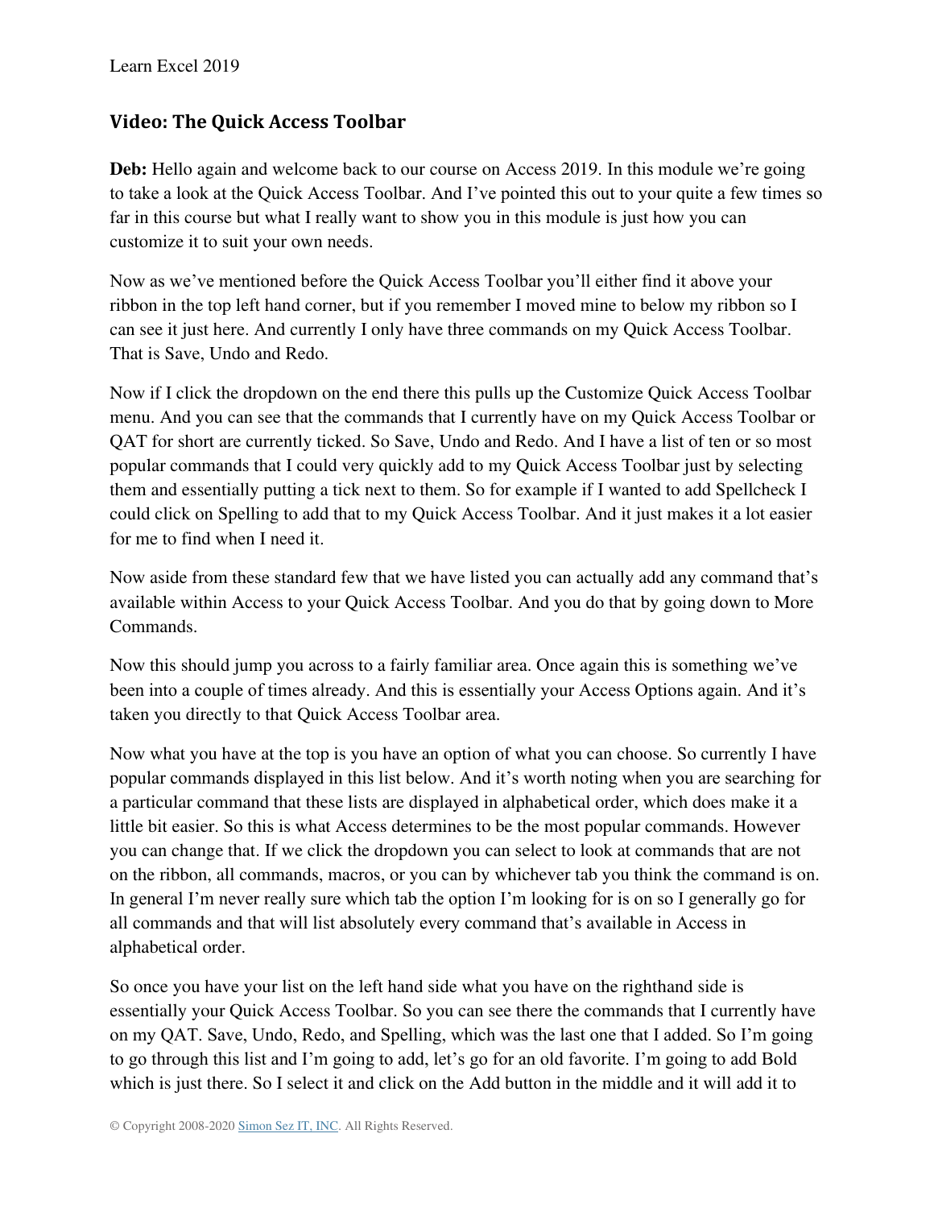## Video: The Quick Access Toolbar

**Deb:** Hello again and welcome back to our course on Access 2019. In this module we're going to take a look at the Quick Access Toolbar. And I've pointed this out to your quite a few times so far in this course but what I really want to show you in this module is just how you can customize it to suit your own needs.

Now as we've mentioned before the Quick Access Toolbar you'll either find it above your ribbon in the top left hand corner, but if you remember I moved mine to below my ribbon so I can see it just here. And currently I only have three commands on my Quick Access Toolbar. That is Save, Undo and Redo.

Now if I click the dropdown on the end there this pulls up the Customize Quick Access Toolbar menu. And you can see that the commands that I currently have on my Quick Access Toolbar or QAT for short are currently ticked. So Save, Undo and Redo. And I have a list of ten or so most popular commands that I could very quickly add to my Quick Access Toolbar just by selecting them and essentially putting a tick next to them. So for example if I wanted to add Spellcheck I could click on Spelling to add that to my Quick Access Toolbar. And it just makes it a lot easier for me to find when I need it.

Now aside from these standard few that we have listed you can actually add any command that's available within Access to your Quick Access Toolbar. And you do that by going down to More Commands.

Now this should jump you across to a fairly familiar area. Once again this is something we've been into a couple of times already. And this is essentially your Access Options again. And it's taken you directly to that Quick Access Toolbar area.

Now what you have at the top is you have an option of what you can choose. So currently I have popular commands displayed in this list below. And it's worth noting when you are searching for a particular command that these lists are displayed in alphabetical order, which does make it a little bit easier. So this is what Access determines to be the most popular commands. However you can change that. If we click the dropdown you can select to look at commands that are not on the ribbon, all commands, macros, or you can by whichever tab you think the command is on. In general I'm never really sure which tab the option I'm looking for is on so I generally go for all commands and that will list absolutely every command that's available in Access in alphabetical order.

So once you have your list on the left hand side what you have on the righthand side is essentially your Quick Access Toolbar. So you can see there the commands that I currently have on my QAT. Save, Undo, Redo, and Spelling, which was the last one that I added. So I'm going to go through this list and I'm going to add, let's go for an old favorite. I'm going to add Bold which is just there. So I select it and click on the Add button in the middle and it will add it to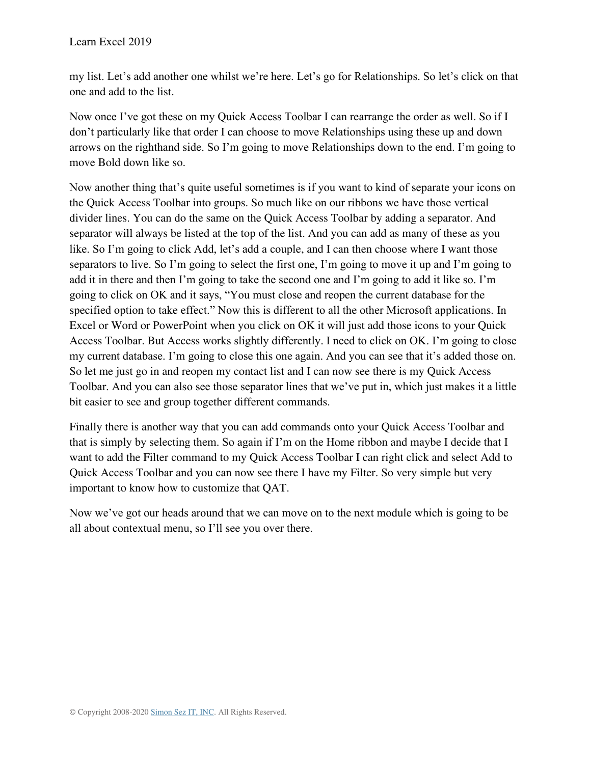my list. Let's add another one whilst we're here. Let's go for Relationships. So let's click on that one and add to the list.

Now once I've got these on my Quick Access Toolbar I can rearrange the order as well. So if I don't particularly like that order I can choose to move Relationships using these up and down arrows on the righthand side. So I'm going to move Relationships down to the end. I'm going to move Bold down like so.

Now another thing that's quite useful sometimes is if you want to kind of separate your icons on the Quick Access Toolbar into groups. So much like on our ribbons we have those vertical divider lines. You can do the same on the Quick Access Toolbar by adding a separator. And separator will always be listed at the top of the list. And you can add as many of these as you like. So I'm going to click Add, let's add a couple, and I can then choose where I want those separators to live. So I'm going to select the first one, I'm going to move it up and I'm going to add it in there and then I'm going to take the second one and I'm going to add it like so. I'm going to click on OK and it says, "You must close and reopen the current database for the specified option to take effect." Now this is different to all the other Microsoft applications. In Excel or Word or PowerPoint when you click on OK it will just add those icons to your Quick Access Toolbar. But Access works slightly differently. I need to click on OK. I'm going to close my current database. I'm going to close this one again. And you can see that it's added those on. So let me just go in and reopen my contact list and I can now see there is my Quick Access Toolbar. And you can also see those separator lines that we've put in, which just makes it a little bit easier to see and group together different commands.

Finally there is another way that you can add commands onto your Quick Access Toolbar and that is simply by selecting them. So again if I'm on the Home ribbon and maybe I decide that I want to add the Filter command to my Quick Access Toolbar I can right click and select Add to Quick Access Toolbar and you can now see there I have my Filter. So very simple but very important to know how to customize that QAT.

Now we've got our heads around that we can move on to the next module which is going to be all about contextual menu, so I'll see you over there.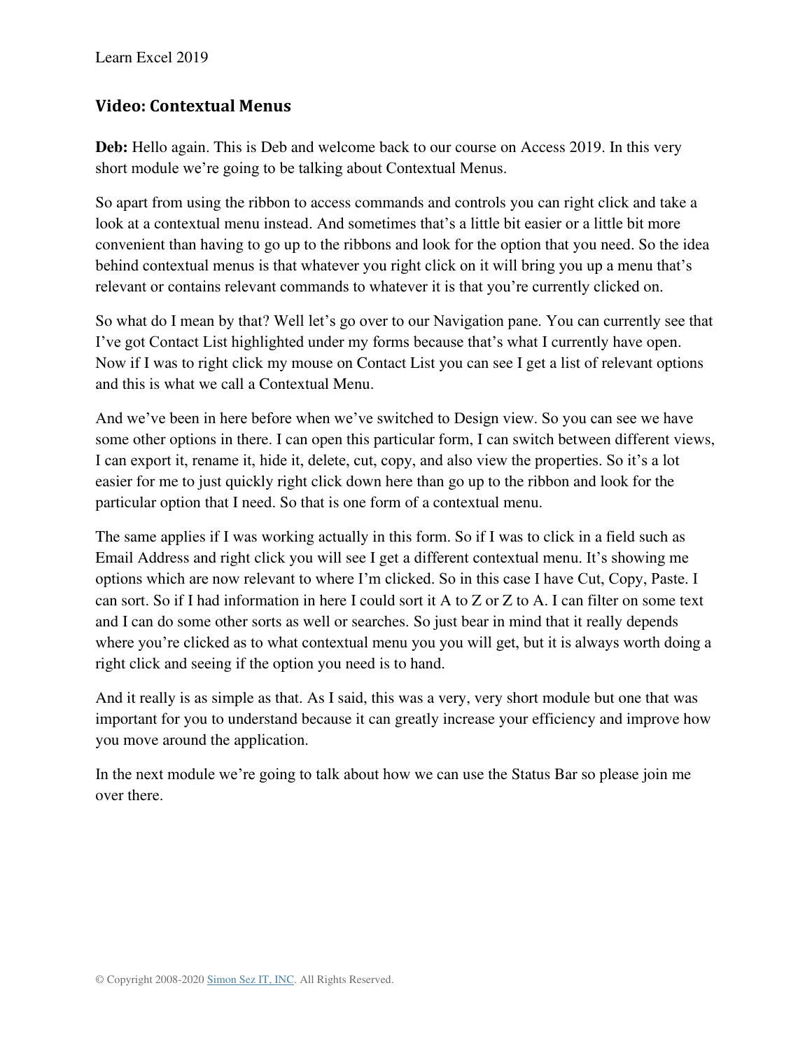## Video: Contextual Menus

**Deb:** Hello again. This is Deb and welcome back to our course on Access 2019. In this very short module we're going to be talking about Contextual Menus.

So apart from using the ribbon to access commands and controls you can right click and take a look at a contextual menu instead. And sometimes that's a little bit easier or a little bit more convenient than having to go up to the ribbons and look for the option that you need. So the idea behind contextual menus is that whatever you right click on it will bring you up a menu that's relevant or contains relevant commands to whatever it is that you're currently clicked on.

So what do I mean by that? Well let's go over to our Navigation pane. You can currently see that I've got Contact List highlighted under my forms because that's what I currently have open. Now if I was to right click my mouse on Contact List you can see I get a list of relevant options and this is what we call a Contextual Menu.

And we've been in here before when we've switched to Design view. So you can see we have some other options in there. I can open this particular form, I can switch between different views, I can export it, rename it, hide it, delete, cut, copy, and also view the properties. So it's a lot easier for me to just quickly right click down here than go up to the ribbon and look for the particular option that I need. So that is one form of a contextual menu.

The same applies if I was working actually in this form. So if I was to click in a field such as Email Address and right click you will see I get a different contextual menu. It's showing me options which are now relevant to where I'm clicked. So in this case I have Cut, Copy, Paste. I can sort. So if I had information in here I could sort it A to Z or Z to A. I can filter on some text and I can do some other sorts as well or searches. So just bear in mind that it really depends where you're clicked as to what contextual menu you you will get, but it is always worth doing a right click and seeing if the option you need is to hand.

And it really is as simple as that. As I said, this was a very, very short module but one that was important for you to understand because it can greatly increase your efficiency and improve how you move around the application.

In the next module we're going to talk about how we can use the Status Bar so please join me over there.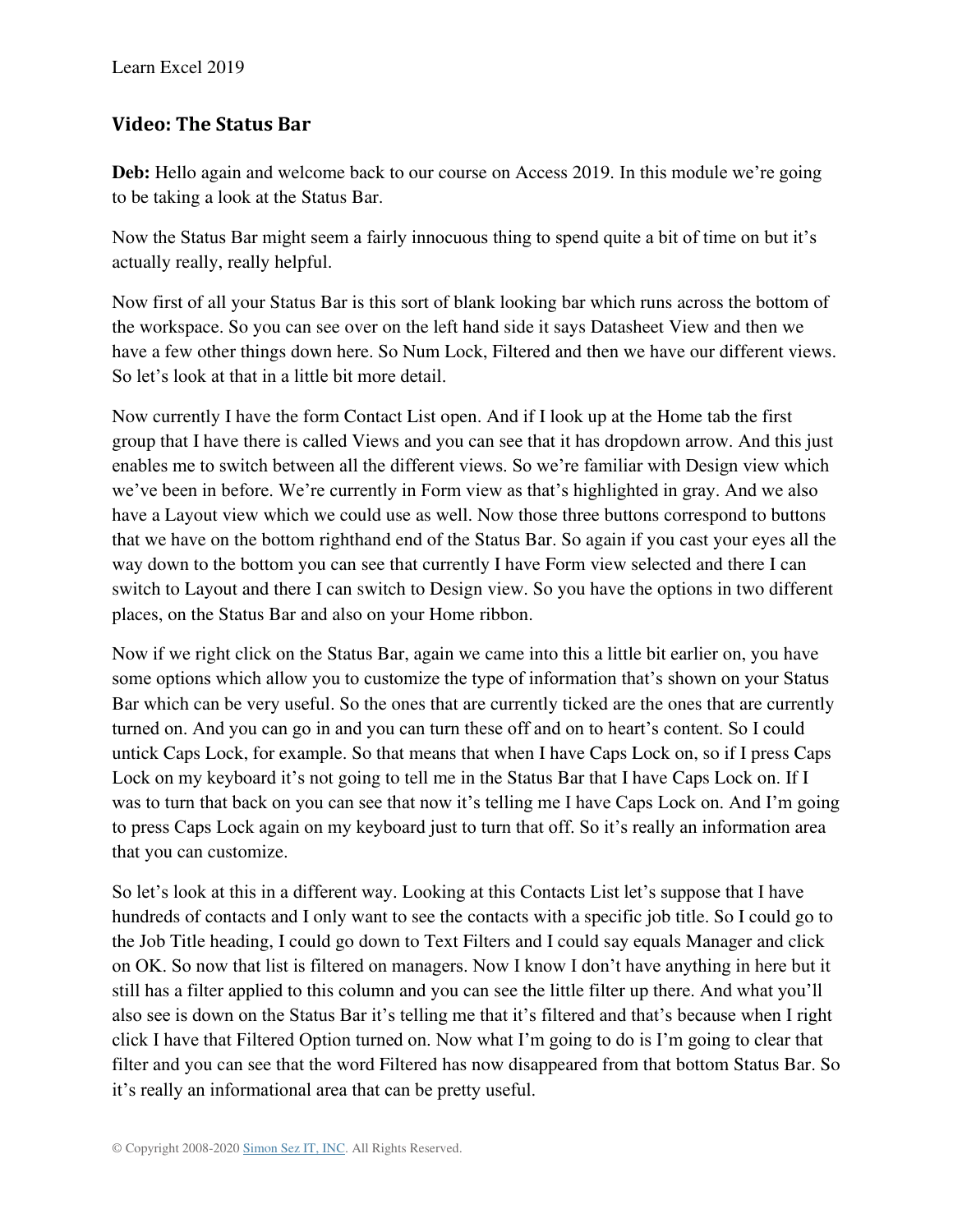## Video: The Status Bar

**Deb:** Hello again and welcome back to our course on Access 2019. In this module we're going to be taking a look at the Status Bar.

Now the Status Bar might seem a fairly innocuous thing to spend quite a bit of time on but it's actually really, really helpful.

Now first of all your Status Bar is this sort of blank looking bar which runs across the bottom of the workspace. So you can see over on the left hand side it says Datasheet View and then we have a few other things down here. So Num Lock, Filtered and then we have our different views. So let's look at that in a little bit more detail.

Now currently I have the form Contact List open. And if I look up at the Home tab the first group that I have there is called Views and you can see that it has dropdown arrow. And this just enables me to switch between all the different views. So we're familiar with Design view which we've been in before. We're currently in Form view as that's highlighted in gray. And we also have a Layout view which we could use as well. Now those three buttons correspond to buttons that we have on the bottom righthand end of the Status Bar. So again if you cast your eyes all the way down to the bottom you can see that currently I have Form view selected and there I can switch to Layout and there I can switch to Design view. So you have the options in two different places, on the Status Bar and also on your Home ribbon.

Now if we right click on the Status Bar, again we came into this a little bit earlier on, you have some options which allow you to customize the type of information that's shown on your Status Bar which can be very useful. So the ones that are currently ticked are the ones that are currently turned on. And you can go in and you can turn these off and on to heart's content. So I could untick Caps Lock, for example. So that means that when I have Caps Lock on, so if I press Caps Lock on my keyboard it's not going to tell me in the Status Bar that I have Caps Lock on. If I was to turn that back on you can see that now it's telling me I have Caps Lock on. And I'm going to press Caps Lock again on my keyboard just to turn that off. So it's really an information area that you can customize.

So let's look at this in a different way. Looking at this Contacts List let's suppose that I have hundreds of contacts and I only want to see the contacts with a specific job title. So I could go to the Job Title heading, I could go down to Text Filters and I could say equals Manager and click on OK. So now that list is filtered on managers. Now I know I don't have anything in here but it still has a filter applied to this column and you can see the little filter up there. And what you'll also see is down on the Status Bar it's telling me that it's filtered and that's because when I right click I have that Filtered Option turned on. Now what I'm going to do is I'm going to clear that filter and you can see that the word Filtered has now disappeared from that bottom Status Bar. So it's really an informational area that can be pretty useful.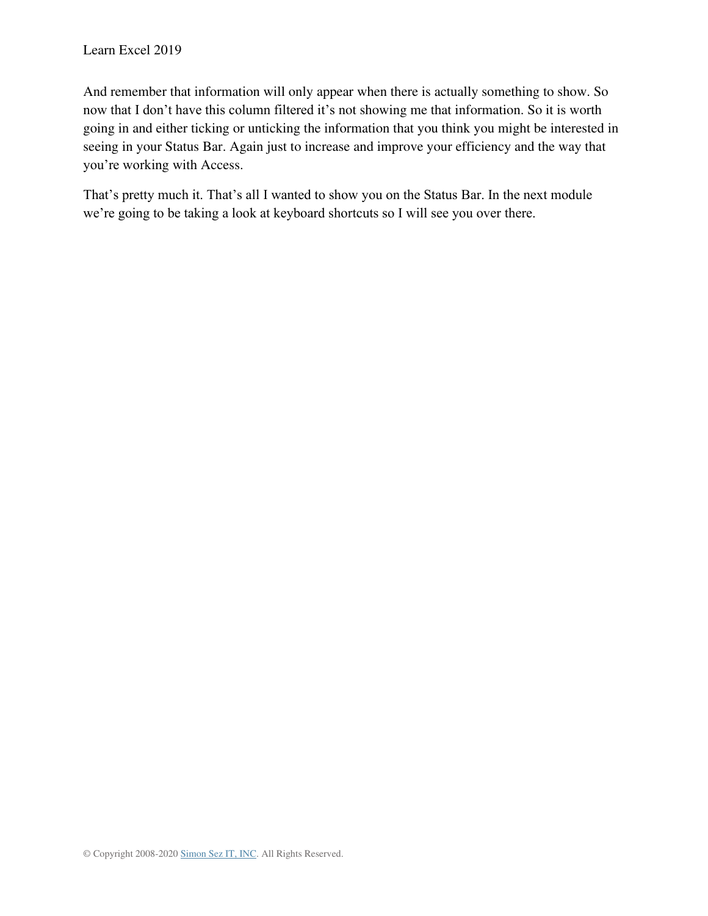And remember that information will only appear when there is actually something to show. So now that I don't have this column filtered it's not showing me that information. So it is worth going in and either ticking or unticking the information that you think you might be interested in seeing in your Status Bar. Again just to increase and improve your efficiency and the way that you're working with Access.

That's pretty much it. That's all I wanted to show you on the Status Bar. In the next module we're going to be taking a look at keyboard shortcuts so I will see you over there.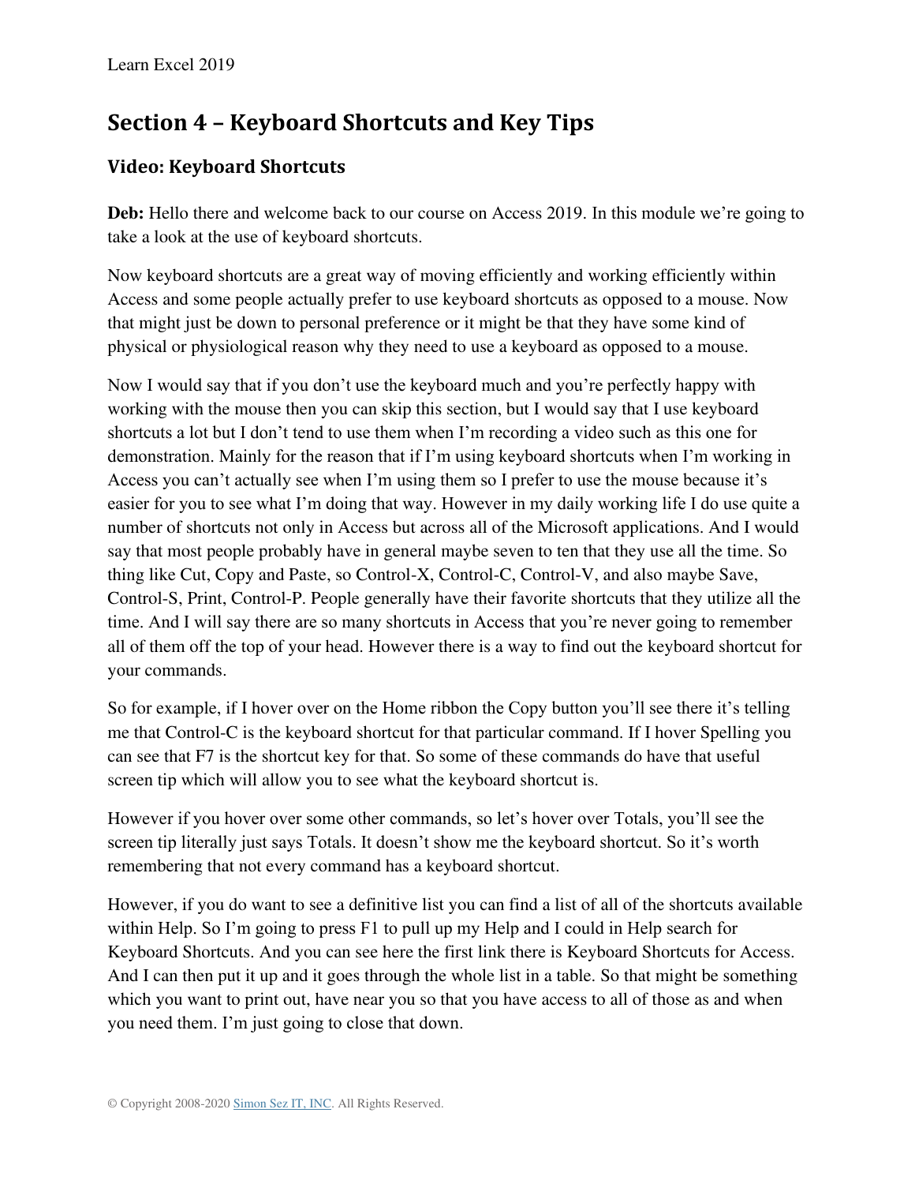## Section 4 – Keyboard Shortcuts and Key Tips

### Video: Keyboard Shortcuts

**Deb:** Hello there and welcome back to our course on Access 2019. In this module we're going to take a look at the use of keyboard shortcuts.

Now keyboard shortcuts are a great way of moving efficiently and working efficiently within Access and some people actually prefer to use keyboard shortcuts as opposed to a mouse. Now that might just be down to personal preference or it might be that they have some kind of physical or physiological reason why they need to use a keyboard as opposed to a mouse.

Now I would say that if you don't use the keyboard much and you're perfectly happy with working with the mouse then you can skip this section, but I would say that I use keyboard shortcuts a lot but I don't tend to use them when I'm recording a video such as this one for demonstration. Mainly for the reason that if I'm using keyboard shortcuts when I'm working in Access you can't actually see when I'm using them so I prefer to use the mouse because it's easier for you to see what I'm doing that way. However in my daily working life I do use quite a number of shortcuts not only in Access but across all of the Microsoft applications. And I would say that most people probably have in general maybe seven to ten that they use all the time. So thing like Cut, Copy and Paste, so Control-X, Control-C, Control-V, and also maybe Save, Control-S, Print, Control-P. People generally have their favorite shortcuts that they utilize all the time. And I will say there are so many shortcuts in Access that you're never going to remember all of them off the top of your head. However there is a way to find out the keyboard shortcut for your commands.

So for example, if I hover over on the Home ribbon the Copy button you'll see there it's telling me that Control-C is the keyboard shortcut for that particular command. If I hover Spelling you can see that F7 is the shortcut key for that. So some of these commands do have that useful screen tip which will allow you to see what the keyboard shortcut is.

However if you hover over some other commands, so let's hover over Totals, you'll see the screen tip literally just says Totals. It doesn't show me the keyboard shortcut. So it's worth remembering that not every command has a keyboard shortcut.

However, if you do want to see a definitive list you can find a list of all of the shortcuts available within Help. So I'm going to press F1 to pull up my Help and I could in Help search for Keyboard Shortcuts. And you can see here the first link there is Keyboard Shortcuts for Access. And I can then put it up and it goes through the whole list in a table. So that might be something which you want to print out, have near you so that you have access to all of those as and when you need them. I'm just going to close that down.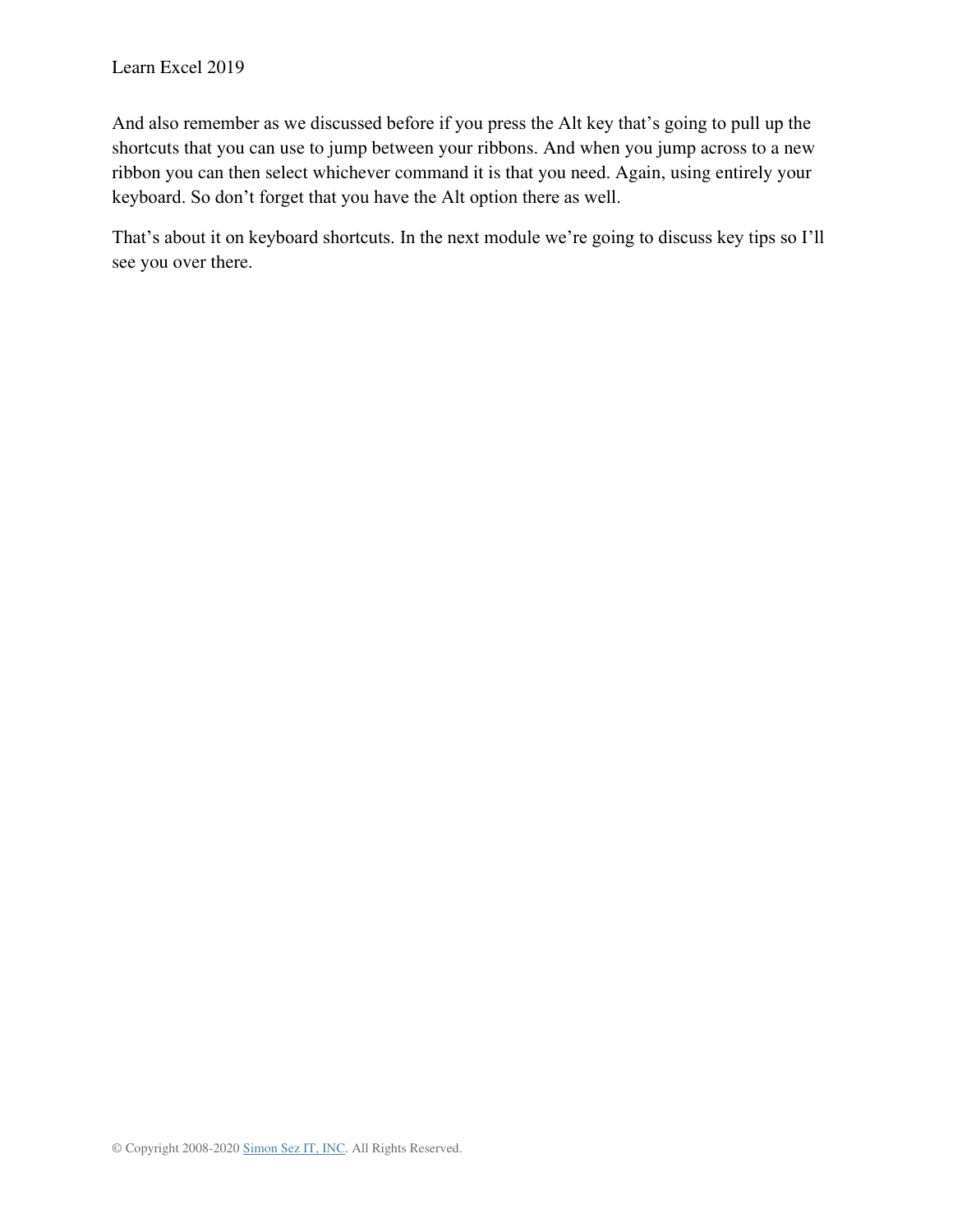And also remember as we discussed before if you press the Alt key that's going to pull up the shortcuts that you can use to jump between your ribbons. And when you jump across to a new ribbon you can then select whichever command it is that you need. Again, using entirely your keyboard. So don't forget that you have the Alt option there as well.

That's about it on keyboard shortcuts. In the next module we're going to discuss key tips so I'll see you over there.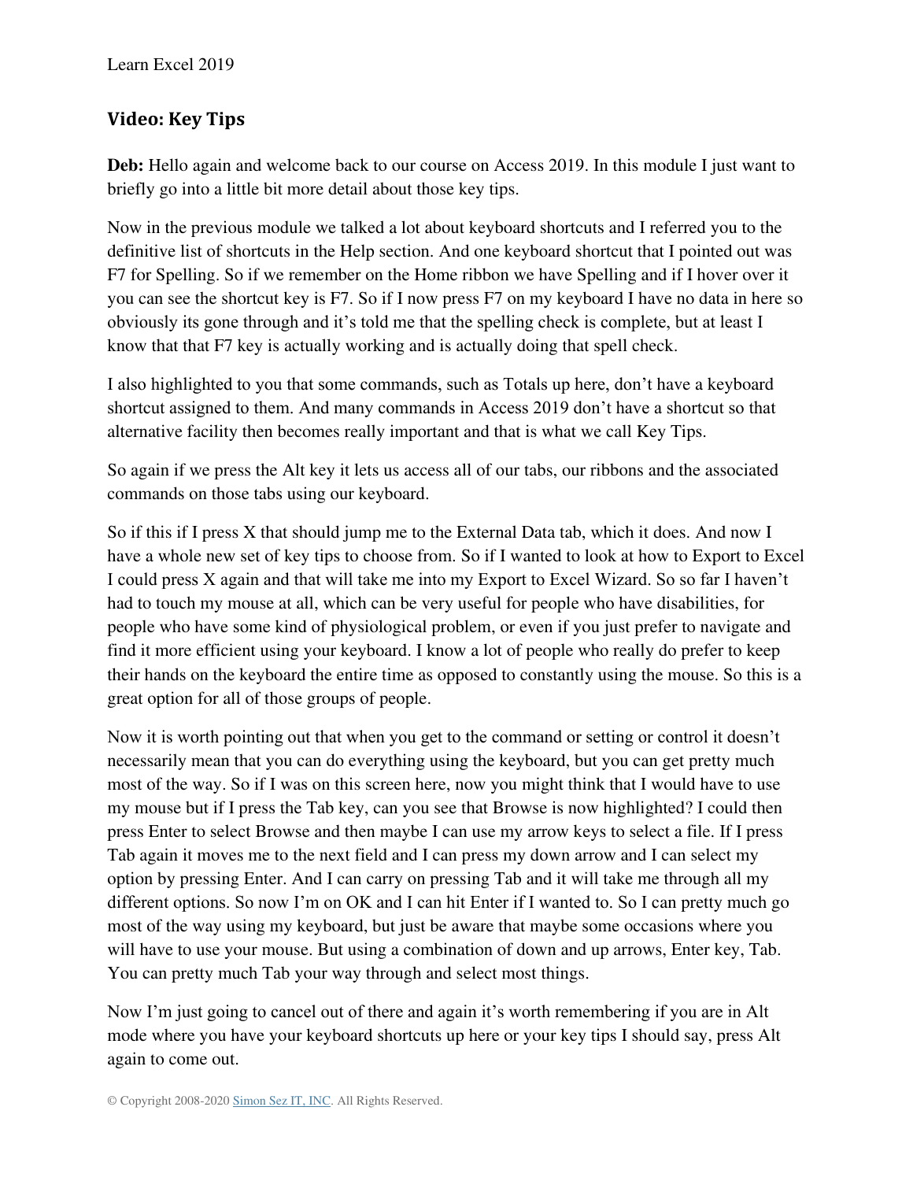## Video: Key Tips

**Deb:** Hello again and welcome back to our course on Access 2019. In this module I just want to briefly go into a little bit more detail about those key tips.

Now in the previous module we talked a lot about keyboard shortcuts and I referred you to the definitive list of shortcuts in the Help section. And one keyboard shortcut that I pointed out was F7 for Spelling. So if we remember on the Home ribbon we have Spelling and if I hover over it you can see the shortcut key is F7. So if I now press F7 on my keyboard I have no data in here so obviously its gone through and it's told me that the spelling check is complete, but at least I know that that F7 key is actually working and is actually doing that spell check.

I also highlighted to you that some commands, such as Totals up here, don't have a keyboard shortcut assigned to them. And many commands in Access 2019 don't have a shortcut so that alternative facility then becomes really important and that is what we call Key Tips.

So again if we press the Alt key it lets us access all of our tabs, our ribbons and the associated commands on those tabs using our keyboard.

So if this if I press X that should jump me to the External Data tab, which it does. And now I have a whole new set of key tips to choose from. So if I wanted to look at how to Export to Excel I could press X again and that will take me into my Export to Excel Wizard. So so far I haven't had to touch my mouse at all, which can be very useful for people who have disabilities, for people who have some kind of physiological problem, or even if you just prefer to navigate and find it more efficient using your keyboard. I know a lot of people who really do prefer to keep their hands on the keyboard the entire time as opposed to constantly using the mouse. So this is a great option for all of those groups of people.

Now it is worth pointing out that when you get to the command or setting or control it doesn't necessarily mean that you can do everything using the keyboard, but you can get pretty much most of the way. So if I was on this screen here, now you might think that I would have to use my mouse but if I press the Tab key, can you see that Browse is now highlighted? I could then press Enter to select Browse and then maybe I can use my arrow keys to select a file. If I press Tab again it moves me to the next field and I can press my down arrow and I can select my option by pressing Enter. And I can carry on pressing Tab and it will take me through all my different options. So now I'm on OK and I can hit Enter if I wanted to. So I can pretty much go most of the way using my keyboard, but just be aware that maybe some occasions where you will have to use your mouse. But using a combination of down and up arrows, Enter key, Tab. You can pretty much Tab your way through and select most things.

Now I'm just going to cancel out of there and again it's worth remembering if you are in Alt mode where you have your keyboard shortcuts up here or your key tips I should say, press Alt again to come out.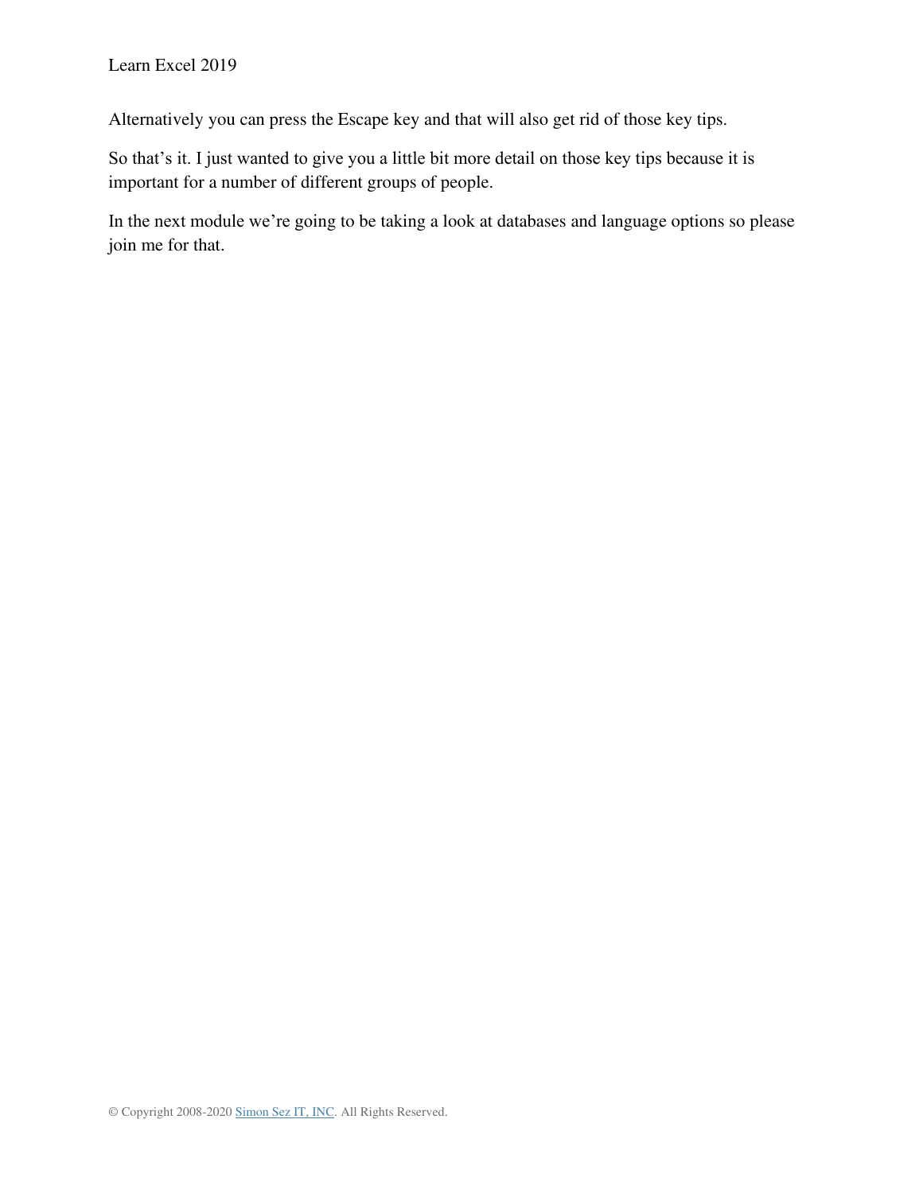Alternatively you can press the Escape key and that will also get rid of those key tips.

So that’s it. I just wanted to give you a little bit more detail on those key tips because it is important for a number of different groups of people.

In the next module we’re going to be taking a look at databases and language options so please join me for that.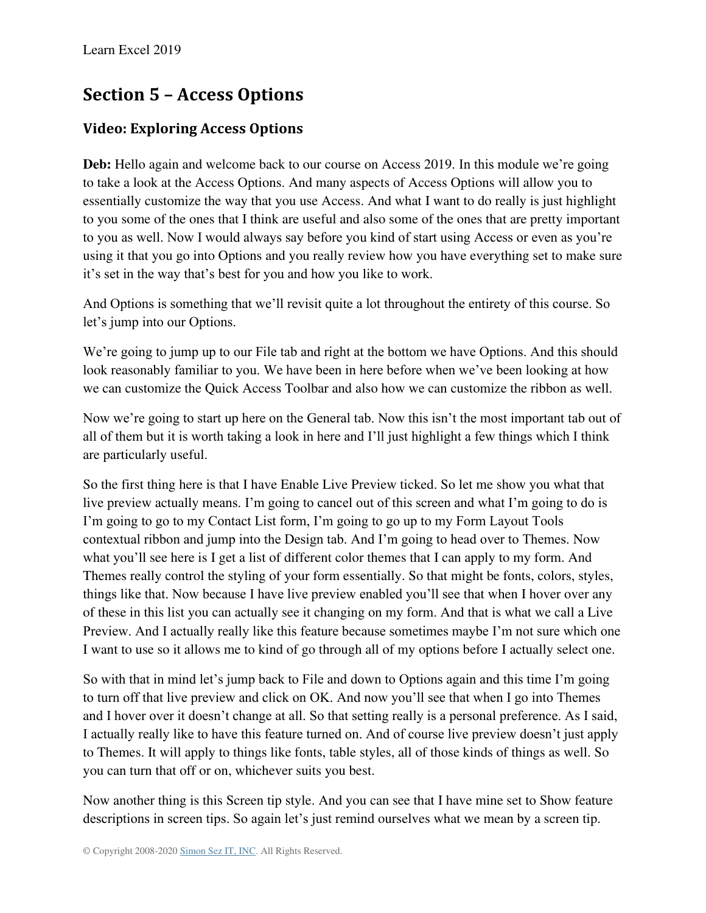## Section 5 – Access Options

### Video: Exploring Access Options

**Deb:** Hello again and welcome back to our course on Access 2019. In this module we're going to take a look at the Access Options. And many aspects of Access Options will allow you to essentially customize the way that you use Access. And what I want to do really is just highlight to you some of the ones that I think are useful and also some of the ones that are pretty important to you as well. Now I would always say before you kind of start using Access or even as you're using it that you go into Options and you really review how you have everything set to make sure it's set in the way that's best for you and how you like to work.

And Options is something that we'll revisit quite a lot throughout the entirety of this course. So let's jump into our Options.

We're going to jump up to our File tab and right at the bottom we have Options. And this should look reasonably familiar to you. We have been in here before when we've been looking at how we can customize the Quick Access Toolbar and also how we can customize the ribbon as well.

Now we're going to start up here on the General tab. Now this isn't the most important tab out of all of them but it is worth taking a look in here and I'll just highlight a few things which I think are particularly useful.

So the first thing here is that I have Enable Live Preview ticked. So let me show you what that live preview actually means. I'm going to cancel out of this screen and what I'm going to do is I'm going to go to my Contact List form, I'm going to go up to my Form Layout Tools contextual ribbon and jump into the Design tab. And I'm going to head over to Themes. Now what you'll see here is I get a list of different color themes that I can apply to my form. And Themes really control the styling of your form essentially. So that might be fonts, colors, styles, things like that. Now because I have live preview enabled you'll see that when I hover over any of these in this list you can actually see it changing on my form. And that is what we call a Live Preview. And I actually really like this feature because sometimes maybe I'm not sure which one I want to use so it allows me to kind of go through all of my options before I actually select one.

So with that in mind let's jump back to File and down to Options again and this time I'm going to turn off that live preview and click on OK. And now you'll see that when I go into Themes and I hover over it doesn't change at all. So that setting really is a personal preference. As I said, I actually really like to have this feature turned on. And of course live preview doesn't just apply to Themes. It will apply to things like fonts, table styles, all of those kinds of things as well. So you can turn that off or on, whichever suits you best.

Now another thing is this Screen tip style. And you can see that I have mine set to Show feature descriptions in screen tips. So again let's just remind ourselves what we mean by a screen tip.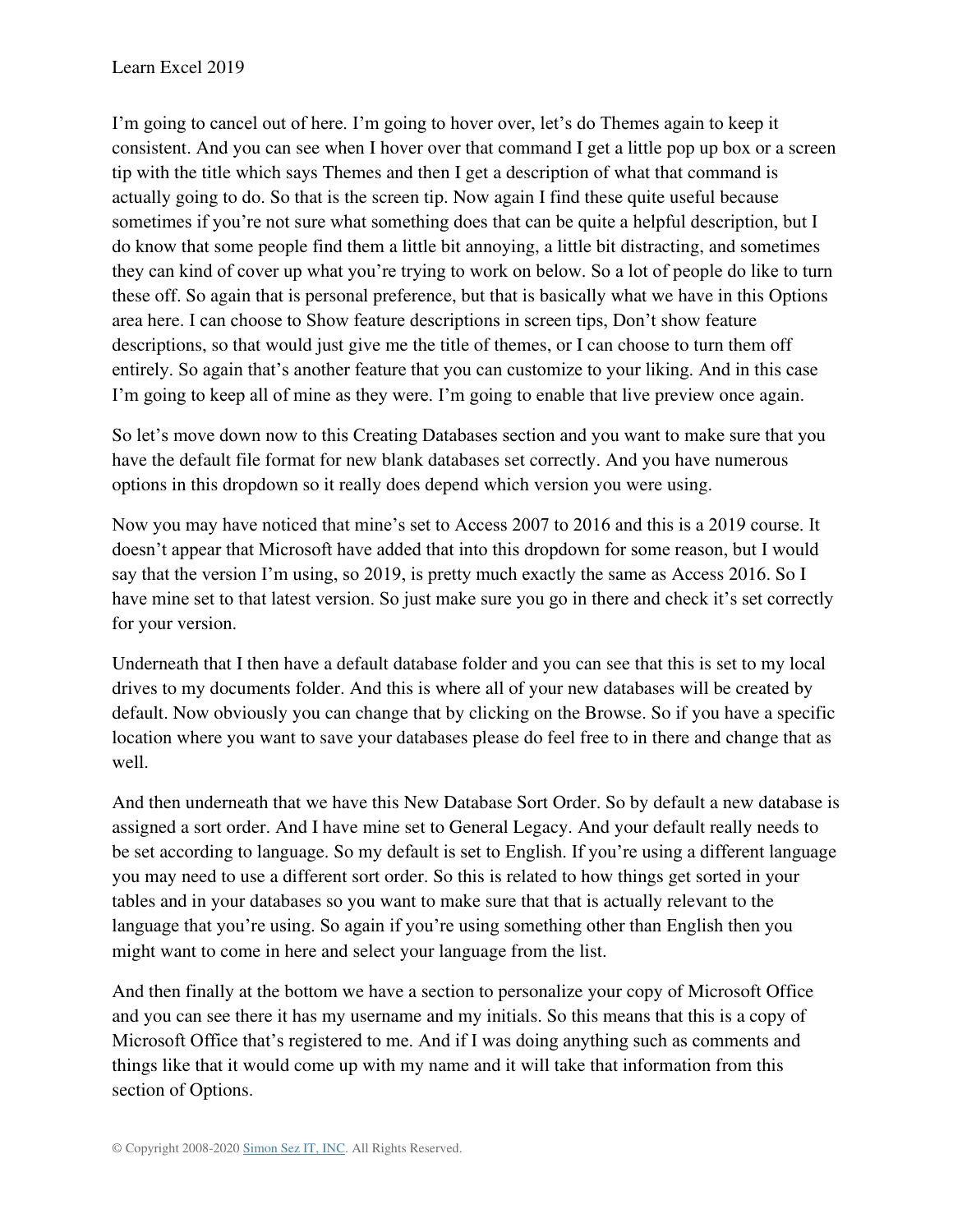I'm going to cancel out of here. I'm going to hover over, let's do Themes again to keep it consistent. And you can see when I hover over that command I get a little pop up box or a screen tip with the title which says Themes and then I get a description of what that command is actually going to do. So that is the screen tip. Now again I find these quite useful because sometimes if you're not sure what something does that can be quite a helpful description, but I do know that some people find them a little bit annoying, a little bit distracting, and sometimes they can kind of cover up what you're trying to work on below. So a lot of people do like to turn these off. So again that is personal preference, but that is basically what we have in this Options area here. I can choose to Show feature descriptions in screen tips, Don't show feature descriptions, so that would just give me the title of themes, or I can choose to turn them off entirely. So again that's another feature that you can customize to your liking. And in this case I'm going to keep all of mine as they were. I'm going to enable that live preview once again.

So let's move down now to this Creating Databases section and you want to make sure that you have the default file format for new blank databases set correctly. And you have numerous options in this dropdown so it really does depend which version you were using.

Now you may have noticed that mine's set to Access 2007 to 2016 and this is a 2019 course. It doesn't appear that Microsoft have added that into this dropdown for some reason, but I would say that the version I'm using, so 2019, is pretty much exactly the same as Access 2016. So I have mine set to that latest version. So just make sure you go in there and check it's set correctly for your version.

Underneath that I then have a default database folder and you can see that this is set to my local drives to my documents folder. And this is where all of your new databases will be created by default. Now obviously you can change that by clicking on the Browse. So if you have a specific location where you want to save your databases please do feel free to in there and change that as well.

And then underneath that we have this New Database Sort Order. So by default a new database is assigned a sort order. And I have mine set to General Legacy. And your default really needs to be set according to language. So my default is set to English. If you're using a different language you may need to use a different sort order. So this is related to how things get sorted in your tables and in your databases so you want to make sure that that is actually relevant to the language that you're using. So again if you're using something other than English then you might want to come in here and select your language from the list.

And then finally at the bottom we have a section to personalize your copy of Microsoft Office and you can see there it has my username and my initials. So this means that this is a copy of Microsoft Office that's registered to me. And if I was doing anything such as comments and things like that it would come up with my name and it will take that information from this section of Options.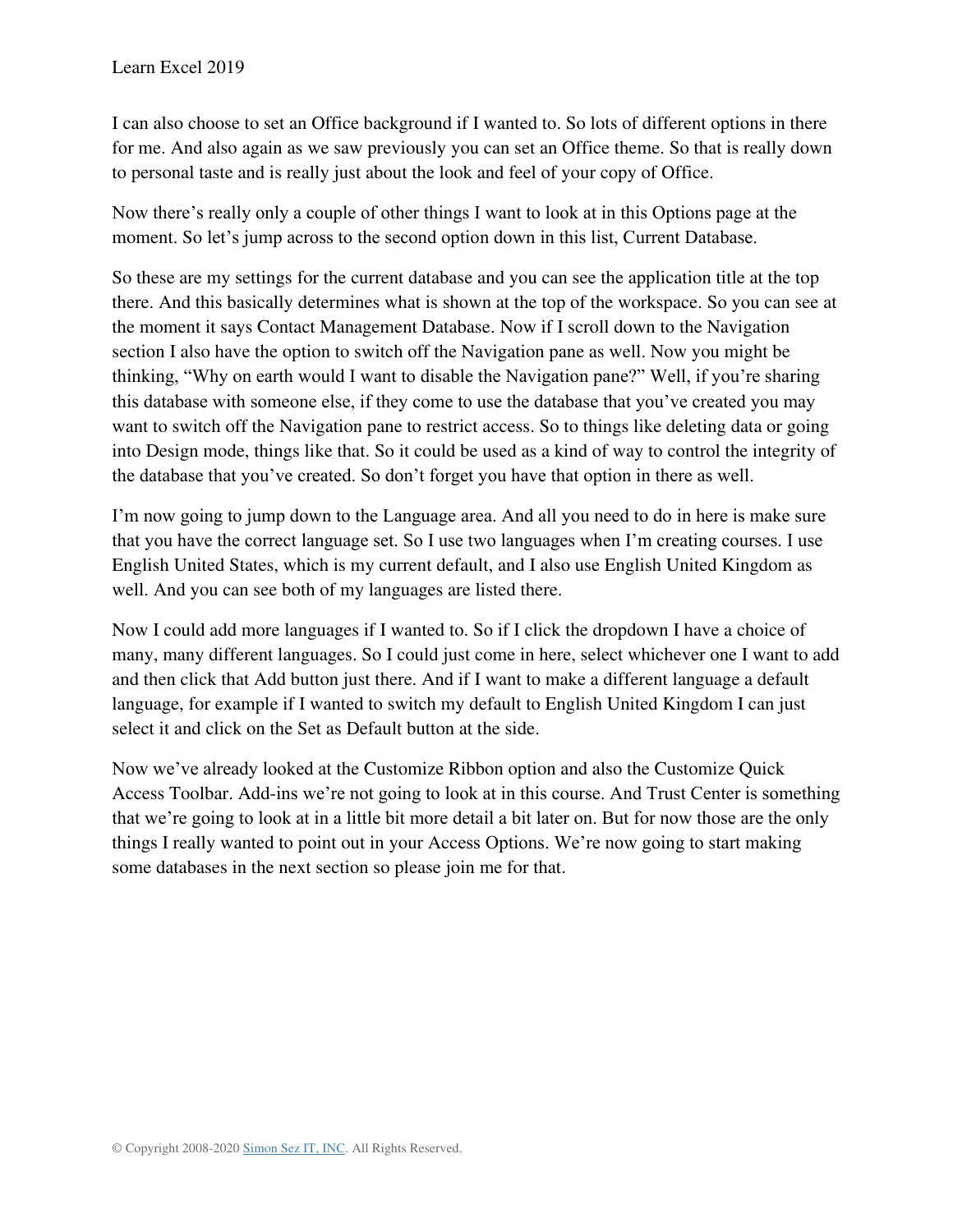I can also choose to set an Office background if I wanted to. So lots of different options in there for me. And also again as we saw previously you can set an Office theme. So that is really down to personal taste and is really just about the look and feel of your copy of Office.

Now there's really only a couple of other things I want to look at in this Options page at the moment. So let's jump across to the second option down in this list, Current Database.

So these are my settings for the current database and you can see the application title at the top there. And this basically determines what is shown at the top of the workspace. So you can see at the moment it says Contact Management Database. Now if I scroll down to the Navigation section I also have the option to switch off the Navigation pane as well. Now you might be thinking, "Why on earth would I want to disable the Navigation pane?" Well, if you're sharing this database with someone else, if they come to use the database that you've created you may want to switch off the Navigation pane to restrict access. So to things like deleting data or going into Design mode, things like that. So it could be used as a kind of way to control the integrity of the database that you've created. So don't forget you have that option in there as well.

I'm now going to jump down to the Language area. And all you need to do in here is make sure that you have the correct language set. So I use two languages when I'm creating courses. I use English United States, which is my current default, and I also use English United Kingdom as well. And you can see both of my languages are listed there.

Now I could add more languages if I wanted to. So if I click the dropdown I have a choice of many, many different languages. So I could just come in here, select whichever one I want to add and then click that Add button just there. And if I want to make a different language a default language, for example if I wanted to switch my default to English United Kingdom I can just select it and click on the Set as Default button at the side.

Now we've already looked at the Customize Ribbon option and also the Customize Quick Access Toolbar. Add-ins we're not going to look at in this course. And Trust Center is something that we're going to look at in a little bit more detail a bit later on. But for now those are the only things I really wanted to point out in your Access Options. We're now going to start making some databases in the next section so please join me for that.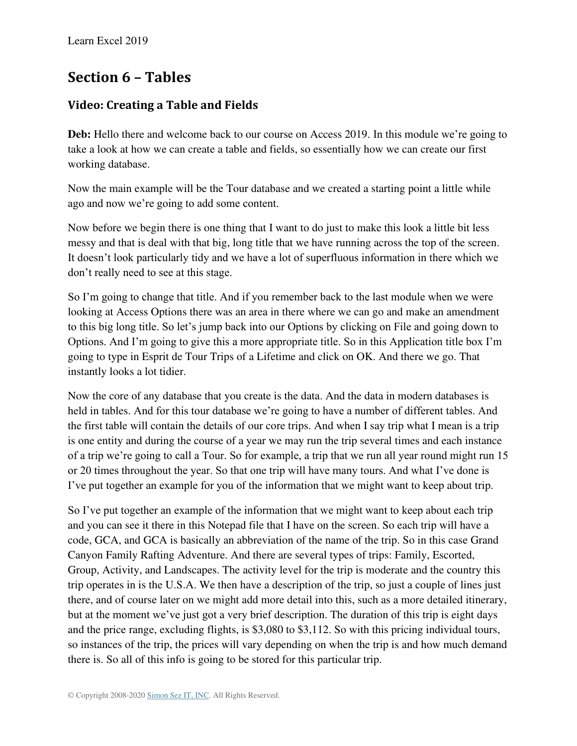## Section 6 – Tables

### Video: Creating a Table and Fields

**Deb:** Hello there and welcome back to our course on Access 2019. In this module we're going to take a look at how we can create a table and fields, so essentially how we can create our first working database.

Now the main example will be the Tour database and we created a starting point a little while ago and now we're going to add some content.

Now before we begin there is one thing that I want to do just to make this look a little bit less messy and that is deal with that big, long title that we have running across the top of the screen. It doesn't look particularly tidy and we have a lot of superfluous information in there which we don't really need to see at this stage.

So I'm going to change that title. And if you remember back to the last module when we were looking at Access Options there was an area in there where we can go and make an amendment to this big long title. So let's jump back into our Options by clicking on File and going down to Options. And I'm going to give this a more appropriate title. So in this Application title box I'm going to type in Esprit de Tour Trips of a Lifetime and click on OK. And there we go. That instantly looks a lot tidier.

Now the core of any database that you create is the data. And the data in modern databases is held in tables. And for this tour database we're going to have a number of different tables. And the first table will contain the details of our core trips. And when I say trip what I mean is a trip is one entity and during the course of a year we may run the trip several times and each instance of a trip we're going to call a Tour. So for example, a trip that we run all year round might run 15 or 20 times throughout the year. So that one trip will have many tours. And what I've done is I've put together an example for you of the information that we might want to keep about trip.

So I've put together an example of the information that we might want to keep about each trip and you can see it there in this Notepad file that I have on the screen. So each trip will have a code, GCA, and GCA is basically an abbreviation of the name of the trip. So in this case Grand Canyon Family Rafting Adventure. And there are several types of trips: Family, Escorted, Group, Activity, and Landscapes. The activity level for the trip is moderate and the country this trip operates in is the U.S.A. We then have a description of the trip, so just a couple of lines just there, and of course later on we might add more detail into this, such as a more detailed itinerary, but at the moment we've just got a very brief description. The duration of this trip is eight days and the price range, excluding flights, is $3,080 to $3,112. So with this pricing individual tours, so instances of the trip, the prices will vary depending on when the trip is and how much demand there is. So all of this info is going to be stored for this particular trip.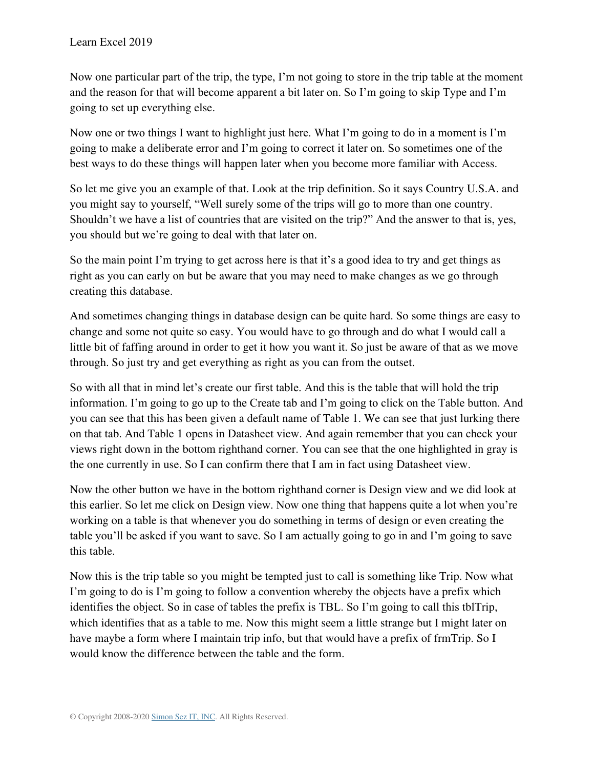Now one particular part of the trip, the type, I'm not going to store in the trip table at the moment and the reason for that will become apparent a bit later on. So I'm going to skip Type and I'm going to set up everything else.

Now one or two things I want to highlight just here. What I'm going to do in a moment is I'm going to make a deliberate error and I'm going to correct it later on. So sometimes one of the best ways to do these things will happen later when you become more familiar with Access.

So let me give you an example of that. Look at the trip definition. So it says Country U.S.A. and you might say to yourself, "Well surely some of the trips will go to more than one country. Shouldn't we have a list of countries that are visited on the trip?" And the answer to that is, yes, you should but we're going to deal with that later on.

So the main point I'm trying to get across here is that it's a good idea to try and get things as right as you can early on but be aware that you may need to make changes as we go through creating this database.

And sometimes changing things in database design can be quite hard. So some things are easy to change and some not quite so easy. You would have to go through and do what I would call a little bit of faffing around in order to get it how you want it. So just be aware of that as we move through. So just try and get everything as right as you can from the outset.

So with all that in mind let's create our first table. And this is the table that will hold the trip information. I'm going to go up to the Create tab and I'm going to click on the Table button. And you can see that this has been given a default name of Table 1. We can see that just lurking there on that tab. And Table 1 opens in Datasheet view. And again remember that you can check your views right down in the bottom righthand corner. You can see that the one highlighted in gray is the one currently in use. So I can confirm there that I am in fact using Datasheet view.

Now the other button we have in the bottom righthand corner is Design view and we did look at this earlier. So let me click on Design view. Now one thing that happens quite a lot when you're working on a table is that whenever you do something in terms of design or even creating the table you'll be asked if you want to save. So I am actually going to go in and I'm going to save this table.

Now this is the trip table so you might be tempted just to call is something like Trip. Now what I'm going to do is I'm going to follow a convention whereby the objects have a prefix which identifies the object. So in case of tables the prefix is TBL. So I'm going to call this tblTrip, which identifies that as a table to me. Now this might seem a little strange but I might later on have maybe a form where I maintain trip info, but that would have a prefix of frmTrip. So I would know the difference between the table and the form.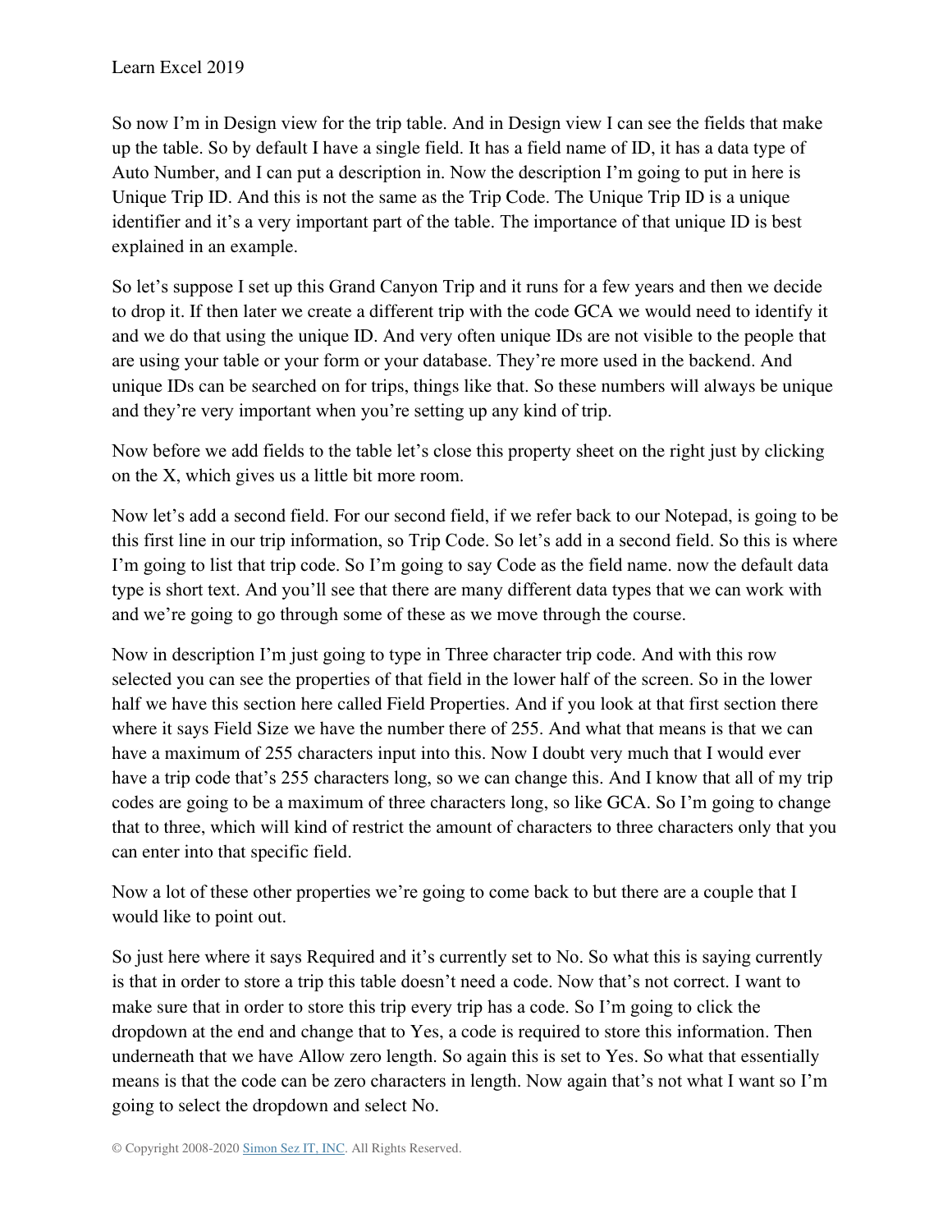So now I'm in Design view for the trip table. And in Design view I can see the fields that make up the table. So by default I have a single field. It has a field name of ID, it has a data type of Auto Number, and I can put a description in. Now the description I'm going to put in here is Unique Trip ID. And this is not the same as the Trip Code. The Unique Trip ID is a unique identifier and it's a very important part of the table. The importance of that unique ID is best explained in an example.

So let's suppose I set up this Grand Canyon Trip and it runs for a few years and then we decide to drop it. If then later we create a different trip with the code GCA we would need to identify it and we do that using the unique ID. And very often unique IDs are not visible to the people that are using your table or your form or your database. They're more used in the backend. And unique IDs can be searched on for trips, things like that. So these numbers will always be unique and they're very important when you're setting up any kind of trip.

Now before we add fields to the table let's close this property sheet on the right just by clicking on the X, which gives us a little bit more room.

Now let's add a second field. For our second field, if we refer back to our Notepad, is going to be this first line in our trip information, so Trip Code. So let's add in a second field. So this is where I'm going to list that trip code. So I'm going to say Code as the field name. now the default data type is short text. And you'll see that there are many different data types that we can work with and we're going to go through some of these as we move through the course.

Now in description I'm just going to type in Three character trip code. And with this row selected you can see the properties of that field in the lower half of the screen. So in the lower half we have this section here called Field Properties. And if you look at that first section there where it says Field Size we have the number there of 255. And what that means is that we can have a maximum of 255 characters input into this. Now I doubt very much that I would ever have a trip code that's 255 characters long, so we can change this. And I know that all of my trip codes are going to be a maximum of three characters long, so like GCA. So I'm going to change that to three, which will kind of restrict the amount of characters to three characters only that you can enter into that specific field.

Now a lot of these other properties we're going to come back to but there are a couple that I would like to point out.

So just here where it says Required and it's currently set to No. So what this is saying currently is that in order to store a trip this table doesn't need a code. Now that's not correct. I want to make sure that in order to store this trip every trip has a code. So I'm going to click the dropdown at the end and change that to Yes, a code is required to store this information. Then underneath that we have Allow zero length. So again this is set to Yes. So what that essentially means is that the code can be zero characters in length. Now again that's not what I want so I'm going to select the dropdown and select No.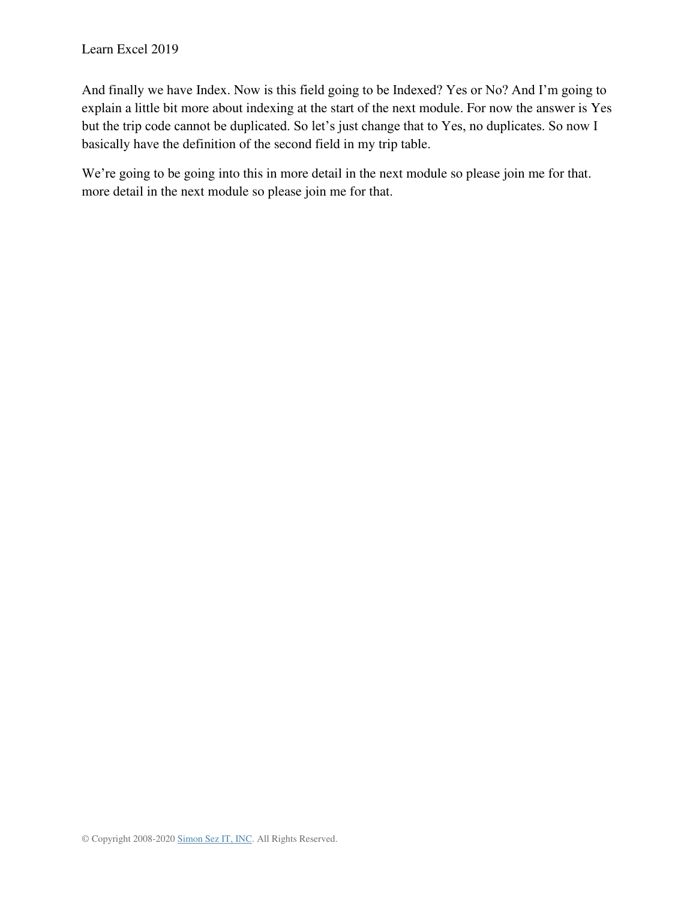And finally we have Index. Now is this field going to be Indexed? Yes or No? And I'm going to explain a little bit more about indexing at the start of the next module. For now the answer is Yes but the trip code cannot be duplicated. So let's just change that to Yes, no duplicates. So now I basically have the definition of the second field in my trip table.

We're going to be going into this in more detail in the next module so please join me for that. more detail in the next module so please join me for that.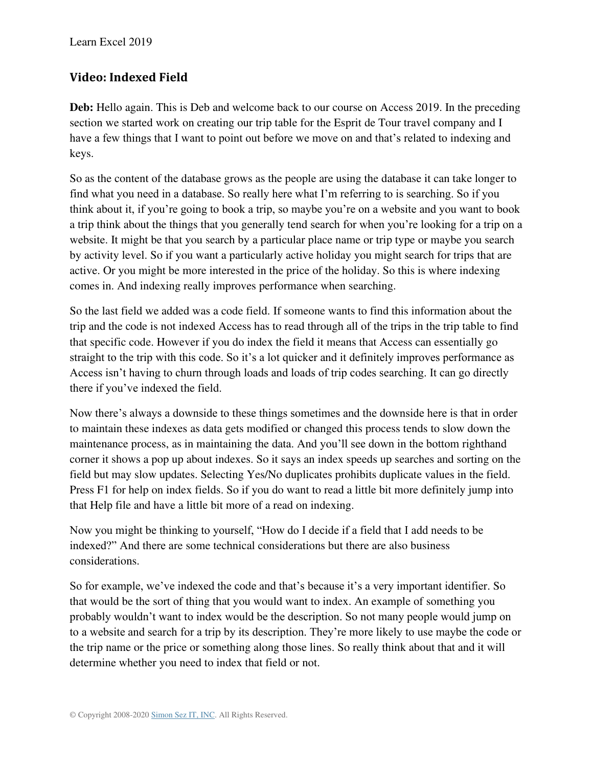## Video: Indexed Field

**Deb:** Hello again. This is Deb and welcome back to our course on Access 2019. In the preceding section we started work on creating our trip table for the Esprit de Tour travel company and I have a few things that I want to point out before we move on and that's related to indexing and keys.

So as the content of the database grows as the people are using the database it can take longer to find what you need in a database. So really here what I'm referring to is searching. So if you think about it, if you're going to book a trip, so maybe you're on a website and you want to book a trip think about the things that you generally tend search for when you're looking for a trip on a website. It might be that you search by a particular place name or trip type or maybe you search by activity level. So if you want a particularly active holiday you might search for trips that are active. Or you might be more interested in the price of the holiday. So this is where indexing comes in. And indexing really improves performance when searching.

So the last field we added was a code field. If someone wants to find this information about the trip and the code is not indexed Access has to read through all of the trips in the trip table to find that specific code. However if you do index the field it means that Access can essentially go straight to the trip with this code. So it's a lot quicker and it definitely improves performance as Access isn't having to churn through loads and loads of trip codes searching. It can go directly there if you've indexed the field.

Now there's always a downside to these things sometimes and the downside here is that in order to maintain these indexes as data gets modified or changed this process tends to slow down the maintenance process, as in maintaining the data. And you'll see down in the bottom righthand corner it shows a pop up about indexes. So it says an index speeds up searches and sorting on the field but may slow updates. Selecting Yes/No duplicates prohibits duplicate values in the field. Press F1 for help on index fields. So if you do want to read a little bit more definitely jump into that Help file and have a little bit more of a read on indexing.

Now you might be thinking to yourself, "How do I decide if a field that I add needs to be indexed?" And there are some technical considerations but there are also business considerations.

So for example, we've indexed the code and that's because it's a very important identifier. So that would be the sort of thing that you would want to index. An example of something you probably wouldn't want to index would be the description. So not many people would jump on to a website and search for a trip by its description. They're more likely to use maybe the code or the trip name or the price or something along those lines. So really think about that and it will determine whether you need to index that field or not.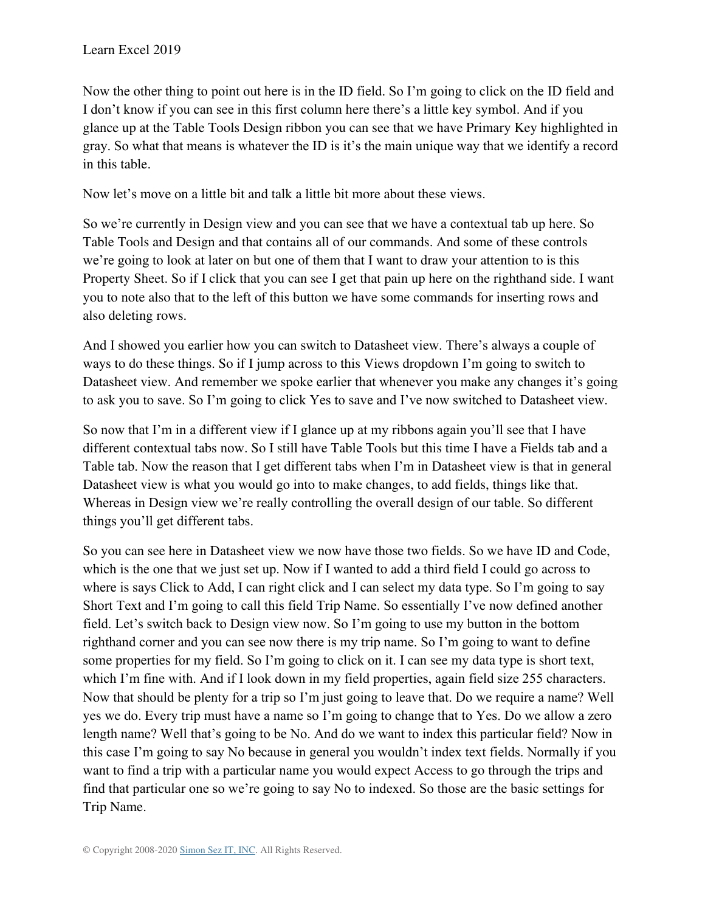Now the other thing to point out here is in the ID field. So I'm going to click on the ID field and I don't know if you can see in this first column here there's a little key symbol. And if you glance up at the Table Tools Design ribbon you can see that we have Primary Key highlighted in gray. So what that means is whatever the ID is it's the main unique way that we identify a record in this table.

Now let's move on a little bit and talk a little bit more about these views.

So we're currently in Design view and you can see that we have a contextual tab up here. So Table Tools and Design and that contains all of our commands. And some of these controls we're going to look at later on but one of them that I want to draw your attention to is this Property Sheet. So if I click that you can see I get that pain up here on the righthand side. I want you to note also that to the left of this button we have some commands for inserting rows and also deleting rows.

And I showed you earlier how you can switch to Datasheet view. There's always a couple of ways to do these things. So if I jump across to this Views dropdown I'm going to switch to Datasheet view. And remember we spoke earlier that whenever you make any changes it's going to ask you to save. So I'm going to click Yes to save and I've now switched to Datasheet view.

So now that I'm in a different view if I glance up at my ribbons again you'll see that I have different contextual tabs now. So I still have Table Tools but this time I have a Fields tab and a Table tab. Now the reason that I get different tabs when I'm in Datasheet view is that in general Datasheet view is what you would go into to make changes, to add fields, things like that. Whereas in Design view we're really controlling the overall design of our table. So different things you'll get different tabs.

So you can see here in Datasheet view we now have those two fields. So we have ID and Code, which is the one that we just set up. Now if I wanted to add a third field I could go across to where is says Click to Add, I can right click and I can select my data type. So I'm going to say Short Text and I'm going to call this field Trip Name. So essentially I've now defined another field. Let's switch back to Design view now. So I'm going to use my button in the bottom righthand corner and you can see now there is my trip name. So I'm going to want to define some properties for my field. So I'm going to click on it. I can see my data type is short text, which I'm fine with. And if I look down in my field properties, again field size 255 characters. Now that should be plenty for a trip so I'm just going to leave that. Do we require a name? Well yes we do. Every trip must have a name so I'm going to change that to Yes. Do we allow a zero length name? Well that's going to be No. And do we want to index this particular field? Now in this case I'm going to say No because in general you wouldn't index text fields. Normally if you want to find a trip with a particular name you would expect Access to go through the trips and find that particular one so we're going to say No to indexed. So those are the basic settings for Trip Name.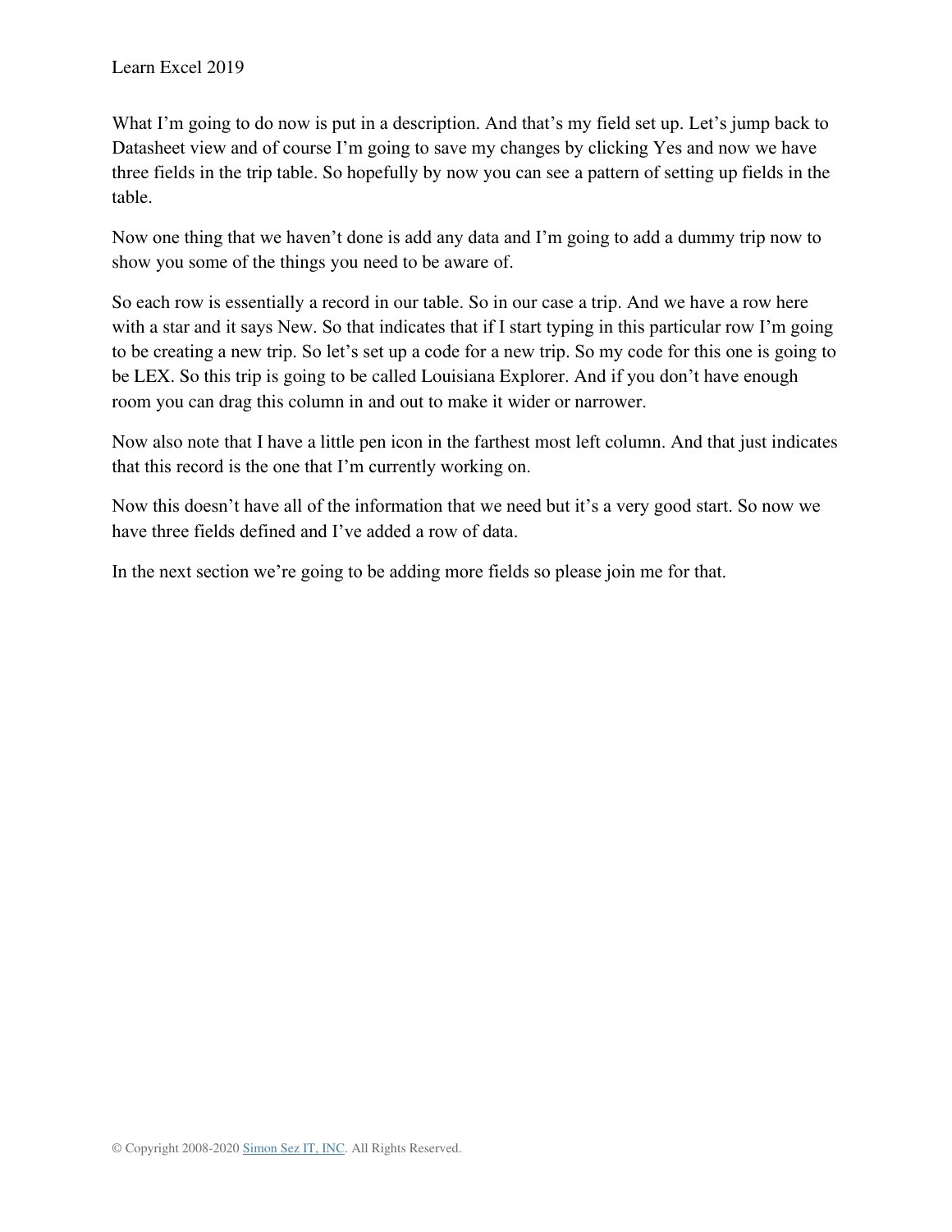What I'm going to do now is put in a description. And that's my field set up. Let's jump back to Datasheet view and of course I'm going to save my changes by clicking Yes and now we have three fields in the trip table. So hopefully by now you can see a pattern of setting up fields in the table.

Now one thing that we haven't done is add any data and I'm going to add a dummy trip now to show you some of the things you need to be aware of.

So each row is essentially a record in our table. So in our case a trip. And we have a row here with a star and it says New. So that indicates that if I start typing in this particular row I'm going to be creating a new trip. So let's set up a code for a new trip. So my code for this one is going to be LEX. So this trip is going to be called Louisiana Explorer. And if you don't have enough room you can drag this column in and out to make it wider or narrower.

Now also note that I have a little pen icon in the farthest most left column. And that just indicates that this record is the one that I'm currently working on.

Now this doesn't have all of the information that we need but it's a very good start. So now we have three fields defined and I've added a row of data.

In the next section we're going to be adding more fields so please join me for that.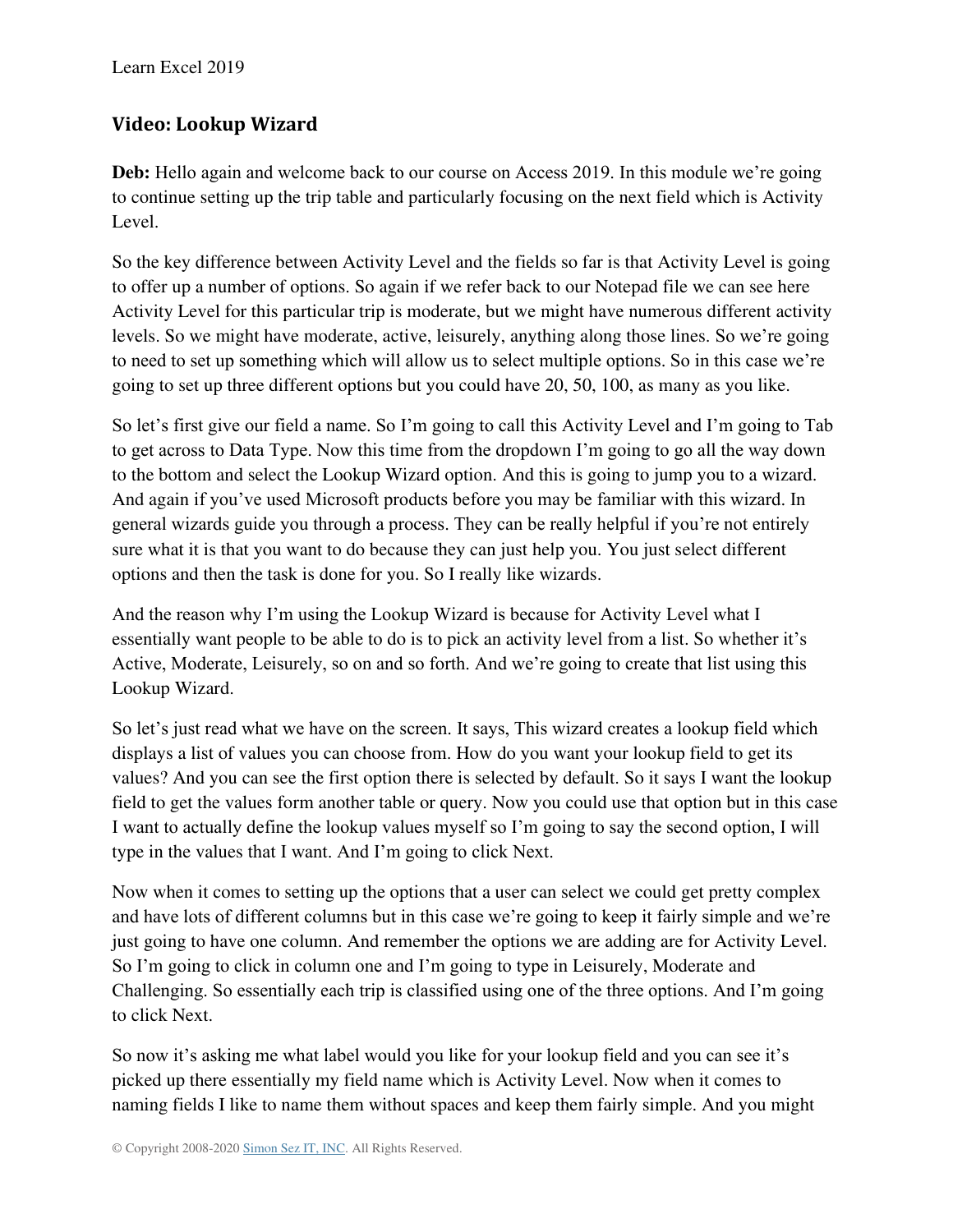## Video: Lookup Wizard

**Deb:** Hello again and welcome back to our course on Access 2019. In this module we're going to continue setting up the trip table and particularly focusing on the next field which is Activity Level.

So the key difference between Activity Level and the fields so far is that Activity Level is going to offer up a number of options. So again if we refer back to our Notepad file we can see here Activity Level for this particular trip is moderate, but we might have numerous different activity levels. So we might have moderate, active, leisurely, anything along those lines. So we're going to need to set up something which will allow us to select multiple options. So in this case we're going to set up three different options but you could have 20, 50, 100, as many as you like.

So let's first give our field a name. So I'm going to call this Activity Level and I'm going to Tab to get across to Data Type. Now this time from the dropdown I'm going to go all the way down to the bottom and select the Lookup Wizard option. And this is going to jump you to a wizard. And again if you've used Microsoft products before you may be familiar with this wizard. In general wizards guide you through a process. They can be really helpful if you're not entirely sure what it is that you want to do because they can just help you. You just select different options and then the task is done for you. So I really like wizards.

And the reason why I'm using the Lookup Wizard is because for Activity Level what I essentially want people to be able to do is to pick an activity level from a list. So whether it's Active, Moderate, Leisurely, so on and so forth. And we're going to create that list using this Lookup Wizard.

So let's just read what we have on the screen. It says, This wizard creates a lookup field which displays a list of values you can choose from. How do you want your lookup field to get its values? And you can see the first option there is selected by default. So it says I want the lookup field to get the values form another table or query. Now you could use that option but in this case I want to actually define the lookup values myself so I'm going to say the second option, I will type in the values that I want. And I'm going to click Next.

Now when it comes to setting up the options that a user can select we could get pretty complex and have lots of different columns but in this case we're going to keep it fairly simple and we're just going to have one column. And remember the options we are adding are for Activity Level. So I'm going to click in column one and I'm going to type in Leisurely, Moderate and Challenging. So essentially each trip is classified using one of the three options. And I'm going to click Next.

So now it's asking me what label would you like for your lookup field and you can see it's picked up there essentially my field name which is Activity Level. Now when it comes to naming fields I like to name them without spaces and keep them fairly simple. And you might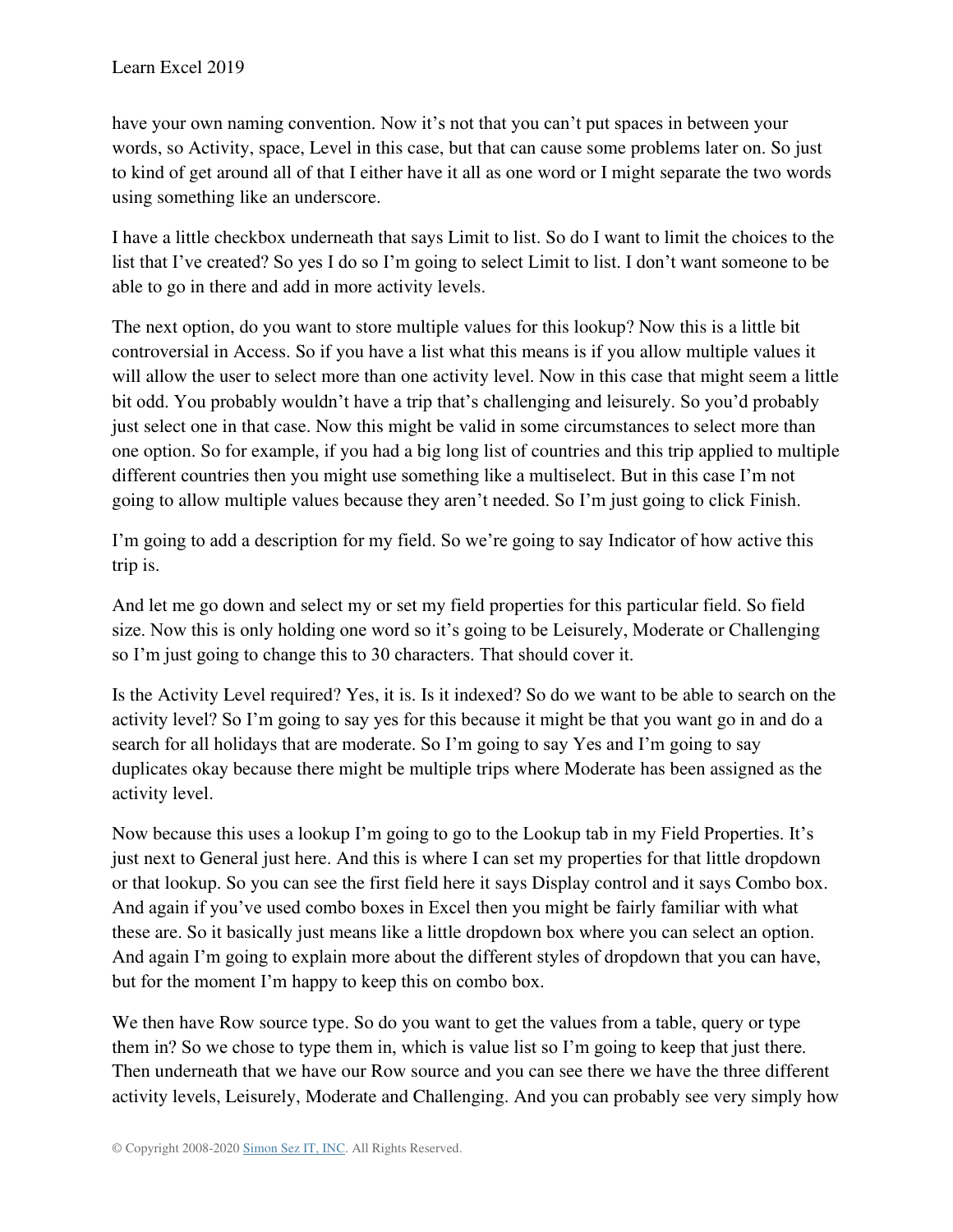have your own naming convention. Now it's not that you can't put spaces in between your words, so Activity, space, Level in this case, but that can cause some problems later on. So just to kind of get around all of that I either have it all as one word or I might separate the two words using something like an underscore.

I have a little checkbox underneath that says Limit to list. So do I want to limit the choices to the list that I've created? So yes I do so I'm going to select Limit to list. I don't want someone to be able to go in there and add in more activity levels.

The next option, do you want to store multiple values for this lookup? Now this is a little bit controversial in Access. So if you have a list what this means is if you allow multiple values it will allow the user to select more than one activity level. Now in this case that might seem a little bit odd. You probably wouldn't have a trip that's challenging and leisurely. So you'd probably just select one in that case. Now this might be valid in some circumstances to select more than one option. So for example, if you had a big long list of countries and this trip applied to multiple different countries then you might use something like a multiselect. But in this case I'm not going to allow multiple values because they aren't needed. So I'm just going to click Finish.

I'm going to add a description for my field. So we're going to say Indicator of how active this trip is.

And let me go down and select my or set my field properties for this particular field. So field size. Now this is only holding one word so it's going to be Leisurely, Moderate or Challenging so I'm just going to change this to 30 characters. That should cover it.

Is the Activity Level required? Yes, it is. Is it indexed? So do we want to be able to search on the activity level? So I'm going to say yes for this because it might be that you want go in and do a search for all holidays that are moderate. So I'm going to say Yes and I'm going to say duplicates okay because there might be multiple trips where Moderate has been assigned as the activity level.

Now because this uses a lookup I'm going to go to the Lookup tab in my Field Properties. It's just next to General just here. And this is where I can set my properties for that little dropdown or that lookup. So you can see the first field here it says Display control and it says Combo box. And again if you've used combo boxes in Excel then you might be fairly familiar with what these are. So it basically just means like a little dropdown box where you can select an option. And again I'm going to explain more about the different styles of dropdown that you can have, but for the moment I'm happy to keep this on combo box.

We then have Row source type. So do you want to get the values from a table, query or type them in? So we chose to type them in, which is value list so I'm going to keep that just there. Then underneath that we have our Row source and you can see there we have the three different activity levels, Leisurely, Moderate and Challenging. And you can probably see very simply how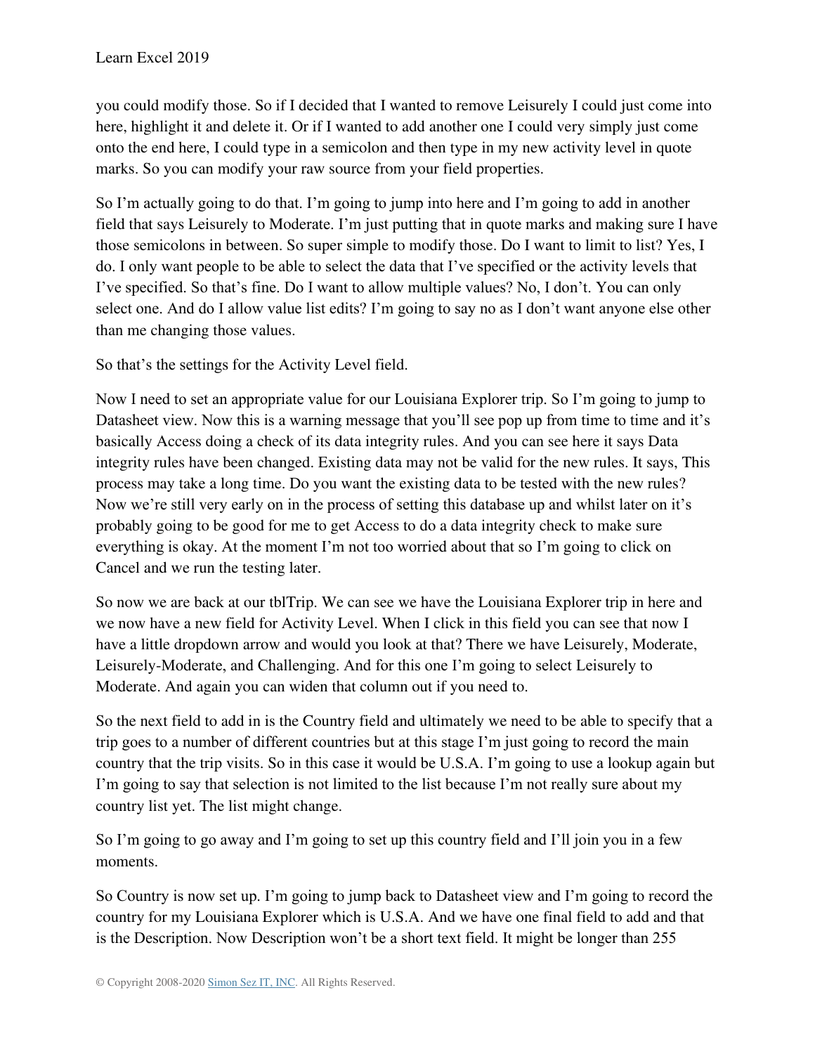you could modify those. So if I decided that I wanted to remove Leisurely I could just come into here, highlight it and delete it. Or if I wanted to add another one I could very simply just come onto the end here, I could type in a semicolon and then type in my new activity level in quote marks. So you can modify your raw source from your field properties.

So I'm actually going to do that. I'm going to jump into here and I'm going to add in another field that says Leisurely to Moderate. I'm just putting that in quote marks and making sure I have those semicolons in between. So super simple to modify those. Do I want to limit to list? Yes, I do. I only want people to be able to select the data that I've specified or the activity levels that I've specified. So that's fine. Do I want to allow multiple values? No, I don't. You can only select one. And do I allow value list edits? I'm going to say no as I don't want anyone else other than me changing those values.

So that's the settings for the Activity Level field.

Now I need to set an appropriate value for our Louisiana Explorer trip. So I'm going to jump to Datasheet view. Now this is a warning message that you'll see pop up from time to time and it's basically Access doing a check of its data integrity rules. And you can see here it says Data integrity rules have been changed. Existing data may not be valid for the new rules. It says, This process may take a long time. Do you want the existing data to be tested with the new rules? Now we're still very early on in the process of setting this database up and whilst later on it's probably going to be good for me to get Access to do a data integrity check to make sure everything is okay. At the moment I'm not too worried about that so I'm going to click on Cancel and we run the testing later.

So now we are back at our tblTrip. We can see we have the Louisiana Explorer trip in here and we now have a new field for Activity Level. When I click in this field you can see that now I have a little dropdown arrow and would you look at that? There we have Leisurely, Moderate, Leisurely-Moderate, and Challenging. And for this one I'm going to select Leisurely to Moderate. And again you can widen that column out if you need to.

So the next field to add in is the Country field and ultimately we need to be able to specify that a trip goes to a number of different countries but at this stage I'm just going to record the main country that the trip visits. So in this case it would be U.S.A. I'm going to use a lookup again but I'm going to say that selection is not limited to the list because I'm not really sure about my country list yet. The list might change.

So I'm going to go away and I'm going to set up this country field and I'll join you in a few moments.

So Country is now set up. I'm going to jump back to Datasheet view and I'm going to record the country for my Louisiana Explorer which is U.S.A. And we have one final field to add and that is the Description. Now Description won't be a short text field. It might be longer than 255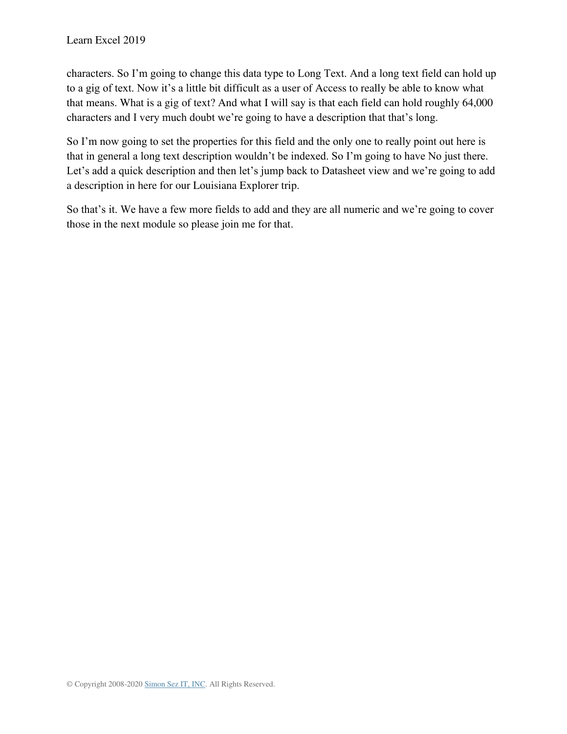characters. So I’m going to change this data type to Long Text. And a long text field can hold up to a gig of text. Now it’s a little bit difficult as a user of Access to really be able to know what that means. What is a gig of text? And what I will say is that each field can hold roughly 64,000 characters and I very much doubt we’re going to have a description that that’s long.

So I’m now going to set the properties for this field and the only one to really point out here is that in general a long text description wouldn’t be indexed. So I’m going to have No just there. Let’s add a quick description and then let’s jump back to Datasheet view and we’re going to add a description in here for our Louisiana Explorer trip.

So that’s it. We have a few more fields to add and they are all numeric and we’re going to cover those in the next module so please join me for that.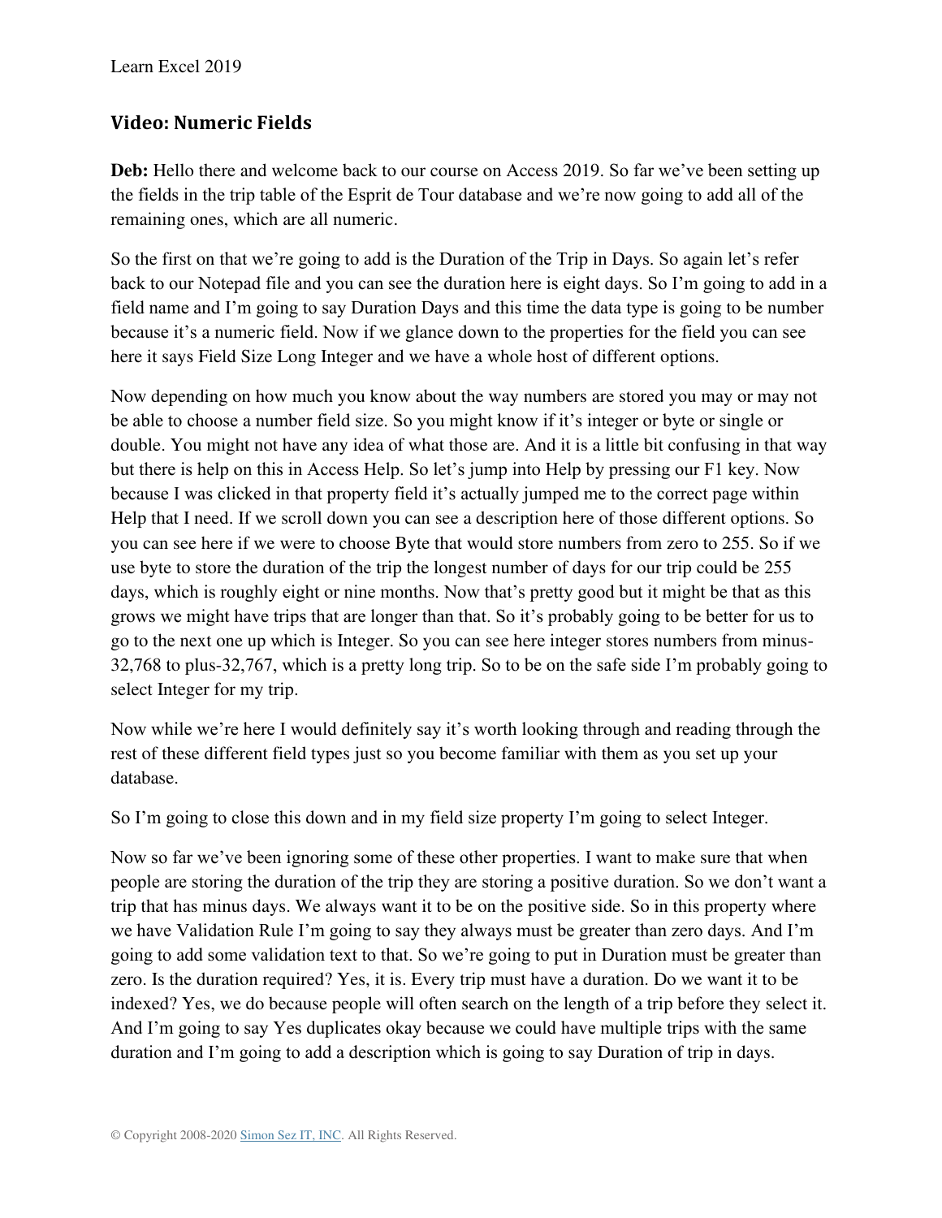## Video: Numeric Fields

**Deb:** Hello there and welcome back to our course on Access 2019. So far we've been setting up the fields in the trip table of the Esprit de Tour database and we're now going to add all of the remaining ones, which are all numeric.

So the first on that we're going to add is the Duration of the Trip in Days. So again let's refer back to our Notepad file and you can see the duration here is eight days. So I'm going to add in a field name and I'm going to say Duration Days and this time the data type is going to be number because it's a numeric field. Now if we glance down to the properties for the field you can see here it says Field Size Long Integer and we have a whole host of different options.

Now depending on how much you know about the way numbers are stored you may or may not be able to choose a number field size. So you might know if it's integer or byte or single or double. You might not have any idea of what those are. And it is a little bit confusing in that way but there is help on this in Access Help. So let's jump into Help by pressing our F1 key. Now because I was clicked in that property field it's actually jumped me to the correct page within Help that I need. If we scroll down you can see a description here of those different options. So you can see here if we were to choose Byte that would store numbers from zero to 255. So if we use byte to store the duration of the trip the longest number of days for our trip could be 255 days, which is roughly eight or nine months. Now that's pretty good but it might be that as this grows we might have trips that are longer than that. So it's probably going to be better for us to go to the next one up which is Integer. So you can see here integer stores numbers from minus-32,768 to plus-32,767, which is a pretty long trip. So to be on the safe side I'm probably going to select Integer for my trip.

Now while we're here I would definitely say it's worth looking through and reading through the rest of these different field types just so you become familiar with them as you set up your database.

So I'm going to close this down and in my field size property I'm going to select Integer.

Now so far we've been ignoring some of these other properties. I want to make sure that when people are storing the duration of the trip they are storing a positive duration. So we don't want a trip that has minus days. We always want it to be on the positive side. So in this property where we have Validation Rule I'm going to say they always must be greater than zero days. And I'm going to add some validation text to that. So we're going to put in Duration must be greater than zero. Is the duration required? Yes, it is. Every trip must have a duration. Do we want it to be indexed? Yes, we do because people will often search on the length of a trip before they select it. And I'm going to say Yes duplicates okay because we could have multiple trips with the same duration and I'm going to add a description which is going to say Duration of trip in days.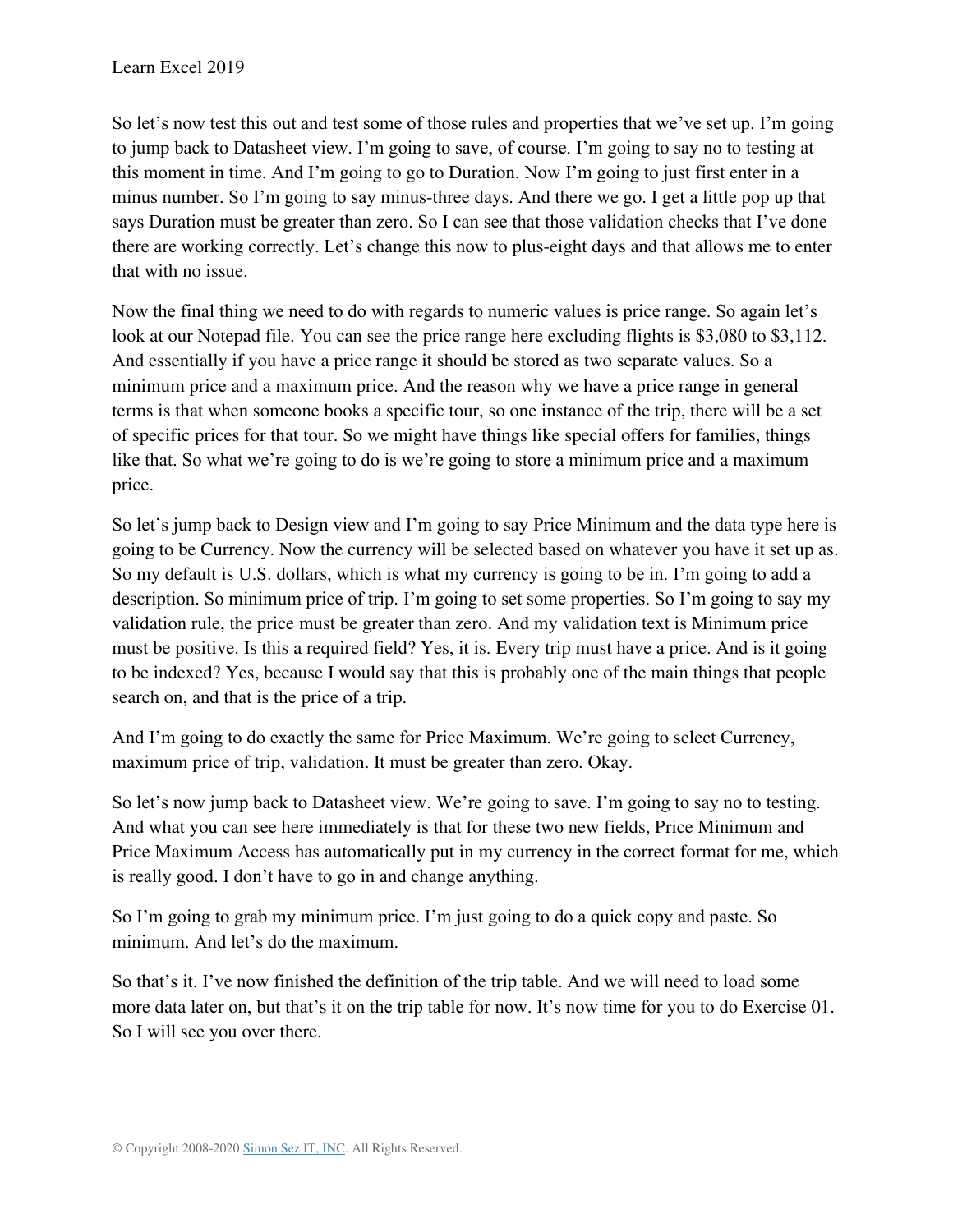So let's now test this out and test some of those rules and properties that we've set up. I'm going to jump back to Datasheet view. I'm going to save, of course. I'm going to say no to testing at this moment in time. And I'm going to go to Duration. Now I'm going to just first enter in a minus number. So I'm going to say minus-three days. And there we go. I get a little pop up that says Duration must be greater than zero. So I can see that those validation checks that I've done there are working correctly. Let's change this now to plus-eight days and that allows me to enter that with no issue.

Now the final thing we need to do with regards to numeric values is price range. So again let's look at our Notepad file. You can see the price range here excluding flights is $3,080 to $3,112. And essentially if you have a price range it should be stored as two separate values. So a minimum price and a maximum price. And the reason why we have a price range in general terms is that when someone books a specific tour, so one instance of the trip, there will be a set of specific prices for that tour. So we might have things like special offers for families, things like that. So what we're going to do is we're going to store a minimum price and a maximum price.

So let's jump back to Design view and I'm going to say Price Minimum and the data type here is going to be Currency. Now the currency will be selected based on whatever you have it set up as. So my default is U.S. dollars, which is what my currency is going to be in. I'm going to add a description. So minimum price of trip. I'm going to set some properties. So I'm going to say my validation rule, the price must be greater than zero. And my validation text is Minimum price must be positive. Is this a required field? Yes, it is. Every trip must have a price. And is it going to be indexed? Yes, because I would say that this is probably one of the main things that people search on, and that is the price of a trip.

And I'm going to do exactly the same for Price Maximum. We're going to select Currency, maximum price of trip, validation. It must be greater than zero. Okay.

So let's now jump back to Datasheet view. We're going to save. I'm going to say no to testing. And what you can see here immediately is that for these two new fields, Price Minimum and Price Maximum Access has automatically put in my currency in the correct format for me, which is really good. I don't have to go in and change anything.

So I'm going to grab my minimum price. I'm just going to do a quick copy and paste. So minimum. And let's do the maximum.

So that's it. I've now finished the definition of the trip table. And we will need to load some more data later on, but that's it on the trip table for now. It's now time for you to do Exercise 01. So I will see you over there.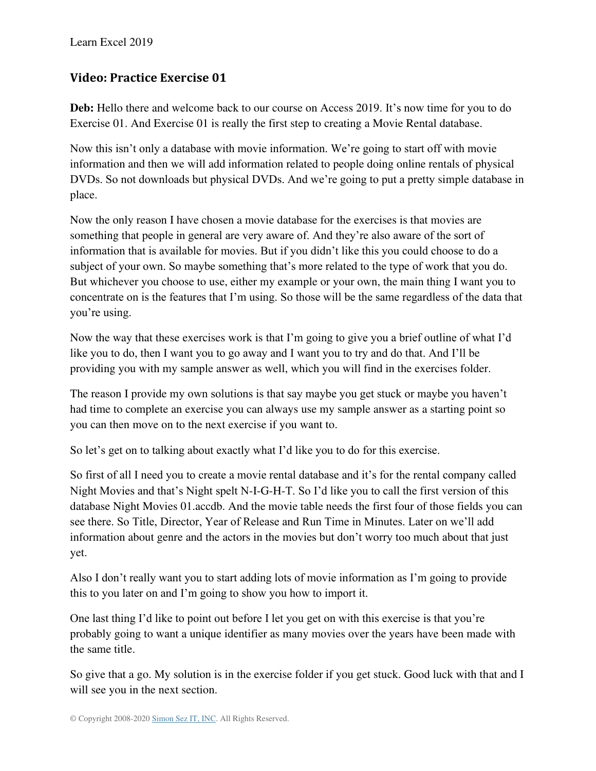## Video: Practice Exercise 01

**Deb:** Hello there and welcome back to our course on Access 2019. It's now time for you to do Exercise 01. And Exercise 01 is really the first step to creating a Movie Rental database.

Now this isn't only a database with movie information. We're going to start off with movie information and then we will add information related to people doing online rentals of physical DVDs. So not downloads but physical DVDs. And we're going to put a pretty simple database in place.

Now the only reason I have chosen a movie database for the exercises is that movies are something that people in general are very aware of. And they're also aware of the sort of information that is available for movies. But if you didn't like this you could choose to do a subject of your own. So maybe something that's more related to the type of work that you do. But whichever you choose to use, either my example or your own, the main thing I want you to concentrate on is the features that I'm using. So those will be the same regardless of the data that you're using.

Now the way that these exercises work is that I'm going to give you a brief outline of what I'd like you to do, then I want you to go away and I want you to try and do that. And I'll be providing you with my sample answer as well, which you will find in the exercises folder.

The reason I provide my own solutions is that say maybe you get stuck or maybe you haven't had time to complete an exercise you can always use my sample answer as a starting point so you can then move on to the next exercise if you want to.

So let's get on to talking about exactly what I'd like you to do for this exercise.

So first of all I need you to create a movie rental database and it's for the rental company called Night Movies and that's Night spelt N-I-G-H-T. So I'd like you to call the first version of this database Night Movies 01.accdb. And the movie table needs the first four of those fields you can see there. So Title, Director, Year of Release and Run Time in Minutes. Later on we'll add information about genre and the actors in the movies but don't worry too much about that just yet.

Also I don't really want you to start adding lots of movie information as I'm going to provide this to you later on and I'm going to show you how to import it.

One last thing I'd like to point out before I let you get on with this exercise is that you're probably going to want a unique identifier as many movies over the years have been made with the same title.

So give that a go. My solution is in the exercise folder if you get stuck. Good luck with that and I will see you in the next section.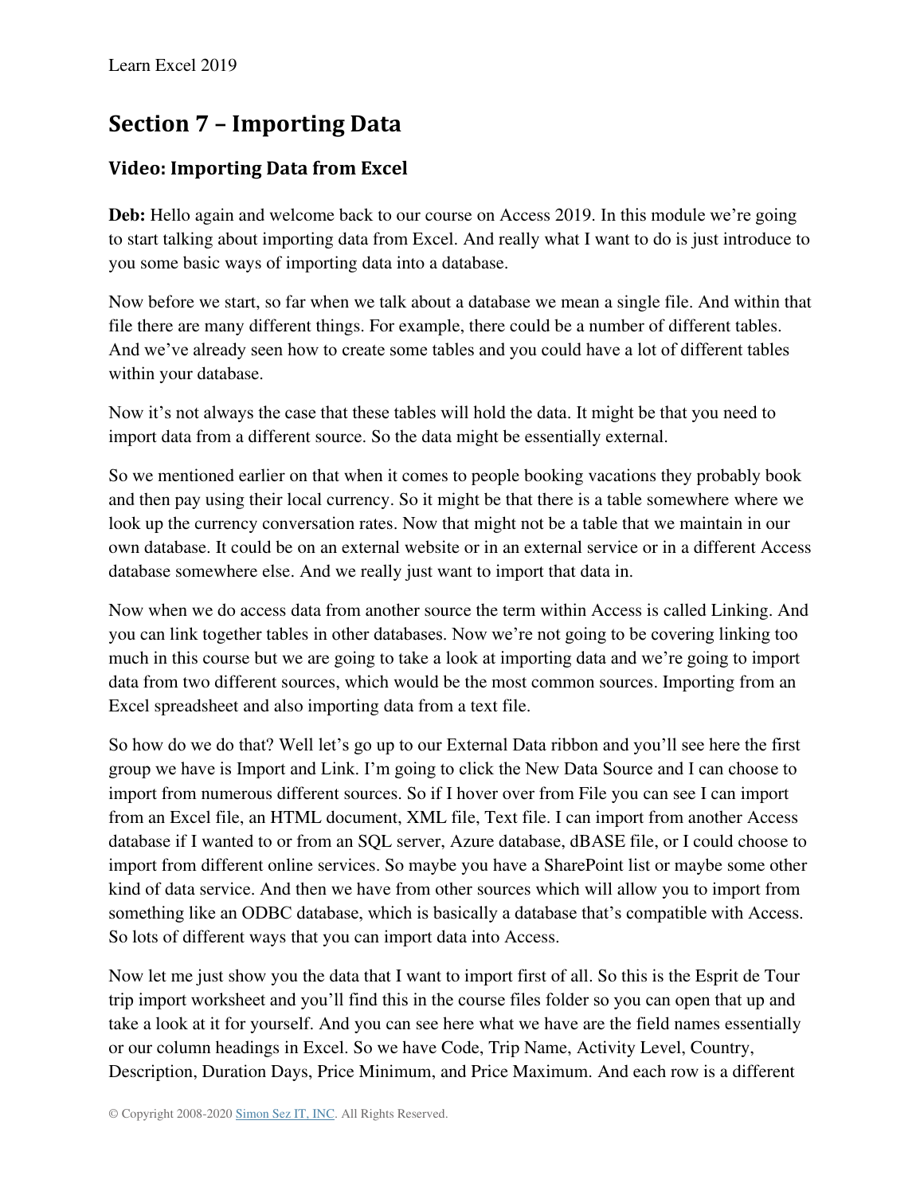## Section 7 – Importing Data

### Video: Importing Data from Excel

**Deb:** Hello again and welcome back to our course on Access 2019. In this module we're going to start talking about importing data from Excel. And really what I want to do is just introduce to you some basic ways of importing data into a database.

Now before we start, so far when we talk about a database we mean a single file. And within that file there are many different things. For example, there could be a number of different tables. And we've already seen how to create some tables and you could have a lot of different tables within your database.

Now it's not always the case that these tables will hold the data. It might be that you need to import data from a different source. So the data might be essentially external.

So we mentioned earlier on that when it comes to people booking vacations they probably book and then pay using their local currency. So it might be that there is a table somewhere where we look up the currency conversation rates. Now that might not be a table that we maintain in our own database. It could be on an external website or in an external service or in a different Access database somewhere else. And we really just want to import that data in.

Now when we do access data from another source the term within Access is called Linking. And you can link together tables in other databases. Now we're not going to be covering linking too much in this course but we are going to take a look at importing data and we're going to import data from two different sources, which would be the most common sources. Importing from an Excel spreadsheet and also importing data from a text file.

So how do we do that? Well let's go up to our External Data ribbon and you'll see here the first group we have is Import and Link. I'm going to click the New Data Source and I can choose to import from numerous different sources. So if I hover over from File you can see I can import from an Excel file, an HTML document, XML file, Text file. I can import from another Access database if I wanted to or from an SQL server, Azure database, dBASE file, or I could choose to import from different online services. So maybe you have a SharePoint list or maybe some other kind of data service. And then we have from other sources which will allow you to import from something like an ODBC database, which is basically a database that's compatible with Access. So lots of different ways that you can import data into Access.

Now let me just show you the data that I want to import first of all. So this is the Esprit de Tour trip import worksheet and you'll find this in the course files folder so you can open that up and take a look at it for yourself. And you can see here what we have are the field names essentially or our column headings in Excel. So we have Code, Trip Name, Activity Level, Country, Description, Duration Days, Price Minimum, and Price Maximum. And each row is a different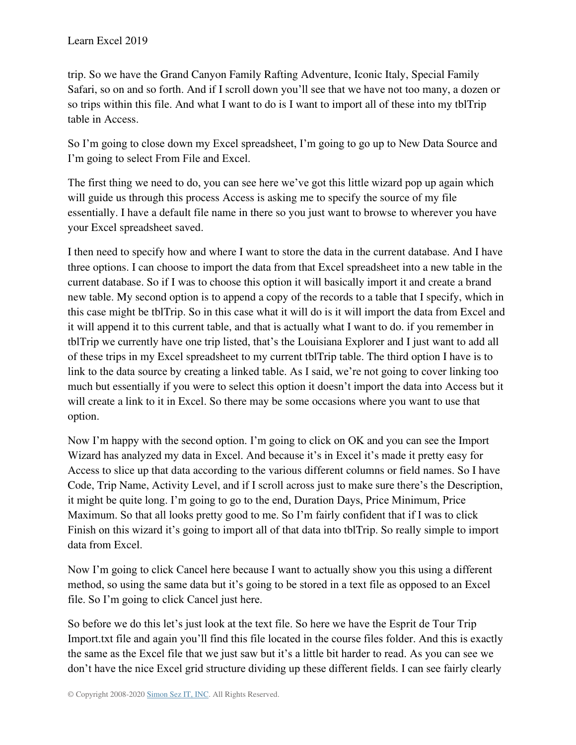trip. So we have the Grand Canyon Family Rafting Adventure, Iconic Italy, Special Family Safari, so on and so forth. And if I scroll down you'll see that we have not too many, a dozen or so trips within this file. And what I want to do is I want to import all of these into my tblTrip table in Access.

So I'm going to close down my Excel spreadsheet, I'm going to go up to New Data Source and I'm going to select From File and Excel.

The first thing we need to do, you can see here we've got this little wizard pop up again which will guide us through this process Access is asking me to specify the source of my file essentially. I have a default file name in there so you just want to browse to wherever you have your Excel spreadsheet saved.

I then need to specify how and where I want to store the data in the current database. And I have three options. I can choose to import the data from that Excel spreadsheet into a new table in the current database. So if I was to choose this option it will basically import it and create a brand new table. My second option is to append a copy of the records to a table that I specify, which in this case might be tblTrip. So in this case what it will do is it will import the data from Excel and it will append it to this current table, and that is actually what I want to do. if you remember in tblTrip we currently have one trip listed, that's the Louisiana Explorer and I just want to add all of these trips in my Excel spreadsheet to my current tblTrip table. The third option I have is to link to the data source by creating a linked table. As I said, we're not going to cover linking too much but essentially if you were to select this option it doesn't import the data into Access but it will create a link to it in Excel. So there may be some occasions where you want to use that option.

Now I'm happy with the second option. I'm going to click on OK and you can see the Import Wizard has analyzed my data in Excel. And because it's in Excel it's made it pretty easy for Access to slice up that data according to the various different columns or field names. So I have Code, Trip Name, Activity Level, and if I scroll across just to make sure there's the Description, it might be quite long. I'm going to go to the end, Duration Days, Price Minimum, Price Maximum. So that all looks pretty good to me. So I'm fairly confident that if I was to click Finish on this wizard it's going to import all of that data into tblTrip. So really simple to import data from Excel.

Now I'm going to click Cancel here because I want to actually show you this using a different method, so using the same data but it's going to be stored in a text file as opposed to an Excel file. So I'm going to click Cancel just here.

So before we do this let's just look at the text file. So here we have the Esprit de Tour Trip Import.txt file and again you'll find this file located in the course files folder. And this is exactly the same as the Excel file that we just saw but it's a little bit harder to read. As you can see we don't have the nice Excel grid structure dividing up these different fields. I can see fairly clearly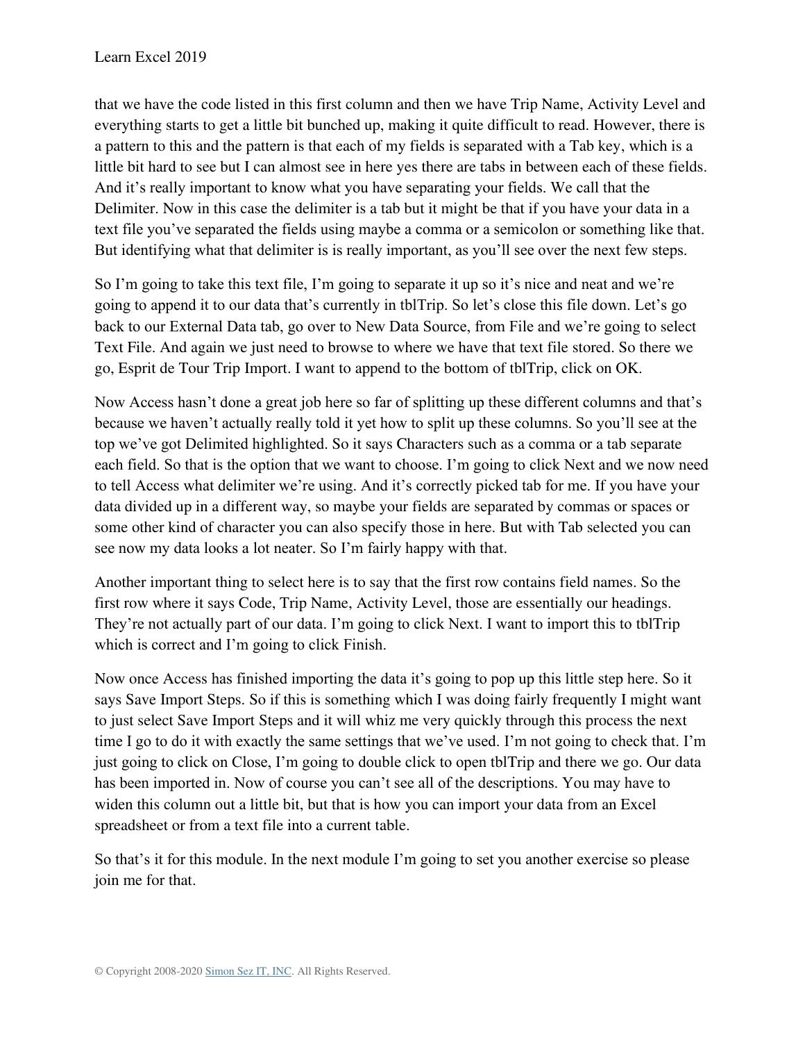that we have the code listed in this first column and then we have Trip Name, Activity Level and everything starts to get a little bit bunched up, making it quite difficult to read. However, there is a pattern to this and the pattern is that each of my fields is separated with a Tab key, which is a little bit hard to see but I can almost see in here yes there are tabs in between each of these fields. And it's really important to know what you have separating your fields. We call that the Delimiter. Now in this case the delimiter is a tab but it might be that if you have your data in a text file you've separated the fields using maybe a comma or a semicolon or something like that. But identifying what that delimiter is is really important, as you'll see over the next few steps.

So I'm going to take this text file, I'm going to separate it up so it's nice and neat and we're going to append it to our data that's currently in tblTrip. So let's close this file down. Let's go back to our External Data tab, go over to New Data Source, from File and we're going to select Text File. And again we just need to browse to where we have that text file stored. So there we go, Esprit de Tour Trip Import. I want to append to the bottom of tblTrip, click on OK.

Now Access hasn't done a great job here so far of splitting up these different columns and that's because we haven't actually really told it yet how to split up these columns. So you'll see at the top we've got Delimited highlighted. So it says Characters such as a comma or a tab separate each field. So that is the option that we want to choose. I'm going to click Next and we now need to tell Access what delimiter we're using. And it's correctly picked tab for me. If you have your data divided up in a different way, so maybe your fields are separated by commas or spaces or some other kind of character you can also specify those in here. But with Tab selected you can see now my data looks a lot neater. So I'm fairly happy with that.

Another important thing to select here is to say that the first row contains field names. So the first row where it says Code, Trip Name, Activity Level, those are essentially our headings. They're not actually part of our data. I'm going to click Next. I want to import this to tblTrip which is correct and I'm going to click Finish.

Now once Access has finished importing the data it's going to pop up this little step here. So it says Save Import Steps. So if this is something which I was doing fairly frequently I might want to just select Save Import Steps and it will whiz me very quickly through this process the next time I go to do it with exactly the same settings that we've used. I'm not going to check that. I'm just going to click on Close, I'm going to double click to open tblTrip and there we go. Our data has been imported in. Now of course you can't see all of the descriptions. You may have to widen this column out a little bit, but that is how you can import your data from an Excel spreadsheet or from a text file into a current table.

So that's it for this module. In the next module I'm going to set you another exercise so please join me for that.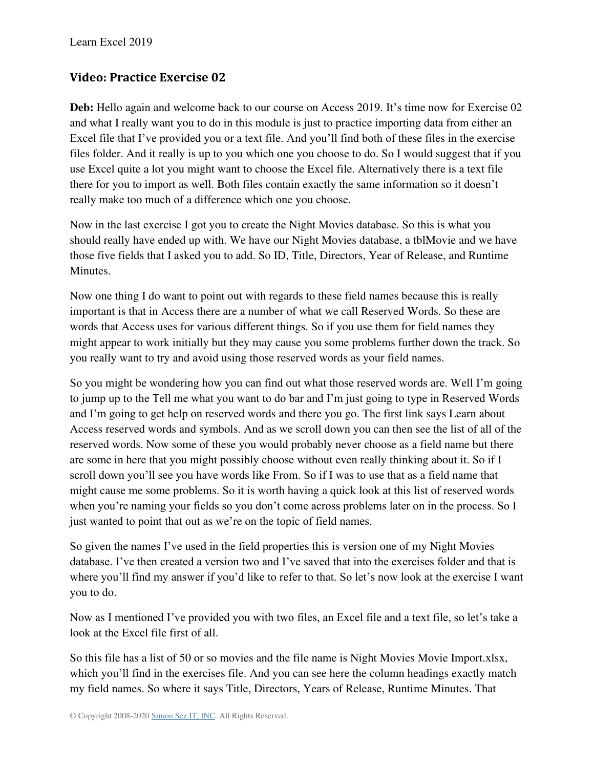## Video: Practice Exercise 02

**Deb:** Hello again and welcome back to our course on Access 2019. It's time now for Exercise 02 and what I really want you to do in this module is just to practice importing data from either an Excel file that I've provided you or a text file. And you'll find both of these files in the exercise files folder. And it really is up to you which one you choose to do. So I would suggest that if you use Excel quite a lot you might want to choose the Excel file. Alternatively there is a text file there for you to import as well. Both files contain exactly the same information so it doesn't really make too much of a difference which one you choose.

Now in the last exercise I got you to create the Night Movies database. So this is what you should really have ended up with. We have our Night Movies database, a tblMovie and we have those five fields that I asked you to add. So ID, Title, Directors, Year of Release, and Runtime Minutes.

Now one thing I do want to point out with regards to these field names because this is really important is that in Access there are a number of what we call Reserved Words. So these are words that Access uses for various different things. So if you use them for field names they might appear to work initially but they may cause you some problems further down the track. So you really want to try and avoid using those reserved words as your field names.

So you might be wondering how you can find out what those reserved words are. Well I'm going to jump up to the Tell me what you want to do bar and I'm just going to type in Reserved Words and I'm going to get help on reserved words and there you go. The first link says Learn about Access reserved words and symbols. And as we scroll down you can then see the list of all of the reserved words. Now some of these you would probably never choose as a field name but there are some in here that you might possibly choose without even really thinking about it. So if I scroll down you'll see you have words like From. So if I was to use that as a field name that might cause me some problems. So it is worth having a quick look at this list of reserved words when you're naming your fields so you don't come across problems later on in the process. So I just wanted to point that out as we're on the topic of field names.

So given the names I've used in the field properties this is version one of my Night Movies database. I've then created a version two and I've saved that into the exercises folder and that is where you'll find my answer if you'd like to refer to that. So let's now look at the exercise I want you to do.

Now as I mentioned I've provided you with two files, an Excel file and a text file, so let's take a look at the Excel file first of all.

So this file has a list of 50 or so movies and the file name is Night Movies Movie Import.xlsx, which you'll find in the exercises file. And you can see here the column headings exactly match my field names. So where it says Title, Directors, Years of Release, Runtime Minutes. That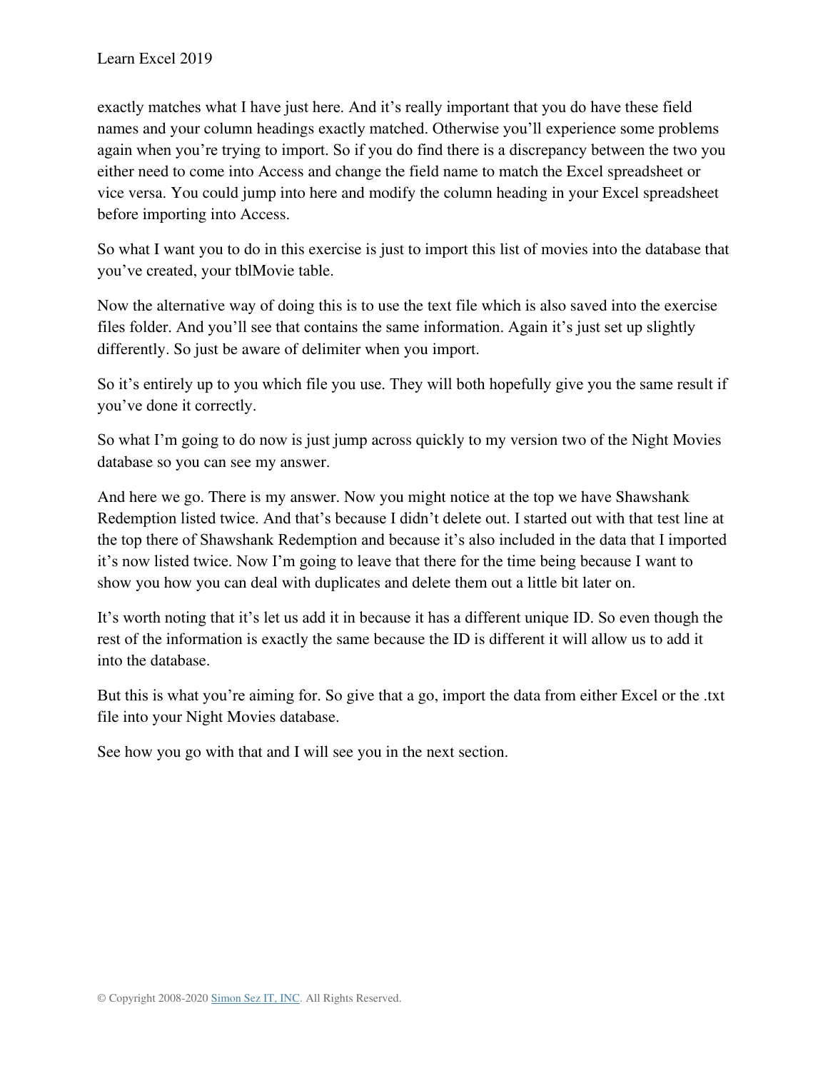exactly matches what I have just here. And it's really important that you do have these field names and your column headings exactly matched. Otherwise you'll experience some problems again when you're trying to import. So if you do find there is a discrepancy between the two you either need to come into Access and change the field name to match the Excel spreadsheet or vice versa. You could jump into here and modify the column heading in your Excel spreadsheet before importing into Access.

So what I want you to do in this exercise is just to import this list of movies into the database that you've created, your tblMovie table.

Now the alternative way of doing this is to use the text file which is also saved into the exercise files folder. And you'll see that contains the same information. Again it's just set up slightly differently. So just be aware of delimiter when you import.

So it's entirely up to you which file you use. They will both hopefully give you the same result if you've done it correctly.

So what I'm going to do now is just jump across quickly to my version two of the Night Movies database so you can see my answer.

And here we go. There is my answer. Now you might notice at the top we have Shawshank Redemption listed twice. And that's because I didn't delete out. I started out with that test line at the top there of Shawshank Redemption and because it's also included in the data that I imported it's now listed twice. Now I'm going to leave that there for the time being because I want to show you how you can deal with duplicates and delete them out a little bit later on.

It's worth noting that it's let us add it in because it has a different unique ID. So even though the rest of the information is exactly the same because the ID is different it will allow us to add it into the database.

But this is what you're aiming for. So give that a go, import the data from either Excel or the .txt file into your Night Movies database.

See how you go with that and I will see you in the next section.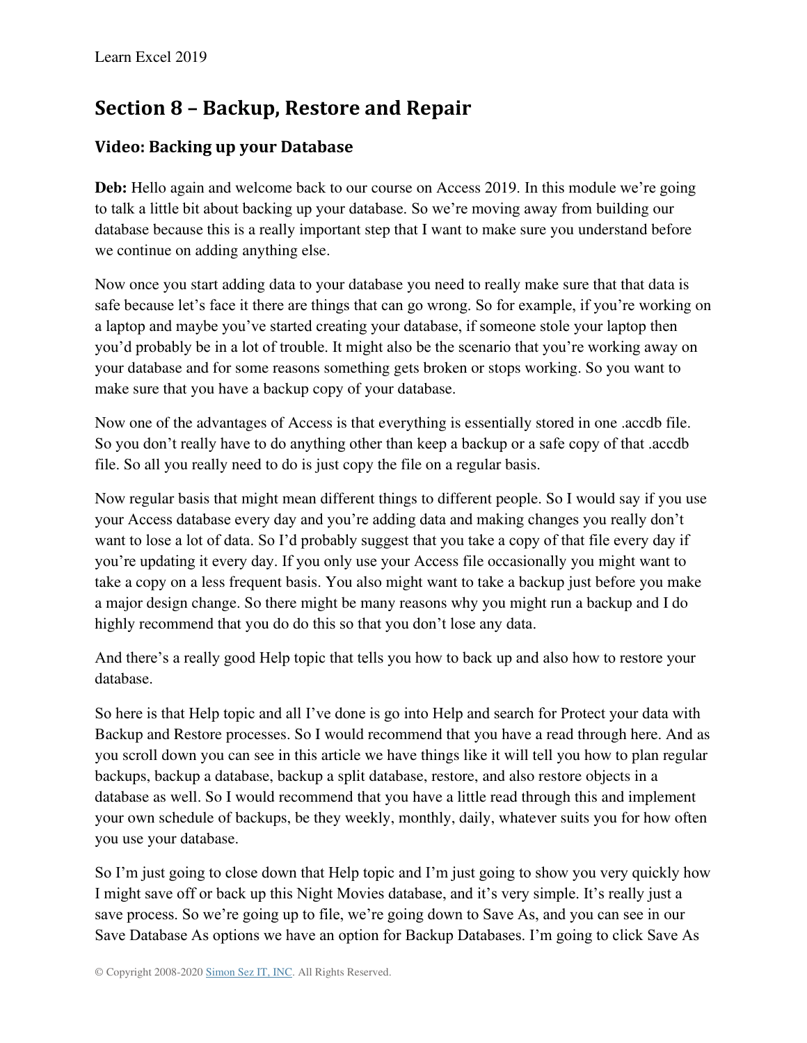## Section 8 – Backup, Restore and Repair

### Video: Backing up your Database

**Deb:** Hello again and welcome back to our course on Access 2019. In this module we're going to talk a little bit about backing up your database. So we're moving away from building our database because this is a really important step that I want to make sure you understand before we continue on adding anything else.

Now once you start adding data to your database you need to really make sure that that data is safe because let's face it there are things that can go wrong. So for example, if you're working on a laptop and maybe you've started creating your database, if someone stole your laptop then you'd probably be in a lot of trouble. It might also be the scenario that you're working away on your database and for some reasons something gets broken or stops working. So you want to make sure that you have a backup copy of your database.

Now one of the advantages of Access is that everything is essentially stored in one .accdb file. So you don't really have to do anything other than keep a backup or a safe copy of that .accdb file. So all you really need to do is just copy the file on a regular basis.

Now regular basis that might mean different things to different people. So I would say if you use your Access database every day and you're adding data and making changes you really don't want to lose a lot of data. So I'd probably suggest that you take a copy of that file every day if you're updating it every day. If you only use your Access file occasionally you might want to take a copy on a less frequent basis. You also might want to take a backup just before you make a major design change. So there might be many reasons why you might run a backup and I do highly recommend that you do do this so that you don't lose any data.

And there's a really good Help topic that tells you how to back up and also how to restore your database.

So here is that Help topic and all I've done is go into Help and search for Protect your data with Backup and Restore processes. So I would recommend that you have a read through here. And as you scroll down you can see in this article we have things like it will tell you how to plan regular backups, backup a database, backup a split database, restore, and also restore objects in a database as well. So I would recommend that you have a little read through this and implement your own schedule of backups, be they weekly, monthly, daily, whatever suits you for how often you use your database.

So I'm just going to close down that Help topic and I'm just going to show you very quickly how I might save off or back up this Night Movies database, and it's very simple. It's really just a save process. So we're going up to file, we're going down to Save As, and you can see in our Save Database As options we have an option for Backup Databases. I'm going to click Save As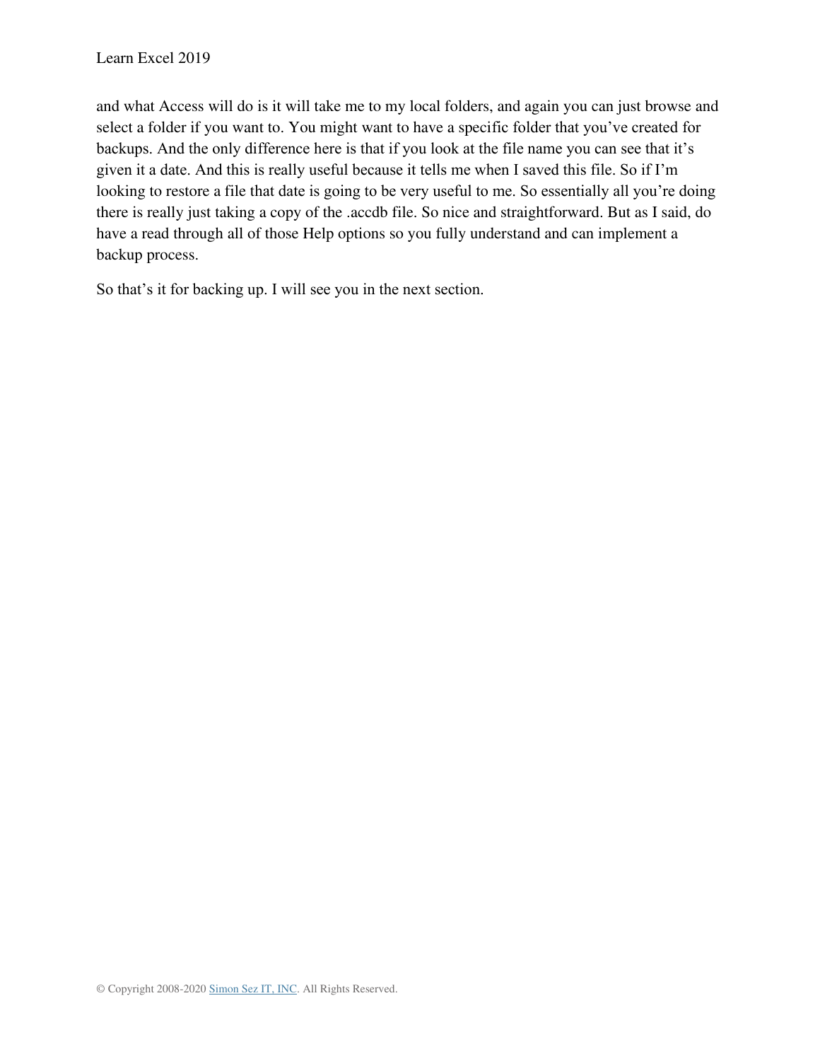and what Access will do is it will take me to my local folders, and again you can just browse and select a folder if you want to. You might want to have a specific folder that you've created for backups. And the only difference here is that if you look at the file name you can see that it's given it a date. And this is really useful because it tells me when I saved this file. So if I'm looking to restore a file that date is going to be very useful to me. So essentially all you're doing there is really just taking a copy of the .accdb file. So nice and straightforward. But as I said, do have a read through all of those Help options so you fully understand and can implement a backup process.

So that's it for backing up. I will see you in the next section.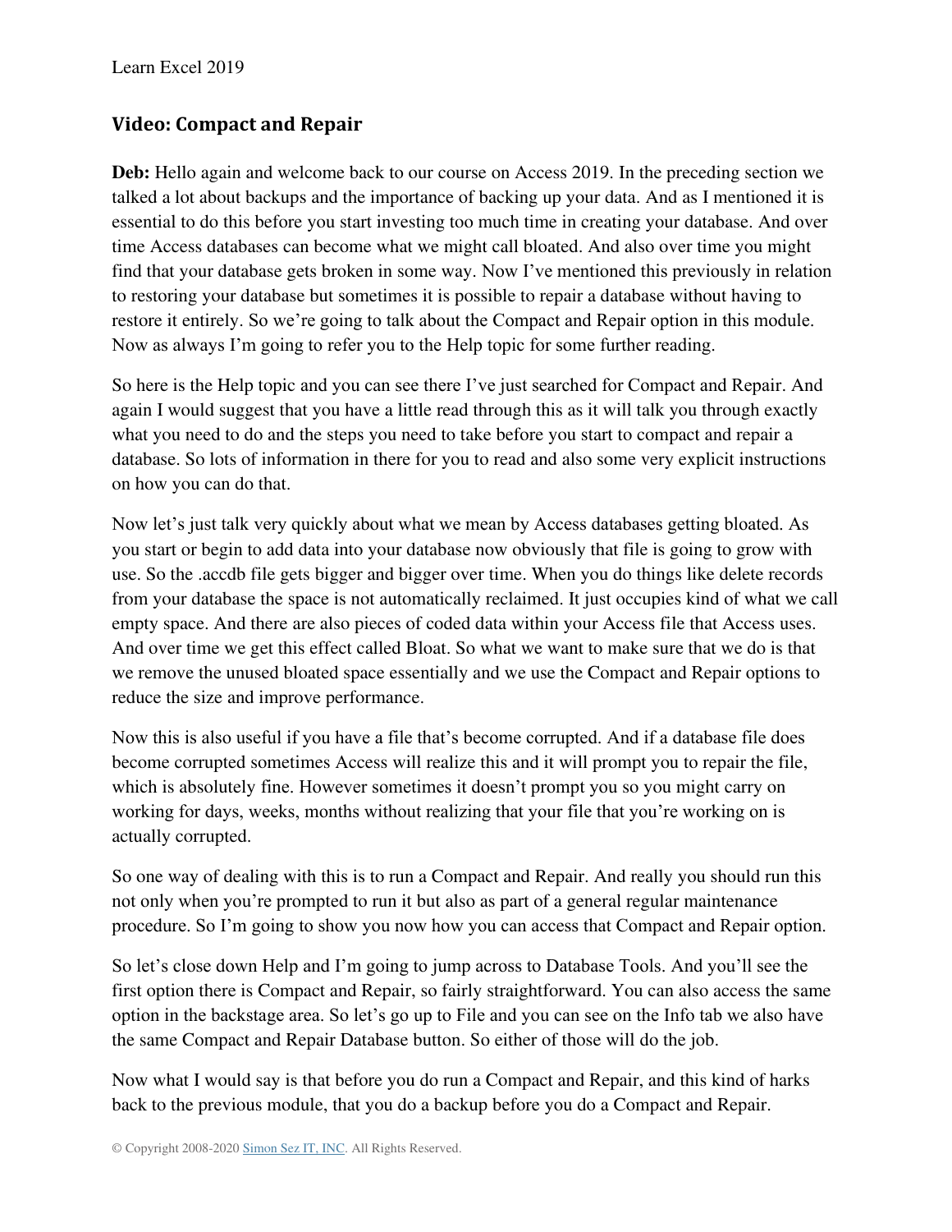## Video: Compact and Repair

**Deb:** Hello again and welcome back to our course on Access 2019. In the preceding section we talked a lot about backups and the importance of backing up your data. And as I mentioned it is essential to do this before you start investing too much time in creating your database. And over time Access databases can become what we might call bloated. And also over time you might find that your database gets broken in some way. Now I've mentioned this previously in relation to restoring your database but sometimes it is possible to repair a database without having to restore it entirely. So we're going to talk about the Compact and Repair option in this module. Now as always I'm going to refer you to the Help topic for some further reading.

So here is the Help topic and you can see there I've just searched for Compact and Repair. And again I would suggest that you have a little read through this as it will talk you through exactly what you need to do and the steps you need to take before you start to compact and repair a database. So lots of information in there for you to read and also some very explicit instructions on how you can do that.

Now let's just talk very quickly about what we mean by Access databases getting bloated. As you start or begin to add data into your database now obviously that file is going to grow with use. So the .accdb file gets bigger and bigger over time. When you do things like delete records from your database the space is not automatically reclaimed. It just occupies kind of what we call empty space. And there are also pieces of coded data within your Access file that Access uses. And over time we get this effect called Bloat. So what we want to make sure that we do is that we remove the unused bloated space essentially and we use the Compact and Repair options to reduce the size and improve performance.

Now this is also useful if you have a file that's become corrupted. And if a database file does become corrupted sometimes Access will realize this and it will prompt you to repair the file, which is absolutely fine. However sometimes it doesn't prompt you so you might carry on working for days, weeks, months without realizing that your file that you're working on is actually corrupted.

So one way of dealing with this is to run a Compact and Repair. And really you should run this not only when you're prompted to run it but also as part of a general regular maintenance procedure. So I'm going to show you now how you can access that Compact and Repair option.

So let's close down Help and I'm going to jump across to Database Tools. And you'll see the first option there is Compact and Repair, so fairly straightforward. You can also access the same option in the backstage area. So let's go up to File and you can see on the Info tab we also have the same Compact and Repair Database button. So either of those will do the job.

Now what I would say is that before you do run a Compact and Repair, and this kind of harks back to the previous module, that you do a backup before you do a Compact and Repair.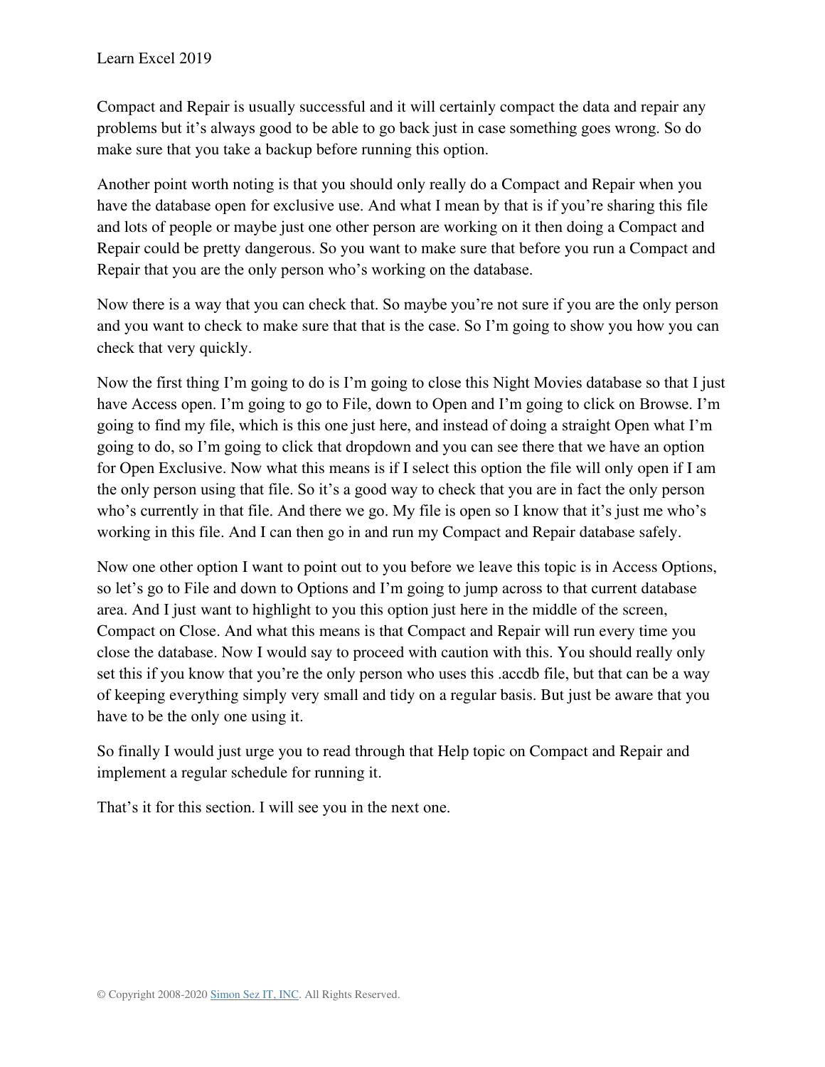Compact and Repair is usually successful and it will certainly compact the data and repair any problems but it's always good to be able to go back just in case something goes wrong. So do make sure that you take a backup before running this option.

Another point worth noting is that you should only really do a Compact and Repair when you have the database open for exclusive use. And what I mean by that is if you're sharing this file and lots of people or maybe just one other person are working on it then doing a Compact and Repair could be pretty dangerous. So you want to make sure that before you run a Compact and Repair that you are the only person who's working on the database.

Now there is a way that you can check that. So maybe you're not sure if you are the only person and you want to check to make sure that that is the case. So I'm going to show you how you can check that very quickly.

Now the first thing I'm going to do is I'm going to close this Night Movies database so that I just have Access open. I'm going to go to File, down to Open and I'm going to click on Browse. I'm going to find my file, which is this one just here, and instead of doing a straight Open what I'm going to do, so I'm going to click that dropdown and you can see there that we have an option for Open Exclusive. Now what this means is if I select this option the file will only open if I am the only person using that file. So it's a good way to check that you are in fact the only person who's currently in that file. And there we go. My file is open so I know that it's just me who's working in this file. And I can then go in and run my Compact and Repair database safely.

Now one other option I want to point out to you before we leave this topic is in Access Options, so let's go to File and down to Options and I'm going to jump across to that current database area. And I just want to highlight to you this option just here in the middle of the screen, Compact on Close. And what this means is that Compact and Repair will run every time you close the database. Now I would say to proceed with caution with this. You should really only set this if you know that you're the only person who uses this .accdb file, but that can be a way of keeping everything simply very small and tidy on a regular basis. But just be aware that you have to be the only one using it.

So finally I would just urge you to read through that Help topic on Compact and Repair and implement a regular schedule for running it.

That's it for this section. I will see you in the next one.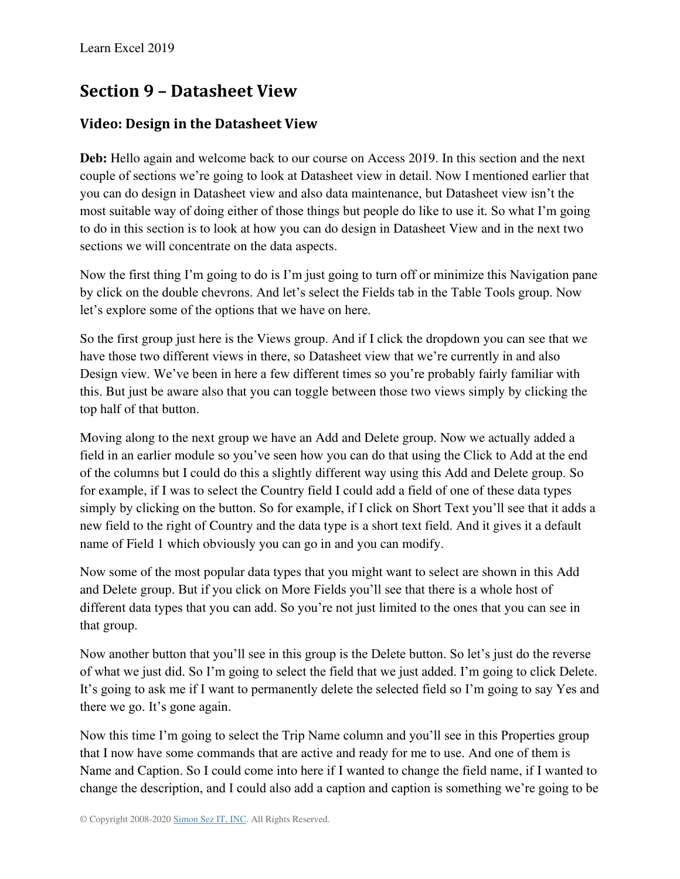## Section 9 – Datasheet View

### Video: Design in the Datasheet View

**Deb:** Hello again and welcome back to our course on Access 2019. In this section and the next couple of sections we're going to look at Datasheet view in detail. Now I mentioned earlier that you can do design in Datasheet view and also data maintenance, but Datasheet view isn't the most suitable way of doing either of those things but people do like to use it. So what I'm going to do in this section is to look at how you can do design in Datasheet View and in the next two sections we will concentrate on the data aspects.

Now the first thing I'm going to do is I'm just going to turn off or minimize this Navigation pane by click on the double chevrons. And let's select the Fields tab in the Table Tools group. Now let's explore some of the options that we have on here.

So the first group just here is the Views group. And if I click the dropdown you can see that we have those two different views in there, so Datasheet view that we're currently in and also Design view. We've been in here a few different times so you're probably fairly familiar with this. But just be aware also that you can toggle between those two views simply by clicking the top half of that button.

Moving along to the next group we have an Add and Delete group. Now we actually added a field in an earlier module so you've seen how you can do that using the Click to Add at the end of the columns but I could do this a slightly different way using this Add and Delete group. So for example, if I was to select the Country field I could add a field of one of these data types simply by clicking on the button. So for example, if I click on Short Text you'll see that it adds a new field to the right of Country and the data type is a short text field. And it gives it a default name of Field 1 which obviously you can go in and you can modify.

Now some of the most popular data types that you might want to select are shown in this Add and Delete group. But if you click on More Fields you'll see that there is a whole host of different data types that you can add. So you're not just limited to the ones that you can see in that group.

Now another button that you'll see in this group is the Delete button. So let's just do the reverse of what we just did. So I'm going to select the field that we just added. I'm going to click Delete. It's going to ask me if I want to permanently delete the selected field so I'm going to say Yes and there we go. It's gone again.

Now this time I'm going to select the Trip Name column and you'll see in this Properties group that I now have some commands that are active and ready for me to use. And one of them is Name and Caption. So I could come into here if I wanted to change the field name, if I wanted to change the description, and I could also add a caption and caption is something we're going to be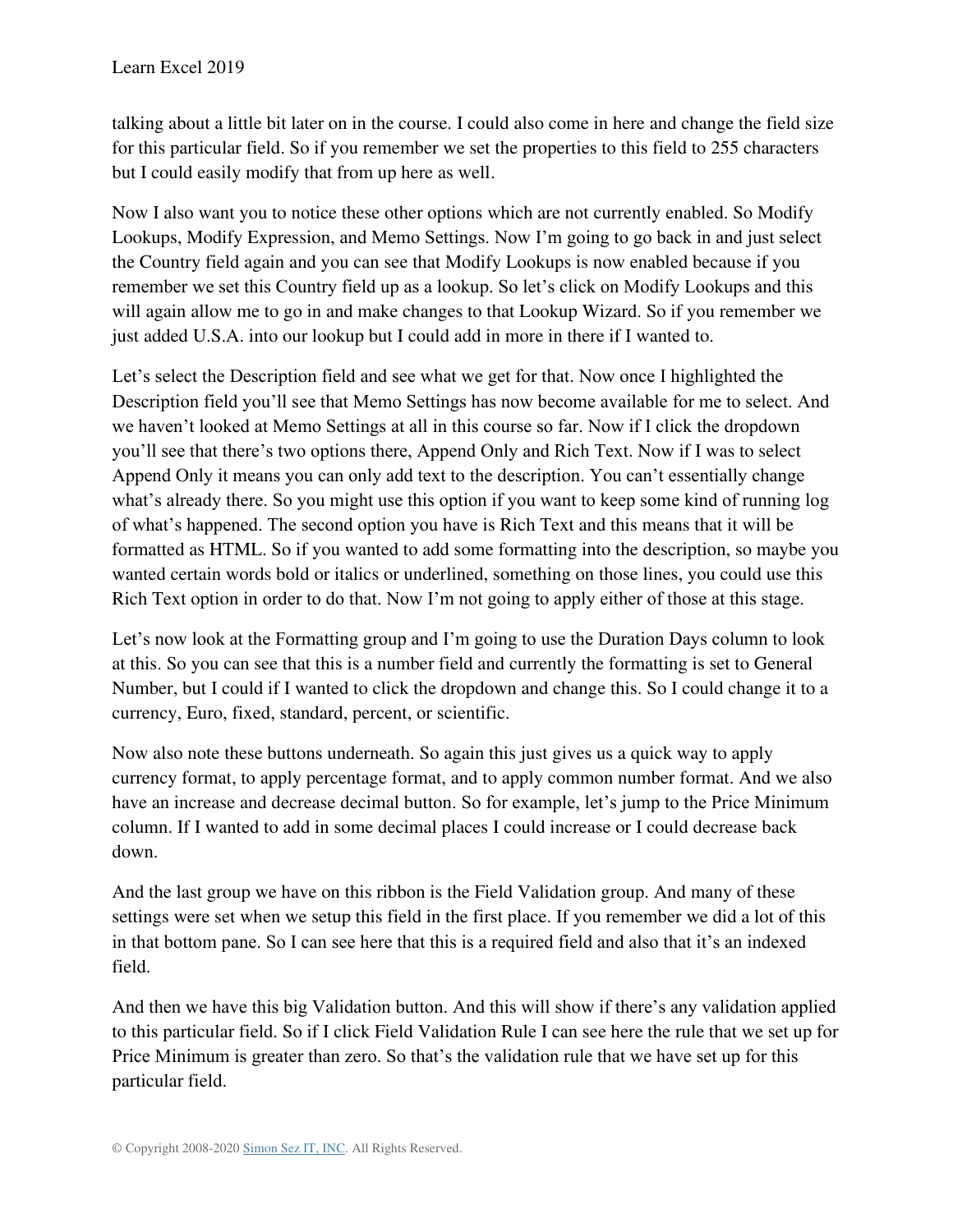talking about a little bit later on in the course. I could also come in here and change the field size for this particular field. So if you remember we set the properties to this field to 255 characters but I could easily modify that from up here as well.

Now I also want you to notice these other options which are not currently enabled. So Modify Lookups, Modify Expression, and Memo Settings. Now I'm going to go back in and just select the Country field again and you can see that Modify Lookups is now enabled because if you remember we set this Country field up as a lookup. So let's click on Modify Lookups and this will again allow me to go in and make changes to that Lookup Wizard. So if you remember we just added U.S.A. into our lookup but I could add in more in there if I wanted to.

Let's select the Description field and see what we get for that. Now once I highlighted the Description field you'll see that Memo Settings has now become available for me to select. And we haven't looked at Memo Settings at all in this course so far. Now if I click the dropdown you'll see that there's two options there, Append Only and Rich Text. Now if I was to select Append Only it means you can only add text to the description. You can't essentially change what's already there. So you might use this option if you want to keep some kind of running log of what's happened. The second option you have is Rich Text and this means that it will be formatted as HTML. So if you wanted to add some formatting into the description, so maybe you wanted certain words bold or italics or underlined, something on those lines, you could use this Rich Text option in order to do that. Now I'm not going to apply either of those at this stage.

Let's now look at the Formatting group and I'm going to use the Duration Days column to look at this. So you can see that this is a number field and currently the formatting is set to General Number, but I could if I wanted to click the dropdown and change this. So I could change it to a currency, Euro, fixed, standard, percent, or scientific.

Now also note these buttons underneath. So again this just gives us a quick way to apply currency format, to apply percentage format, and to apply common number format. And we also have an increase and decrease decimal button. So for example, let's jump to the Price Minimum column. If I wanted to add in some decimal places I could increase or I could decrease back down.

And the last group we have on this ribbon is the Field Validation group. And many of these settings were set when we setup this field in the first place. If you remember we did a lot of this in that bottom pane. So I can see here that this is a required field and also that it's an indexed field.

And then we have this big Validation button. And this will show if there's any validation applied to this particular field. So if I click Field Validation Rule I can see here the rule that we set up for Price Minimum is greater than zero. So that's the validation rule that we have set up for this particular field.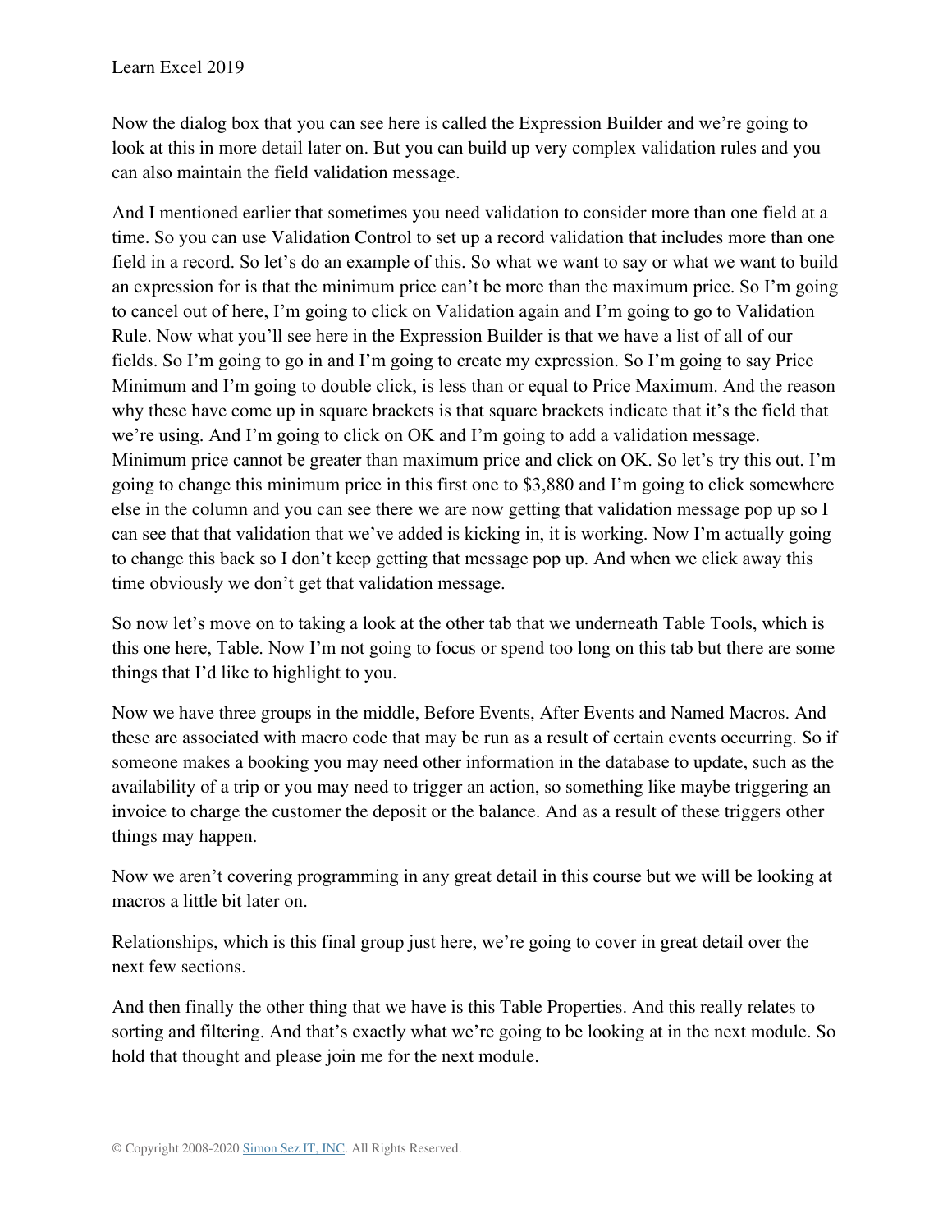Now the dialog box that you can see here is called the Expression Builder and we're going to look at this in more detail later on. But you can build up very complex validation rules and you can also maintain the field validation message.

And I mentioned earlier that sometimes you need validation to consider more than one field at a time. So you can use Validation Control to set up a record validation that includes more than one field in a record. So let's do an example of this. So what we want to say or what we want to build an expression for is that the minimum price can't be more than the maximum price. So I'm going to cancel out of here, I'm going to click on Validation again and I'm going to go to Validation Rule. Now what you'll see here in the Expression Builder is that we have a list of all of our fields. So I'm going to go in and I'm going to create my expression. So I'm going to say Price Minimum and I'm going to double click, is less than or equal to Price Maximum. And the reason why these have come up in square brackets is that square brackets indicate that it's the field that we're using. And I'm going to click on OK and I'm going to add a validation message. Minimum price cannot be greater than maximum price and click on OK. So let's try this out. I'm going to change this minimum price in this first one to $3,880 and I'm going to click somewhere else in the column and you can see there we are now getting that validation message pop up so I can see that that validation that we've added is kicking in, it is working. Now I'm actually going to change this back so I don't keep getting that message pop up. And when we click away this time obviously we don't get that validation message.

So now let's move on to taking a look at the other tab that we underneath Table Tools, which is this one here, Table. Now I'm not going to focus or spend too long on this tab but there are some things that I'd like to highlight to you.

Now we have three groups in the middle, Before Events, After Events and Named Macros. And these are associated with macro code that may be run as a result of certain events occurring. So if someone makes a booking you may need other information in the database to update, such as the availability of a trip or you may need to trigger an action, so something like maybe triggering an invoice to charge the customer the deposit or the balance. And as a result of these triggers other things may happen.

Now we aren't covering programming in any great detail in this course but we will be looking at macros a little bit later on.

Relationships, which is this final group just here, we're going to cover in great detail over the next few sections.

And then finally the other thing that we have is this Table Properties. And this really relates to sorting and filtering. And that's exactly what we're going to be looking at in the next module. So hold that thought and please join me for the next module.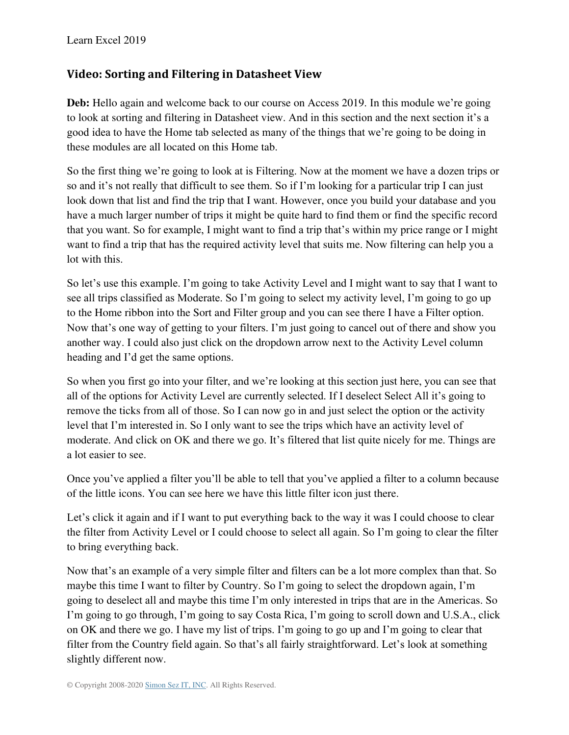## Video: Sorting and Filtering in Datasheet View

**Deb:** Hello again and welcome back to our course on Access 2019. In this module we're going to look at sorting and filtering in Datasheet view. And in this section and the next section it's a good idea to have the Home tab selected as many of the things that we're going to be doing in these modules are all located on this Home tab.

So the first thing we're going to look at is Filtering. Now at the moment we have a dozen trips or so and it's not really that difficult to see them. So if I'm looking for a particular trip I can just look down that list and find the trip that I want. However, once you build your database and you have a much larger number of trips it might be quite hard to find them or find the specific record that you want. So for example, I might want to find a trip that's within my price range or I might want to find a trip that has the required activity level that suits me. Now filtering can help you a lot with this.

So let's use this example. I'm going to take Activity Level and I might want to say that I want to see all trips classified as Moderate. So I'm going to select my activity level, I'm going to go up to the Home ribbon into the Sort and Filter group and you can see there I have a Filter option. Now that's one way of getting to your filters. I'm just going to cancel out of there and show you another way. I could also just click on the dropdown arrow next to the Activity Level column heading and I'd get the same options.

So when you first go into your filter, and we're looking at this section just here, you can see that all of the options for Activity Level are currently selected. If I deselect Select All it's going to remove the ticks from all of those. So I can now go in and just select the option or the activity level that I'm interested in. So I only want to see the trips which have an activity level of moderate. And click on OK and there we go. It's filtered that list quite nicely for me. Things are a lot easier to see.

Once you've applied a filter you'll be able to tell that you've applied a filter to a column because of the little icons. You can see here we have this little filter icon just there.

Let's click it again and if I want to put everything back to the way it was I could choose to clear the filter from Activity Level or I could choose to select all again. So I'm going to clear the filter to bring everything back.

Now that's an example of a very simple filter and filters can be a lot more complex than that. So maybe this time I want to filter by Country. So I'm going to select the dropdown again, I'm going to deselect all and maybe this time I'm only interested in trips that are in the Americas. So I'm going to go through, I'm going to say Costa Rica, I'm going to scroll down and U.S.A., click on OK and there we go. I have my list of trips. I'm going to go up and I'm going to clear that filter from the Country field again. So that's all fairly straightforward. Let's look at something slightly different now.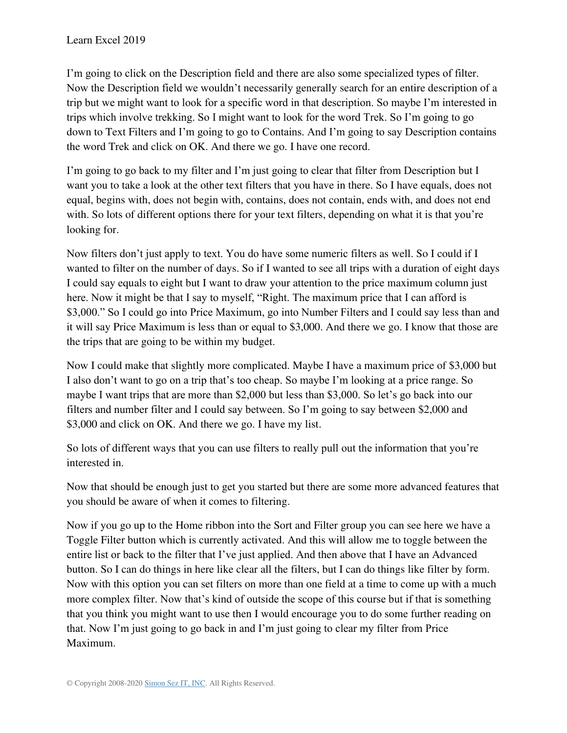I'm going to click on the Description field and there are also some specialized types of filter. Now the Description field we wouldn't necessarily generally search for an entire description of a trip but we might want to look for a specific word in that description. So maybe I'm interested in trips which involve trekking. So I might want to look for the word Trek. So I'm going to go down to Text Filters and I'm going to go to Contains. And I'm going to say Description contains the word Trek and click on OK. And there we go. I have one record.

I'm going to go back to my filter and I'm just going to clear that filter from Description but I want you to take a look at the other text filters that you have in there. So I have equals, does not equal, begins with, does not begin with, contains, does not contain, ends with, and does not end with. So lots of different options there for your text filters, depending on what it is that you're looking for.

Now filters don't just apply to text. You do have some numeric filters as well. So I could if I wanted to filter on the number of days. So if I wanted to see all trips with a duration of eight days I could say equals to eight but I want to draw your attention to the price maximum column just here. Now it might be that I say to myself, "Right. The maximum price that I can afford is $3,000." So I could go into Price Maximum, go into Number Filters and I could say less than and it will say Price Maximum is less than or equal to $3,000. And there we go. I know that those are the trips that are going to be within my budget.

Now I could make that slightly more complicated. Maybe I have a maximum price of $3,000 but I also don't want to go on a trip that's too cheap. So maybe I'm looking at a price range. So maybe I want trips that are more than $2,000 but less than $3,000. So let's go back into our filters and number filter and I could say between. So I'm going to say between $2,000 and $3,000 and click on OK. And there we go. I have my list.

So lots of different ways that you can use filters to really pull out the information that you're interested in.

Now that should be enough just to get you started but there are some more advanced features that you should be aware of when it comes to filtering.

Now if you go up to the Home ribbon into the Sort and Filter group you can see here we have a Toggle Filter button which is currently activated. And this will allow me to toggle between the entire list or back to the filter that I've just applied. And then above that I have an Advanced button. So I can do things in here like clear all the filters, but I can do things like filter by form. Now with this option you can set filters on more than one field at a time to come up with a much more complex filter. Now that's kind of outside the scope of this course but if that is something that you think you might want to use then I would encourage you to do some further reading on that. Now I'm just going to go back in and I'm just going to clear my filter from Price Maximum.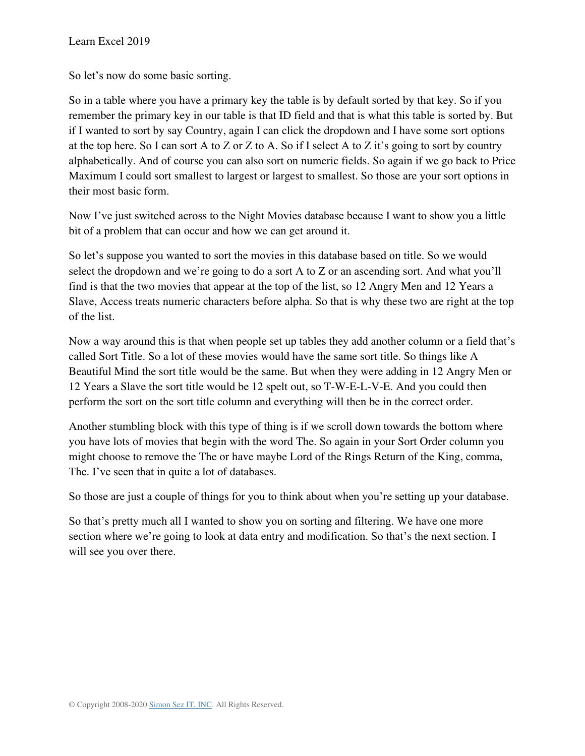So let's now do some basic sorting.

So in a table where you have a primary key the table is by default sorted by that key. So if you remember the primary key in our table is that ID field and that is what this table is sorted by. But if I wanted to sort by say Country, again I can click the dropdown and I have some sort options at the top here. So I can sort A to Z or Z to A. So if I select A to Z it's going to sort by country alphabetically. And of course you can also sort on numeric fields. So again if we go back to Price Maximum I could sort smallest to largest or largest to smallest. So those are your sort options in their most basic form.

Now I've just switched across to the Night Movies database because I want to show you a little bit of a problem that can occur and how we can get around it.

So let's suppose you wanted to sort the movies in this database based on title. So we would select the dropdown and we're going to do a sort A to Z or an ascending sort. And what you'll find is that the two movies that appear at the top of the list, so 12 Angry Men and 12 Years a Slave, Access treats numeric characters before alpha. So that is why these two are right at the top of the list.

Now a way around this is that when people set up tables they add another column or a field that's called Sort Title. So a lot of these movies would have the same sort title. So things like A Beautiful Mind the sort title would be the same. But when they were adding in 12 Angry Men or 12 Years a Slave the sort title would be 12 spelt out, so T-W-E-L-V-E. And you could then perform the sort on the sort title column and everything will then be in the correct order.

Another stumbling block with this type of thing is if we scroll down towards the bottom where you have lots of movies that begin with the word The. So again in your Sort Order column you might choose to remove the The or have maybe Lord of the Rings Return of the King, comma, The. I've seen that in quite a lot of databases.

So those are just a couple of things for you to think about when you're setting up your database.

So that's pretty much all I wanted to show you on sorting and filtering. We have one more section where we're going to look at data entry and modification. So that's the next section. I will see you over there.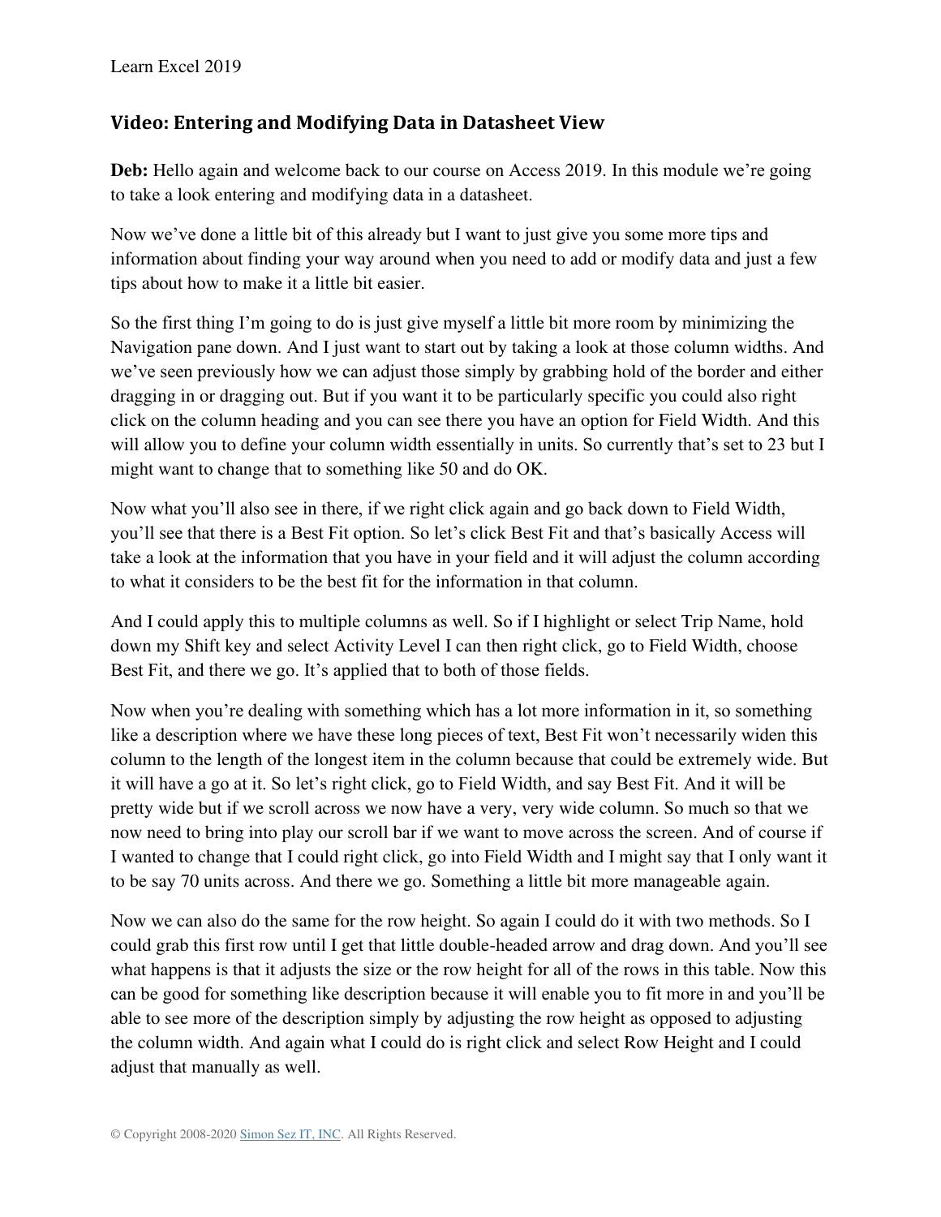## Video: Entering and Modifying Data in Datasheet View

**Deb:** Hello again and welcome back to our course on Access 2019. In this module we're going to take a look entering and modifying data in a datasheet.

Now we've done a little bit of this already but I want to just give you some more tips and information about finding your way around when you need to add or modify data and just a few tips about how to make it a little bit easier.

So the first thing I'm going to do is just give myself a little bit more room by minimizing the Navigation pane down. And I just want to start out by taking a look at those column widths. And we've seen previously how we can adjust those simply by grabbing hold of the border and either dragging in or dragging out. But if you want it to be particularly specific you could also right click on the column heading and you can see there you have an option for Field Width. And this will allow you to define your column width essentially in units. So currently that's set to 23 but I might want to change that to something like 50 and do OK.

Now what you'll also see in there, if we right click again and go back down to Field Width, you'll see that there is a Best Fit option. So let's click Best Fit and that's basically Access will take a look at the information that you have in your field and it will adjust the column according to what it considers to be the best fit for the information in that column.

And I could apply this to multiple columns as well. So if I highlight or select Trip Name, hold down my Shift key and select Activity Level I can then right click, go to Field Width, choose Best Fit, and there we go. It's applied that to both of those fields.

Now when you're dealing with something which has a lot more information in it, so something like a description where we have these long pieces of text, Best Fit won't necessarily widen this column to the length of the longest item in the column because that could be extremely wide. But it will have a go at it. So let's right click, go to Field Width, and say Best Fit. And it will be pretty wide but if we scroll across we now have a very, very wide column. So much so that we now need to bring into play our scroll bar if we want to move across the screen. And of course if I wanted to change that I could right click, go into Field Width and I might say that I only want it to be say 70 units across. And there we go. Something a little bit more manageable again.

Now we can also do the same for the row height. So again I could do it with two methods. So I could grab this first row until I get that little double-headed arrow and drag down. And you'll see what happens is that it adjusts the size or the row height for all of the rows in this table. Now this can be good for something like description because it will enable you to fit more in and you'll be able to see more of the description simply by adjusting the row height as opposed to adjusting the column width. And again what I could do is right click and select Row Height and I could adjust that manually as well.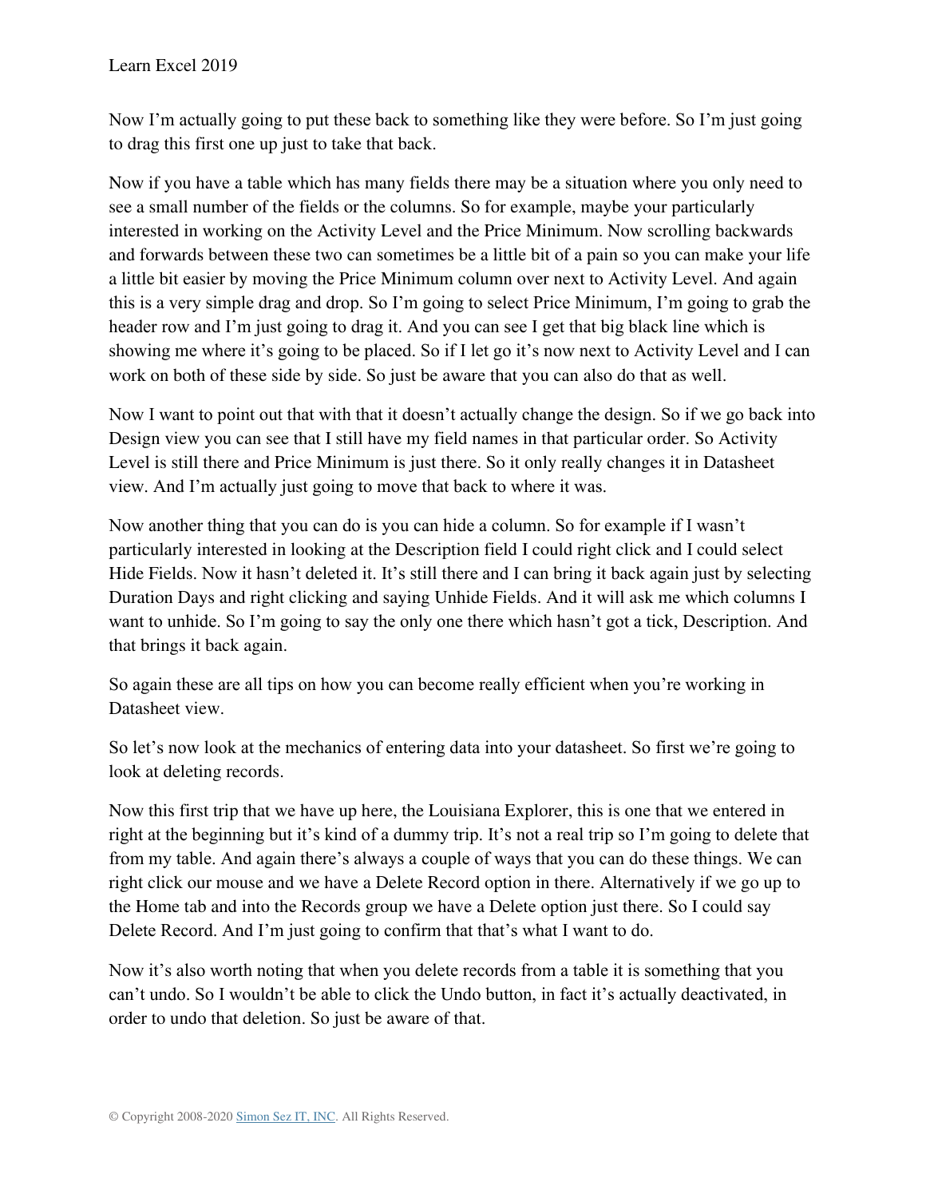Now I'm actually going to put these back to something like they were before. So I'm just going to drag this first one up just to take that back.

Now if you have a table which has many fields there may be a situation where you only need to see a small number of the fields or the columns. So for example, maybe your particularly interested in working on the Activity Level and the Price Minimum. Now scrolling backwards and forwards between these two can sometimes be a little bit of a pain so you can make your life a little bit easier by moving the Price Minimum column over next to Activity Level. And again this is a very simple drag and drop. So I'm going to select Price Minimum, I'm going to grab the header row and I'm just going to drag it. And you can see I get that big black line which is showing me where it's going to be placed. So if I let go it's now next to Activity Level and I can work on both of these side by side. So just be aware that you can also do that as well.

Now I want to point out that with that it doesn't actually change the design. So if we go back into Design view you can see that I still have my field names in that particular order. So Activity Level is still there and Price Minimum is just there. So it only really changes it in Datasheet view. And I'm actually just going to move that back to where it was.

Now another thing that you can do is you can hide a column. So for example if I wasn't particularly interested in looking at the Description field I could right click and I could select Hide Fields. Now it hasn't deleted it. It's still there and I can bring it back again just by selecting Duration Days and right clicking and saying Unhide Fields. And it will ask me which columns I want to unhide. So I'm going to say the only one there which hasn't got a tick, Description. And that brings it back again.

So again these are all tips on how you can become really efficient when you're working in Datasheet view.

So let's now look at the mechanics of entering data into your datasheet. So first we're going to look at deleting records.

Now this first trip that we have up here, the Louisiana Explorer, this is one that we entered in right at the beginning but it's kind of a dummy trip. It's not a real trip so I'm going to delete that from my table. And again there's always a couple of ways that you can do these things. We can right click our mouse and we have a Delete Record option in there. Alternatively if we go up to the Home tab and into the Records group we have a Delete option just there. So I could say Delete Record. And I'm just going to confirm that that's what I want to do.

Now it's also worth noting that when you delete records from a table it is something that you can't undo. So I wouldn't be able to click the Undo button, in fact it's actually deactivated, in order to undo that deletion. So just be aware of that.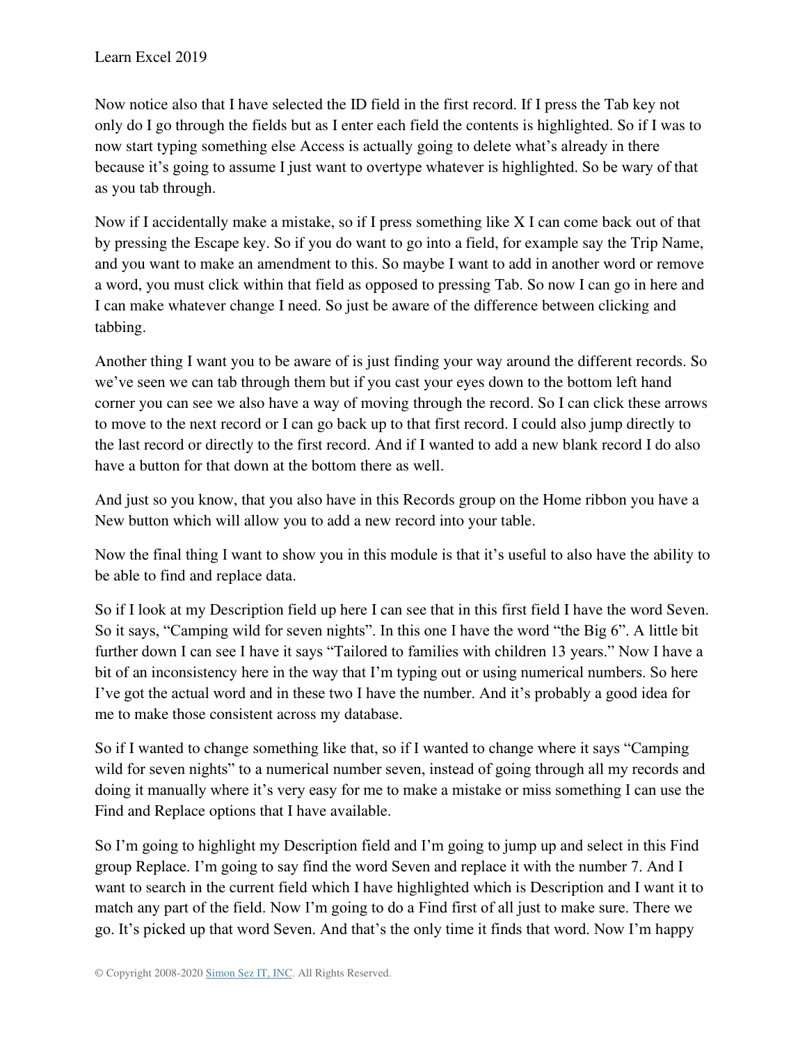Now notice also that I have selected the ID field in the first record. If I press the Tab key not only do I go through the fields but as I enter each field the contents is highlighted. So if I was to now start typing something else Access is actually going to delete what's already in there because it's going to assume I just want to overtype whatever is highlighted. So be wary of that as you tab through.

Now if I accidentally make a mistake, so if I press something like X I can come back out of that by pressing the Escape key. So if you do want to go into a field, for example say the Trip Name, and you want to make an amendment to this. So maybe I want to add in another word or remove a word, you must click within that field as opposed to pressing Tab. So now I can go in here and I can make whatever change I need. So just be aware of the difference between clicking and tabbing.

Another thing I want you to be aware of is just finding your way around the different records. So we've seen we can tab through them but if you cast your eyes down to the bottom left hand corner you can see we also have a way of moving through the record. So I can click these arrows to move to the next record or I can go back up to that first record. I could also jump directly to the last record or directly to the first record. And if I wanted to add a new blank record I do also have a button for that down at the bottom there as well.

And just so you know, that you also have in this Records group on the Home ribbon you have a New button which will allow you to add a new record into your table.

Now the final thing I want to show you in this module is that it's useful to also have the ability to be able to find and replace data.

So if I look at my Description field up here I can see that in this first field I have the word Seven. So it says, "Camping wild for seven nights". In this one I have the word "the Big 6". A little bit further down I can see I have it says "Tailored to families with children 13 years." Now I have a bit of an inconsistency here in the way that I'm typing out or using numerical numbers. So here I've got the actual word and in these two I have the number. And it's probably a good idea for me to make those consistent across my database.

So if I wanted to change something like that, so if I wanted to change where it says "Camping wild for seven nights" to a numerical number seven, instead of going through all my records and doing it manually where it's very easy for me to make a mistake or miss something I can use the Find and Replace options that I have available.

So I'm going to highlight my Description field and I'm going to jump up and select in this Find group Replace. I'm going to say find the word Seven and replace it with the number 7. And I want to search in the current field which I have highlighted which is Description and I want it to match any part of the field. Now I'm going to do a Find first of all just to make sure. There we go. It's picked up that word Seven. And that's the only time it finds that word. Now I'm happy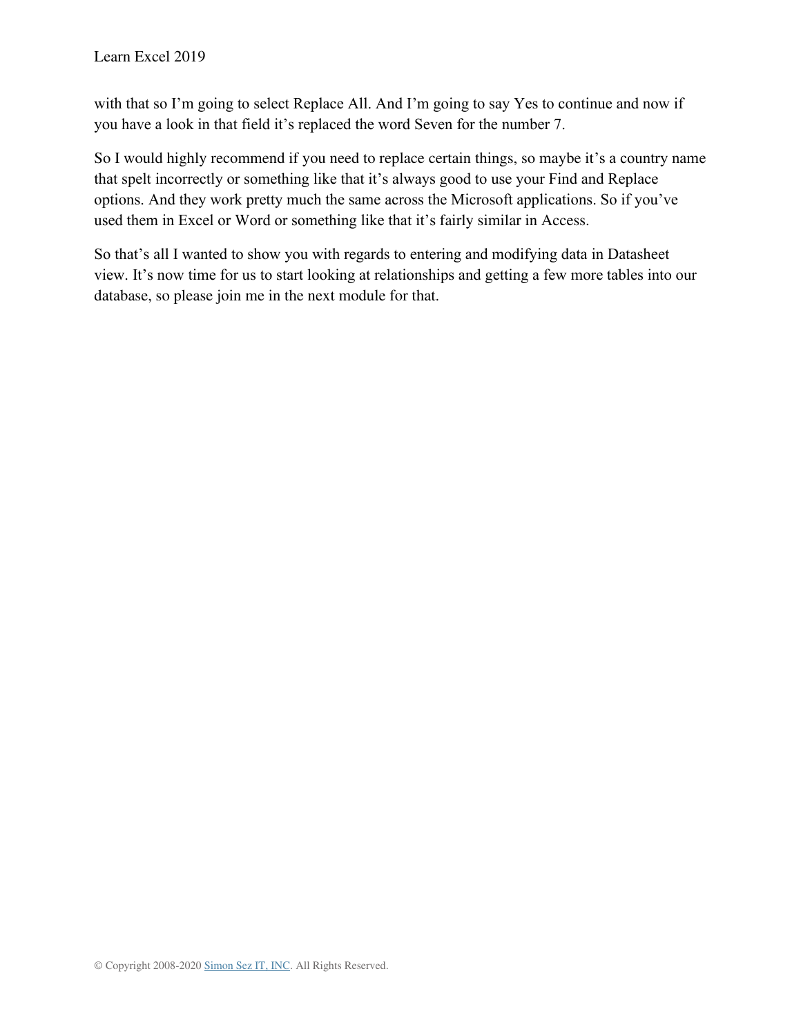with that so I'm going to select Replace All. And I'm going to say Yes to continue and now if you have a look in that field it's replaced the word Seven for the number 7.

So I would highly recommend if you need to replace certain things, so maybe it's a country name that spelt incorrectly or something like that it's always good to use your Find and Replace options. And they work pretty much the same across the Microsoft applications. So if you've used them in Excel or Word or something like that it's fairly similar in Access.

So that's all I wanted to show you with regards to entering and modifying data in Datasheet view. It's now time for us to start looking at relationships and getting a few more tables into our database, so please join me in the next module for that.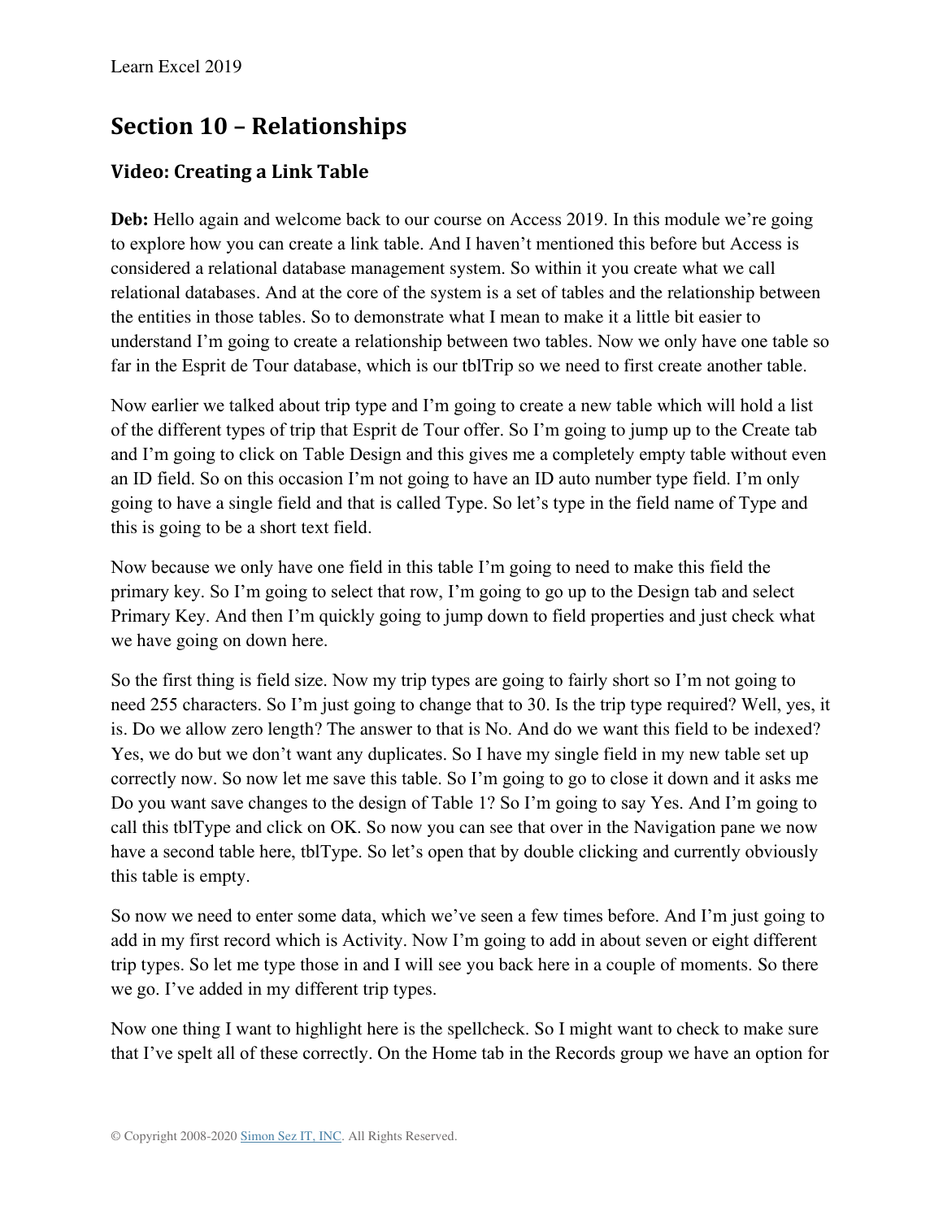## Section 10 – Relationships

### Video: Creating a Link Table

**Deb:** Hello again and welcome back to our course on Access 2019. In this module we're going to explore how you can create a link table. And I haven't mentioned this before but Access is considered a relational database management system. So within it you create what we call relational databases. And at the core of the system is a set of tables and the relationship between the entities in those tables. So to demonstrate what I mean to make it a little bit easier to understand I'm going to create a relationship between two tables. Now we only have one table so far in the Esprit de Tour database, which is our tblTrip so we need to first create another table.

Now earlier we talked about trip type and I'm going to create a new table which will hold a list of the different types of trip that Esprit de Tour offer. So I'm going to jump up to the Create tab and I'm going to click on Table Design and this gives me a completely empty table without even an ID field. So on this occasion I'm not going to have an ID auto number type field. I'm only going to have a single field and that is called Type. So let's type in the field name of Type and this is going to be a short text field.

Now because we only have one field in this table I'm going to need to make this field the primary key. So I'm going to select that row, I'm going to go up to the Design tab and select Primary Key. And then I'm quickly going to jump down to field properties and just check what we have going on down here.

So the first thing is field size. Now my trip types are going to fairly short so I'm not going to need 255 characters. So I'm just going to change that to 30. Is the trip type required? Well, yes, it is. Do we allow zero length? The answer to that is No. And do we want this field to be indexed? Yes, we do but we don't want any duplicates. So I have my single field in my new table set up correctly now. So now let me save this table. So I'm going to go to close it down and it asks me Do you want save changes to the design of Table 1? So I'm going to say Yes. And I'm going to call this tblType and click on OK. So now you can see that over in the Navigation pane we now have a second table here, tblType. So let's open that by double clicking and currently obviously this table is empty.

So now we need to enter some data, which we've seen a few times before. And I'm just going to add in my first record which is Activity. Now I'm going to add in about seven or eight different trip types. So let me type those in and I will see you back here in a couple of moments. So there we go. I've added in my different trip types.

Now one thing I want to highlight here is the spellcheck. So I might want to check to make sure that I've spelt all of these correctly. On the Home tab in the Records group we have an option for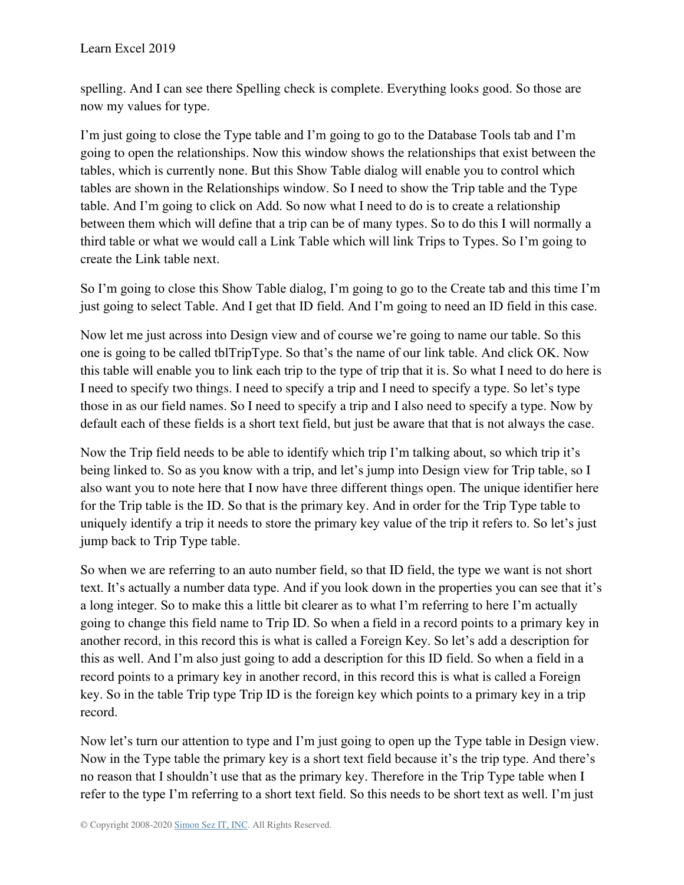spelling. And I can see there Spelling check is complete. Everything looks good. So those are now my values for type.

I'm just going to close the Type table and I'm going to go to the Database Tools tab and I'm going to open the relationships. Now this window shows the relationships that exist between the tables, which is currently none. But this Show Table dialog will enable you to control which tables are shown in the Relationships window. So I need to show the Trip table and the Type table. And I'm going to click on Add. So now what I need to do is to create a relationship between them which will define that a trip can be of many types. So to do this I will normally a third table or what we would call a Link Table which will link Trips to Types. So I'm going to create the Link table next.

So I'm going to close this Show Table dialog, I'm going to go to the Create tab and this time I'm just going to select Table. And I get that ID field. And I'm going to need an ID field in this case.

Now let me just across into Design view and of course we're going to name our table. So this one is going to be called tblTripType. So that's the name of our link table. And click OK. Now this table will enable you to link each trip to the type of trip that it is. So what I need to do here is I need to specify two things. I need to specify a trip and I need to specify a type. So let's type those in as our field names. So I need to specify a trip and I also need to specify a type. Now by default each of these fields is a short text field, but just be aware that that is not always the case.

Now the Trip field needs to be able to identify which trip I'm talking about, so which trip it's being linked to. So as you know with a trip, and let's jump into Design view for Trip table, so I also want you to note here that I now have three different things open. The unique identifier here for the Trip table is the ID. So that is the primary key. And in order for the Trip Type table to uniquely identify a trip it needs to store the primary key value of the trip it refers to. So let's just jump back to Trip Type table.

So when we are referring to an auto number field, so that ID field, the type we want is not short text. It's actually a number data type. And if you look down in the properties you can see that it's a long integer. So to make this a little bit clearer as to what I'm referring to here I'm actually going to change this field name to Trip ID. So when a field in a record points to a primary key in another record, in this record this is what is called a Foreign Key. So let's add a description for this as well. And I'm also just going to add a description for this ID field. So when a field in a record points to a primary key in another record, in this record this is what is called a Foreign key. So in the table Trip type Trip ID is the foreign key which points to a primary key in a trip record.

Now let's turn our attention to type and I'm just going to open up the Type table in Design view. Now in the Type table the primary key is a short text field because it's the trip type. And there's no reason that I shouldn't use that as the primary key. Therefore in the Trip Type table when I refer to the type I'm referring to a short text field. So this needs to be short text as well. I'm just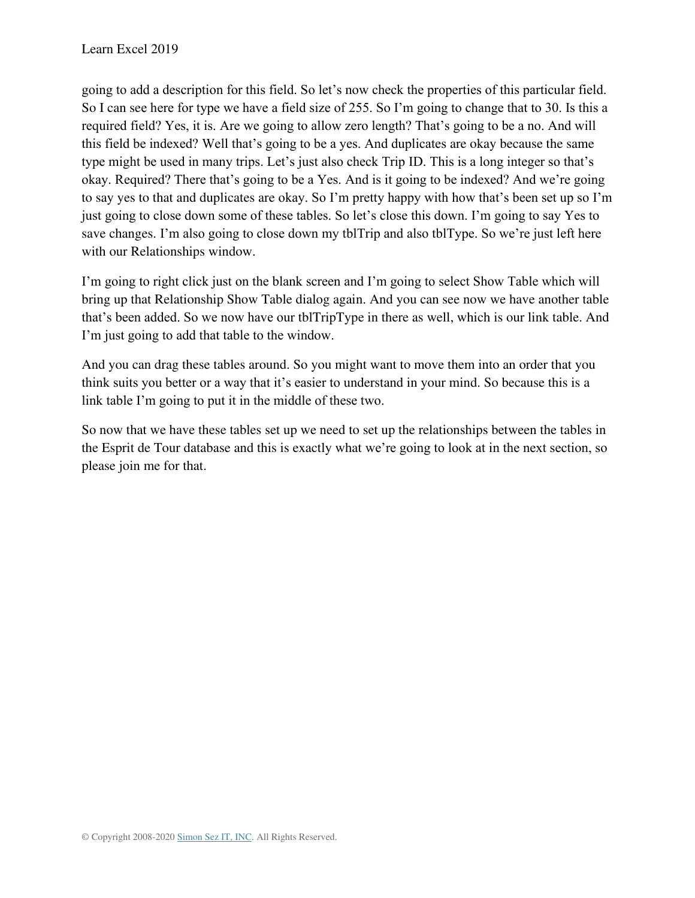going to add a description for this field. So let's now check the properties of this particular field. So I can see here for type we have a field size of 255. So I'm going to change that to 30. Is this a required field? Yes, it is. Are we going to allow zero length? That's going to be a no. And will this field be indexed? Well that's going to be a yes. And duplicates are okay because the same type might be used in many trips. Let's just also check Trip ID. This is a long integer so that's okay. Required? There that's going to be a Yes. And is it going to be indexed? And we're going to say yes to that and duplicates are okay. So I'm pretty happy with how that's been set up so I'm just going to close down some of these tables. So let's close this down. I'm going to say Yes to save changes. I'm also going to close down my tblTrip and also tblType. So we're just left here with our Relationships window.

I'm going to right click just on the blank screen and I'm going to select Show Table which will bring up that Relationship Show Table dialog again. And you can see now we have another table that's been added. So we now have our tblTripType in there as well, which is our link table. And I'm just going to add that table to the window.

And you can drag these tables around. So you might want to move them into an order that you think suits you better or a way that it's easier to understand in your mind. So because this is a link table I'm going to put it in the middle of these two.

So now that we have these tables set up we need to set up the relationships between the tables in the Esprit de Tour database and this is exactly what we're going to look at in the next section, so please join me for that.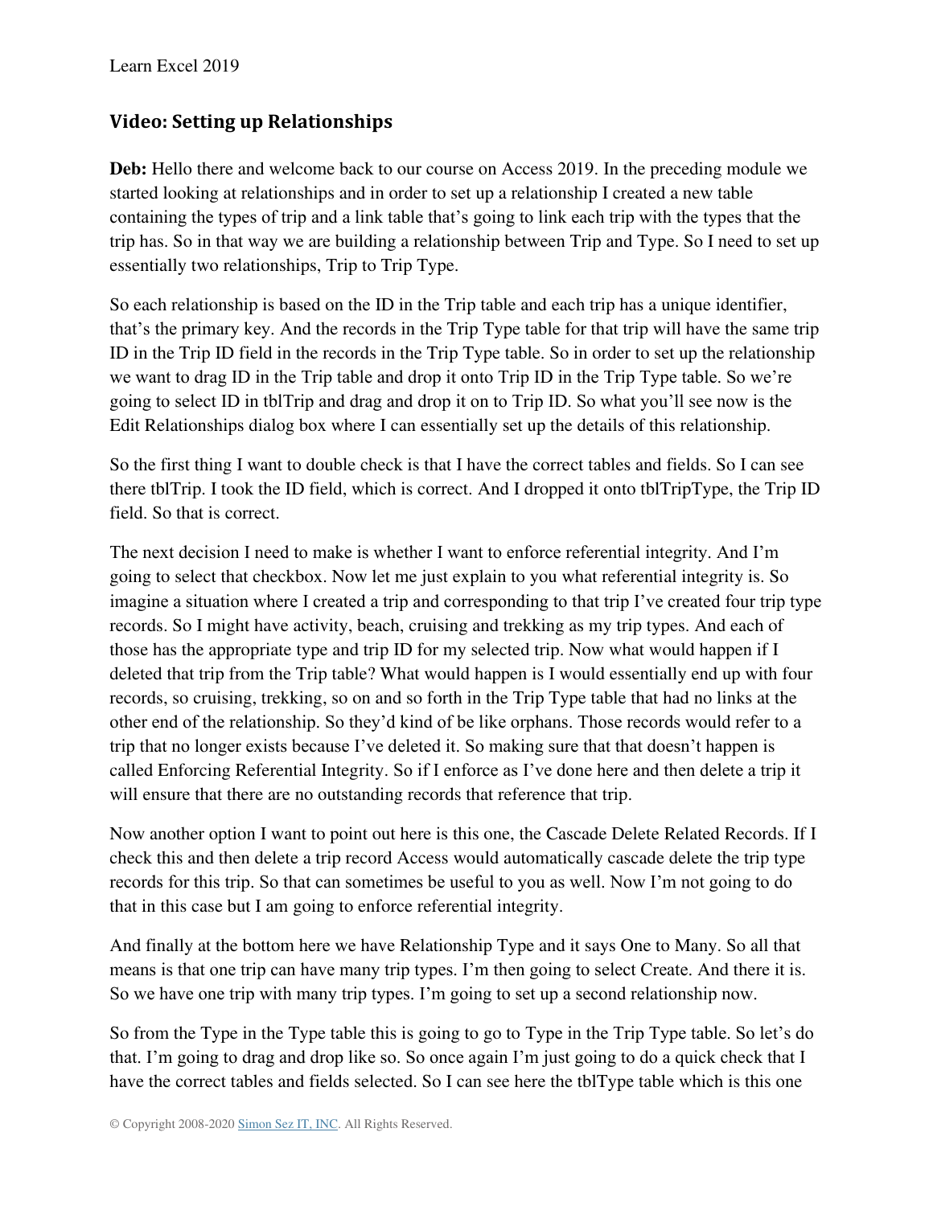## Video: Setting up Relationships

**Deb:** Hello there and welcome back to our course on Access 2019. In the preceding module we started looking at relationships and in order to set up a relationship I created a new table containing the types of trip and a link table that's going to link each trip with the types that the trip has. So in that way we are building a relationship between Trip and Type. So I need to set up essentially two relationships, Trip to Trip Type.

So each relationship is based on the ID in the Trip table and each trip has a unique identifier, that's the primary key. And the records in the Trip Type table for that trip will have the same trip ID in the Trip ID field in the records in the Trip Type table. So in order to set up the relationship we want to drag ID in the Trip table and drop it onto Trip ID in the Trip Type table. So we're going to select ID in tblTrip and drag and drop it on to Trip ID. So what you'll see now is the Edit Relationships dialog box where I can essentially set up the details of this relationship.

So the first thing I want to double check is that I have the correct tables and fields. So I can see there tblTrip. I took the ID field, which is correct. And I dropped it onto tblTripType, the Trip ID field. So that is correct.

The next decision I need to make is whether I want to enforce referential integrity. And I'm going to select that checkbox. Now let me just explain to you what referential integrity is. So imagine a situation where I created a trip and corresponding to that trip I've created four trip type records. So I might have activity, beach, cruising and trekking as my trip types. And each of those has the appropriate type and trip ID for my selected trip. Now what would happen if I deleted that trip from the Trip table? What would happen is I would essentially end up with four records, so cruising, trekking, so on and so forth in the Trip Type table that had no links at the other end of the relationship. So they'd kind of be like orphans. Those records would refer to a trip that no longer exists because I've deleted it. So making sure that that doesn't happen is called Enforcing Referential Integrity. So if I enforce as I've done here and then delete a trip it will ensure that there are no outstanding records that reference that trip.

Now another option I want to point out here is this one, the Cascade Delete Related Records. If I check this and then delete a trip record Access would automatically cascade delete the trip type records for this trip. So that can sometimes be useful to you as well. Now I'm not going to do that in this case but I am going to enforce referential integrity.

And finally at the bottom here we have Relationship Type and it says One to Many. So all that means is that one trip can have many trip types. I'm then going to select Create. And there it is. So we have one trip with many trip types. I'm going to set up a second relationship now.

So from the Type in the Type table this is going to go to Type in the Trip Type table. So let's do that. I'm going to drag and drop like so. So once again I'm just going to do a quick check that I have the correct tables and fields selected. So I can see here the tblType table which is this one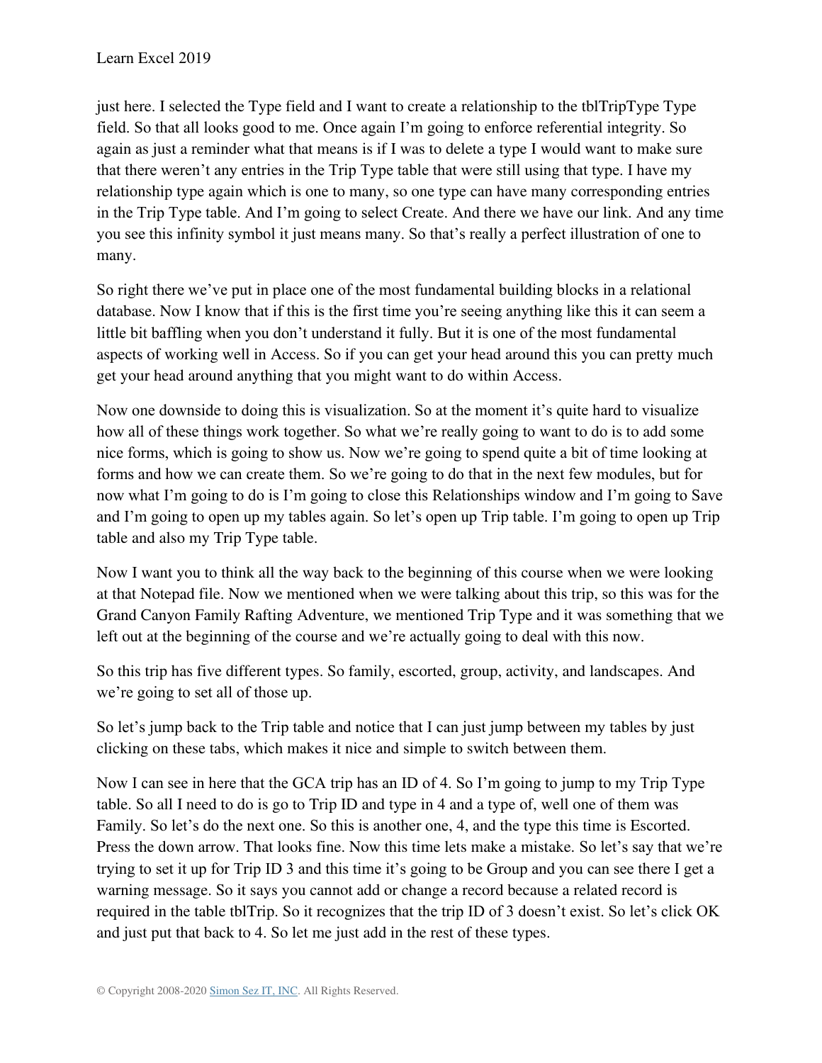just here. I selected the Type field and I want to create a relationship to the tblTripType Type field. So that all looks good to me. Once again I'm going to enforce referential integrity. So again as just a reminder what that means is if I was to delete a type I would want to make sure that there weren't any entries in the Trip Type table that were still using that type. I have my relationship type again which is one to many, so one type can have many corresponding entries in the Trip Type table. And I'm going to select Create. And there we have our link. And any time you see this infinity symbol it just means many. So that's really a perfect illustration of one to many.

So right there we've put in place one of the most fundamental building blocks in a relational database. Now I know that if this is the first time you're seeing anything like this it can seem a little bit baffling when you don't understand it fully. But it is one of the most fundamental aspects of working well in Access. So if you can get your head around this you can pretty much get your head around anything that you might want to do within Access.

Now one downside to doing this is visualization. So at the moment it's quite hard to visualize how all of these things work together. So what we're really going to want to do is to add some nice forms, which is going to show us. Now we're going to spend quite a bit of time looking at forms and how we can create them. So we're going to do that in the next few modules, but for now what I'm going to do is I'm going to close this Relationships window and I'm going to Save and I'm going to open up my tables again. So let's open up Trip table. I'm going to open up Trip table and also my Trip Type table.

Now I want you to think all the way back to the beginning of this course when we were looking at that Notepad file. Now we mentioned when we were talking about this trip, so this was for the Grand Canyon Family Rafting Adventure, we mentioned Trip Type and it was something that we left out at the beginning of the course and we're actually going to deal with this now.

So this trip has five different types. So family, escorted, group, activity, and landscapes. And we're going to set all of those up.

So let's jump back to the Trip table and notice that I can just jump between my tables by just clicking on these tabs, which makes it nice and simple to switch between them.

Now I can see in here that the GCA trip has an ID of 4. So I'm going to jump to my Trip Type table. So all I need to do is go to Trip ID and type in 4 and a type of, well one of them was Family. So let's do the next one. So this is another one, 4, and the type this time is Escorted. Press the down arrow. That looks fine. Now this time lets make a mistake. So let's say that we're trying to set it up for Trip ID 3 and this time it's going to be Group and you can see there I get a warning message. So it says you cannot add or change a record because a related record is required in the table tblTrip. So it recognizes that the trip ID of 3 doesn't exist. So let's click OK and just put that back to 4. So let me just add in the rest of these types.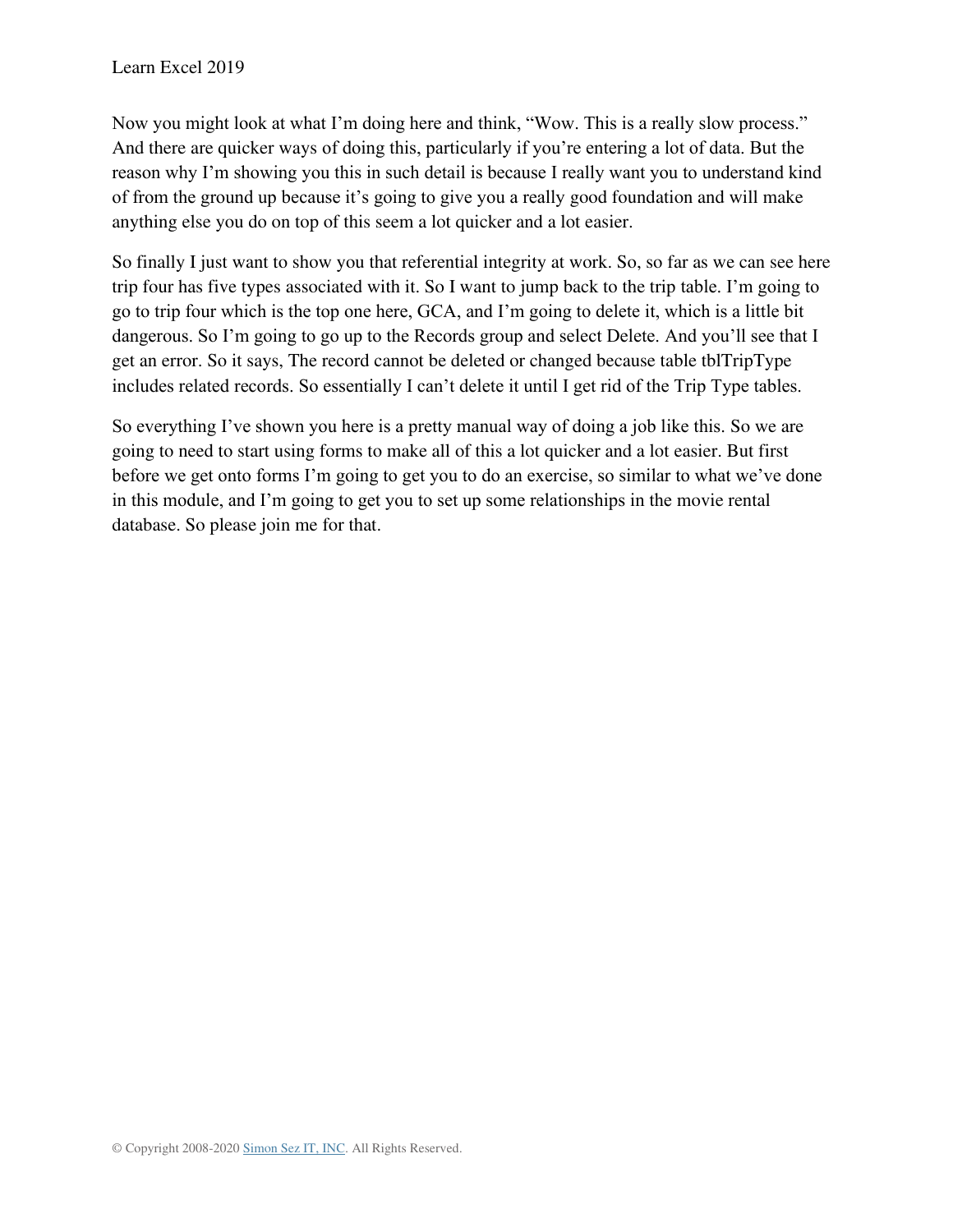Now you might look at what I'm doing here and think, "Wow. This is a really slow process." And there are quicker ways of doing this, particularly if you're entering a lot of data. But the reason why I'm showing you this in such detail is because I really want you to understand kind of from the ground up because it's going to give you a really good foundation and will make anything else you do on top of this seem a lot quicker and a lot easier.

So finally I just want to show you that referential integrity at work. So, so far as we can see here trip four has five types associated with it. So I want to jump back to the trip table. I'm going to go to trip four which is the top one here, GCA, and I'm going to delete it, which is a little bit dangerous. So I'm going to go up to the Records group and select Delete. And you'll see that I get an error. So it says, The record cannot be deleted or changed because table tblTripType includes related records. So essentially I can't delete it until I get rid of the Trip Type tables.

So everything I've shown you here is a pretty manual way of doing a job like this. So we are going to need to start using forms to make all of this a lot quicker and a lot easier. But first before we get onto forms I'm going to get you to do an exercise, so similar to what we've done in this module, and I'm going to get you to set up some relationships in the movie rental database. So please join me for that.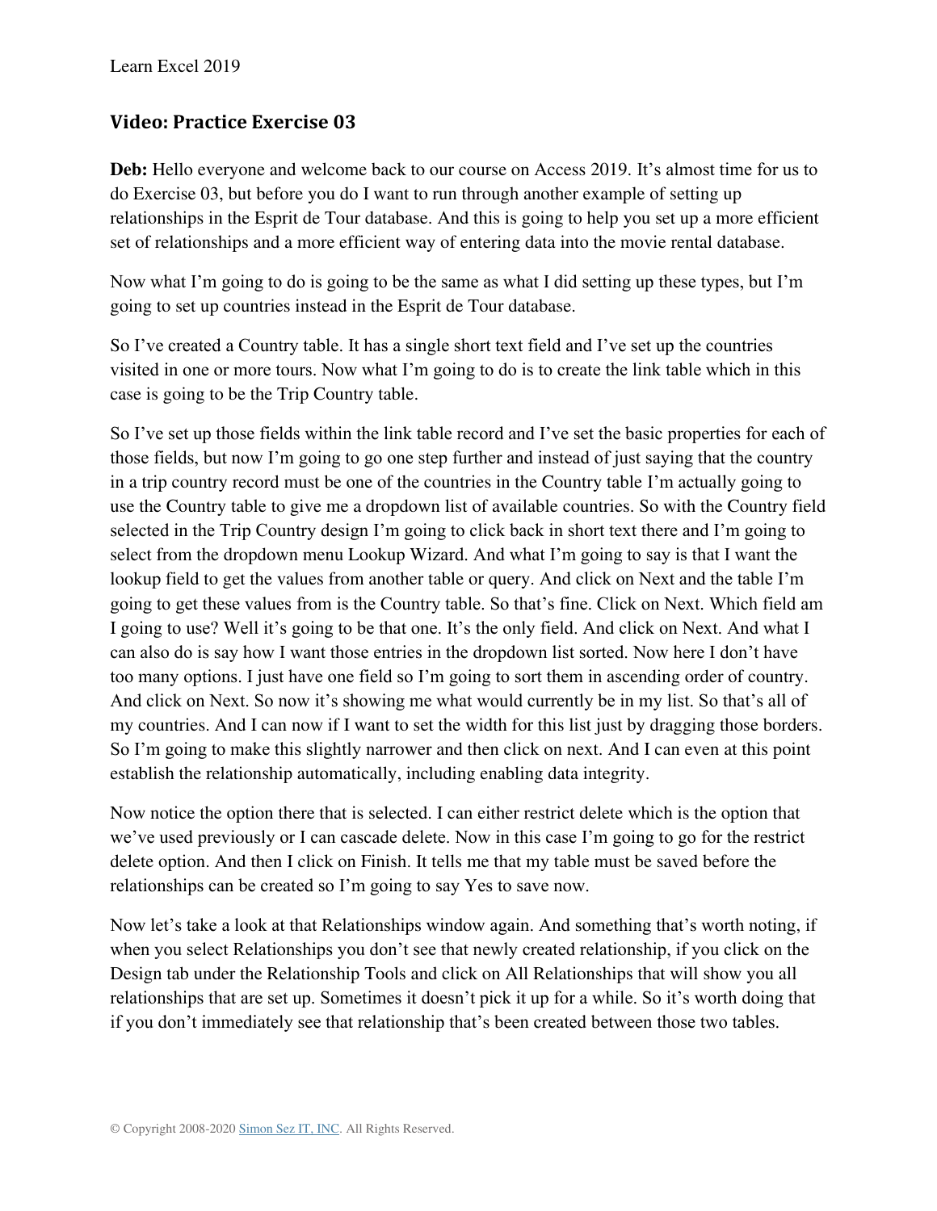## Video: Practice Exercise 03

**Deb:** Hello everyone and welcome back to our course on Access 2019. It's almost time for us to do Exercise 03, but before you do I want to run through another example of setting up relationships in the Esprit de Tour database. And this is going to help you set up a more efficient set of relationships and a more efficient way of entering data into the movie rental database.

Now what I'm going to do is going to be the same as what I did setting up these types, but I'm going to set up countries instead in the Esprit de Tour database.

So I've created a Country table. It has a single short text field and I've set up the countries visited in one or more tours. Now what I'm going to do is to create the link table which in this case is going to be the Trip Country table.

So I've set up those fields within the link table record and I've set the basic properties for each of those fields, but now I'm going to go one step further and instead of just saying that the country in a trip country record must be one of the countries in the Country table I'm actually going to use the Country table to give me a dropdown list of available countries. So with the Country field selected in the Trip Country design I'm going to click back in short text there and I'm going to select from the dropdown menu Lookup Wizard. And what I'm going to say is that I want the lookup field to get the values from another table or query. And click on Next and the table I'm going to get these values from is the Country table. So that's fine. Click on Next. Which field am I going to use? Well it's going to be that one. It's the only field. And click on Next. And what I can also do is say how I want those entries in the dropdown list sorted. Now here I don't have too many options. I just have one field so I'm going to sort them in ascending order of country. And click on Next. So now it's showing me what would currently be in my list. So that's all of my countries. And I can now if I want to set the width for this list just by dragging those borders. So I'm going to make this slightly narrower and then click on next. And I can even at this point establish the relationship automatically, including enabling data integrity.

Now notice the option there that is selected. I can either restrict delete which is the option that we've used previously or I can cascade delete. Now in this case I'm going to go for the restrict delete option. And then I click on Finish. It tells me that my table must be saved before the relationships can be created so I'm going to say Yes to save now.

Now let's take a look at that Relationships window again. And something that's worth noting, if when you select Relationships you don't see that newly created relationship, if you click on the Design tab under the Relationship Tools and click on All Relationships that will show you all relationships that are set up. Sometimes it doesn't pick it up for a while. So it's worth doing that if you don't immediately see that relationship that's been created between those two tables.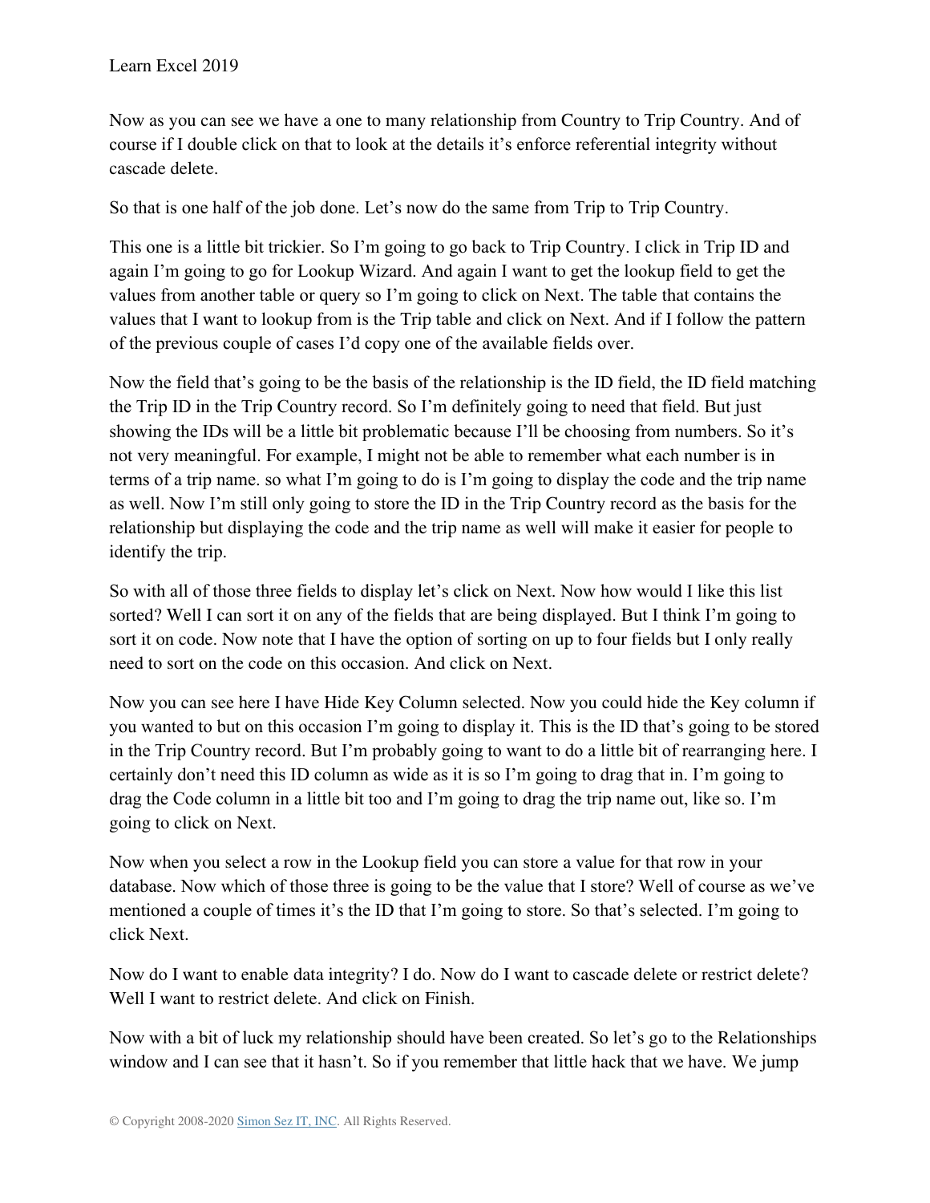Now as you can see we have a one to many relationship from Country to Trip Country. And of course if I double click on that to look at the details it's enforce referential integrity without cascade delete.

So that is one half of the job done. Let's now do the same from Trip to Trip Country.

This one is a little bit trickier. So I'm going to go back to Trip Country. I click in Trip ID and again I'm going to go for Lookup Wizard. And again I want to get the lookup field to get the values from another table or query so I'm going to click on Next. The table that contains the values that I want to lookup from is the Trip table and click on Next. And if I follow the pattern of the previous couple of cases I'd copy one of the available fields over.

Now the field that's going to be the basis of the relationship is the ID field, the ID field matching the Trip ID in the Trip Country record. So I'm definitely going to need that field. But just showing the IDs will be a little bit problematic because I'll be choosing from numbers. So it's not very meaningful. For example, I might not be able to remember what each number is in terms of a trip name. so what I'm going to do is I'm going to display the code and the trip name as well. Now I'm still only going to store the ID in the Trip Country record as the basis for the relationship but displaying the code and the trip name as well will make it easier for people to identify the trip.

So with all of those three fields to display let's click on Next. Now how would I like this list sorted? Well I can sort it on any of the fields that are being displayed. But I think I'm going to sort it on code. Now note that I have the option of sorting on up to four fields but I only really need to sort on the code on this occasion. And click on Next.

Now you can see here I have Hide Key Column selected. Now you could hide the Key column if you wanted to but on this occasion I'm going to display it. This is the ID that's going to be stored in the Trip Country record. But I'm probably going to want to do a little bit of rearranging here. I certainly don't need this ID column as wide as it is so I'm going to drag that in. I'm going to drag the Code column in a little bit too and I'm going to drag the trip name out, like so. I'm going to click on Next.

Now when you select a row in the Lookup field you can store a value for that row in your database. Now which of those three is going to be the value that I store? Well of course as we've mentioned a couple of times it's the ID that I'm going to store. So that's selected. I'm going to click Next.

Now do I want to enable data integrity? I do. Now do I want to cascade delete or restrict delete? Well I want to restrict delete. And click on Finish.

Now with a bit of luck my relationship should have been created. So let's go to the Relationships window and I can see that it hasn't. So if you remember that little hack that we have. We jump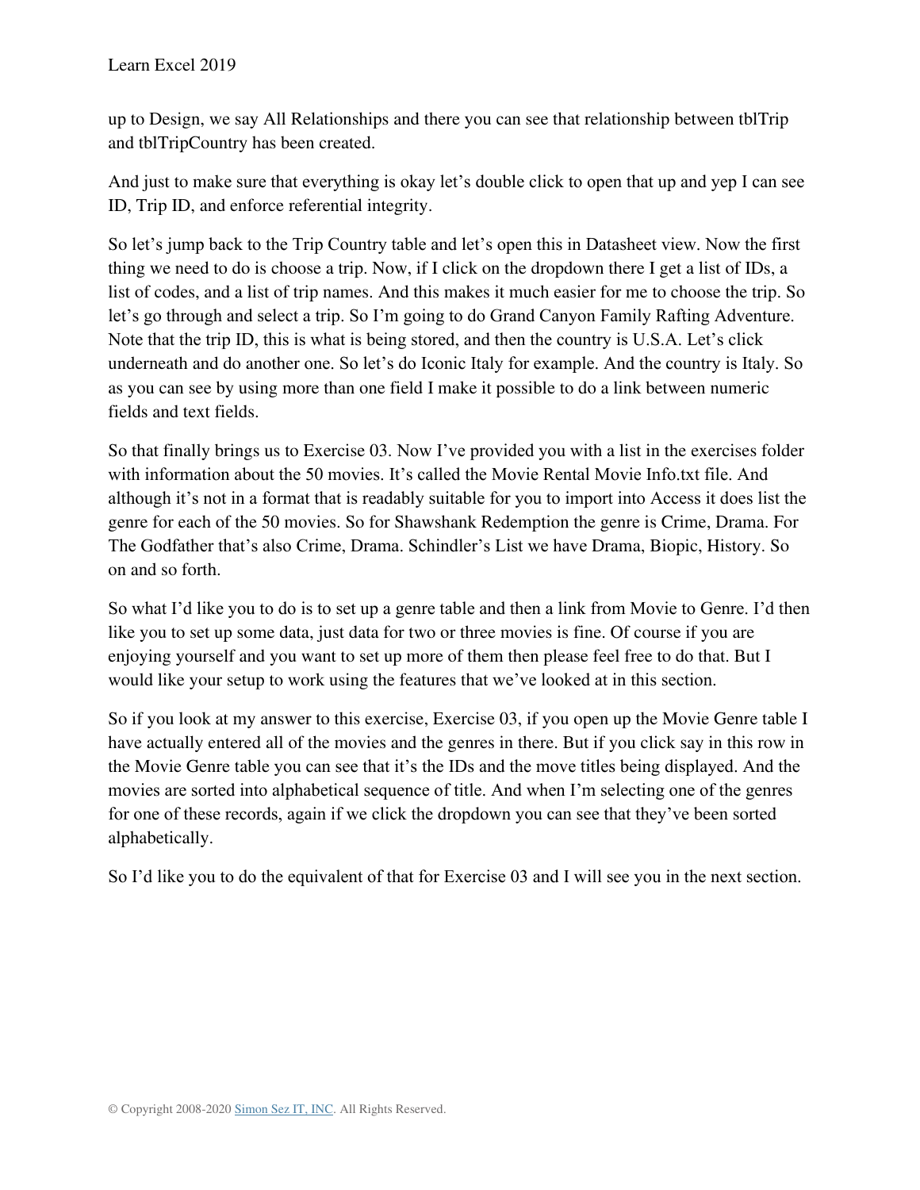up to Design, we say All Relationships and there you can see that relationship between tblTrip and tblTripCountry has been created.

And just to make sure that everything is okay let's double click to open that up and yep I can see ID, Trip ID, and enforce referential integrity.

So let's jump back to the Trip Country table and let's open this in Datasheet view. Now the first thing we need to do is choose a trip. Now, if I click on the dropdown there I get a list of IDs, a list of codes, and a list of trip names. And this makes it much easier for me to choose the trip. So let's go through and select a trip. So I'm going to do Grand Canyon Family Rafting Adventure. Note that the trip ID, this is what is being stored, and then the country is U.S.A. Let's click underneath and do another one. So let's do Iconic Italy for example. And the country is Italy. So as you can see by using more than one field I make it possible to do a link between numeric fields and text fields.

So that finally brings us to Exercise 03. Now I've provided you with a list in the exercises folder with information about the 50 movies. It's called the Movie Rental Movie Info.txt file. And although it's not in a format that is readably suitable for you to import into Access it does list the genre for each of the 50 movies. So for Shawshank Redemption the genre is Crime, Drama. For The Godfather that's also Crime, Drama. Schindler's List we have Drama, Biopic, History. So on and so forth.

So what I'd like you to do is to set up a genre table and then a link from Movie to Genre. I'd then like you to set up some data, just data for two or three movies is fine. Of course if you are enjoying yourself and you want to set up more of them then please feel free to do that. But I would like your setup to work using the features that we've looked at in this section.

So if you look at my answer to this exercise, Exercise 03, if you open up the Movie Genre table I have actually entered all of the movies and the genres in there. But if you click say in this row in the Movie Genre table you can see that it's the IDs and the move titles being displayed. And the movies are sorted into alphabetical sequence of title. And when I'm selecting one of the genres for one of these records, again if we click the dropdown you can see that they've been sorted alphabetically.

So I'd like you to do the equivalent of that for Exercise 03 and I will see you in the next section.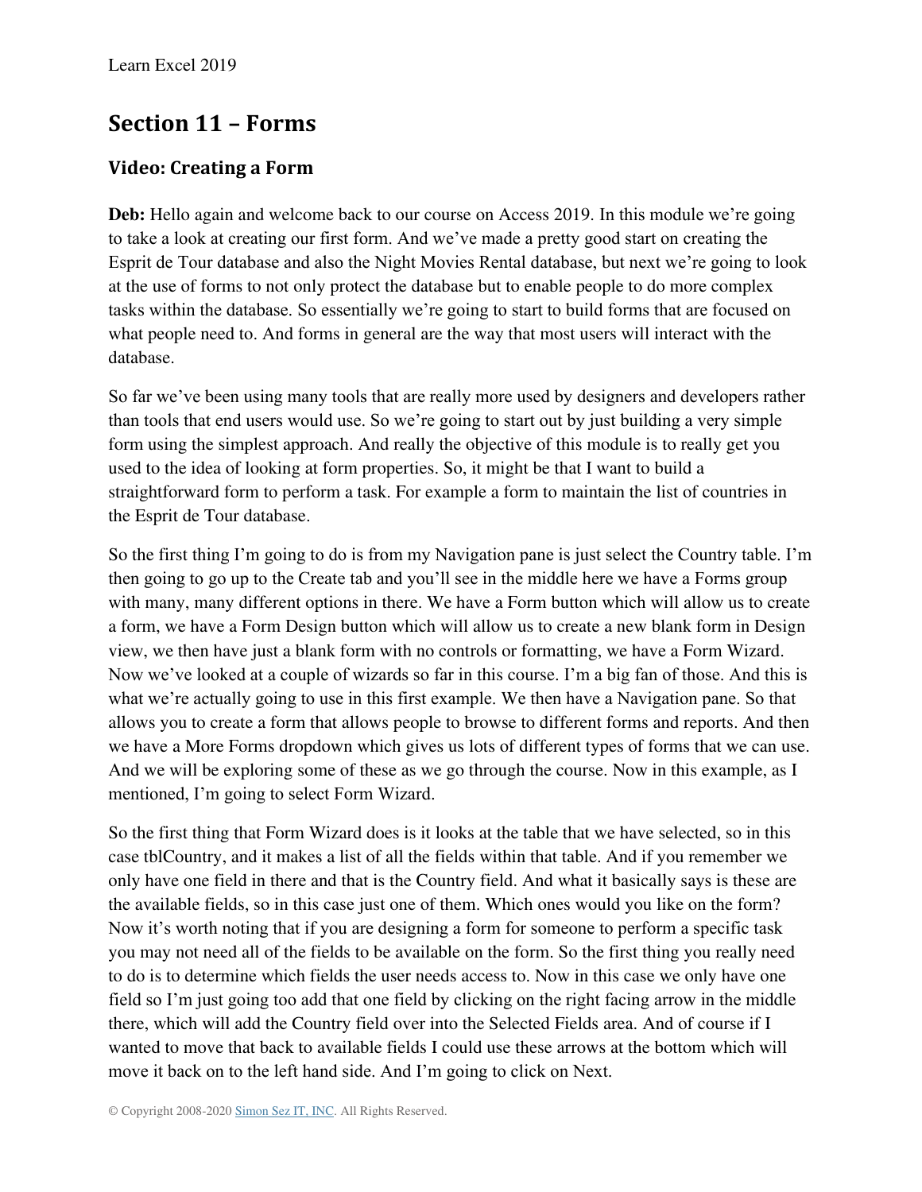## Section 11 – Forms

### Video: Creating a Form

**Deb:** Hello again and welcome back to our course on Access 2019. In this module we're going to take a look at creating our first form. And we've made a pretty good start on creating the Esprit de Tour database and also the Night Movies Rental database, but next we're going to look at the use of forms to not only protect the database but to enable people to do more complex tasks within the database. So essentially we're going to start to build forms that are focused on what people need to. And forms in general are the way that most users will interact with the database.

So far we've been using many tools that are really more used by designers and developers rather than tools that end users would use. So we're going to start out by just building a very simple form using the simplest approach. And really the objective of this module is to really get you used to the idea of looking at form properties. So, it might be that I want to build a straightforward form to perform a task. For example a form to maintain the list of countries in the Esprit de Tour database.

So the first thing I'm going to do is from my Navigation pane is just select the Country table. I'm then going to go up to the Create tab and you'll see in the middle here we have a Forms group with many, many different options in there. We have a Form button which will allow us to create a form, we have a Form Design button which will allow us to create a new blank form in Design view, we then have just a blank form with no controls or formatting, we have a Form Wizard. Now we've looked at a couple of wizards so far in this course. I'm a big fan of those. And this is what we're actually going to use in this first example. We then have a Navigation pane. So that allows you to create a form that allows people to browse to different forms and reports. And then we have a More Forms dropdown which gives us lots of different types of forms that we can use. And we will be exploring some of these as we go through the course. Now in this example, as I mentioned, I'm going to select Form Wizard.

So the first thing that Form Wizard does is it looks at the table that we have selected, so in this case tblCountry, and it makes a list of all the fields within that table. And if you remember we only have one field in there and that is the Country field. And what it basically says is these are the available fields, so in this case just one of them. Which ones would you like on the form? Now it's worth noting that if you are designing a form for someone to perform a specific task you may not need all of the fields to be available on the form. So the first thing you really need to do is to determine which fields the user needs access to. Now in this case we only have one field so I'm just going too add that one field by clicking on the right facing arrow in the middle there, which will add the Country field over into the Selected Fields area. And of course if I wanted to move that back to available fields I could use these arrows at the bottom which will move it back on to the left hand side. And I'm going to click on Next.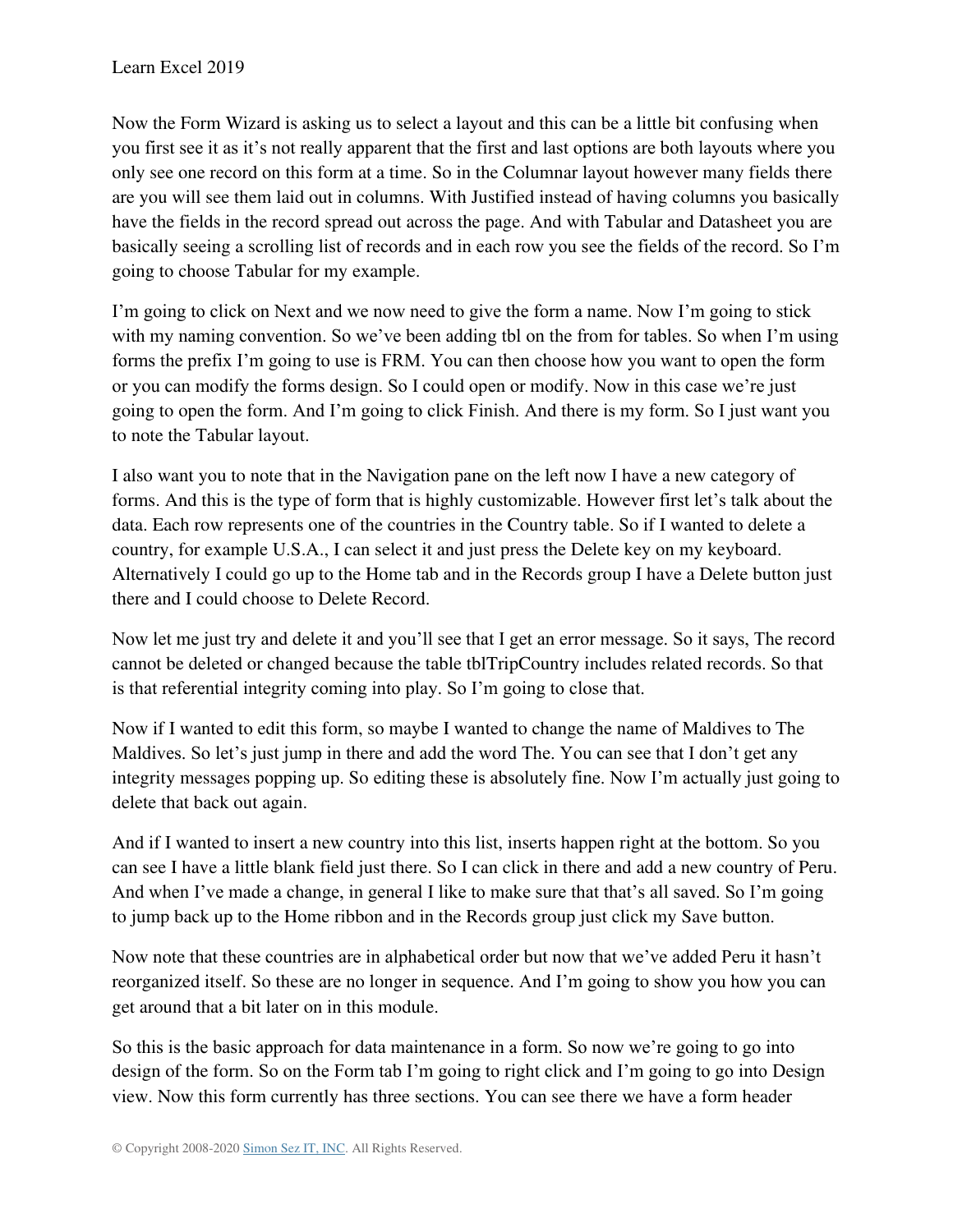Now the Form Wizard is asking us to select a layout and this can be a little bit confusing when you first see it as it's not really apparent that the first and last options are both layouts where you only see one record on this form at a time. So in the Columnar layout however many fields there are you will see them laid out in columns. With Justified instead of having columns you basically have the fields in the record spread out across the page. And with Tabular and Datasheet you are basically seeing a scrolling list of records and in each row you see the fields of the record. So I'm going to choose Tabular for my example.

I'm going to click on Next and we now need to give the form a name. Now I'm going to stick with my naming convention. So we've been adding tbl on the from for tables. So when I'm using forms the prefix I'm going to use is FRM. You can then choose how you want to open the form or you can modify the forms design. So I could open or modify. Now in this case we're just going to open the form. And I'm going to click Finish. And there is my form. So I just want you to note the Tabular layout.

I also want you to note that in the Navigation pane on the left now I have a new category of forms. And this is the type of form that is highly customizable. However first let's talk about the data. Each row represents one of the countries in the Country table. So if I wanted to delete a country, for example U.S.A., I can select it and just press the Delete key on my keyboard. Alternatively I could go up to the Home tab and in the Records group I have a Delete button just there and I could choose to Delete Record.

Now let me just try and delete it and you'll see that I get an error message. So it says, The record cannot be deleted or changed because the table tblTripCountry includes related records. So that is that referential integrity coming into play. So I'm going to close that.

Now if I wanted to edit this form, so maybe I wanted to change the name of Maldives to The Maldives. So let's just jump in there and add the word The. You can see that I don't get any integrity messages popping up. So editing these is absolutely fine. Now I'm actually just going to delete that back out again.

And if I wanted to insert a new country into this list, inserts happen right at the bottom. So you can see I have a little blank field just there. So I can click in there and add a new country of Peru. And when I've made a change, in general I like to make sure that that's all saved. So I'm going to jump back up to the Home ribbon and in the Records group just click my Save button.

Now note that these countries are in alphabetical order but now that we've added Peru it hasn't reorganized itself. So these are no longer in sequence. And I'm going to show you how you can get around that a bit later on in this module.

So this is the basic approach for data maintenance in a form. So now we're going to go into design of the form. So on the Form tab I'm going to right click and I'm going to go into Design view. Now this form currently has three sections. You can see there we have a form header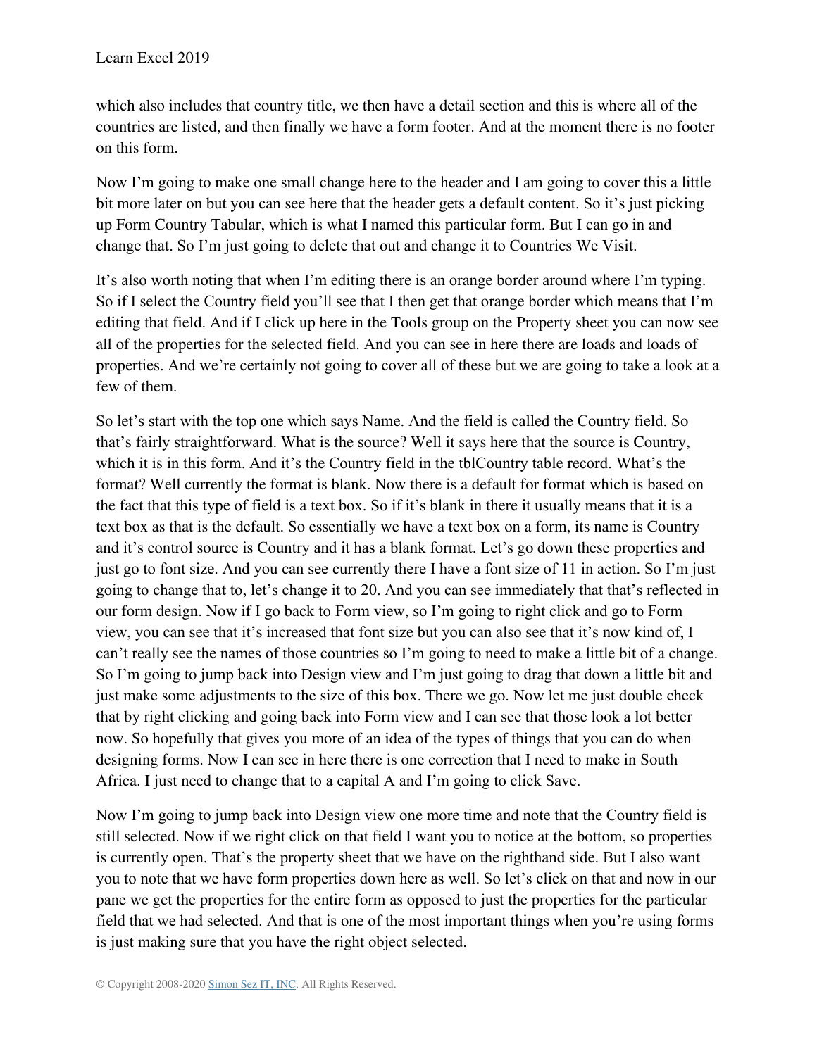which also includes that country title, we then have a detail section and this is where all of the countries are listed, and then finally we have a form footer. And at the moment there is no footer on this form.

Now I'm going to make one small change here to the header and I am going to cover this a little bit more later on but you can see here that the header gets a default content. So it's just picking up Form Country Tabular, which is what I named this particular form. But I can go in and change that. So I'm just going to delete that out and change it to Countries We Visit.

It's also worth noting that when I'm editing there is an orange border around where I'm typing. So if I select the Country field you'll see that I then get that orange border which means that I'm editing that field. And if I click up here in the Tools group on the Property sheet you can now see all of the properties for the selected field. And you can see in here there are loads and loads of properties. And we're certainly not going to cover all of these but we are going to take a look at a few of them.

So let's start with the top one which says Name. And the field is called the Country field. So that's fairly straightforward. What is the source? Well it says here that the source is Country, which it is in this form. And it's the Country field in the tblCountry table record. What's the format? Well currently the format is blank. Now there is a default for format which is based on the fact that this type of field is a text box. So if it's blank in there it usually means that it is a text box as that is the default. So essentially we have a text box on a form, its name is Country and it's control source is Country and it has a blank format. Let's go down these properties and just go to font size. And you can see currently there I have a font size of 11 in action. So I'm just going to change that to, let's change it to 20. And you can see immediately that that's reflected in our form design. Now if I go back to Form view, so I'm going to right click and go to Form view, you can see that it's increased that font size but you can also see that it's now kind of, I can't really see the names of those countries so I'm going to need to make a little bit of a change. So I'm going to jump back into Design view and I'm just going to drag that down a little bit and just make some adjustments to the size of this box. There we go. Now let me just double check that by right clicking and going back into Form view and I can see that those look a lot better now. So hopefully that gives you more of an idea of the types of things that you can do when designing forms. Now I can see in here there is one correction that I need to make in South Africa. I just need to change that to a capital A and I'm going to click Save.

Now I'm going to jump back into Design view one more time and note that the Country field is still selected. Now if we right click on that field I want you to notice at the bottom, so properties is currently open. That's the property sheet that we have on the righthand side. But I also want you to note that we have form properties down here as well. So let's click on that and now in our pane we get the properties for the entire form as opposed to just the properties for the particular field that we had selected. And that is one of the most important things when you're using forms is just making sure that you have the right object selected.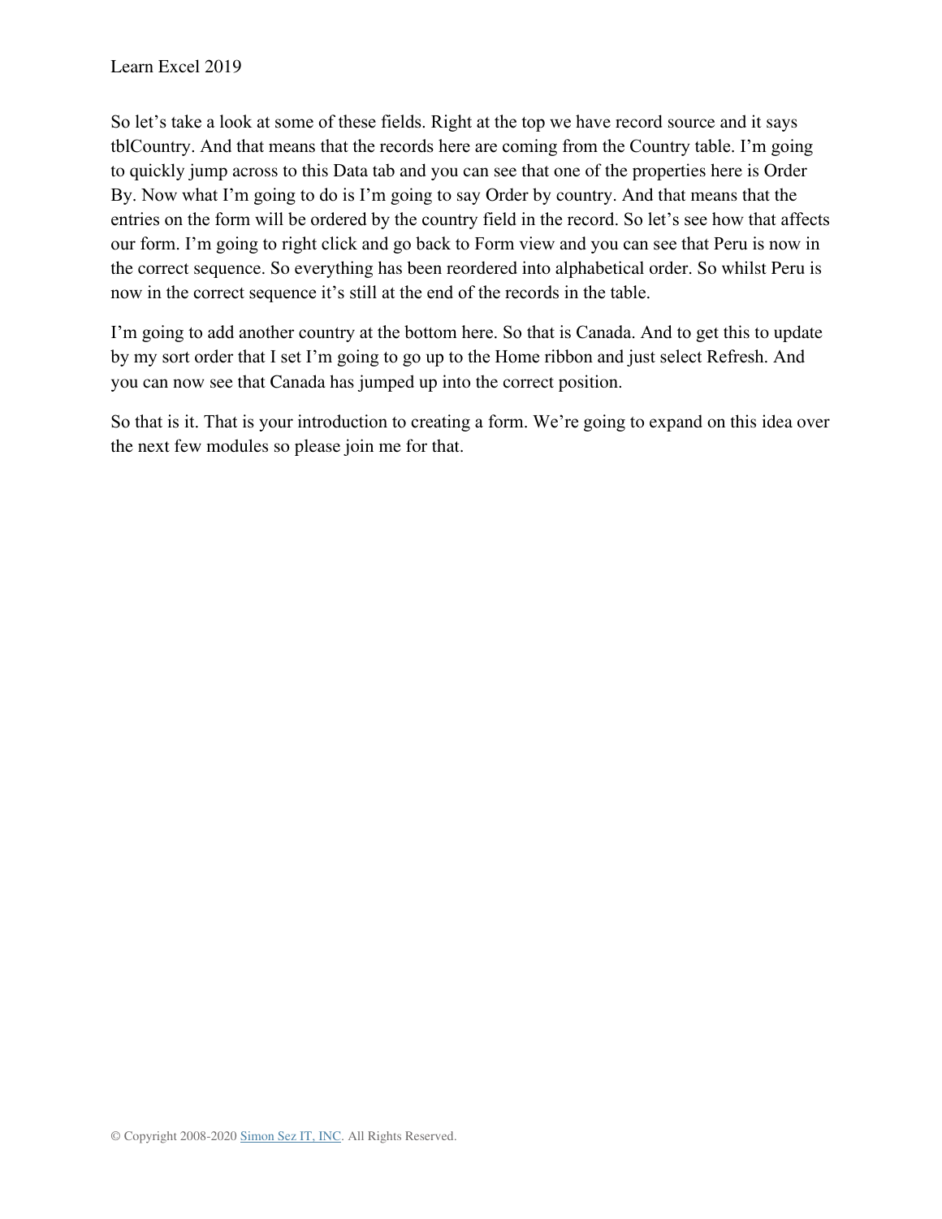So let's take a look at some of these fields. Right at the top we have record source and it says tblCountry. And that means that the records here are coming from the Country table. I'm going to quickly jump across to this Data tab and you can see that one of the properties here is Order By. Now what I'm going to do is I'm going to say Order by country. And that means that the entries on the form will be ordered by the country field in the record. So let's see how that affects our form. I'm going to right click and go back to Form view and you can see that Peru is now in the correct sequence. So everything has been reordered into alphabetical order. So whilst Peru is now in the correct sequence it's still at the end of the records in the table.

I'm going to add another country at the bottom here. So that is Canada. And to get this to update by my sort order that I set I'm going to go up to the Home ribbon and just select Refresh. And you can now see that Canada has jumped up into the correct position.

So that is it. That is your introduction to creating a form. We're going to expand on this idea over the next few modules so please join me for that.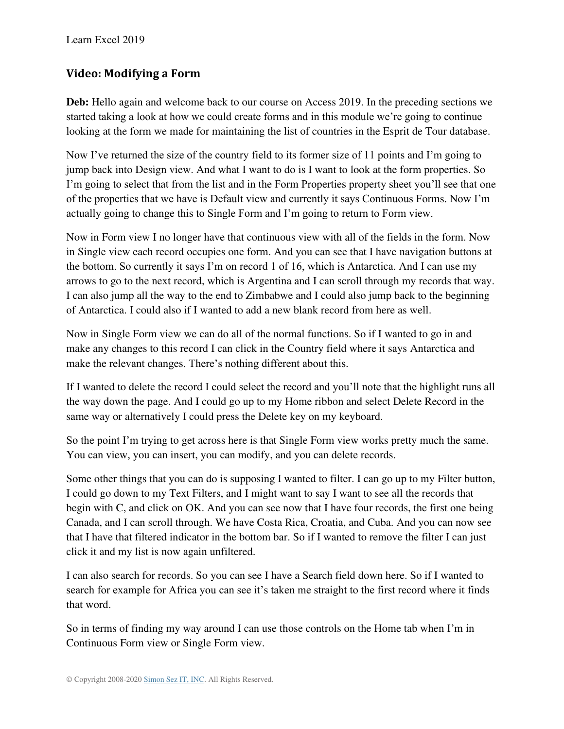## Video: Modifying a Form

**Deb:** Hello again and welcome back to our course on Access 2019. In the preceding sections we started taking a look at how we could create forms and in this module we're going to continue looking at the form we made for maintaining the list of countries in the Esprit de Tour database.

Now I've returned the size of the country field to its former size of 11 points and I'm going to jump back into Design view. And what I want to do is I want to look at the form properties. So I'm going to select that from the list and in the Form Properties property sheet you'll see that one of the properties that we have is Default view and currently it says Continuous Forms. Now I'm actually going to change this to Single Form and I'm going to return to Form view.

Now in Form view I no longer have that continuous view with all of the fields in the form. Now in Single view each record occupies one form. And you can see that I have navigation buttons at the bottom. So currently it says I'm on record 1 of 16, which is Antarctica. And I can use my arrows to go to the next record, which is Argentina and I can scroll through my records that way. I can also jump all the way to the end to Zimbabwe and I could also jump back to the beginning of Antarctica. I could also if I wanted to add a new blank record from here as well.

Now in Single Form view we can do all of the normal functions. So if I wanted to go in and make any changes to this record I can click in the Country field where it says Antarctica and make the relevant changes. There's nothing different about this.

If I wanted to delete the record I could select the record and you'll note that the highlight runs all the way down the page. And I could go up to my Home ribbon and select Delete Record in the same way or alternatively I could press the Delete key on my keyboard.

So the point I'm trying to get across here is that Single Form view works pretty much the same. You can view, you can insert, you can modify, and you can delete records.

Some other things that you can do is supposing I wanted to filter. I can go up to my Filter button, I could go down to my Text Filters, and I might want to say I want to see all the records that begin with C, and click on OK. And you can see now that I have four records, the first one being Canada, and I can scroll through. We have Costa Rica, Croatia, and Cuba. And you can now see that I have that filtered indicator in the bottom bar. So if I wanted to remove the filter I can just click it and my list is now again unfiltered.

I can also search for records. So you can see I have a Search field down here. So if I wanted to search for example for Africa you can see it's taken me straight to the first record where it finds that word.

So in terms of finding my way around I can use those controls on the Home tab when I'm in Continuous Form view or Single Form view.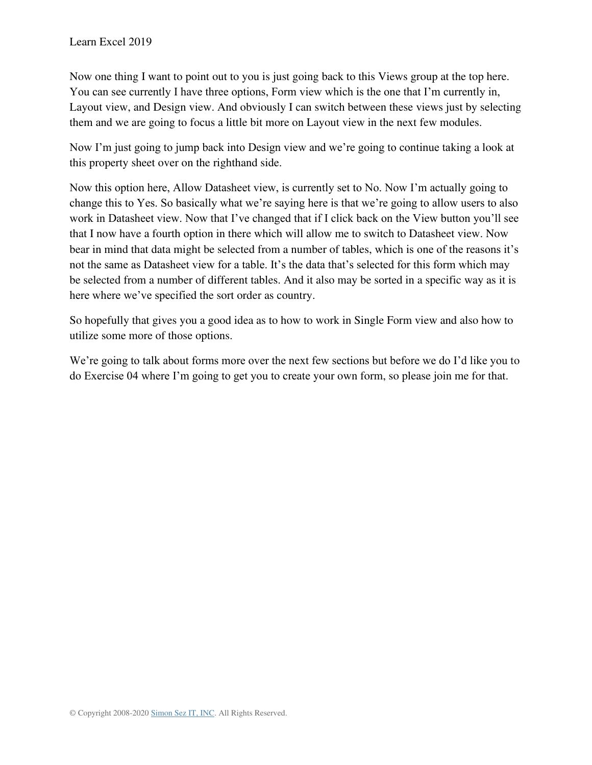Now one thing I want to point out to you is just going back to this Views group at the top here. You can see currently I have three options, Form view which is the one that I'm currently in, Layout view, and Design view. And obviously I can switch between these views just by selecting them and we are going to focus a little bit more on Layout view in the next few modules.

Now I'm just going to jump back into Design view and we're going to continue taking a look at this property sheet over on the righthand side.

Now this option here, Allow Datasheet view, is currently set to No. Now I'm actually going to change this to Yes. So basically what we're saying here is that we're going to allow users to also work in Datasheet view. Now that I've changed that if I click back on the View button you'll see that I now have a fourth option in there which will allow me to switch to Datasheet view. Now bear in mind that data might be selected from a number of tables, which is one of the reasons it's not the same as Datasheet view for a table. It's the data that's selected for this form which may be selected from a number of different tables. And it also may be sorted in a specific way as it is here where we've specified the sort order as country.

So hopefully that gives you a good idea as to how to work in Single Form view and also how to utilize some more of those options.

We're going to talk about forms more over the next few sections but before we do I'd like you to do Exercise 04 where I'm going to get you to create your own form, so please join me for that.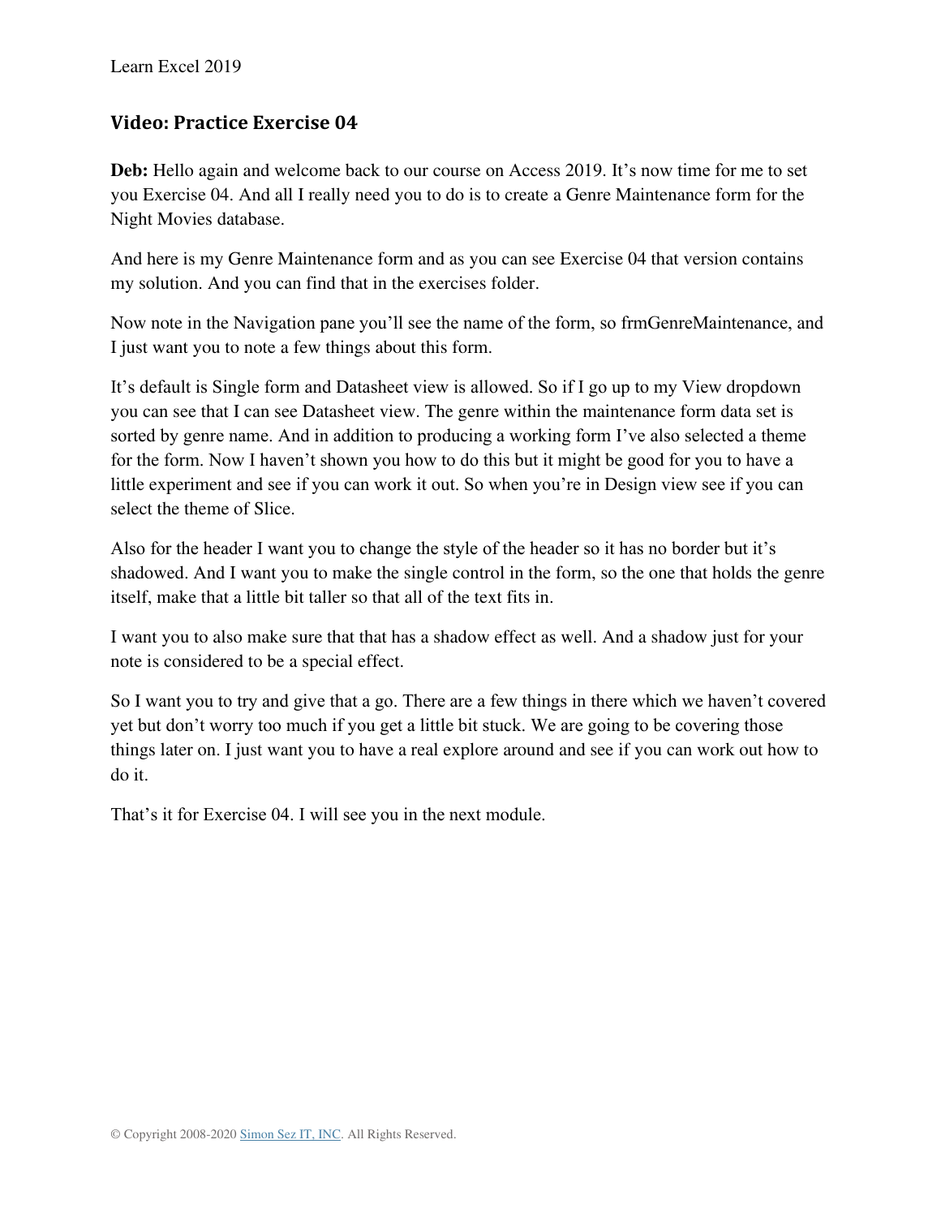## Video: Practice Exercise 04

**Deb:** Hello again and welcome back to our course on Access 2019. It's now time for me to set you Exercise 04. And all I really need you to do is to create a Genre Maintenance form for the Night Movies database.

And here is my Genre Maintenance form and as you can see Exercise 04 that version contains my solution. And you can find that in the exercises folder.

Now note in the Navigation pane you'll see the name of the form, so frmGenreMaintenance, and I just want you to note a few things about this form.

It's default is Single form and Datasheet view is allowed. So if I go up to my View dropdown you can see that I can see Datasheet view. The genre within the maintenance form data set is sorted by genre name. And in addition to producing a working form I've also selected a theme for the form. Now I haven't shown you how to do this but it might be good for you to have a little experiment and see if you can work it out. So when you're in Design view see if you can select the theme of Slice.

Also for the header I want you to change the style of the header so it has no border but it's shadowed. And I want you to make the single control in the form, so the one that holds the genre itself, make that a little bit taller so that all of the text fits in.

I want you to also make sure that that has a shadow effect as well. And a shadow just for your note is considered to be a special effect.

So I want you to try and give that a go. There are a few things in there which we haven't covered yet but don't worry too much if you get a little bit stuck. We are going to be covering those things later on. I just want you to have a real explore around and see if you can work out how to do it.

That's it for Exercise 04. I will see you in the next module.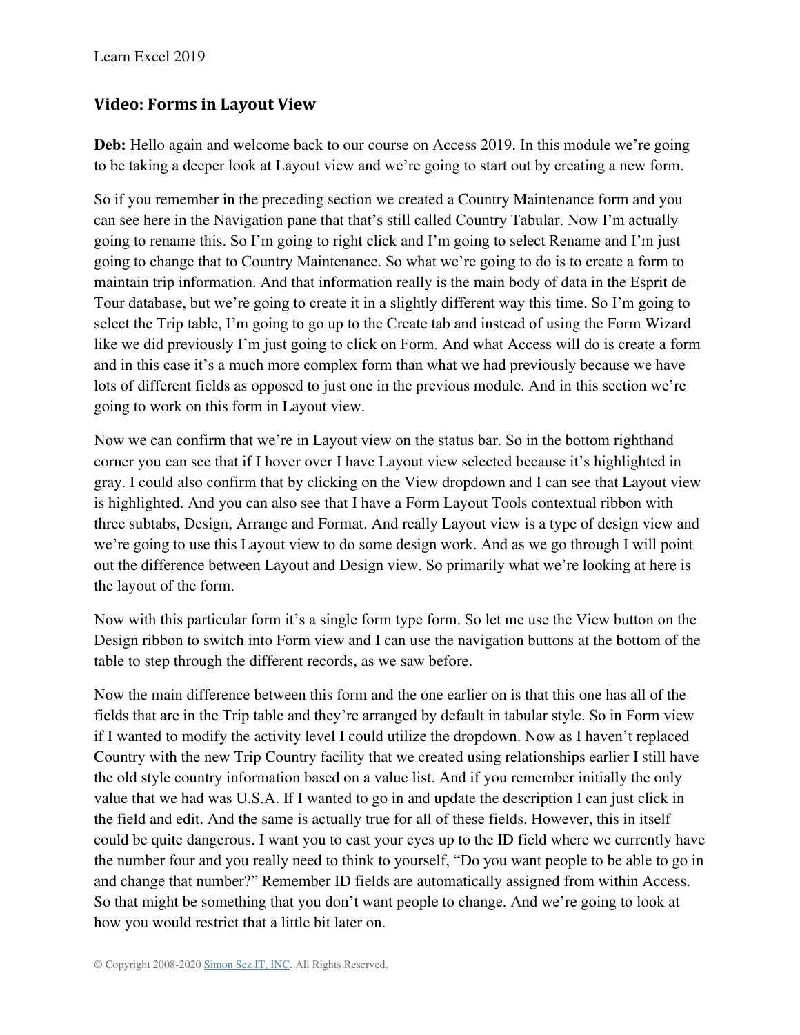## Video: Forms in Layout View

**Deb:** Hello again and welcome back to our course on Access 2019. In this module we're going to be taking a deeper look at Layout view and we're going to start out by creating a new form.

So if you remember in the preceding section we created a Country Maintenance form and you can see here in the Navigation pane that that's still called Country Tabular. Now I'm actually going to rename this. So I'm going to right click and I'm going to select Rename and I'm just going to change that to Country Maintenance. So what we're going to do is to create a form to maintain trip information. And that information really is the main body of data in the Esprit de Tour database, but we're going to create it in a slightly different way this time. So I'm going to select the Trip table, I'm going to go up to the Create tab and instead of using the Form Wizard like we did previously I'm just going to click on Form. And what Access will do is create a form and in this case it's a much more complex form than what we had previously because we have lots of different fields as opposed to just one in the previous module. And in this section we're going to work on this form in Layout view.

Now we can confirm that we're in Layout view on the status bar. So in the bottom righthand corner you can see that if I hover over I have Layout view selected because it's highlighted in gray. I could also confirm that by clicking on the View dropdown and I can see that Layout view is highlighted. And you can also see that I have a Form Layout Tools contextual ribbon with three subtabs, Design, Arrange and Format. And really Layout view is a type of design view and we're going to use this Layout view to do some design work. And as we go through I will point out the difference between Layout and Design view. So primarily what we're looking at here is the layout of the form.

Now with this particular form it's a single form type form. So let me use the View button on the Design ribbon to switch into Form view and I can use the navigation buttons at the bottom of the table to step through the different records, as we saw before.

Now the main difference between this form and the one earlier on is that this one has all of the fields that are in the Trip table and they're arranged by default in tabular style. So in Form view if I wanted to modify the activity level I could utilize the dropdown. Now as I haven't replaced Country with the new Trip Country facility that we created using relationships earlier I still have the old style country information based on a value list. And if you remember initially the only value that we had was U.S.A. If I wanted to go in and update the description I can just click in the field and edit. And the same is actually true for all of these fields. However, this in itself could be quite dangerous. I want you to cast your eyes up to the ID field where we currently have the number four and you really need to think to yourself, "Do you want people to be able to go in and change that number?" Remember ID fields are automatically assigned from within Access. So that might be something that you don't want people to change. And we're going to look at how you would restrict that a little bit later on.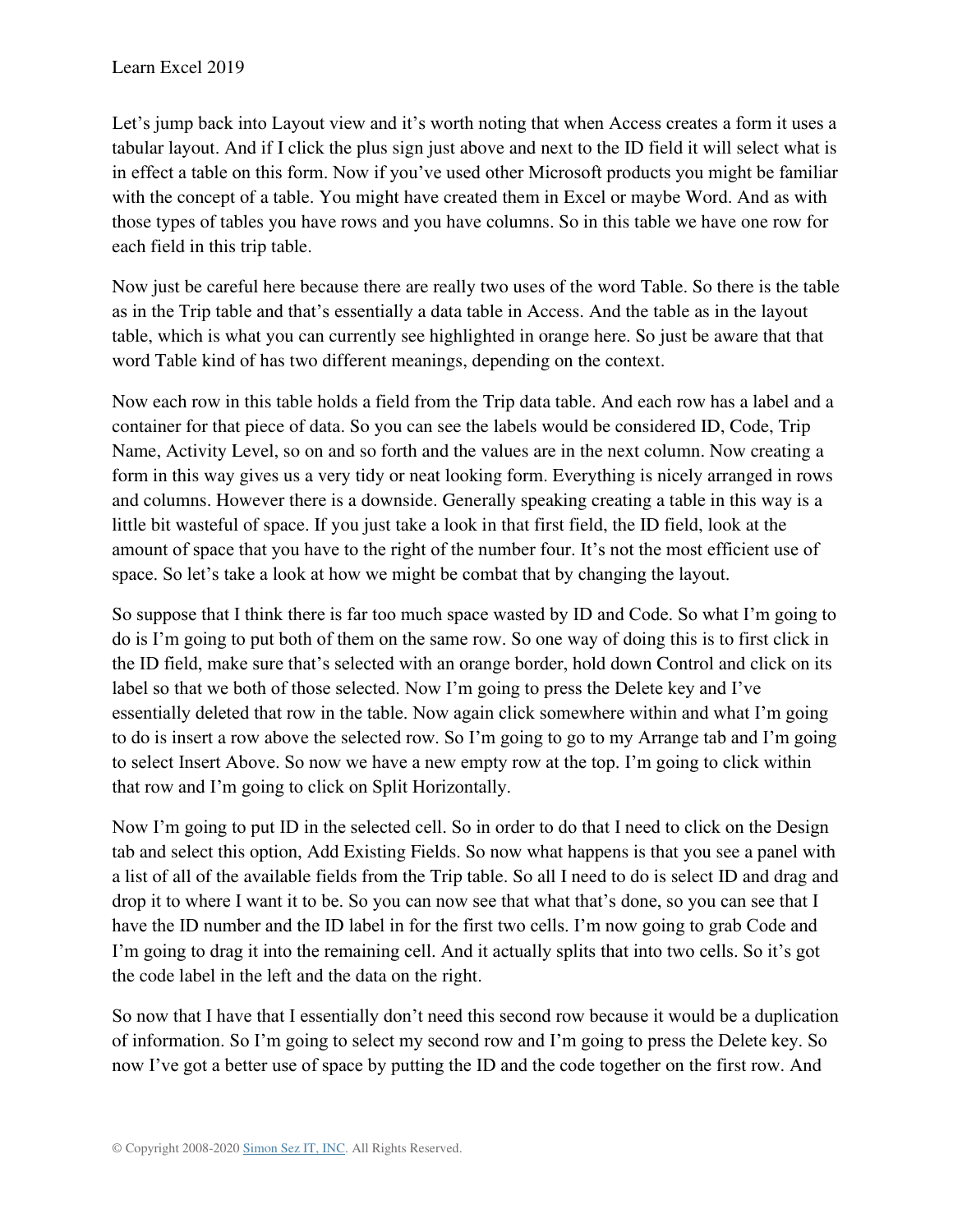Let's jump back into Layout view and it's worth noting that when Access creates a form it uses a tabular layout. And if I click the plus sign just above and next to the ID field it will select what is in effect a table on this form. Now if you've used other Microsoft products you might be familiar with the concept of a table. You might have created them in Excel or maybe Word. And as with those types of tables you have rows and you have columns. So in this table we have one row for each field in this trip table.

Now just be careful here because there are really two uses of the word Table. So there is the table as in the Trip table and that's essentially a data table in Access. And the table as in the layout table, which is what you can currently see highlighted in orange here. So just be aware that that word Table kind of has two different meanings, depending on the context.

Now each row in this table holds a field from the Trip data table. And each row has a label and a container for that piece of data. So you can see the labels would be considered ID, Code, Trip Name, Activity Level, so on and so forth and the values are in the next column. Now creating a form in this way gives us a very tidy or neat looking form. Everything is nicely arranged in rows and columns. However there is a downside. Generally speaking creating a table in this way is a little bit wasteful of space. If you just take a look in that first field, the ID field, look at the amount of space that you have to the right of the number four. It's not the most efficient use of space. So let's take a look at how we might be combat that by changing the layout.

So suppose that I think there is far too much space wasted by ID and Code. So what I'm going to do is I'm going to put both of them on the same row. So one way of doing this is to first click in the ID field, make sure that's selected with an orange border, hold down Control and click on its label so that we both of those selected. Now I'm going to press the Delete key and I've essentially deleted that row in the table. Now again click somewhere within and what I'm going to do is insert a row above the selected row. So I'm going to go to my Arrange tab and I'm going to select Insert Above. So now we have a new empty row at the top. I'm going to click within that row and I'm going to click on Split Horizontally.

Now I'm going to put ID in the selected cell. So in order to do that I need to click on the Design tab and select this option, Add Existing Fields. So now what happens is that you see a panel with a list of all of the available fields from the Trip table. So all I need to do is select ID and drag and drop it to where I want it to be. So you can now see that what that's done, so you can see that I have the ID number and the ID label in for the first two cells. I'm now going to grab Code and I'm going to drag it into the remaining cell. And it actually splits that into two cells. So it's got the code label in the left and the data on the right.

So now that I have that I essentially don't need this second row because it would be a duplication of information. So I'm going to select my second row and I'm going to press the Delete key. So now I've got a better use of space by putting the ID and the code together on the first row. And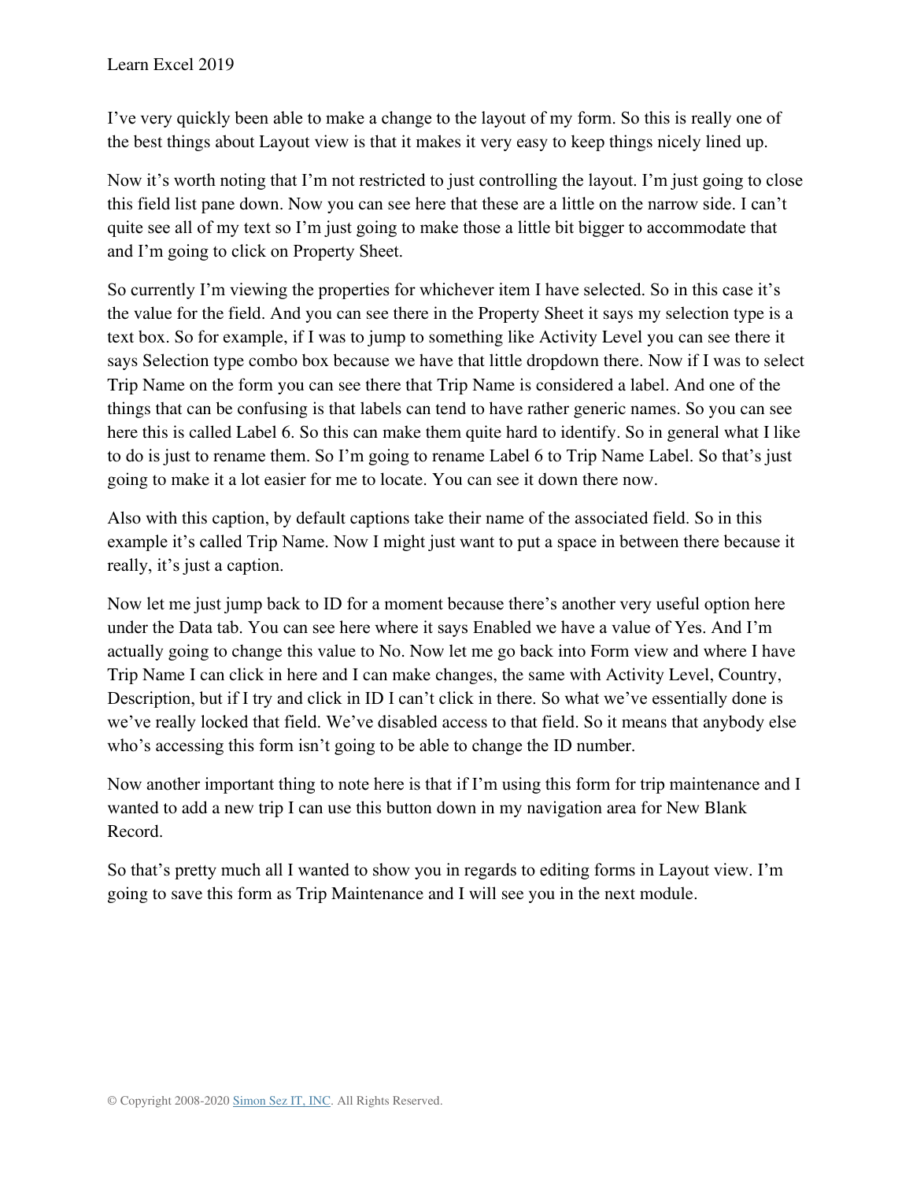I've very quickly been able to make a change to the layout of my form. So this is really one of the best things about Layout view is that it makes it very easy to keep things nicely lined up.

Now it's worth noting that I'm not restricted to just controlling the layout. I'm just going to close this field list pane down. Now you can see here that these are a little on the narrow side. I can't quite see all of my text so I'm just going to make those a little bit bigger to accommodate that and I'm going to click on Property Sheet.

So currently I'm viewing the properties for whichever item I have selected. So in this case it's the value for the field. And you can see there in the Property Sheet it says my selection type is a text box. So for example, if I was to jump to something like Activity Level you can see there it says Selection type combo box because we have that little dropdown there. Now if I was to select Trip Name on the form you can see there that Trip Name is considered a label. And one of the things that can be confusing is that labels can tend to have rather generic names. So you can see here this is called Label 6. So this can make them quite hard to identify. So in general what I like to do is just to rename them. So I'm going to rename Label 6 to Trip Name Label. So that's just going to make it a lot easier for me to locate. You can see it down there now.

Also with this caption, by default captions take their name of the associated field. So in this example it's called Trip Name. Now I might just want to put a space in between there because it really, it's just a caption.

Now let me just jump back to ID for a moment because there's another very useful option here under the Data tab. You can see here where it says Enabled we have a value of Yes. And I'm actually going to change this value to No. Now let me go back into Form view and where I have Trip Name I can click in here and I can make changes, the same with Activity Level, Country, Description, but if I try and click in ID I can't click in there. So what we've essentially done is we've really locked that field. We've disabled access to that field. So it means that anybody else who's accessing this form isn't going to be able to change the ID number.

Now another important thing to note here is that if I'm using this form for trip maintenance and I wanted to add a new trip I can use this button down in my navigation area for New Blank Record.

So that's pretty much all I wanted to show you in regards to editing forms in Layout view. I'm going to save this form as Trip Maintenance and I will see you in the next module.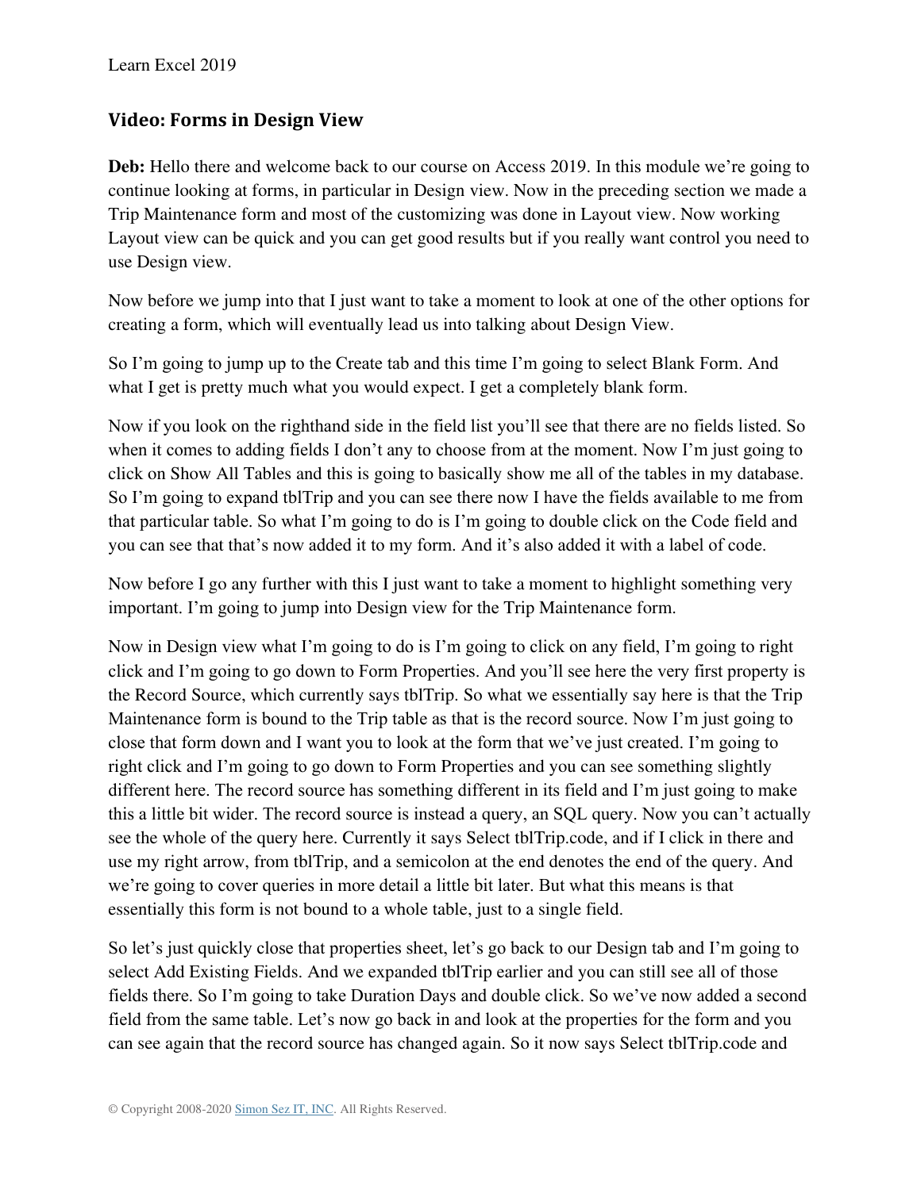## Video: Forms in Design View

**Deb:** Hello there and welcome back to our course on Access 2019. In this module we're going to continue looking at forms, in particular in Design view. Now in the preceding section we made a Trip Maintenance form and most of the customizing was done in Layout view. Now working Layout view can be quick and you can get good results but if you really want control you need to use Design view.

Now before we jump into that I just want to take a moment to look at one of the other options for creating a form, which will eventually lead us into talking about Design View.

So I'm going to jump up to the Create tab and this time I'm going to select Blank Form. And what I get is pretty much what you would expect. I get a completely blank form.

Now if you look on the righthand side in the field list you'll see that there are no fields listed. So when it comes to adding fields I don't any to choose from at the moment. Now I'm just going to click on Show All Tables and this is going to basically show me all of the tables in my database. So I'm going to expand tblTrip and you can see there now I have the fields available to me from that particular table. So what I'm going to do is I'm going to double click on the Code field and you can see that that's now added it to my form. And it's also added it with a label of code.

Now before I go any further with this I just want to take a moment to highlight something very important. I'm going to jump into Design view for the Trip Maintenance form.

Now in Design view what I'm going to do is I'm going to click on any field, I'm going to right click and I'm going to go down to Form Properties. And you'll see here the very first property is the Record Source, which currently says tblTrip. So what we essentially say here is that the Trip Maintenance form is bound to the Trip table as that is the record source. Now I'm just going to close that form down and I want you to look at the form that we've just created. I'm going to right click and I'm going to go down to Form Properties and you can see something slightly different here. The record source has something different in its field and I'm just going to make this a little bit wider. The record source is instead a query, an SQL query. Now you can't actually see the whole of the query here. Currently it says Select tblTrip.code, and if I click in there and use my right arrow, from tblTrip, and a semicolon at the end denotes the end of the query. And we're going to cover queries in more detail a little bit later. But what this means is that essentially this form is not bound to a whole table, just to a single field.

So let's just quickly close that properties sheet, let's go back to our Design tab and I'm going to select Add Existing Fields. And we expanded tblTrip earlier and you can still see all of those fields there. So I'm going to take Duration Days and double click. So we've now added a second field from the same table. Let's now go back in and look at the properties for the form and you can see again that the record source has changed again. So it now says Select tblTrip.code and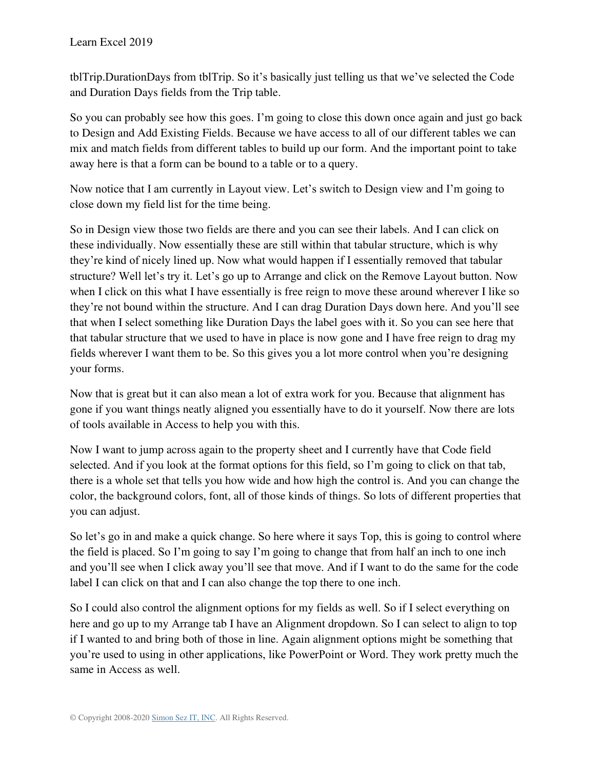tblTrip.DurationDays from tblTrip. So it's basically just telling us that we've selected the Code and Duration Days fields from the Trip table.

So you can probably see how this goes. I'm going to close this down once again and just go back to Design and Add Existing Fields. Because we have access to all of our different tables we can mix and match fields from different tables to build up our form. And the important point to take away here is that a form can be bound to a table or to a query.

Now notice that I am currently in Layout view. Let's switch to Design view and I'm going to close down my field list for the time being.

So in Design view those two fields are there and you can see their labels. And I can click on these individually. Now essentially these are still within that tabular structure, which is why they're kind of nicely lined up. Now what would happen if I essentially removed that tabular structure? Well let's try it. Let's go up to Arrange and click on the Remove Layout button. Now when I click on this what I have essentially is free reign to move these around wherever I like so they're not bound within the structure. And I can drag Duration Days down here. And you'll see that when I select something like Duration Days the label goes with it. So you can see here that that tabular structure that we used to have in place is now gone and I have free reign to drag my fields wherever I want them to be. So this gives you a lot more control when you're designing your forms.

Now that is great but it can also mean a lot of extra work for you. Because that alignment has gone if you want things neatly aligned you essentially have to do it yourself. Now there are lots of tools available in Access to help you with this.

Now I want to jump across again to the property sheet and I currently have that Code field selected. And if you look at the format options for this field, so I'm going to click on that tab, there is a whole set that tells you how wide and how high the control is. And you can change the color, the background colors, font, all of those kinds of things. So lots of different properties that you can adjust.

So let's go in and make a quick change. So here where it says Top, this is going to control where the field is placed. So I'm going to say I'm going to change that from half an inch to one inch and you'll see when I click away you'll see that move. And if I want to do the same for the code label I can click on that and I can also change the top there to one inch.

So I could also control the alignment options for my fields as well. So if I select everything on here and go up to my Arrange tab I have an Alignment dropdown. So I can select to align to top if I wanted to and bring both of those in line. Again alignment options might be something that you're used to using in other applications, like PowerPoint or Word. They work pretty much the same in Access as well.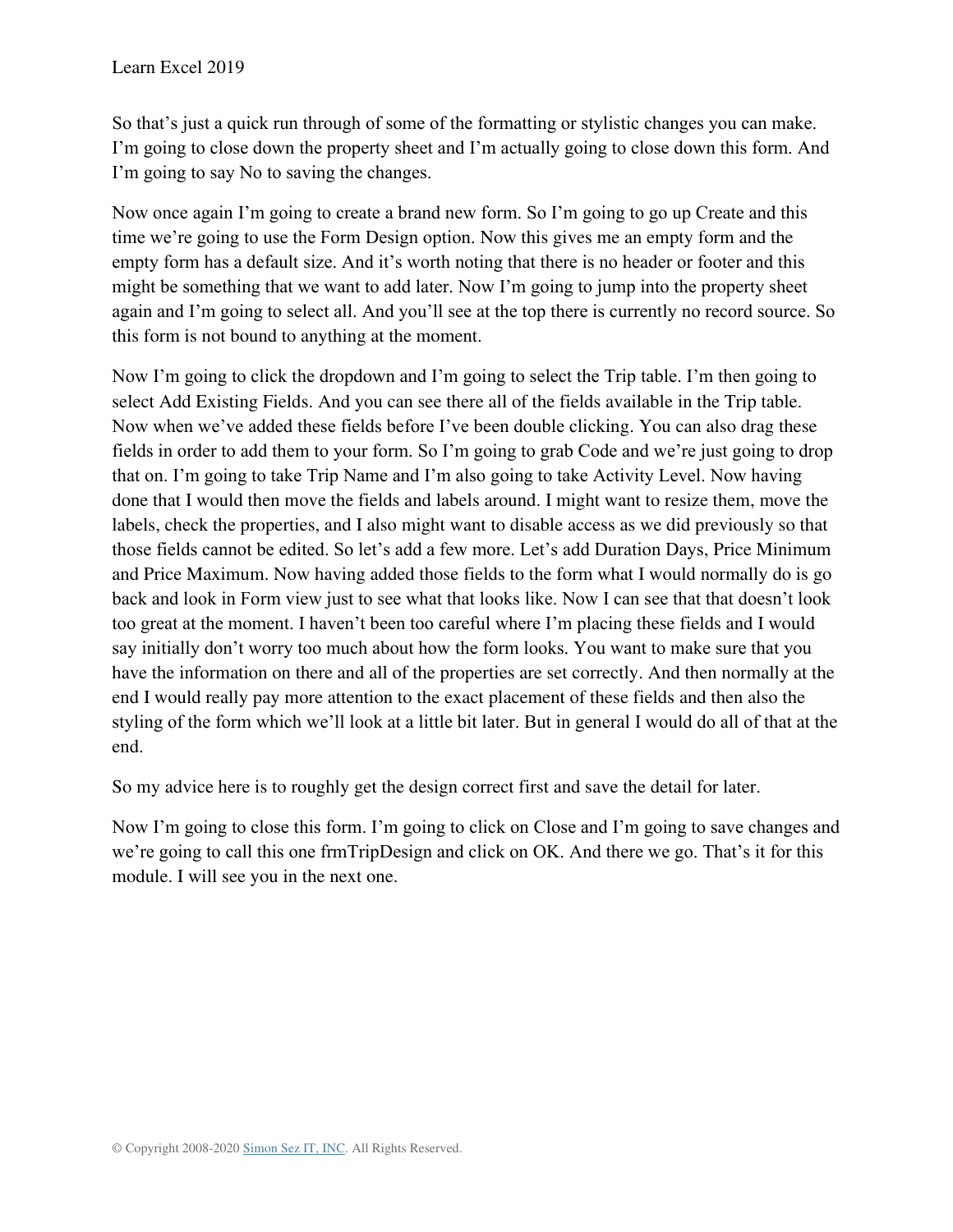So that's just a quick run through of some of the formatting or stylistic changes you can make. I'm going to close down the property sheet and I'm actually going to close down this form. And I'm going to say No to saving the changes.

Now once again I'm going to create a brand new form. So I'm going to go up Create and this time we're going to use the Form Design option. Now this gives me an empty form and the empty form has a default size. And it's worth noting that there is no header or footer and this might be something that we want to add later. Now I'm going to jump into the property sheet again and I'm going to select all. And you'll see at the top there is currently no record source. So this form is not bound to anything at the moment.

Now I'm going to click the dropdown and I'm going to select the Trip table. I'm then going to select Add Existing Fields. And you can see there all of the fields available in the Trip table. Now when we've added these fields before I've been double clicking. You can also drag these fields in order to add them to your form. So I'm going to grab Code and we're just going to drop that on. I'm going to take Trip Name and I'm also going to take Activity Level. Now having done that I would then move the fields and labels around. I might want to resize them, move the labels, check the properties, and I also might want to disable access as we did previously so that those fields cannot be edited. So let's add a few more. Let's add Duration Days, Price Minimum and Price Maximum. Now having added those fields to the form what I would normally do is go back and look in Form view just to see what that looks like. Now I can see that that doesn't look too great at the moment. I haven't been too careful where I'm placing these fields and I would say initially don't worry too much about how the form looks. You want to make sure that you have the information on there and all of the properties are set correctly. And then normally at the end I would really pay more attention to the exact placement of these fields and then also the styling of the form which we'll look at a little bit later. But in general I would do all of that at the end.

So my advice here is to roughly get the design correct first and save the detail for later.

Now I'm going to close this form. I'm going to click on Close and I'm going to save changes and we're going to call this one frmTripDesign and click on OK. And there we go. That's it for this module. I will see you in the next one.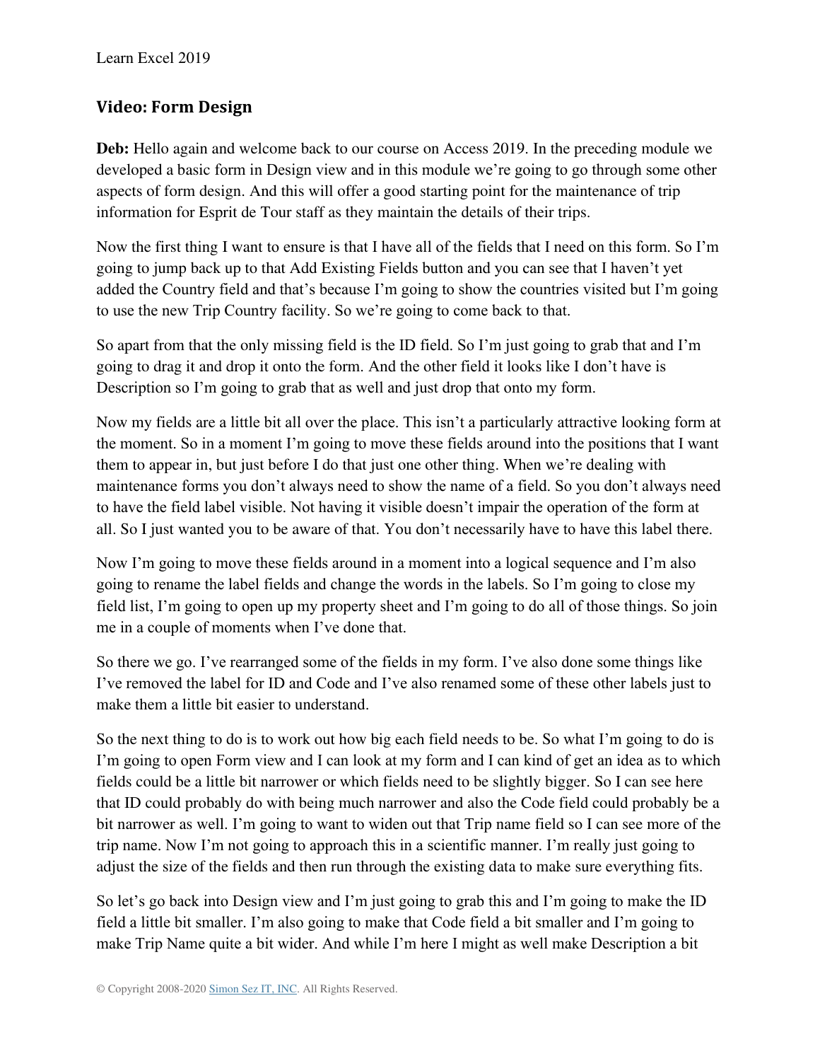## Video: Form Design

**Deb:** Hello again and welcome back to our course on Access 2019. In the preceding module we developed a basic form in Design view and in this module we're going to go through some other aspects of form design. And this will offer a good starting point for the maintenance of trip information for Esprit de Tour staff as they maintain the details of their trips.

Now the first thing I want to ensure is that I have all of the fields that I need on this form. So I'm going to jump back up to that Add Existing Fields button and you can see that I haven't yet added the Country field and that's because I'm going to show the countries visited but I'm going to use the new Trip Country facility. So we're going to come back to that.

So apart from that the only missing field is the ID field. So I'm just going to grab that and I'm going to drag it and drop it onto the form. And the other field it looks like I don't have is Description so I'm going to grab that as well and just drop that onto my form.

Now my fields are a little bit all over the place. This isn't a particularly attractive looking form at the moment. So in a moment I'm going to move these fields around into the positions that I want them to appear in, but just before I do that just one other thing. When we're dealing with maintenance forms you don't always need to show the name of a field. So you don't always need to have the field label visible. Not having it visible doesn't impair the operation of the form at all. So I just wanted you to be aware of that. You don't necessarily have to have this label there.

Now I'm going to move these fields around in a moment into a logical sequence and I'm also going to rename the label fields and change the words in the labels. So I'm going to close my field list, I'm going to open up my property sheet and I'm going to do all of those things. So join me in a couple of moments when I've done that.

So there we go. I've rearranged some of the fields in my form. I've also done some things like I've removed the label for ID and Code and I've also renamed some of these other labels just to make them a little bit easier to understand.

So the next thing to do is to work out how big each field needs to be. So what I'm going to do is I'm going to open Form view and I can look at my form and I can kind of get an idea as to which fields could be a little bit narrower or which fields need to be slightly bigger. So I can see here that ID could probably do with being much narrower and also the Code field could probably be a bit narrower as well. I'm going to want to widen out that Trip name field so I can see more of the trip name. Now I'm not going to approach this in a scientific manner. I'm really just going to adjust the size of the fields and then run through the existing data to make sure everything fits.

So let's go back into Design view and I'm just going to grab this and I'm going to make the ID field a little bit smaller. I'm also going to make that Code field a bit smaller and I'm going to make Trip Name quite a bit wider. And while I'm here I might as well make Description a bit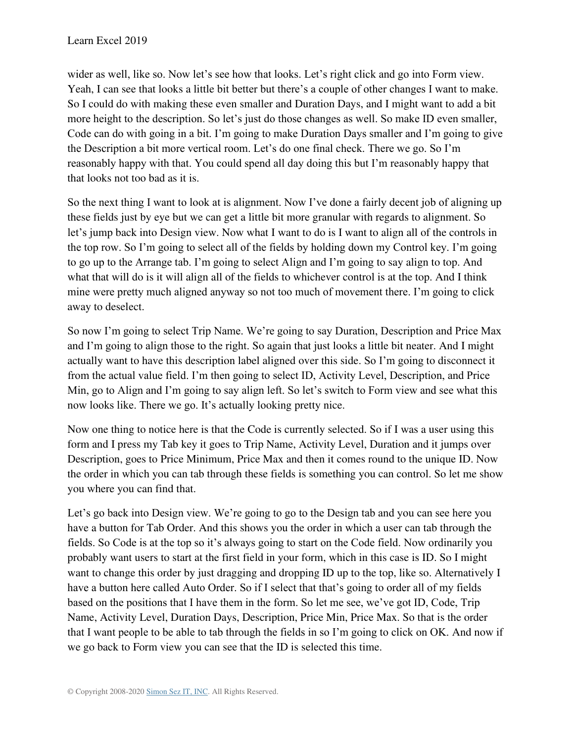wider as well, like so. Now let's see how that looks. Let's right click and go into Form view. Yeah, I can see that looks a little bit better but there's a couple of other changes I want to make. So I could do with making these even smaller and Duration Days, and I might want to add a bit more height to the description. So let's just do those changes as well. So make ID even smaller, Code can do with going in a bit. I'm going to make Duration Days smaller and I'm going to give the Description a bit more vertical room. Let's do one final check. There we go. So I'm reasonably happy with that. You could spend all day doing this but I'm reasonably happy that that looks not too bad as it is.

So the next thing I want to look at is alignment. Now I've done a fairly decent job of aligning up these fields just by eye but we can get a little bit more granular with regards to alignment. So let's jump back into Design view. Now what I want to do is I want to align all of the controls in the top row. So I'm going to select all of the fields by holding down my Control key. I'm going to go up to the Arrange tab. I'm going to select Align and I'm going to say align to top. And what that will do is it will align all of the fields to whichever control is at the top. And I think mine were pretty much aligned anyway so not too much of movement there. I'm going to click away to deselect.

So now I'm going to select Trip Name. We're going to say Duration, Description and Price Max and I'm going to align those to the right. So again that just looks a little bit neater. And I might actually want to have this description label aligned over this side. So I'm going to disconnect it from the actual value field. I'm then going to select ID, Activity Level, Description, and Price Min, go to Align and I'm going to say align left. So let's switch to Form view and see what this now looks like. There we go. It's actually looking pretty nice.

Now one thing to notice here is that the Code is currently selected. So if I was a user using this form and I press my Tab key it goes to Trip Name, Activity Level, Duration and it jumps over Description, goes to Price Minimum, Price Max and then it comes round to the unique ID. Now the order in which you can tab through these fields is something you can control. So let me show you where you can find that.

Let's go back into Design view. We're going to go to the Design tab and you can see here you have a button for Tab Order. And this shows you the order in which a user can tab through the fields. So Code is at the top so it's always going to start on the Code field. Now ordinarily you probably want users to start at the first field in your form, which in this case is ID. So I might want to change this order by just dragging and dropping ID up to the top, like so. Alternatively I have a button here called Auto Order. So if I select that that's going to order all of my fields based on the positions that I have them in the form. So let me see, we've got ID, Code, Trip Name, Activity Level, Duration Days, Description, Price Min, Price Max. So that is the order that I want people to be able to tab through the fields in so I'm going to click on OK. And now if we go back to Form view you can see that the ID is selected this time.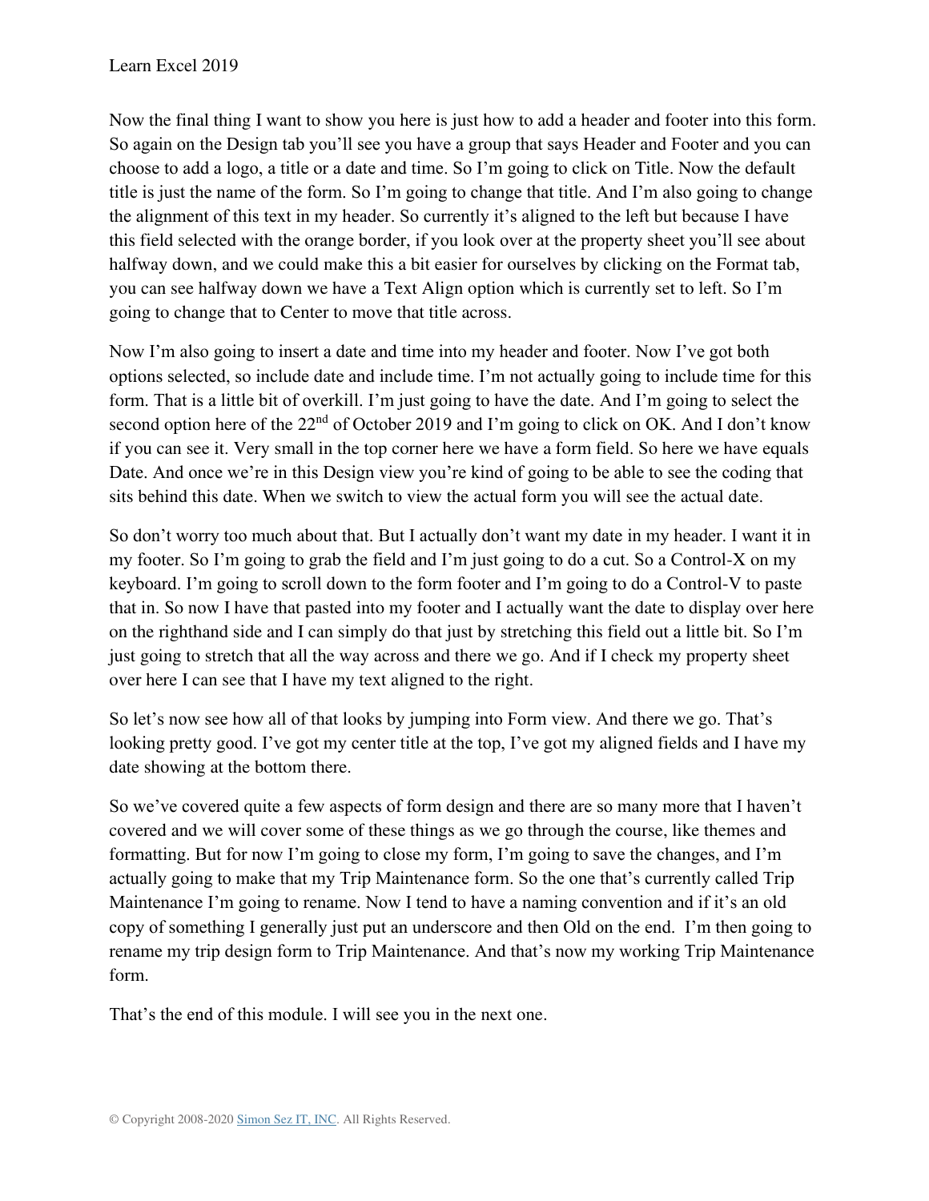Now the final thing I want to show you here is just how to add a header and footer into this form. So again on the Design tab you'll see you have a group that says Header and Footer and you can choose to add a logo, a title or a date and time. So I'm going to click on Title. Now the default title is just the name of the form. So I'm going to change that title. And I'm also going to change the alignment of this text in my header. So currently it's aligned to the left but because I have this field selected with the orange border, if you look over at the property sheet you'll see about halfway down, and we could make this a bit easier for ourselves by clicking on the Format tab, you can see halfway down we have a Text Align option which is currently set to left. So I'm going to change that to Center to move that title across.

Now I'm also going to insert a date and time into my header and footer. Now I've got both options selected, so include date and include time. I'm not actually going to include time for this form. That is a little bit of overkill. I'm just going to have the date. And I'm going to select the second option here of the 22nd of October 2019 and I'm going to click on OK. And I don't know if you can see it. Very small in the top corner here we have a form field. So here we have equals Date. And once we're in this Design view you're kind of going to be able to see the coding that sits behind this date. When we switch to view the actual form you will see the actual date.

So don't worry too much about that. But I actually don't want my date in my header. I want it in my footer. So I'm going to grab the field and I'm just going to do a cut. So a Control-X on my keyboard. I'm going to scroll down to the form footer and I'm going to do a Control-V to paste that in. So now I have that pasted into my footer and I actually want the date to display over here on the righthand side and I can simply do that just by stretching this field out a little bit. So I'm just going to stretch that all the way across and there we go. And if I check my property sheet over here I can see that I have my text aligned to the right.

So let's now see how all of that looks by jumping into Form view. And there we go. That's looking pretty good. I've got my center title at the top, I've got my aligned fields and I have my date showing at the bottom there.

So we've covered quite a few aspects of form design and there are so many more that I haven't covered and we will cover some of these things as we go through the course, like themes and formatting. But for now I'm going to close my form, I'm going to save the changes, and I'm actually going to make that my Trip Maintenance form. So the one that's currently called Trip Maintenance I'm going to rename. Now I tend to have a naming convention and if it's an old copy of something I generally just put an underscore and then Old on the end. I'm then going to rename my trip design form to Trip Maintenance. And that's now my working Trip Maintenance form.

That's the end of this module. I will see you in the next one.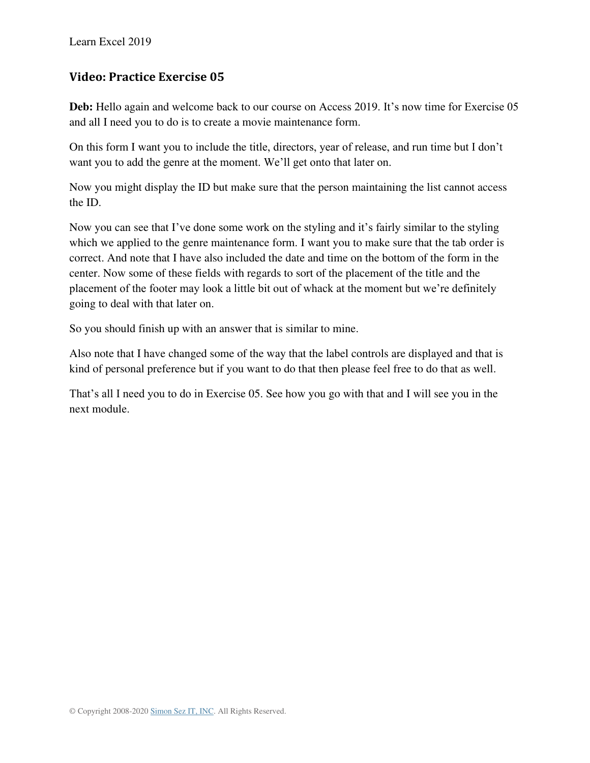## Video: Practice Exercise 05

**Deb:** Hello again and welcome back to our course on Access 2019. It's now time for Exercise 05 and all I need you to do is to create a movie maintenance form.

On this form I want you to include the title, directors, year of release, and run time but I don't want you to add the genre at the moment. We'll get onto that later on.

Now you might display the ID but make sure that the person maintaining the list cannot access the ID.

Now you can see that I've done some work on the styling and it's fairly similar to the styling which we applied to the genre maintenance form. I want you to make sure that the tab order is correct. And note that I have also included the date and time on the bottom of the form in the center. Now some of these fields with regards to sort of the placement of the title and the placement of the footer may look a little bit out of whack at the moment but we're definitely going to deal with that later on.

So you should finish up with an answer that is similar to mine.

Also note that I have changed some of the way that the label controls are displayed and that is kind of personal preference but if you want to do that then please feel free to do that as well.

That's all I need you to do in Exercise 05. See how you go with that and I will see you in the next module.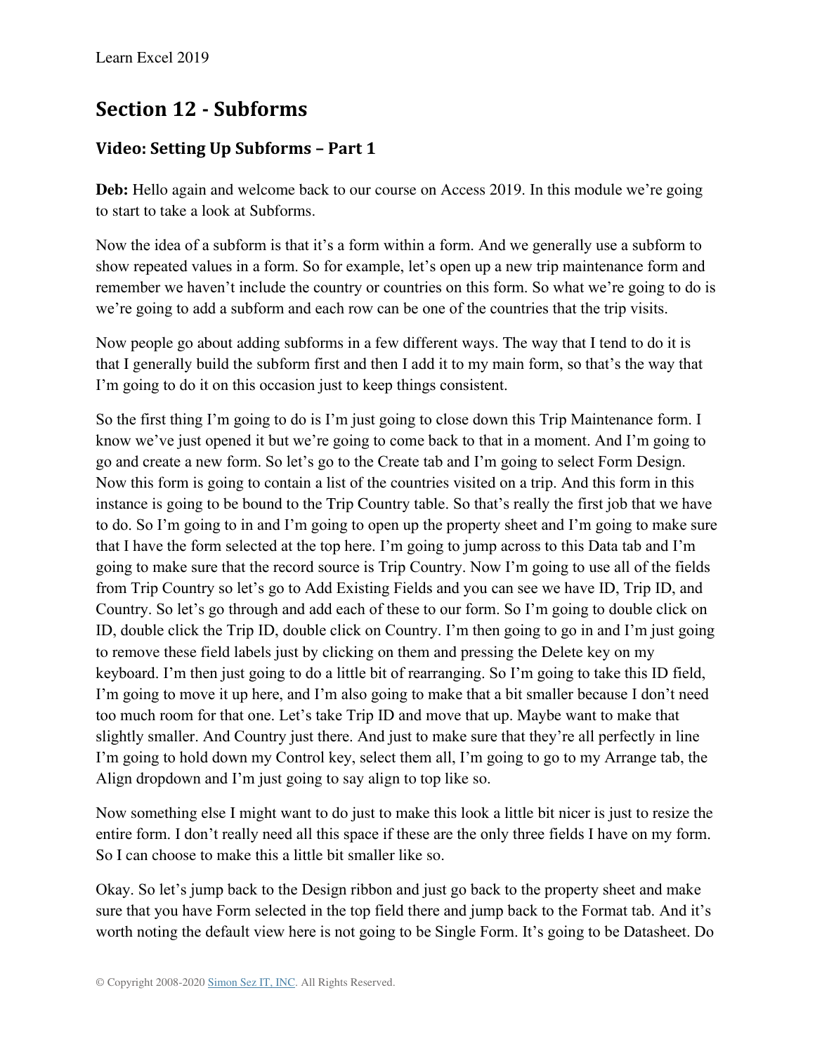## Section 12 - Subforms

### Video: Setting Up Subforms – Part 1

**Deb:** Hello again and welcome back to our course on Access 2019. In this module we're going to start to take a look at Subforms.

Now the idea of a subform is that it's a form within a form. And we generally use a subform to show repeated values in a form. So for example, let's open up a new trip maintenance form and remember we haven't include the country or countries on this form. So what we're going to do is we're going to add a subform and each row can be one of the countries that the trip visits.

Now people go about adding subforms in a few different ways. The way that I tend to do it is that I generally build the subform first and then I add it to my main form, so that's the way that I'm going to do it on this occasion just to keep things consistent.

So the first thing I'm going to do is I'm just going to close down this Trip Maintenance form. I know we've just opened it but we're going to come back to that in a moment. And I'm going to go and create a new form. So let's go to the Create tab and I'm going to select Form Design. Now this form is going to contain a list of the countries visited on a trip. And this form in this instance is going to be bound to the Trip Country table. So that's really the first job that we have to do. So I'm going to in and I'm going to open up the property sheet and I'm going to make sure that I have the form selected at the top here. I'm going to jump across to this Data tab and I'm going to make sure that the record source is Trip Country. Now I'm going to use all of the fields from Trip Country so let's go to Add Existing Fields and you can see we have ID, Trip ID, and Country. So let's go through and add each of these to our form. So I'm going to double click on ID, double click the Trip ID, double click on Country. I'm then going to go in and I'm just going to remove these field labels just by clicking on them and pressing the Delete key on my keyboard. I'm then just going to do a little bit of rearranging. So I'm going to take this ID field, I'm going to move it up here, and I'm also going to make that a bit smaller because I don't need too much room for that one. Let's take Trip ID and move that up. Maybe want to make that slightly smaller. And Country just there. And just to make sure that they're all perfectly in line I'm going to hold down my Control key, select them all, I'm going to go to my Arrange tab, the Align dropdown and I'm just going to say align to top like so.

Now something else I might want to do just to make this look a little bit nicer is just to resize the entire form. I don't really need all this space if these are the only three fields I have on my form. So I can choose to make this a little bit smaller like so.

Okay. So let's jump back to the Design ribbon and just go back to the property sheet and make sure that you have Form selected in the top field there and jump back to the Format tab. And it's worth noting the default view here is not going to be Single Form. It's going to be Datasheet. Do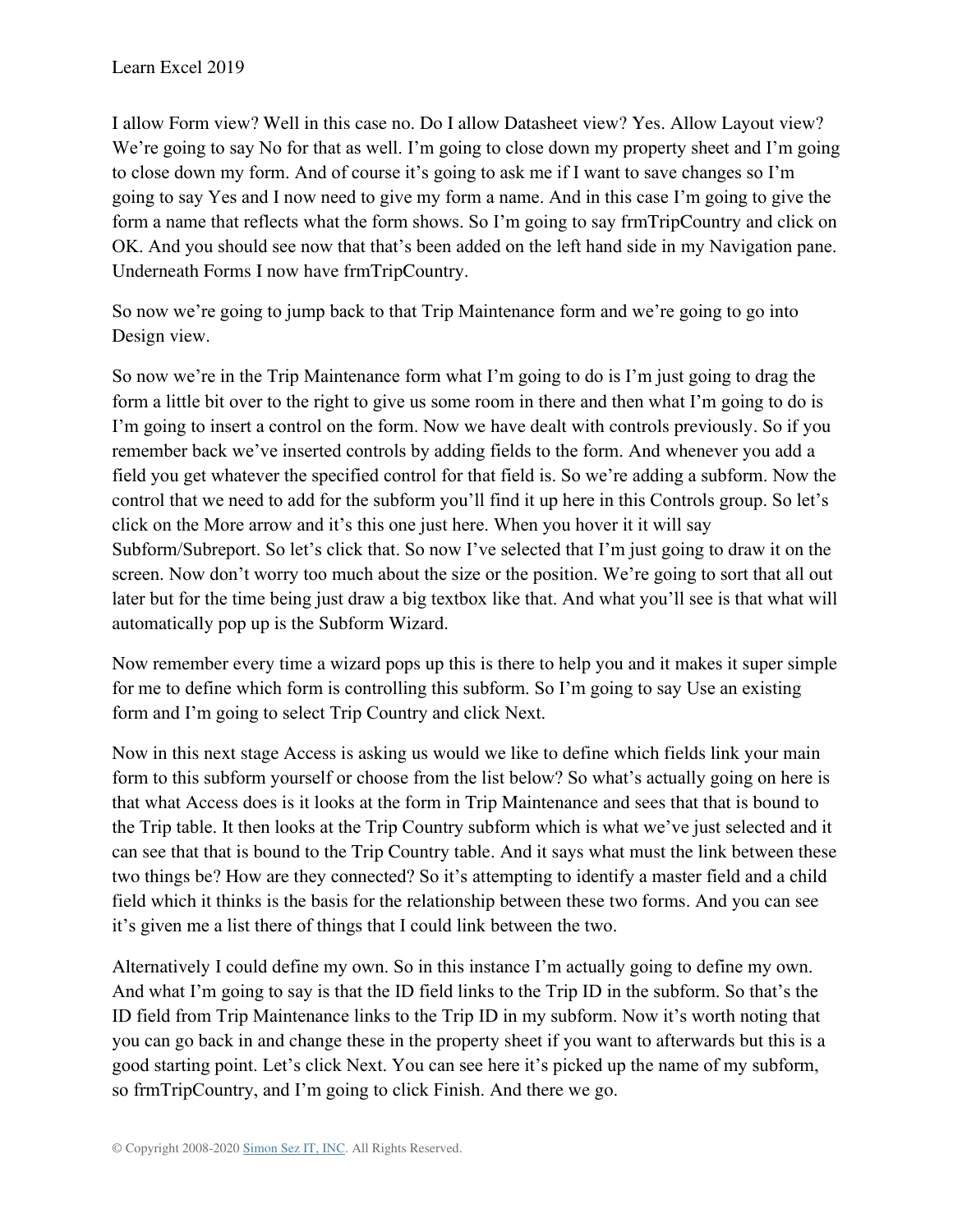I allow Form view? Well in this case no. Do I allow Datasheet view? Yes. Allow Layout view? We're going to say No for that as well. I'm going to close down my property sheet and I'm going to close down my form. And of course it's going to ask me if I want to save changes so I'm going to say Yes and I now need to give my form a name. And in this case I'm going to give the form a name that reflects what the form shows. So I'm going to say frmTripCountry and click on OK. And you should see now that that's been added on the left hand side in my Navigation pane. Underneath Forms I now have frmTripCountry.

So now we're going to jump back to that Trip Maintenance form and we're going to go into Design view.

So now we're in the Trip Maintenance form what I'm going to do is I'm just going to drag the form a little bit over to the right to give us some room in there and then what I'm going to do is I'm going to insert a control on the form. Now we have dealt with controls previously. So if you remember back we've inserted controls by adding fields to the form. And whenever you add a field you get whatever the specified control for that field is. So we're adding a subform. Now the control that we need to add for the subform you'll find it up here in this Controls group. So let's click on the More arrow and it's this one just here. When you hover it it will say Subform/Subreport. So let's click that. So now I've selected that I'm just going to draw it on the screen. Now don't worry too much about the size or the position. We're going to sort that all out later but for the time being just draw a big textbox like that. And what you'll see is that what will automatically pop up is the Subform Wizard.

Now remember every time a wizard pops up this is there to help you and it makes it super simple for me to define which form is controlling this subform. So I'm going to say Use an existing form and I'm going to select Trip Country and click Next.

Now in this next stage Access is asking us would we like to define which fields link your main form to this subform yourself or choose from the list below? So what's actually going on here is that what Access does is it looks at the form in Trip Maintenance and sees that that is bound to the Trip table. It then looks at the Trip Country subform which is what we've just selected and it can see that that is bound to the Trip Country table. And it says what must the link between these two things be? How are they connected? So it's attempting to identify a master field and a child field which it thinks is the basis for the relationship between these two forms. And you can see it's given me a list there of things that I could link between the two.

Alternatively I could define my own. So in this instance I'm actually going to define my own. And what I'm going to say is that the ID field links to the Trip ID in the subform. So that's the ID field from Trip Maintenance links to the Trip ID in my subform. Now it's worth noting that you can go back in and change these in the property sheet if you want to afterwards but this is a good starting point. Let's click Next. You can see here it's picked up the name of my subform, so frmTripCountry, and I'm going to click Finish. And there we go.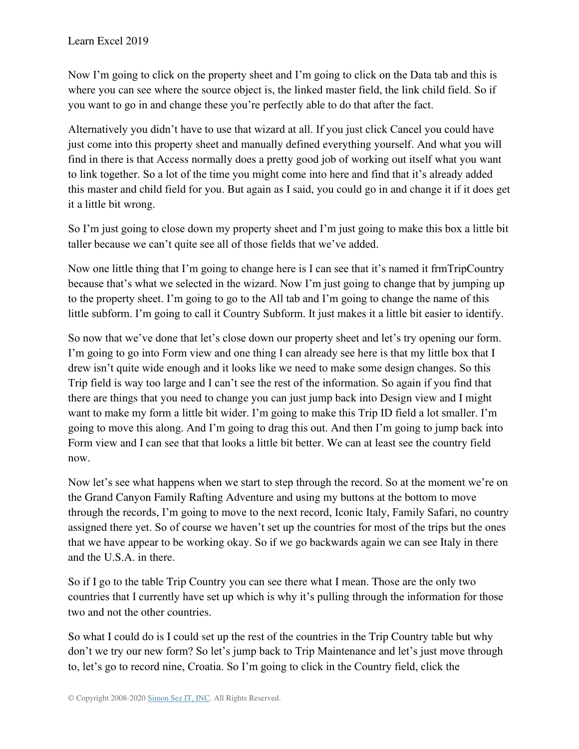Now I'm going to click on the property sheet and I'm going to click on the Data tab and this is where you can see where the source object is, the linked master field, the link child field. So if you want to go in and change these you're perfectly able to do that after the fact.

Alternatively you didn't have to use that wizard at all. If you just click Cancel you could have just come into this property sheet and manually defined everything yourself. And what you will find in there is that Access normally does a pretty good job of working out itself what you want to link together. So a lot of the time you might come into here and find that it's already added this master and child field for you. But again as I said, you could go in and change it if it does get it a little bit wrong.

So I'm just going to close down my property sheet and I'm just going to make this box a little bit taller because we can't quite see all of those fields that we've added.

Now one little thing that I'm going to change here is I can see that it's named it frmTripCountry because that's what we selected in the wizard. Now I'm just going to change that by jumping up to the property sheet. I'm going to go to the All tab and I'm going to change the name of this little subform. I'm going to call it Country Subform. It just makes it a little bit easier to identify.

So now that we've done that let's close down our property sheet and let's try opening our form. I'm going to go into Form view and one thing I can already see here is that my little box that I drew isn't quite wide enough and it looks like we need to make some design changes. So this Trip field is way too large and I can't see the rest of the information. So again if you find that there are things that you need to change you can just jump back into Design view and I might want to make my form a little bit wider. I'm going to make this Trip ID field a lot smaller. I'm going to move this along. And I'm going to drag this out. And then I'm going to jump back into Form view and I can see that that looks a little bit better. We can at least see the country field now.

Now let's see what happens when we start to step through the record. So at the moment we're on the Grand Canyon Family Rafting Adventure and using my buttons at the bottom to move through the records, I'm going to move to the next record, Iconic Italy, Family Safari, no country assigned there yet. So of course we haven't set up the countries for most of the trips but the ones that we have appear to be working okay. So if we go backwards again we can see Italy in there and the U.S.A. in there.

So if I go to the table Trip Country you can see there what I mean. Those are the only two countries that I currently have set up which is why it's pulling through the information for those two and not the other countries.

So what I could do is I could set up the rest of the countries in the Trip Country table but why don't we try our new form? So let's jump back to Trip Maintenance and let's just move through to, let's go to record nine, Croatia. So I'm going to click in the Country field, click the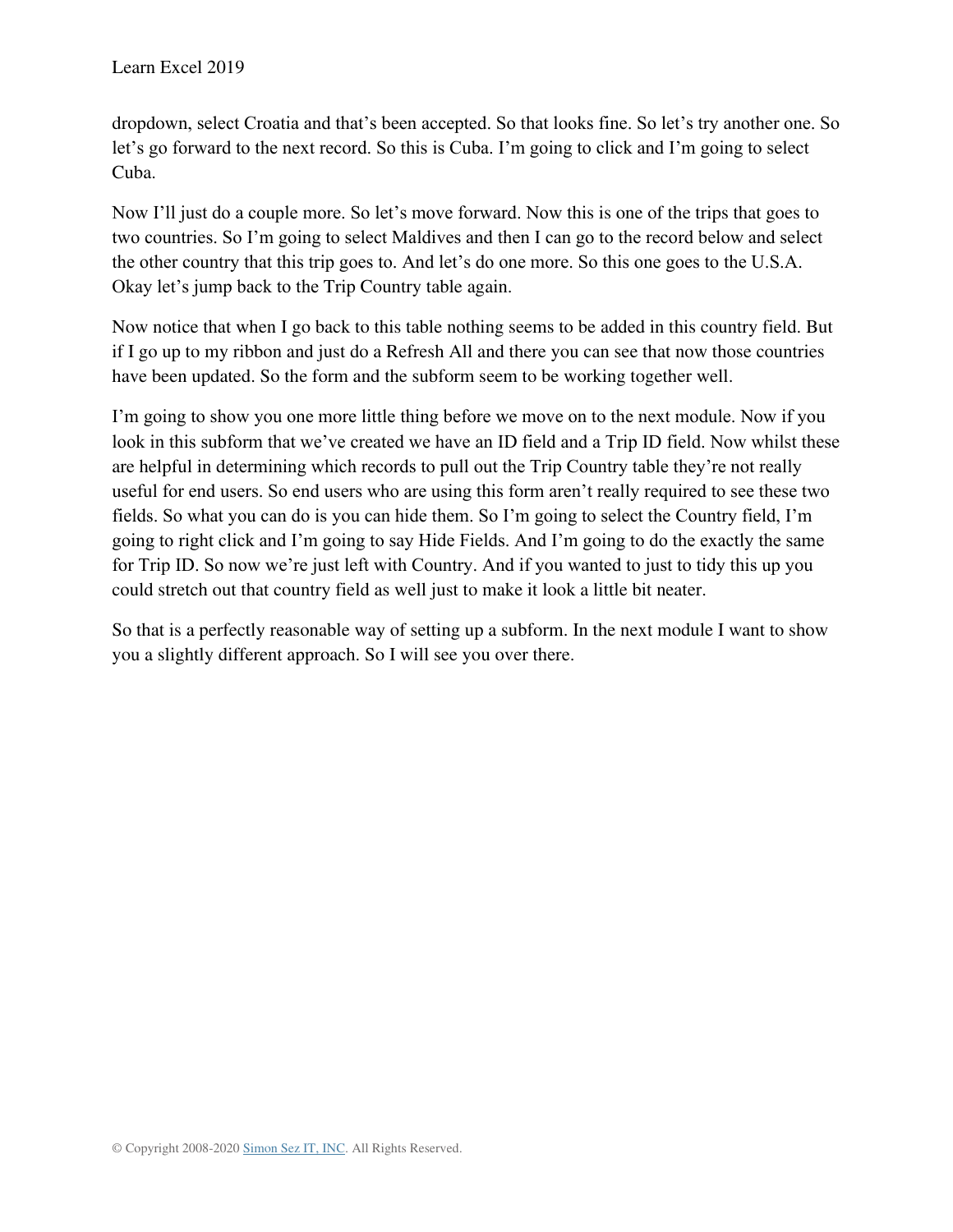dropdown, select Croatia and that's been accepted. So that looks fine. So let's try another one. So let's go forward to the next record. So this is Cuba. I'm going to click and I'm going to select Cuba.

Now I'll just do a couple more. So let's move forward. Now this is one of the trips that goes to two countries. So I'm going to select Maldives and then I can go to the record below and select the other country that this trip goes to. And let's do one more. So this one goes to the U.S.A. Okay let's jump back to the Trip Country table again.

Now notice that when I go back to this table nothing seems to be added in this country field. But if I go up to my ribbon and just do a Refresh All and there you can see that now those countries have been updated. So the form and the subform seem to be working together well.

I'm going to show you one more little thing before we move on to the next module. Now if you look in this subform that we've created we have an ID field and a Trip ID field. Now whilst these are helpful in determining which records to pull out the Trip Country table they're not really useful for end users. So end users who are using this form aren't really required to see these two fields. So what you can do is you can hide them. So I'm going to select the Country field, I'm going to right click and I'm going to say Hide Fields. And I'm going to do the exactly the same for Trip ID. So now we're just left with Country. And if you wanted to just to tidy this up you could stretch out that country field as well just to make it look a little bit neater.

So that is a perfectly reasonable way of setting up a subform. In the next module I want to show you a slightly different approach. So I will see you over there.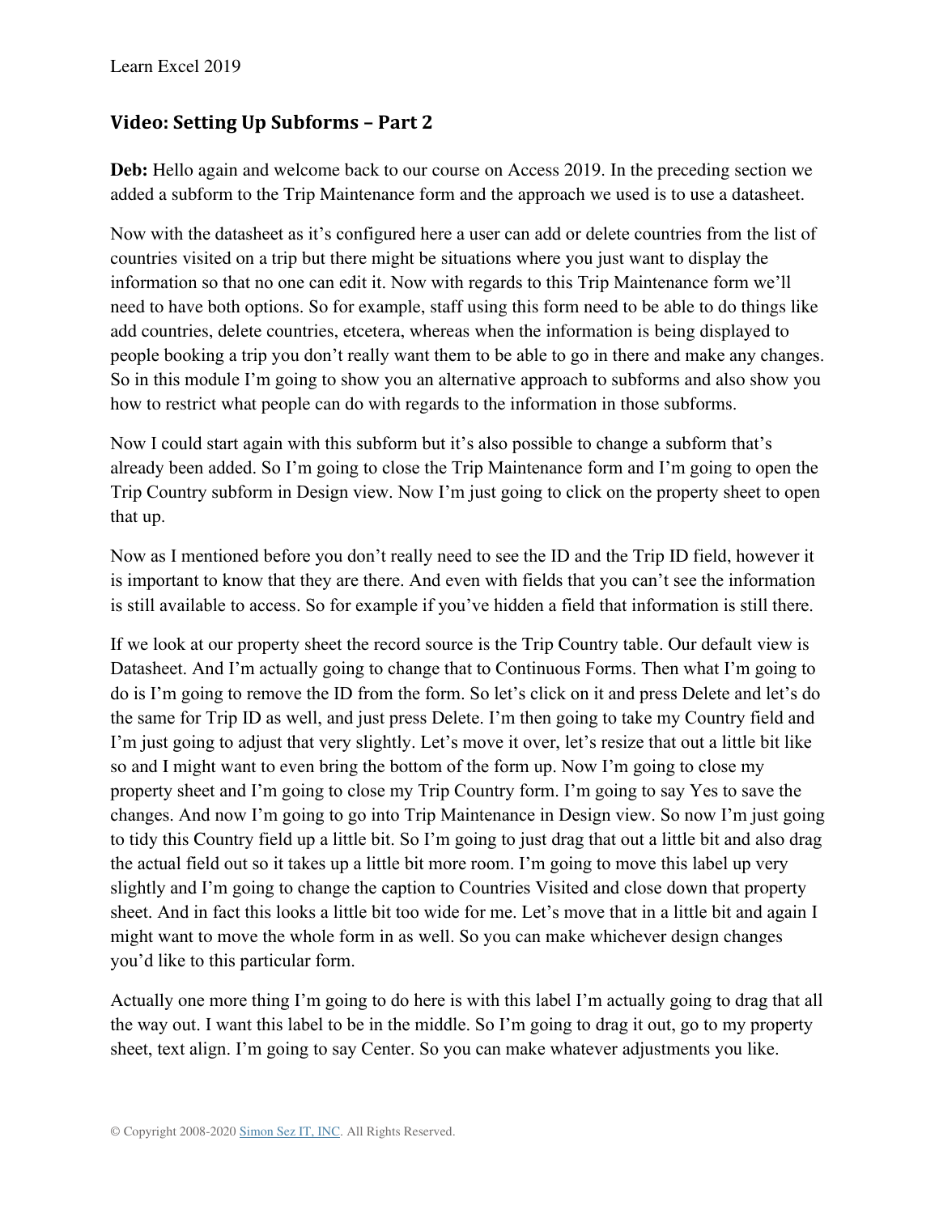## Video: Setting Up Subforms – Part 2

**Deb:** Hello again and welcome back to our course on Access 2019. In the preceding section we added a subform to the Trip Maintenance form and the approach we used is to use a datasheet.

Now with the datasheet as it's configured here a user can add or delete countries from the list of countries visited on a trip but there might be situations where you just want to display the information so that no one can edit it. Now with regards to this Trip Maintenance form we'll need to have both options. So for example, staff using this form need to be able to do things like add countries, delete countries, etcetera, whereas when the information is being displayed to people booking a trip you don't really want them to be able to go in there and make any changes. So in this module I'm going to show you an alternative approach to subforms and also show you how to restrict what people can do with regards to the information in those subforms.

Now I could start again with this subform but it's also possible to change a subform that's already been added. So I'm going to close the Trip Maintenance form and I'm going to open the Trip Country subform in Design view. Now I'm just going to click on the property sheet to open that up.

Now as I mentioned before you don't really need to see the ID and the Trip ID field, however it is important to know that they are there. And even with fields that you can't see the information is still available to access. So for example if you've hidden a field that information is still there.

If we look at our property sheet the record source is the Trip Country table. Our default view is Datasheet. And I'm actually going to change that to Continuous Forms. Then what I'm going to do is I'm going to remove the ID from the form. So let's click on it and press Delete and let's do the same for Trip ID as well, and just press Delete. I'm then going to take my Country field and I'm just going to adjust that very slightly. Let's move it over, let's resize that out a little bit like so and I might want to even bring the bottom of the form up. Now I'm going to close my property sheet and I'm going to close my Trip Country form. I'm going to say Yes to save the changes. And now I'm going to go into Trip Maintenance in Design view. So now I'm just going to tidy this Country field up a little bit. So I'm going to just drag that out a little bit and also drag the actual field out so it takes up a little bit more room. I'm going to move this label up very slightly and I'm going to change the caption to Countries Visited and close down that property sheet. And in fact this looks a little bit too wide for me. Let's move that in a little bit and again I might want to move the whole form in as well. So you can make whichever design changes you'd like to this particular form.

Actually one more thing I'm going to do here is with this label I'm actually going to drag that all the way out. I want this label to be in the middle. So I'm going to drag it out, go to my property sheet, text align. I'm going to say Center. So you can make whatever adjustments you like.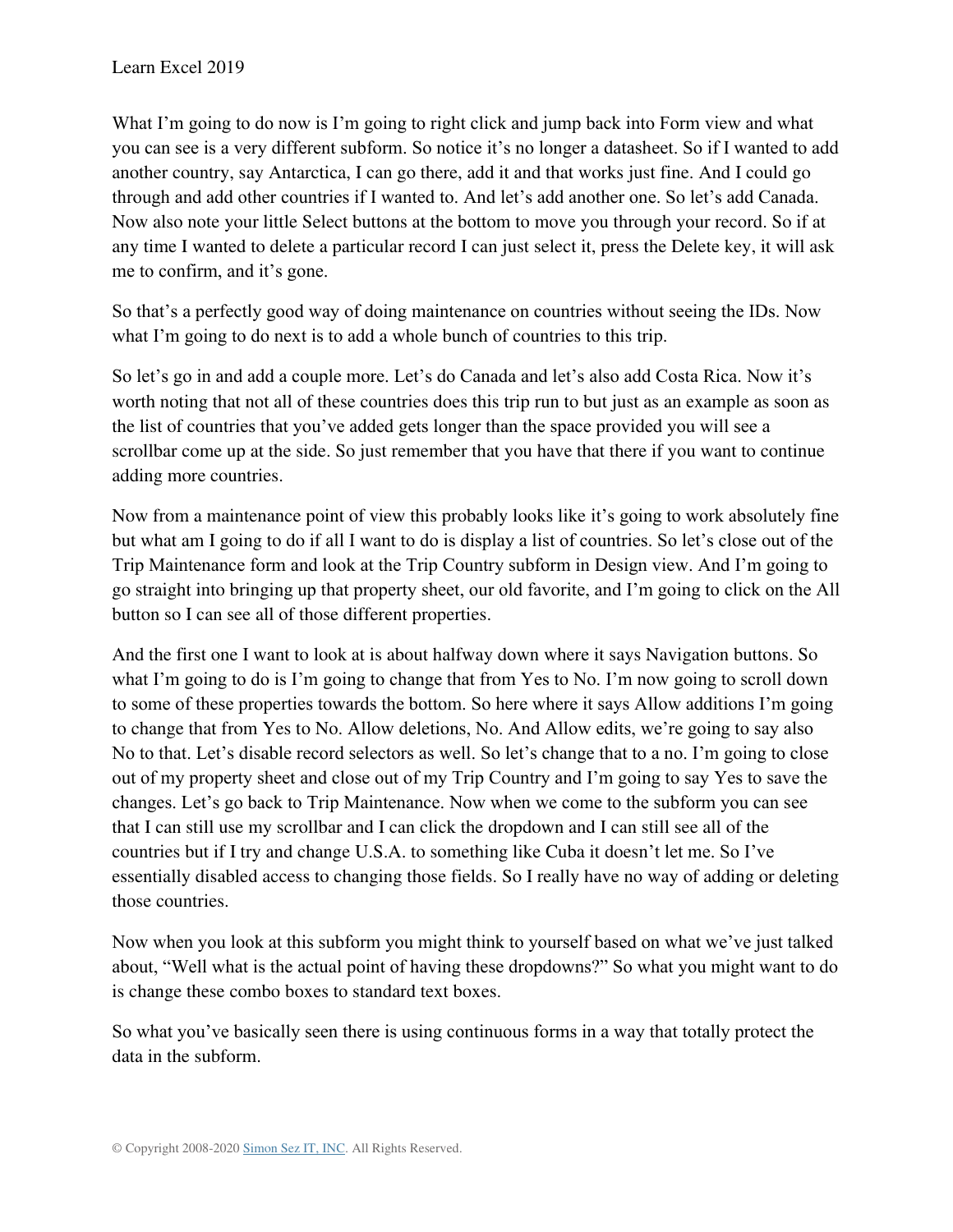What I'm going to do now is I'm going to right click and jump back into Form view and what you can see is a very different subform. So notice it's no longer a datasheet. So if I wanted to add another country, say Antarctica, I can go there, add it and that works just fine. And I could go through and add other countries if I wanted to. And let's add another one. So let's add Canada. Now also note your little Select buttons at the bottom to move you through your record. So if at any time I wanted to delete a particular record I can just select it, press the Delete key, it will ask me to confirm, and it's gone.

So that's a perfectly good way of doing maintenance on countries without seeing the IDs. Now what I'm going to do next is to add a whole bunch of countries to this trip.

So let's go in and add a couple more. Let's do Canada and let's also add Costa Rica. Now it's worth noting that not all of these countries does this trip run to but just as an example as soon as the list of countries that you've added gets longer than the space provided you will see a scrollbar come up at the side. So just remember that you have that there if you want to continue adding more countries.

Now from a maintenance point of view this probably looks like it's going to work absolutely fine but what am I going to do if all I want to do is display a list of countries. So let's close out of the Trip Maintenance form and look at the Trip Country subform in Design view. And I'm going to go straight into bringing up that property sheet, our old favorite, and I'm going to click on the All button so I can see all of those different properties.

And the first one I want to look at is about halfway down where it says Navigation buttons. So what I'm going to do is I'm going to change that from Yes to No. I'm now going to scroll down to some of these properties towards the bottom. So here where it says Allow additions I'm going to change that from Yes to No. Allow deletions, No. And Allow edits, we're going to say also No to that. Let's disable record selectors as well. So let's change that to a no. I'm going to close out of my property sheet and close out of my Trip Country and I'm going to say Yes to save the changes. Let's go back to Trip Maintenance. Now when we come to the subform you can see that I can still use my scrollbar and I can click the dropdown and I can still see all of the countries but if I try and change U.S.A. to something like Cuba it doesn't let me. So I've essentially disabled access to changing those fields. So I really have no way of adding or deleting those countries.

Now when you look at this subform you might think to yourself based on what we've just talked about, "Well what is the actual point of having these dropdowns?" So what you might want to do is change these combo boxes to standard text boxes.

So what you've basically seen there is using continuous forms in a way that totally protect the data in the subform.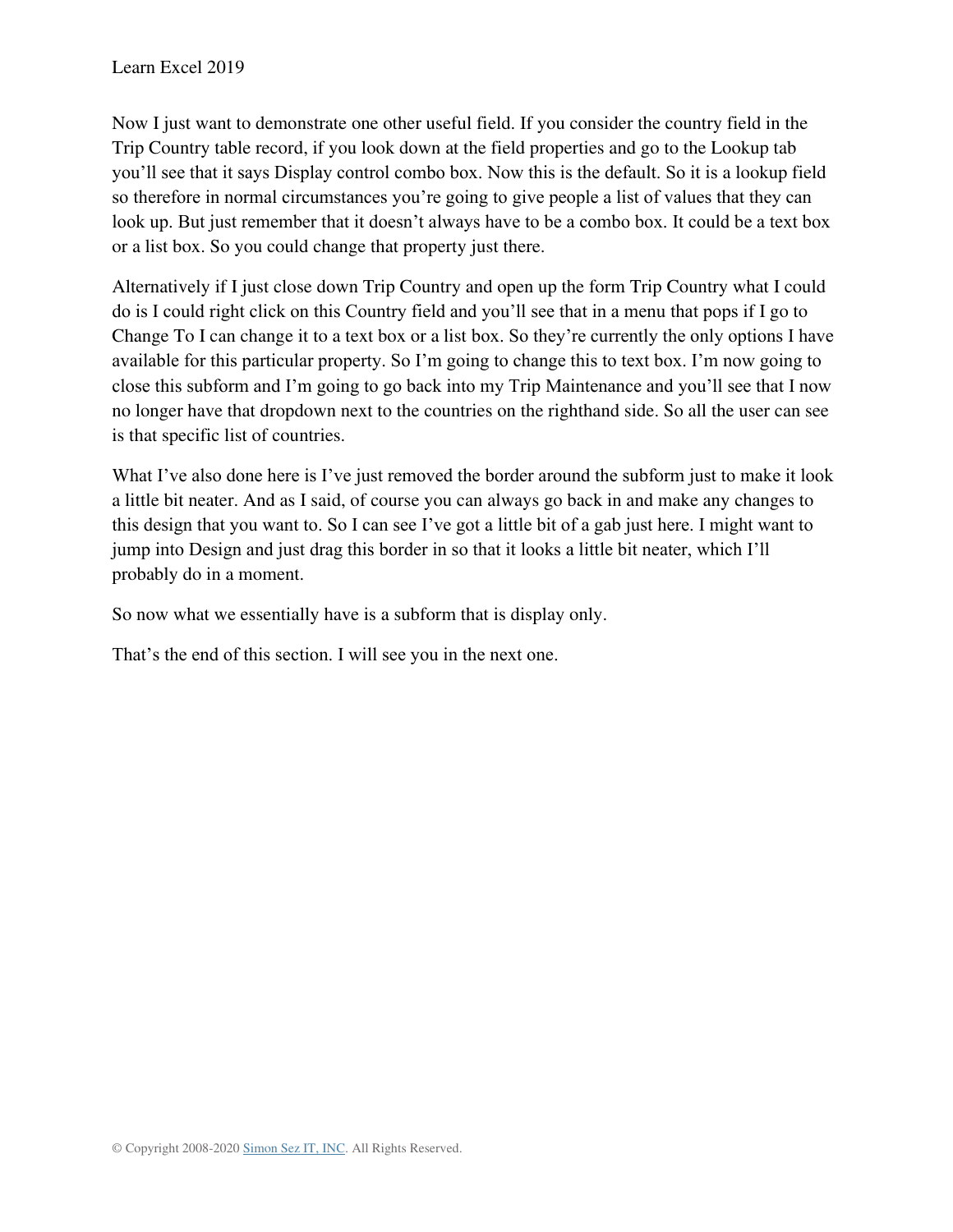Now I just want to demonstrate one other useful field. If you consider the country field in the Trip Country table record, if you look down at the field properties and go to the Lookup tab you'll see that it says Display control combo box. Now this is the default. So it is a lookup field so therefore in normal circumstances you're going to give people a list of values that they can look up. But just remember that it doesn't always have to be a combo box. It could be a text box or a list box. So you could change that property just there.

Alternatively if I just close down Trip Country and open up the form Trip Country what I could do is I could right click on this Country field and you'll see that in a menu that pops if I go to Change To I can change it to a text box or a list box. So they're currently the only options I have available for this particular property. So I'm going to change this to text box. I'm now going to close this subform and I'm going to go back into my Trip Maintenance and you'll see that I now no longer have that dropdown next to the countries on the righthand side. So all the user can see is that specific list of countries.

What I've also done here is I've just removed the border around the subform just to make it look a little bit neater. And as I said, of course you can always go back in and make any changes to this design that you want to. So I can see I've got a little bit of a gab just here. I might want to jump into Design and just drag this border in so that it looks a little bit neater, which I'll probably do in a moment.

So now what we essentially have is a subform that is display only.

That's the end of this section. I will see you in the next one.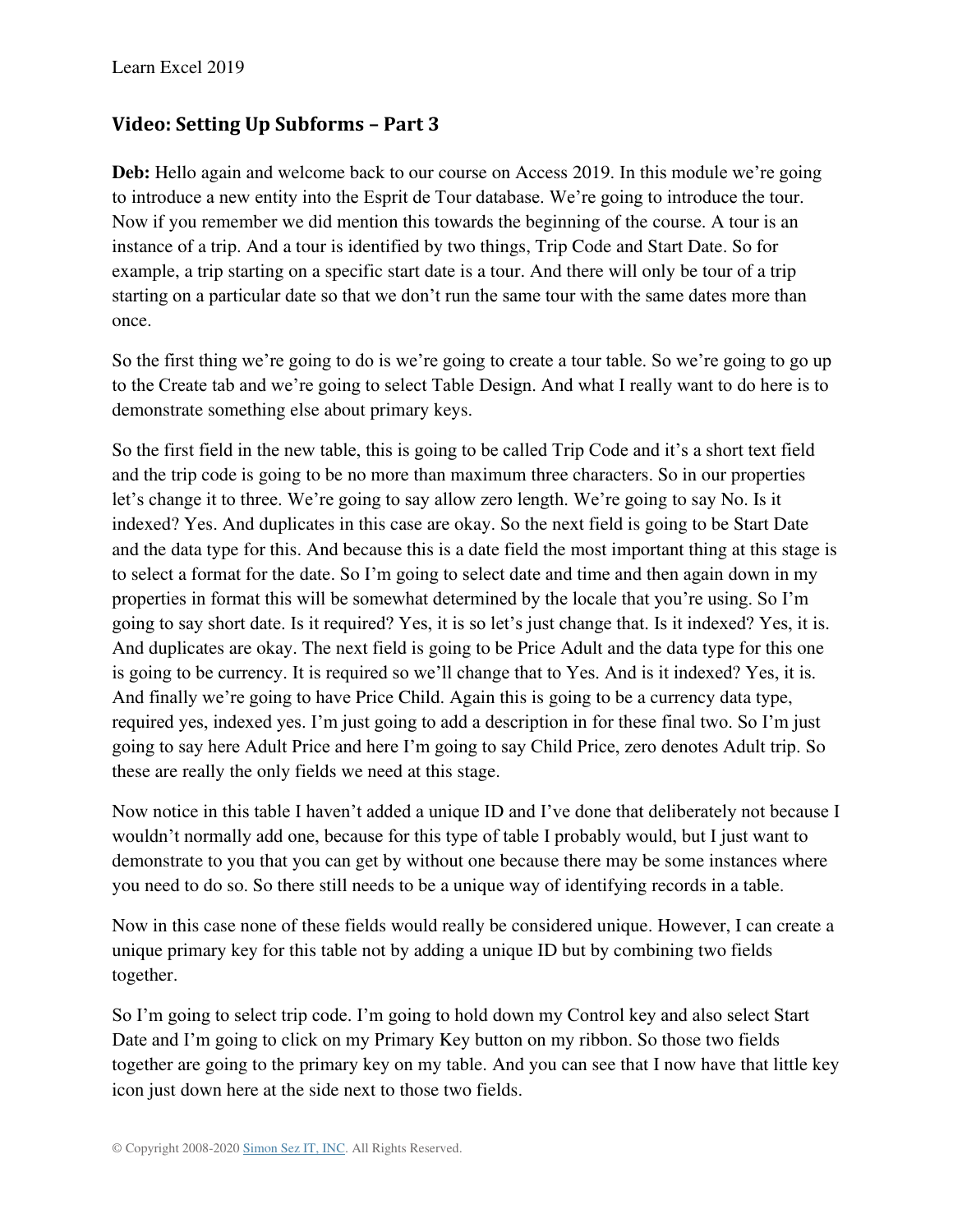## Video: Setting Up Subforms – Part 3

**Deb:** Hello again and welcome back to our course on Access 2019. In this module we're going to introduce a new entity into the Esprit de Tour database. We're going to introduce the tour. Now if you remember we did mention this towards the beginning of the course. A tour is an instance of a trip. And a tour is identified by two things, Trip Code and Start Date. So for example, a trip starting on a specific start date is a tour. And there will only be tour of a trip starting on a particular date so that we don't run the same tour with the same dates more than once.

So the first thing we're going to do is we're going to create a tour table. So we're going to go up to the Create tab and we're going to select Table Design. And what I really want to do here is to demonstrate something else about primary keys.

So the first field in the new table, this is going to be called Trip Code and it's a short text field and the trip code is going to be no more than maximum three characters. So in our properties let's change it to three. We're going to say allow zero length. We're going to say No. Is it indexed? Yes. And duplicates in this case are okay. So the next field is going to be Start Date and the data type for this. And because this is a date field the most important thing at this stage is to select a format for the date. So I'm going to select date and time and then again down in my properties in format this will be somewhat determined by the locale that you're using. So I'm going to say short date. Is it required? Yes, it is so let's just change that. Is it indexed? Yes, it is. And duplicates are okay. The next field is going to be Price Adult and the data type for this one is going to be currency. It is required so we'll change that to Yes. And is it indexed? Yes, it is. And finally we're going to have Price Child. Again this is going to be a currency data type, required yes, indexed yes. I'm just going to add a description in for these final two. So I'm just going to say here Adult Price and here I'm going to say Child Price, zero denotes Adult trip. So these are really the only fields we need at this stage.

Now notice in this table I haven't added a unique ID and I've done that deliberately not because I wouldn't normally add one, because for this type of table I probably would, but I just want to demonstrate to you that you can get by without one because there may be some instances where you need to do so. So there still needs to be a unique way of identifying records in a table.

Now in this case none of these fields would really be considered unique. However, I can create a unique primary key for this table not by adding a unique ID but by combining two fields together.

So I'm going to select trip code. I'm going to hold down my Control key and also select Start Date and I'm going to click on my Primary Key button on my ribbon. So those two fields together are going to the primary key on my table. And you can see that I now have that little key icon just down here at the side next to those two fields.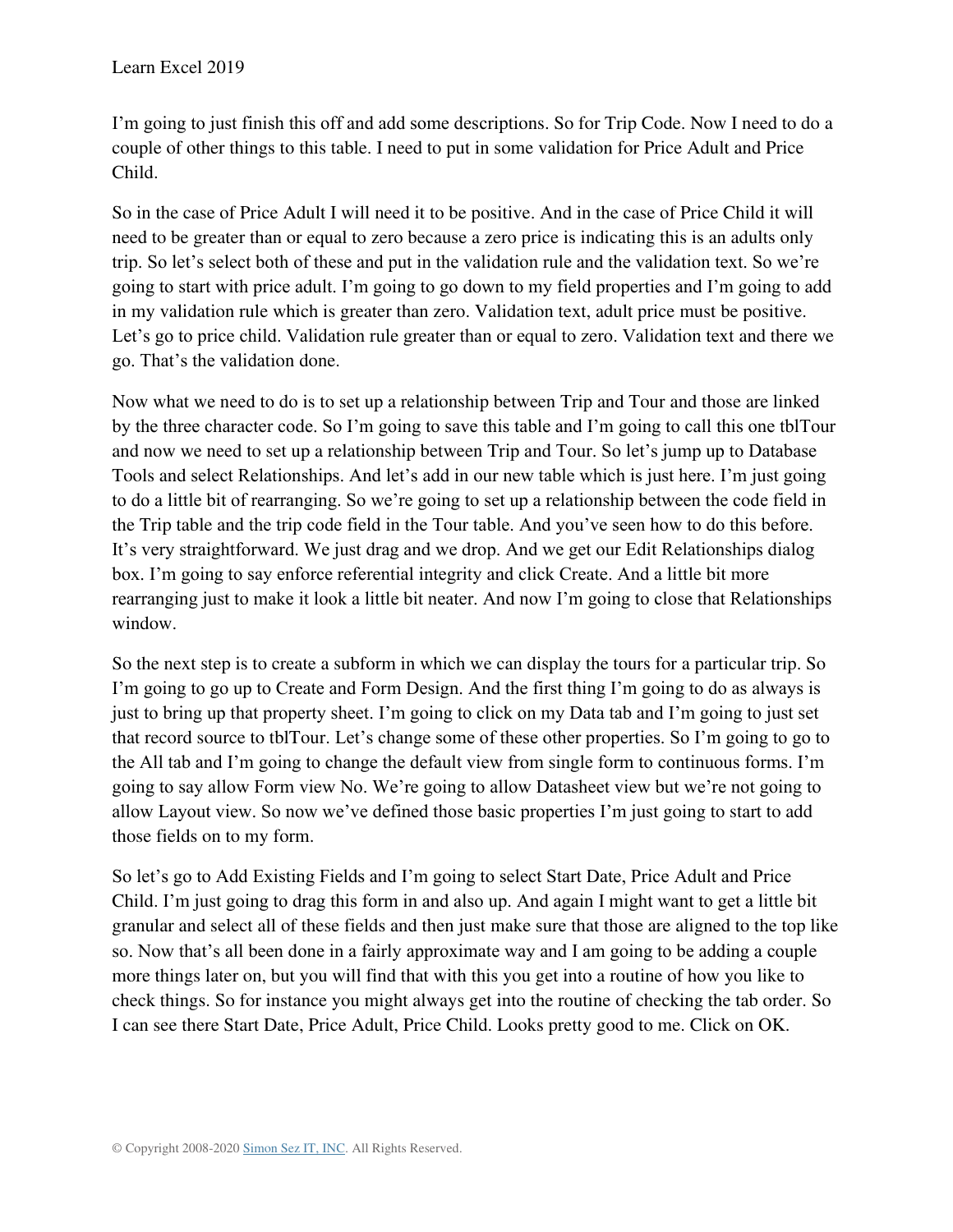I'm going to just finish this off and add some descriptions. So for Trip Code. Now I need to do a couple of other things to this table. I need to put in some validation for Price Adult and Price Child.

So in the case of Price Adult I will need it to be positive. And in the case of Price Child it will need to be greater than or equal to zero because a zero price is indicating this is an adults only trip. So let's select both of these and put in the validation rule and the validation text. So we're going to start with price adult. I'm going to go down to my field properties and I'm going to add in my validation rule which is greater than zero. Validation text, adult price must be positive. Let's go to price child. Validation rule greater than or equal to zero. Validation text and there we go. That's the validation done.

Now what we need to do is to set up a relationship between Trip and Tour and those are linked by the three character code. So I'm going to save this table and I'm going to call this one tblTour and now we need to set up a relationship between Trip and Tour. So let's jump up to Database Tools and select Relationships. And let's add in our new table which is just here. I'm just going to do a little bit of rearranging. So we're going to set up a relationship between the code field in the Trip table and the trip code field in the Tour table. And you've seen how to do this before. It's very straightforward. We just drag and we drop. And we get our Edit Relationships dialog box. I'm going to say enforce referential integrity and click Create. And a little bit more rearranging just to make it look a little bit neater. And now I'm going to close that Relationships window.

So the next step is to create a subform in which we can display the tours for a particular trip. So I'm going to go up to Create and Form Design. And the first thing I'm going to do as always is just to bring up that property sheet. I'm going to click on my Data tab and I'm going to just set that record source to tblTour. Let's change some of these other properties. So I'm going to go to the All tab and I'm going to change the default view from single form to continuous forms. I'm going to say allow Form view No. We're going to allow Datasheet view but we're not going to allow Layout view. So now we've defined those basic properties I'm just going to start to add those fields on to my form.

So let's go to Add Existing Fields and I'm going to select Start Date, Price Adult and Price Child. I'm just going to drag this form in and also up. And again I might want to get a little bit granular and select all of these fields and then just make sure that those are aligned to the top like so. Now that's all been done in a fairly approximate way and I am going to be adding a couple more things later on, but you will find that with this you get into a routine of how you like to check things. So for instance you might always get into the routine of checking the tab order. So I can see there Start Date, Price Adult, Price Child. Looks pretty good to me. Click on OK.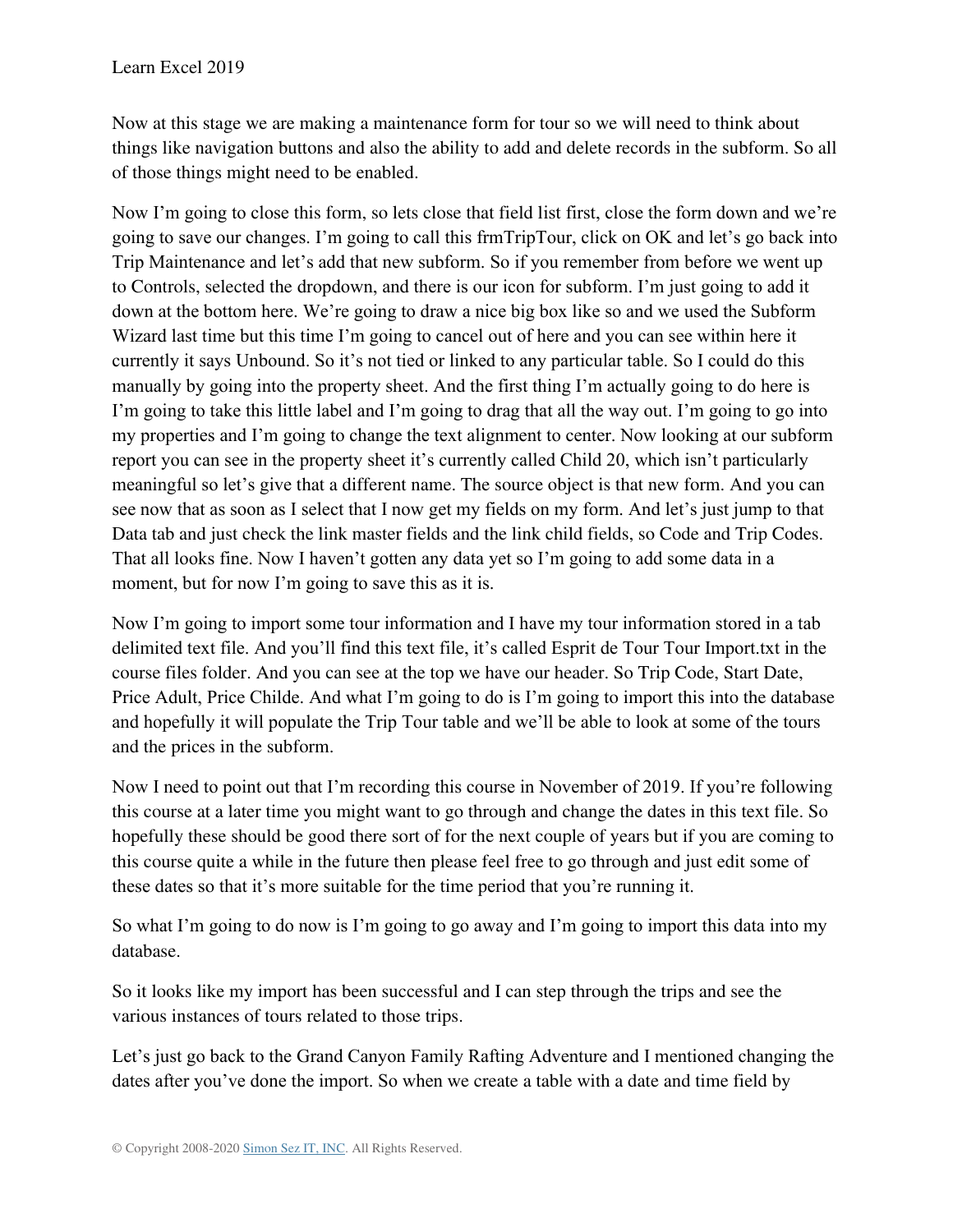Now at this stage we are making a maintenance form for tour so we will need to think about things like navigation buttons and also the ability to add and delete records in the subform. So all of those things might need to be enabled.

Now I'm going to close this form, so lets close that field list first, close the form down and we're going to save our changes. I'm going to call this frmTripTour, click on OK and let's go back into Trip Maintenance and let's add that new subform. So if you remember from before we went up to Controls, selected the dropdown, and there is our icon for subform. I'm just going to add it down at the bottom here. We're going to draw a nice big box like so and we used the Subform Wizard last time but this time I'm going to cancel out of here and you can see within here it currently it says Unbound. So it's not tied or linked to any particular table. So I could do this manually by going into the property sheet. And the first thing I'm actually going to do here is I'm going to take this little label and I'm going to drag that all the way out. I'm going to go into my properties and I'm going to change the text alignment to center. Now looking at our subform report you can see in the property sheet it's currently called Child 20, which isn't particularly meaningful so let's give that a different name. The source object is that new form. And you can see now that as soon as I select that I now get my fields on my form. And let's just jump to that Data tab and just check the link master fields and the link child fields, so Code and Trip Codes. That all looks fine. Now I haven't gotten any data yet so I'm going to add some data in a moment, but for now I'm going to save this as it is.

Now I'm going to import some tour information and I have my tour information stored in a tab delimited text file. And you'll find this text file, it's called Esprit de Tour Tour Import.txt in the course files folder. And you can see at the top we have our header. So Trip Code, Start Date, Price Adult, Price Childe. And what I'm going to do is I'm going to import this into the database and hopefully it will populate the Trip Tour table and we'll be able to look at some of the tours and the prices in the subform.

Now I need to point out that I'm recording this course in November of 2019. If you're following this course at a later time you might want to go through and change the dates in this text file. So hopefully these should be good there sort of for the next couple of years but if you are coming to this course quite a while in the future then please feel free to go through and just edit some of these dates so that it's more suitable for the time period that you're running it.

So what I'm going to do now is I'm going to go away and I'm going to import this data into my database.

So it looks like my import has been successful and I can step through the trips and see the various instances of tours related to those trips.

Let's just go back to the Grand Canyon Family Rafting Adventure and I mentioned changing the dates after you've done the import. So when we create a table with a date and time field by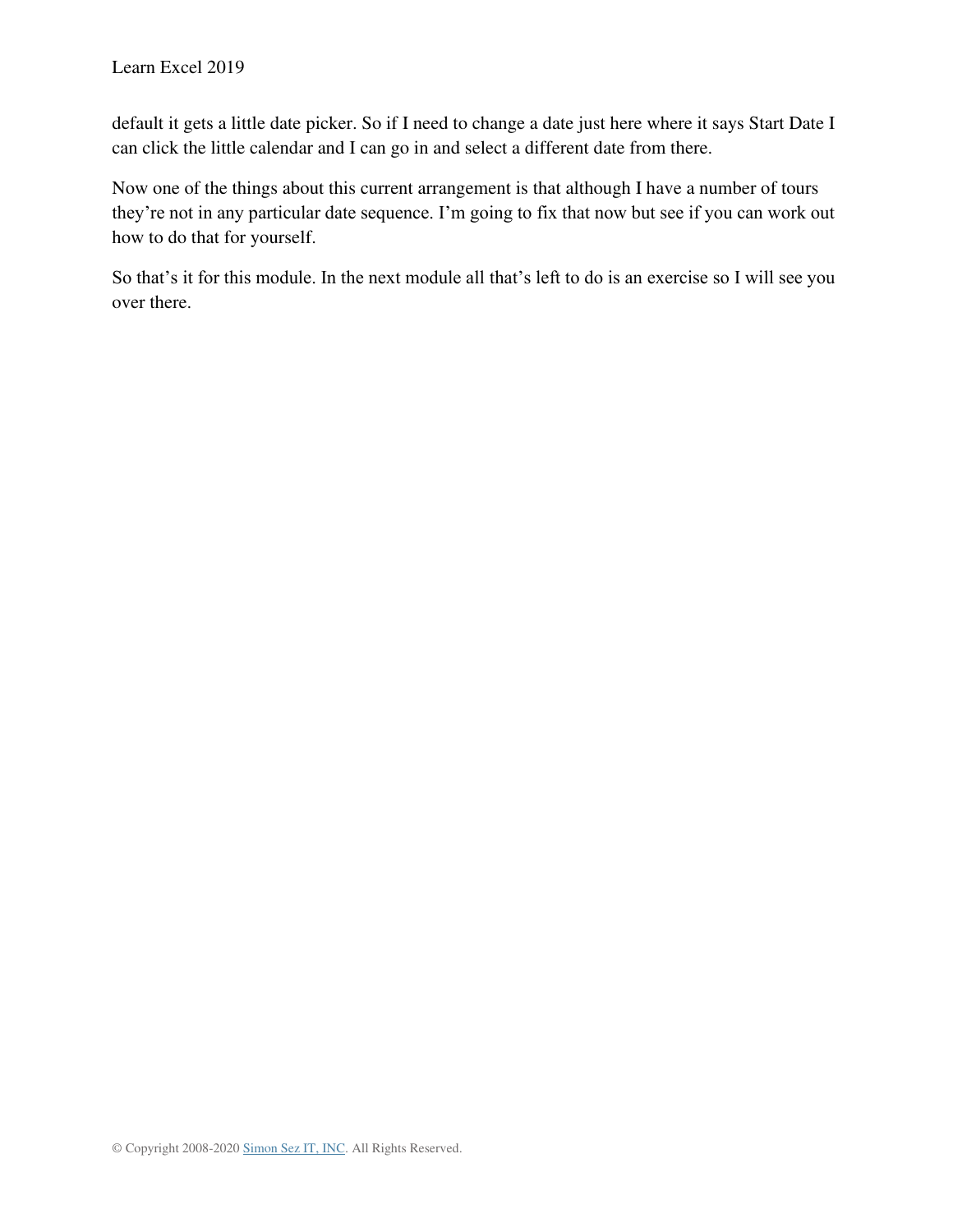default it gets a little date picker. So if I need to change a date just here where it says Start Date I can click the little calendar and I can go in and select a different date from there.

Now one of the things about this current arrangement is that although I have a number of tours they're not in any particular date sequence. I'm going to fix that now but see if you can work out how to do that for yourself.

So that's it for this module. In the next module all that's left to do is an exercise so I will see you over there.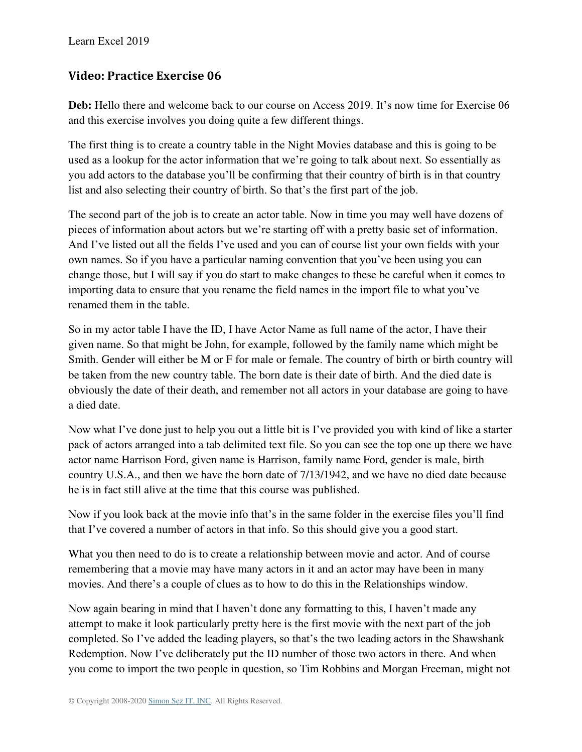## Video: Practice Exercise 06

**Deb:** Hello there and welcome back to our course on Access 2019. It's now time for Exercise 06 and this exercise involves you doing quite a few different things.

The first thing is to create a country table in the Night Movies database and this is going to be used as a lookup for the actor information that we're going to talk about next. So essentially as you add actors to the database you'll be confirming that their country of birth is in that country list and also selecting their country of birth. So that's the first part of the job.

The second part of the job is to create an actor table. Now in time you may well have dozens of pieces of information about actors but we're starting off with a pretty basic set of information. And I've listed out all the fields I've used and you can of course list your own fields with your own names. So if you have a particular naming convention that you've been using you can change those, but I will say if you do start to make changes to these be careful when it comes to importing data to ensure that you rename the field names in the import file to what you've renamed them in the table.

So in my actor table I have the ID, I have Actor Name as full name of the actor, I have their given name. So that might be John, for example, followed by the family name which might be Smith. Gender will either be M or F for male or female. The country of birth or birth country will be taken from the new country table. The born date is their date of birth. And the died date is obviously the date of their death, and remember not all actors in your database are going to have a died date.

Now what I've done just to help you out a little bit is I've provided you with kind of like a starter pack of actors arranged into a tab delimited text file. So you can see the top one up there we have actor name Harrison Ford, given name is Harrison, family name Ford, gender is male, birth country U.S.A., and then we have the born date of 7/13/1942, and we have no died date because he is in fact still alive at the time that this course was published.

Now if you look back at the movie info that's in the same folder in the exercise files you'll find that I've covered a number of actors in that info. So this should give you a good start.

What you then need to do is to create a relationship between movie and actor. And of course remembering that a movie may have many actors in it and an actor may have been in many movies. And there's a couple of clues as to how to do this in the Relationships window.

Now again bearing in mind that I haven't done any formatting to this, I haven't made any attempt to make it look particularly pretty here is the first movie with the next part of the job completed. So I've added the leading players, so that's the two leading actors in the Shawshank Redemption. Now I've deliberately put the ID number of those two actors in there. And when you come to import the two people in question, so Tim Robbins and Morgan Freeman, might not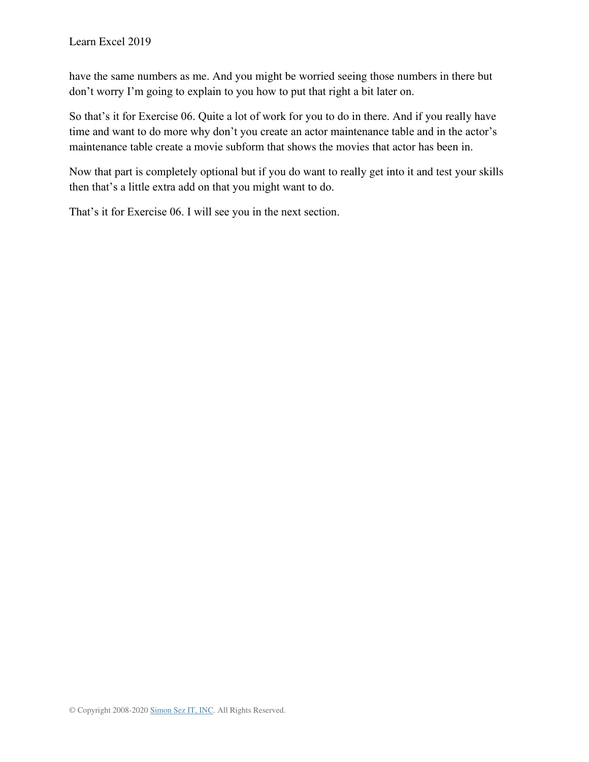have the same numbers as me. And you might be worried seeing those numbers in there but don't worry I'm going to explain to you how to put that right a bit later on.

So that's it for Exercise 06. Quite a lot of work for you to do in there. And if you really have time and want to do more why don't you create an actor maintenance table and in the actor's maintenance table create a movie subform that shows the movies that actor has been in.

Now that part is completely optional but if you do want to really get into it and test your skills then that's a little extra add on that you might want to do.

That's it for Exercise 06. I will see you in the next section.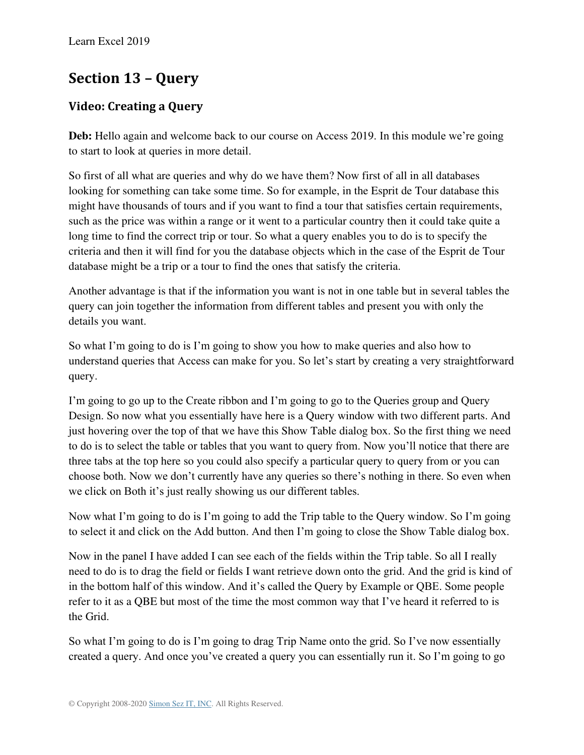## Section 13 – Query

### Video: Creating a Query

**Deb:** Hello again and welcome back to our course on Access 2019. In this module we're going to start to look at queries in more detail.

So first of all what are queries and why do we have them? Now first of all in all databases looking for something can take some time. So for example, in the Esprit de Tour database this might have thousands of tours and if you want to find a tour that satisfies certain requirements, such as the price was within a range or it went to a particular country then it could take quite a long time to find the correct trip or tour. So what a query enables you to do is to specify the criteria and then it will find for you the database objects which in the case of the Esprit de Tour database might be a trip or a tour to find the ones that satisfy the criteria.

Another advantage is that if the information you want is not in one table but in several tables the query can join together the information from different tables and present you with only the details you want.

So what I'm going to do is I'm going to show you how to make queries and also how to understand queries that Access can make for you. So let's start by creating a very straightforward query.

I'm going to go up to the Create ribbon and I'm going to go to the Queries group and Query Design. So now what you essentially have here is a Query window with two different parts. And just hovering over the top of that we have this Show Table dialog box. So the first thing we need to do is to select the table or tables that you want to query from. Now you'll notice that there are three tabs at the top here so you could also specify a particular query to query from or you can choose both. Now we don't currently have any queries so there's nothing in there. So even when we click on Both it's just really showing us our different tables.

Now what I'm going to do is I'm going to add the Trip table to the Query window. So I'm going to select it and click on the Add button. And then I'm going to close the Show Table dialog box.

Now in the panel I have added I can see each of the fields within the Trip table. So all I really need to do is to drag the field or fields I want retrieve down onto the grid. And the grid is kind of in the bottom half of this window. And it's called the Query by Example or QBE. Some people refer to it as a QBE but most of the time the most common way that I've heard it referred to is the Grid.

So what I'm going to do is I'm going to drag Trip Name onto the grid. So I've now essentially created a query. And once you've created a query you can essentially run it. So I'm going to go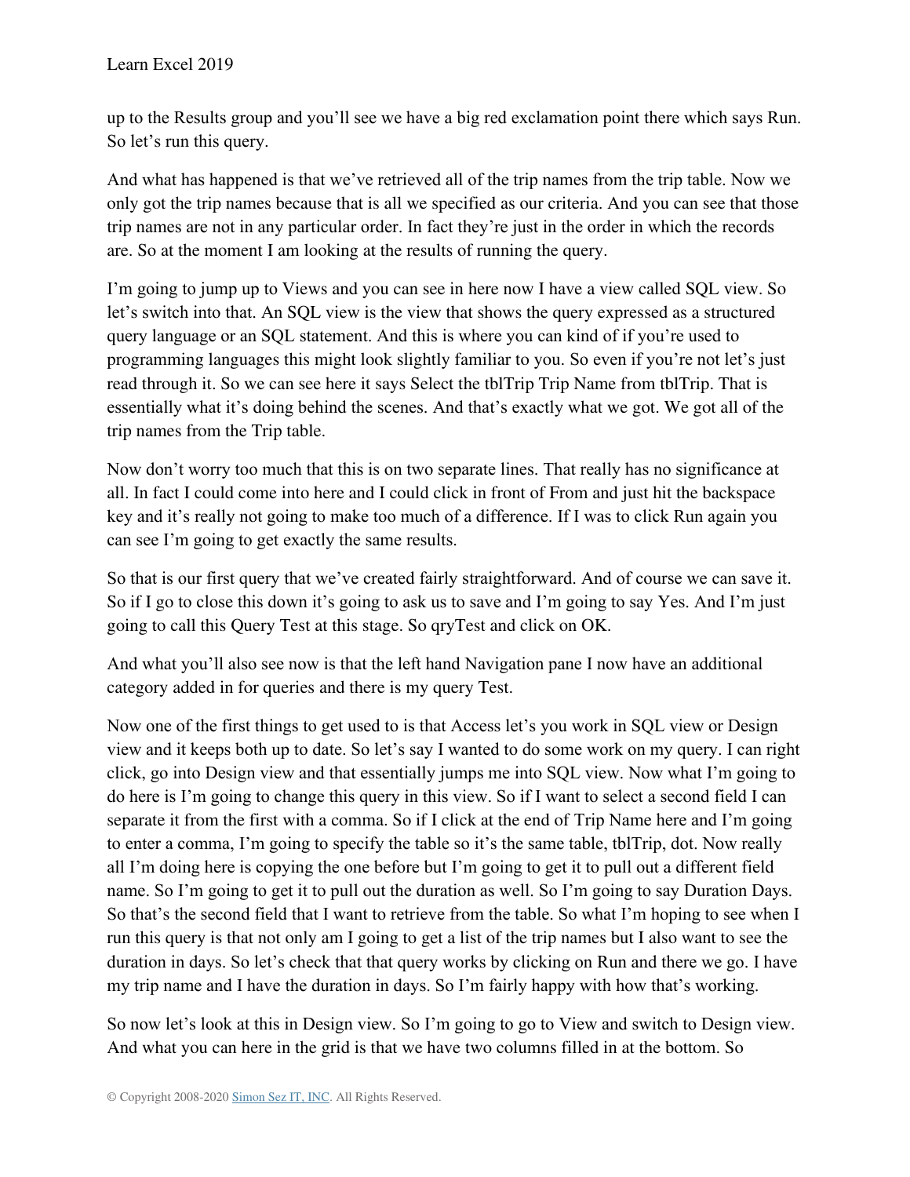up to the Results group and you'll see we have a big red exclamation point there which says Run. So let's run this query.

And what has happened is that we've retrieved all of the trip names from the trip table. Now we only got the trip names because that is all we specified as our criteria. And you can see that those trip names are not in any particular order. In fact they're just in the order in which the records are. So at the moment I am looking at the results of running the query.

I'm going to jump up to Views and you can see in here now I have a view called SQL view. So let's switch into that. An SQL view is the view that shows the query expressed as a structured query language or an SQL statement. And this is where you can kind of if you're used to programming languages this might look slightly familiar to you. So even if you're not let's just read through it. So we can see here it says Select the tblTrip Trip Name from tblTrip. That is essentially what it's doing behind the scenes. And that's exactly what we got. We got all of the trip names from the Trip table.

Now don't worry too much that this is on two separate lines. That really has no significance at all. In fact I could come into here and I could click in front of From and just hit the backspace key and it's really not going to make too much of a difference. If I was to click Run again you can see I'm going to get exactly the same results.

So that is our first query that we've created fairly straightforward. And of course we can save it. So if I go to close this down it's going to ask us to save and I'm going to say Yes. And I'm just going to call this Query Test at this stage. So qryTest and click on OK.

And what you'll also see now is that the left hand Navigation pane I now have an additional category added in for queries and there is my query Test.

Now one of the first things to get used to is that Access let's you work in SQL view or Design view and it keeps both up to date. So let's say I wanted to do some work on my query. I can right click, go into Design view and that essentially jumps me into SQL view. Now what I'm going to do here is I'm going to change this query in this view. So if I want to select a second field I can separate it from the first with a comma. So if I click at the end of Trip Name here and I'm going to enter a comma, I'm going to specify the table so it's the same table, tblTrip, dot. Now really all I'm doing here is copying the one before but I'm going to get it to pull out a different field name. So I'm going to get it to pull out the duration as well. So I'm going to say Duration Days. So that's the second field that I want to retrieve from the table. So what I'm hoping to see when I run this query is that not only am I going to get a list of the trip names but I also want to see the duration in days. So let's check that that query works by clicking on Run and there we go. I have my trip name and I have the duration in days. So I'm fairly happy with how that's working.

So now let's look at this in Design view. So I'm going to go to View and switch to Design view. And what you can here in the grid is that we have two columns filled in at the bottom. So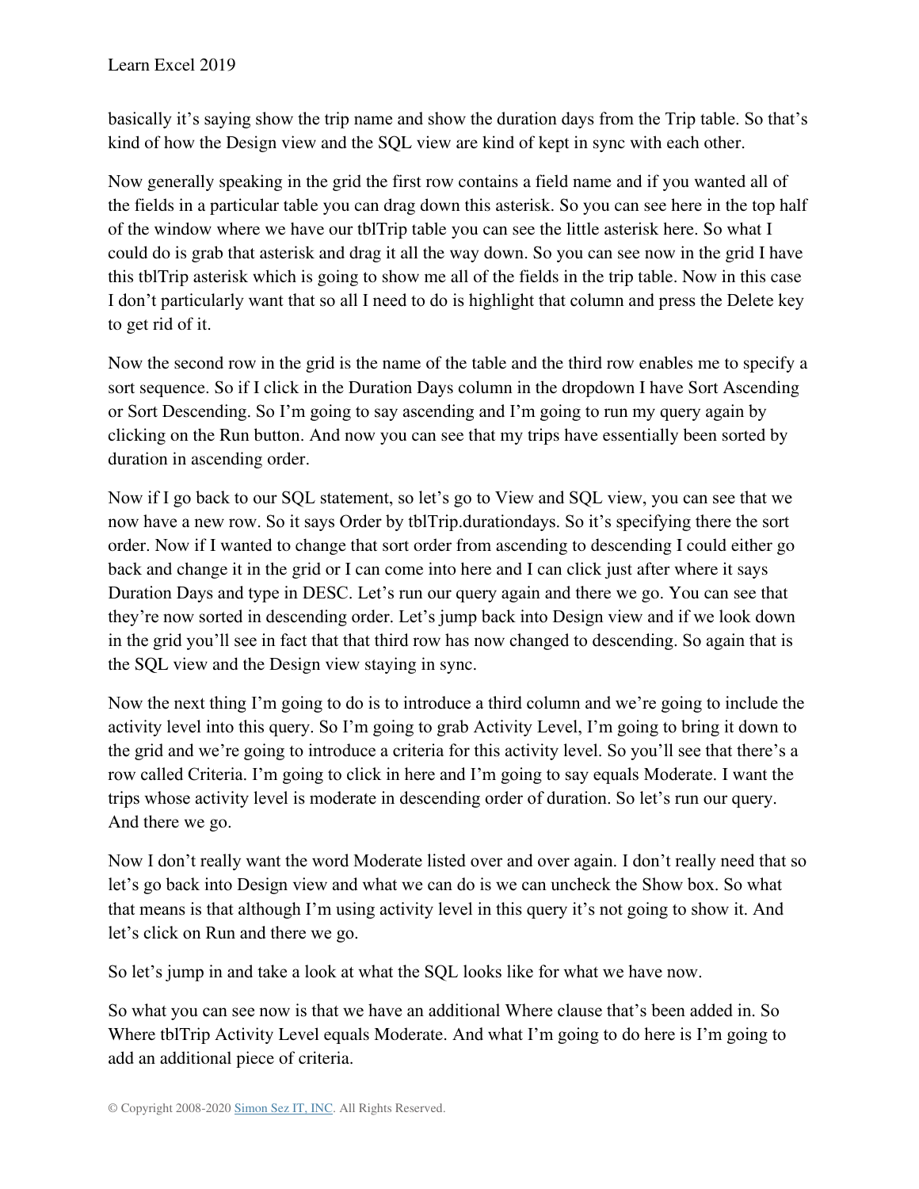basically it's saying show the trip name and show the duration days from the Trip table. So that's kind of how the Design view and the SQL view are kind of kept in sync with each other.

Now generally speaking in the grid the first row contains a field name and if you wanted all of the fields in a particular table you can drag down this asterisk. So you can see here in the top half of the window where we have our tblTrip table you can see the little asterisk here. So what I could do is grab that asterisk and drag it all the way down. So you can see now in the grid I have this tblTrip asterisk which is going to show me all of the fields in the trip table. Now in this case I don't particularly want that so all I need to do is highlight that column and press the Delete key to get rid of it.

Now the second row in the grid is the name of the table and the third row enables me to specify a sort sequence. So if I click in the Duration Days column in the dropdown I have Sort Ascending or Sort Descending. So I'm going to say ascending and I'm going to run my query again by clicking on the Run button. And now you can see that my trips have essentially been sorted by duration in ascending order.

Now if I go back to our SQL statement, so let's go to View and SQL view, you can see that we now have a new row. So it says Order by tblTrip.durationdays. So it's specifying there the sort order. Now if I wanted to change that sort order from ascending to descending I could either go back and change it in the grid or I can come into here and I can click just after where it says Duration Days and type in DESC. Let's run our query again and there we go. You can see that they're now sorted in descending order. Let's jump back into Design view and if we look down in the grid you'll see in fact that that third row has now changed to descending. So again that is the SQL view and the Design view staying in sync.

Now the next thing I'm going to do is to introduce a third column and we're going to include the activity level into this query. So I'm going to grab Activity Level, I'm going to bring it down to the grid and we're going to introduce a criteria for this activity level. So you'll see that there's a row called Criteria. I'm going to click in here and I'm going to say equals Moderate. I want the trips whose activity level is moderate in descending order of duration. So let's run our query. And there we go.

Now I don't really want the word Moderate listed over and over again. I don't really need that so let's go back into Design view and what we can do is we can uncheck the Show box. So what that means is that although I'm using activity level in this query it's not going to show it. And let's click on Run and there we go.

So let's jump in and take a look at what the SQL looks like for what we have now.

So what you can see now is that we have an additional Where clause that's been added in. So Where tblTrip Activity Level equals Moderate. And what I'm going to do here is I'm going to add an additional piece of criteria.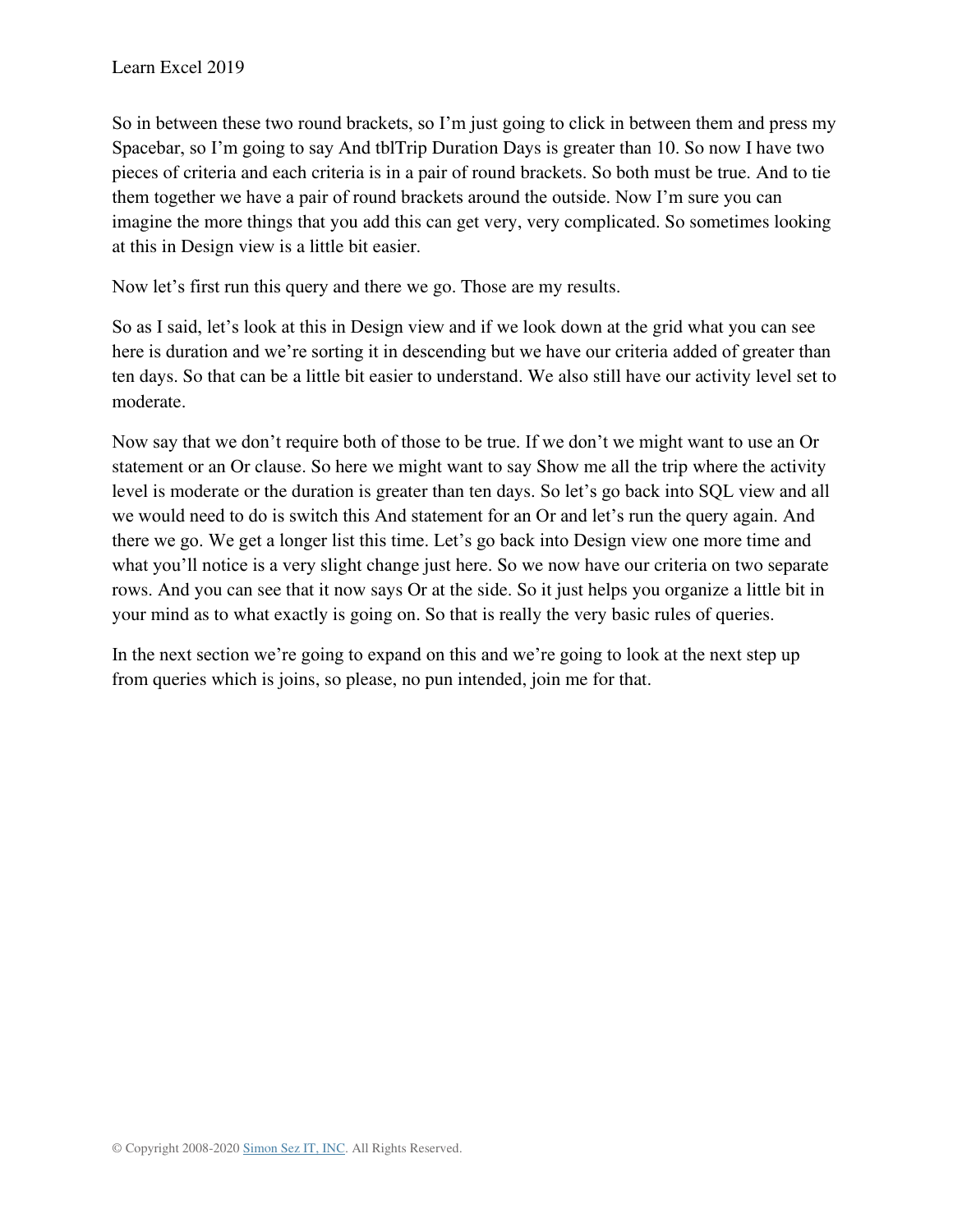So in between these two round brackets, so I'm just going to click in between them and press my Spacebar, so I'm going to say And tblTrip Duration Days is greater than 10. So now I have two pieces of criteria and each criteria is in a pair of round brackets. So both must be true. And to tie them together we have a pair of round brackets around the outside. Now I'm sure you can imagine the more things that you add this can get very, very complicated. So sometimes looking at this in Design view is a little bit easier.

Now let's first run this query and there we go. Those are my results.

So as I said, let's look at this in Design view and if we look down at the grid what you can see here is duration and we're sorting it in descending but we have our criteria added of greater than ten days. So that can be a little bit easier to understand. We also still have our activity level set to moderate.

Now say that we don't require both of those to be true. If we don't we might want to use an Or statement or an Or clause. So here we might want to say Show me all the trip where the activity level is moderate or the duration is greater than ten days. So let's go back into SQL view and all we would need to do is switch this And statement for an Or and let's run the query again. And there we go. We get a longer list this time. Let's go back into Design view one more time and what you'll notice is a very slight change just here. So we now have our criteria on two separate rows. And you can see that it now says Or at the side. So it just helps you organize a little bit in your mind as to what exactly is going on. So that is really the very basic rules of queries.

In the next section we're going to expand on this and we're going to look at the next step up from queries which is joins, so please, no pun intended, join me for that.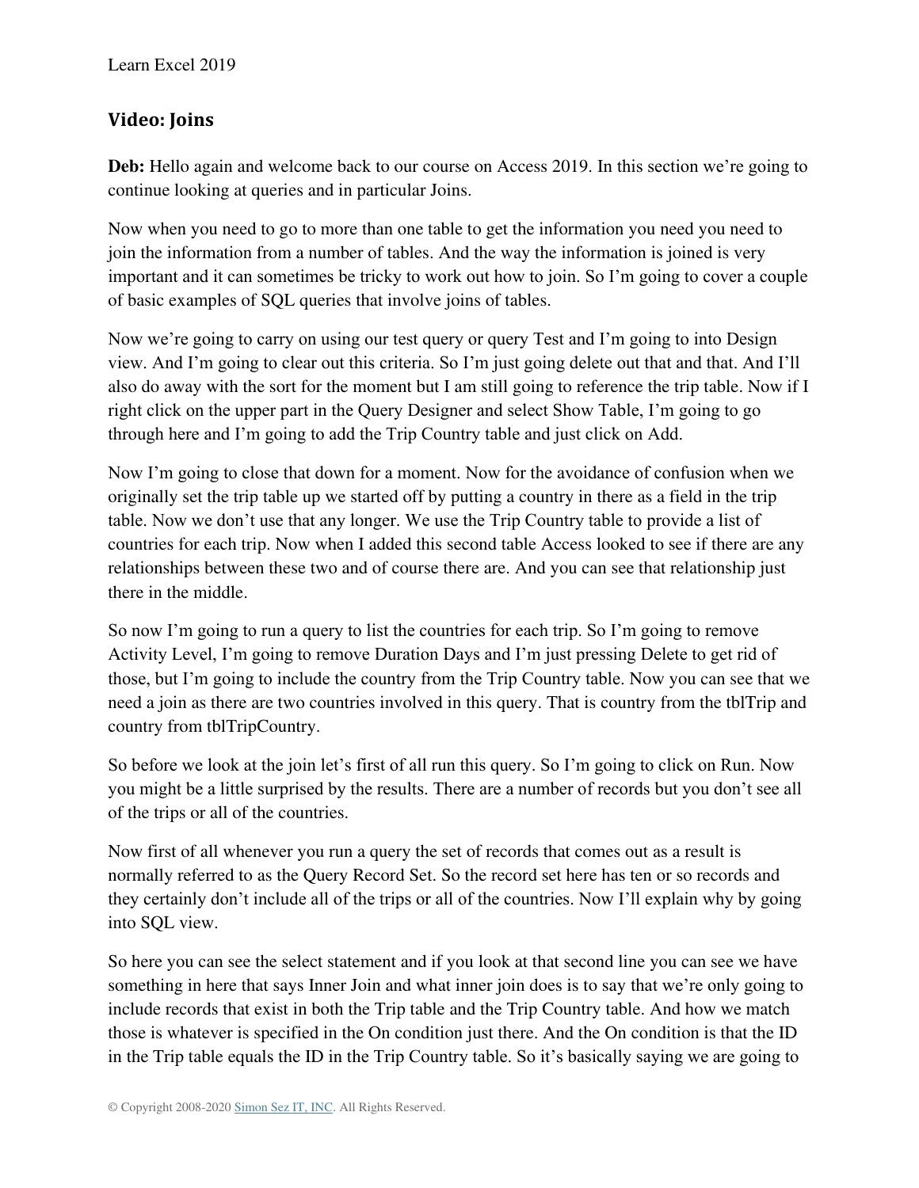## Video: Joins

**Deb:** Hello again and welcome back to our course on Access 2019. In this section we're going to continue looking at queries and in particular Joins.

Now when you need to go to more than one table to get the information you need you need to join the information from a number of tables. And the way the information is joined is very important and it can sometimes be tricky to work out how to join. So I'm going to cover a couple of basic examples of SQL queries that involve joins of tables.

Now we're going to carry on using our test query or query Test and I'm going to into Design view. And I'm going to clear out this criteria. So I'm just going delete out that and that. And I'll also do away with the sort for the moment but I am still going to reference the trip table. Now if I right click on the upper part in the Query Designer and select Show Table, I'm going to go through here and I'm going to add the Trip Country table and just click on Add.

Now I'm going to close that down for a moment. Now for the avoidance of confusion when we originally set the trip table up we started off by putting a country in there as a field in the trip table. Now we don't use that any longer. We use the Trip Country table to provide a list of countries for each trip. Now when I added this second table Access looked to see if there are any relationships between these two and of course there are. And you can see that relationship just there in the middle.

So now I'm going to run a query to list the countries for each trip. So I'm going to remove Activity Level, I'm going to remove Duration Days and I'm just pressing Delete to get rid of those, but I'm going to include the country from the Trip Country table. Now you can see that we need a join as there are two countries involved in this query. That is country from the tblTrip and country from tblTripCountry.

So before we look at the join let's first of all run this query. So I'm going to click on Run. Now you might be a little surprised by the results. There are a number of records but you don't see all of the trips or all of the countries.

Now first of all whenever you run a query the set of records that comes out as a result is normally referred to as the Query Record Set. So the record set here has ten or so records and they certainly don't include all of the trips or all of the countries. Now I'll explain why by going into SQL view.

So here you can see the select statement and if you look at that second line you can see we have something in here that says Inner Join and what inner join does is to say that we're only going to include records that exist in both the Trip table and the Trip Country table. And how we match those is whatever is specified in the On condition just there. And the On condition is that the ID in the Trip table equals the ID in the Trip Country table. So it's basically saying we are going to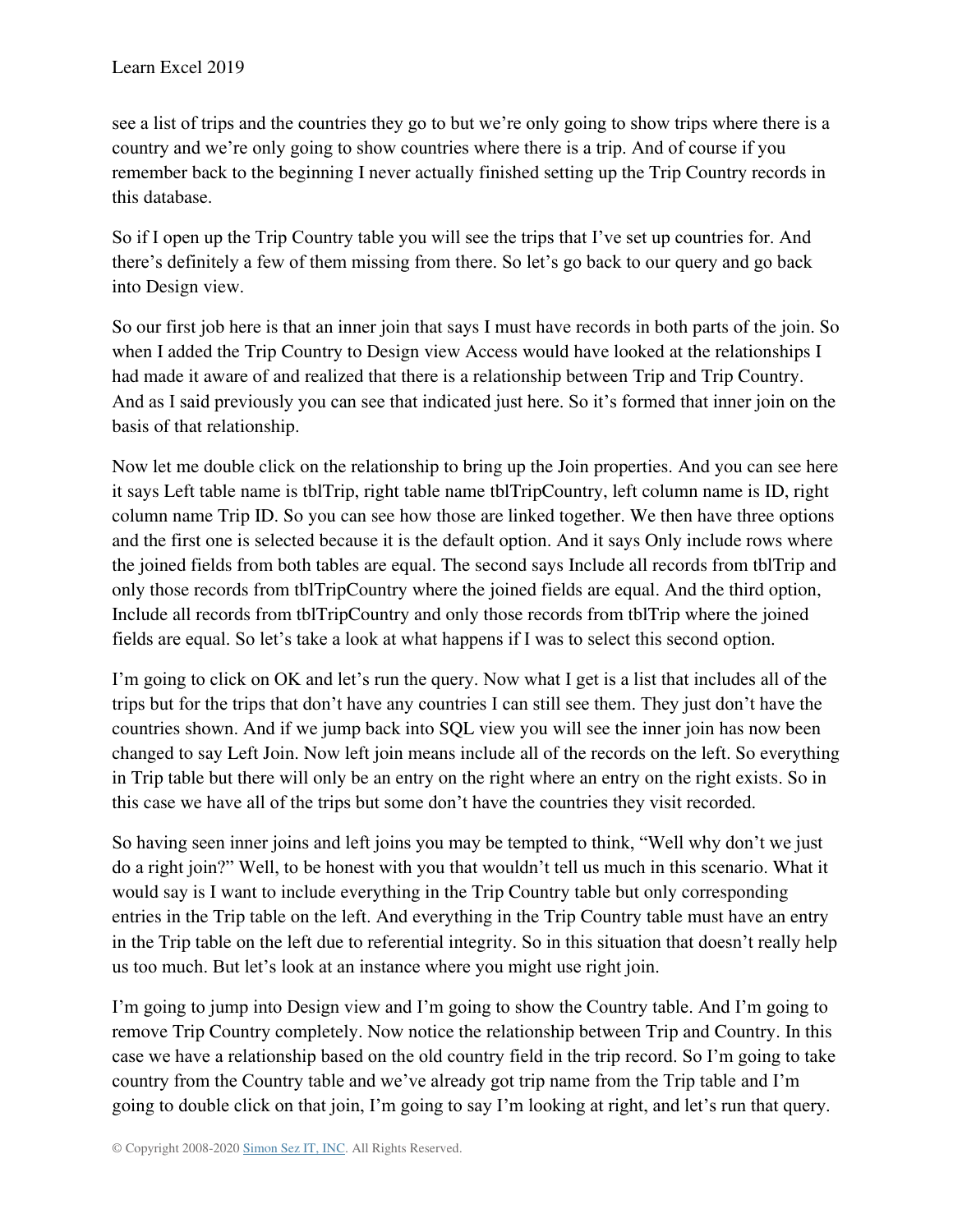see a list of trips and the countries they go to but we’re only going to show trips where there is a country and we’re only going to show countries where there is a trip. And of course if you remember back to the beginning I never actually finished setting up the Trip Country records in this database.

So if I open up the Trip Country table you will see the trips that I’ve set up countries for. And there’s definitely a few of them missing from there. So let’s go back to our query and go back into Design view.

So our first job here is that an inner join that says I must have records in both parts of the join. So when I added the Trip Country to Design view Access would have looked at the relationships I had made it aware of and realized that there is a relationship between Trip and Trip Country. And as I said previously you can see that indicated just here. So it’s formed that inner join on the basis of that relationship.

Now let me double click on the relationship to bring up the Join properties. And you can see here it says Left table name is tblTrip, right table name tblTripCountry, left column name is ID, right column name Trip ID. So you can see how those are linked together. We then have three options and the first one is selected because it is the default option. And it says Only include rows where the joined fields from both tables are equal. The second says Include all records from tblTrip and only those records from tblTripCountry where the joined fields are equal. And the third option, Include all records from tblTripCountry and only those records from tblTrip where the joined fields are equal. So let’s take a look at what happens if I was to select this second option.

I’m going to click on OK and let’s run the query. Now what I get is a list that includes all of the trips but for the trips that don’t have any countries I can still see them. They just don’t have the countries shown. And if we jump back into SQL view you will see the inner join has now been changed to say Left Join. Now left join means include all of the records on the left. So everything in Trip table but there will only be an entry on the right where an entry on the right exists. So in this case we have all of the trips but some don’t have the countries they visit recorded.

So having seen inner joins and left joins you may be tempted to think, “Well why don’t we just do a right join?” Well, to be honest with you that wouldn’t tell us much in this scenario. What it would say is I want to include everything in the Trip Country table but only corresponding entries in the Trip table on the left. And everything in the Trip Country table must have an entry in the Trip table on the left due to referential integrity. So in this situation that doesn’t really help us too much. But let’s look at an instance where you might use right join.

I’m going to jump into Design view and I’m going to show the Country table. And I’m going to remove Trip Country completely. Now notice the relationship between Trip and Country. In this case we have a relationship based on the old country field in the trip record. So I’m going to take country from the Country table and we’ve already got trip name from the Trip table and I’m going to double click on that join, I’m going to say I’m looking at right, and let’s run that query.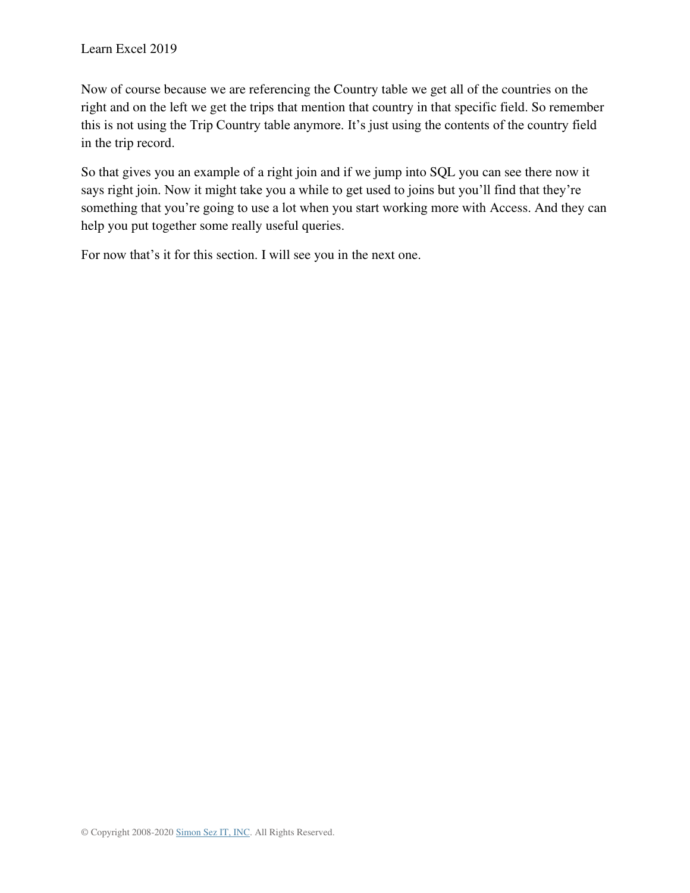Now of course because we are referencing the Country table we get all of the countries on the right and on the left we get the trips that mention that country in that specific field. So remember this is not using the Trip Country table anymore. It's just using the contents of the country field in the trip record.

So that gives you an example of a right join and if we jump into SQL you can see there now it says right join. Now it might take you a while to get used to joins but you'll find that they're something that you're going to use a lot when you start working more with Access. And they can help you put together some really useful queries.

For now that's it for this section. I will see you in the next one.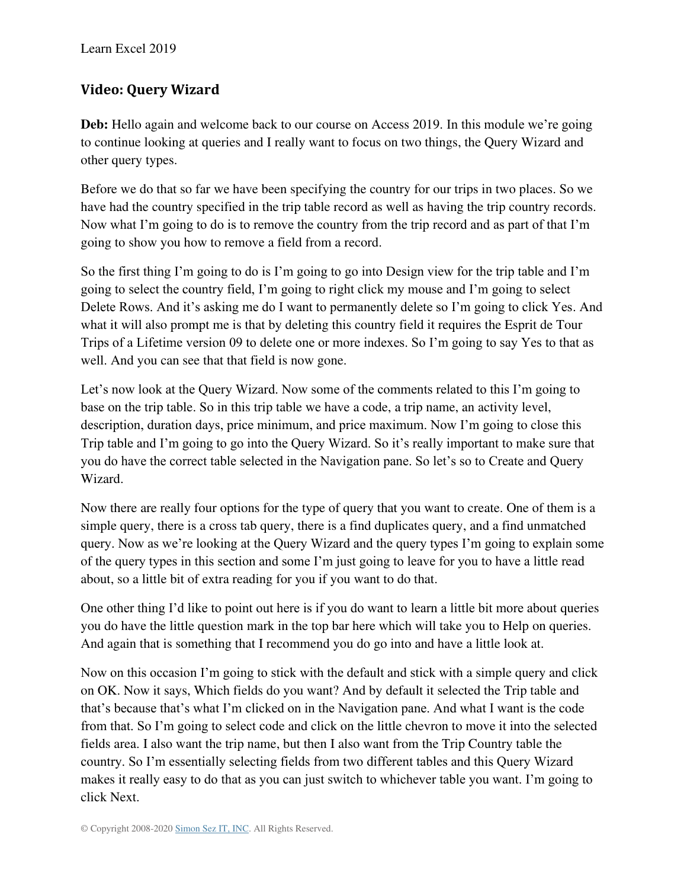## Video: Query Wizard

**Deb:** Hello again and welcome back to our course on Access 2019. In this module we're going to continue looking at queries and I really want to focus on two things, the Query Wizard and other query types.

Before we do that so far we have been specifying the country for our trips in two places. So we have had the country specified in the trip table record as well as having the trip country records. Now what I'm going to do is to remove the country from the trip record and as part of that I'm going to show you how to remove a field from a record.

So the first thing I'm going to do is I'm going to go into Design view for the trip table and I'm going to select the country field, I'm going to right click my mouse and I'm going to select Delete Rows. And it's asking me do I want to permanently delete so I'm going to click Yes. And what it will also prompt me is that by deleting this country field it requires the Esprit de Tour Trips of a Lifetime version 09 to delete one or more indexes. So I'm going to say Yes to that as well. And you can see that that field is now gone.

Let's now look at the Query Wizard. Now some of the comments related to this I'm going to base on the trip table. So in this trip table we have a code, a trip name, an activity level, description, duration days, price minimum, and price maximum. Now I'm going to close this Trip table and I'm going to go into the Query Wizard. So it's really important to make sure that you do have the correct table selected in the Navigation pane. So let's so to Create and Query Wizard.

Now there are really four options for the type of query that you want to create. One of them is a simple query, there is a cross tab query, there is a find duplicates query, and a find unmatched query. Now as we're looking at the Query Wizard and the query types I'm going to explain some of the query types in this section and some I'm just going to leave for you to have a little read about, so a little bit of extra reading for you if you want to do that.

One other thing I'd like to point out here is if you do want to learn a little bit more about queries you do have the little question mark in the top bar here which will take you to Help on queries. And again that is something that I recommend you do go into and have a little look at.

Now on this occasion I'm going to stick with the default and stick with a simple query and click on OK. Now it says, Which fields do you want? And by default it selected the Trip table and that's because that's what I'm clicked on in the Navigation pane. And what I want is the code from that. So I'm going to select code and click on the little chevron to move it into the selected fields area. I also want the trip name, but then I also want from the Trip Country table the country. So I'm essentially selecting fields from two different tables and this Query Wizard makes it really easy to do that as you can just switch to whichever table you want. I'm going to click Next.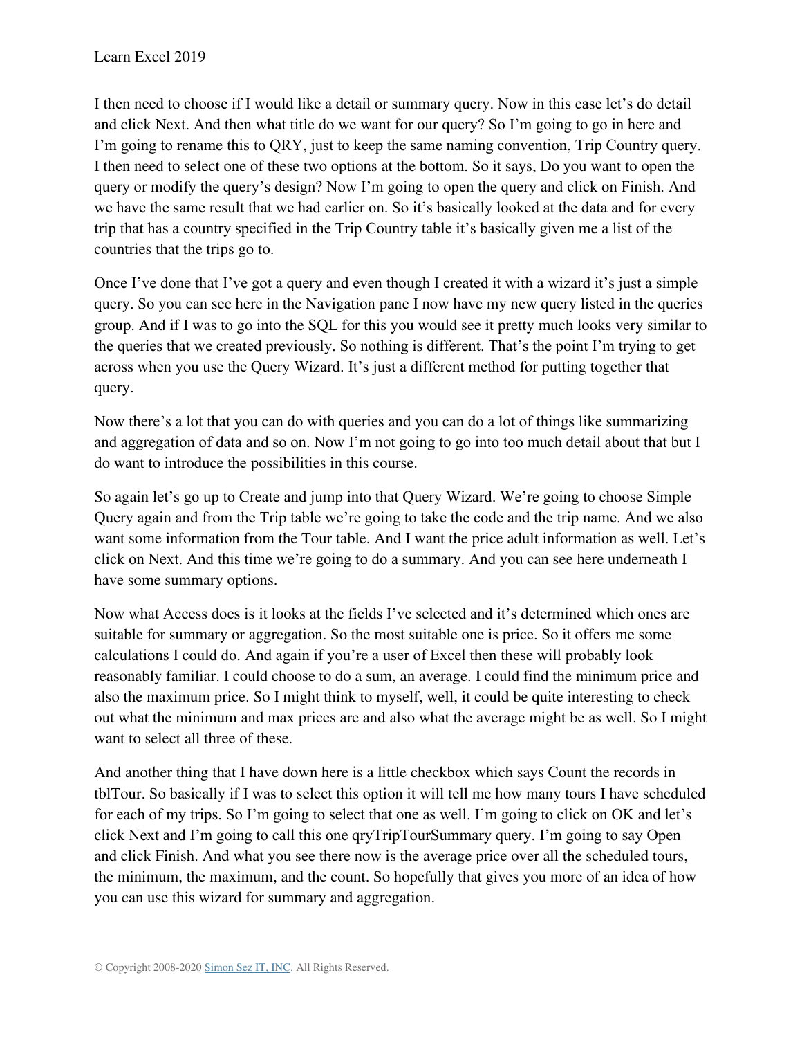I then need to choose if I would like a detail or summary query. Now in this case let’s do detail and click Next. And then what title do we want for our query? So I’m going to go in here and I’m going to rename this to QRY, just to keep the same naming convention, Trip Country query. I then need to select one of these two options at the bottom. So it says, Do you want to open the query or modify the query’s design? Now I’m going to open the query and click on Finish. And we have the same result that we had earlier on. So it’s basically looked at the data and for every trip that has a country specified in the Trip Country table it’s basically given me a list of the countries that the trips go to.

Once I’ve done that I’ve got a query and even though I created it with a wizard it’s just a simple query. So you can see here in the Navigation pane I now have my new query listed in the queries group. And if I was to go into the SQL for this you would see it pretty much looks very similar to the queries that we created previously. So nothing is different. That’s the point I’m trying to get across when you use the Query Wizard. It’s just a different method for putting together that query.

Now there’s a lot that you can do with queries and you can do a lot of things like summarizing and aggregation of data and so on. Now I’m not going to go into too much detail about that but I do want to introduce the possibilities in this course.

So again let’s go up to Create and jump into that Query Wizard. We’re going to choose Simple Query again and from the Trip table we’re going to take the code and the trip name. And we also want some information from the Tour table. And I want the price adult information as well. Let’s click on Next. And this time we’re going to do a summary. And you can see here underneath I have some summary options.

Now what Access does is it looks at the fields I’ve selected and it’s determined which ones are suitable for summary or aggregation. So the most suitable one is price. So it offers me some calculations I could do. And again if you’re a user of Excel then these will probably look reasonably familiar. I could choose to do a sum, an average. I could find the minimum price and also the maximum price. So I might think to myself, well, it could be quite interesting to check out what the minimum and max prices are and also what the average might be as well. So I might want to select all three of these.

And another thing that I have down here is a little checkbox which says Count the records in tblTour. So basically if I was to select this option it will tell me how many tours I have scheduled for each of my trips. So I’m going to select that one as well. I’m going to click on OK and let’s click Next and I’m going to call this one qryTripTourSummary query. I’m going to say Open and click Finish. And what you see there now is the average price over all the scheduled tours, the minimum, the maximum, and the count. So hopefully that gives you more of an idea of how you can use this wizard for summary and aggregation.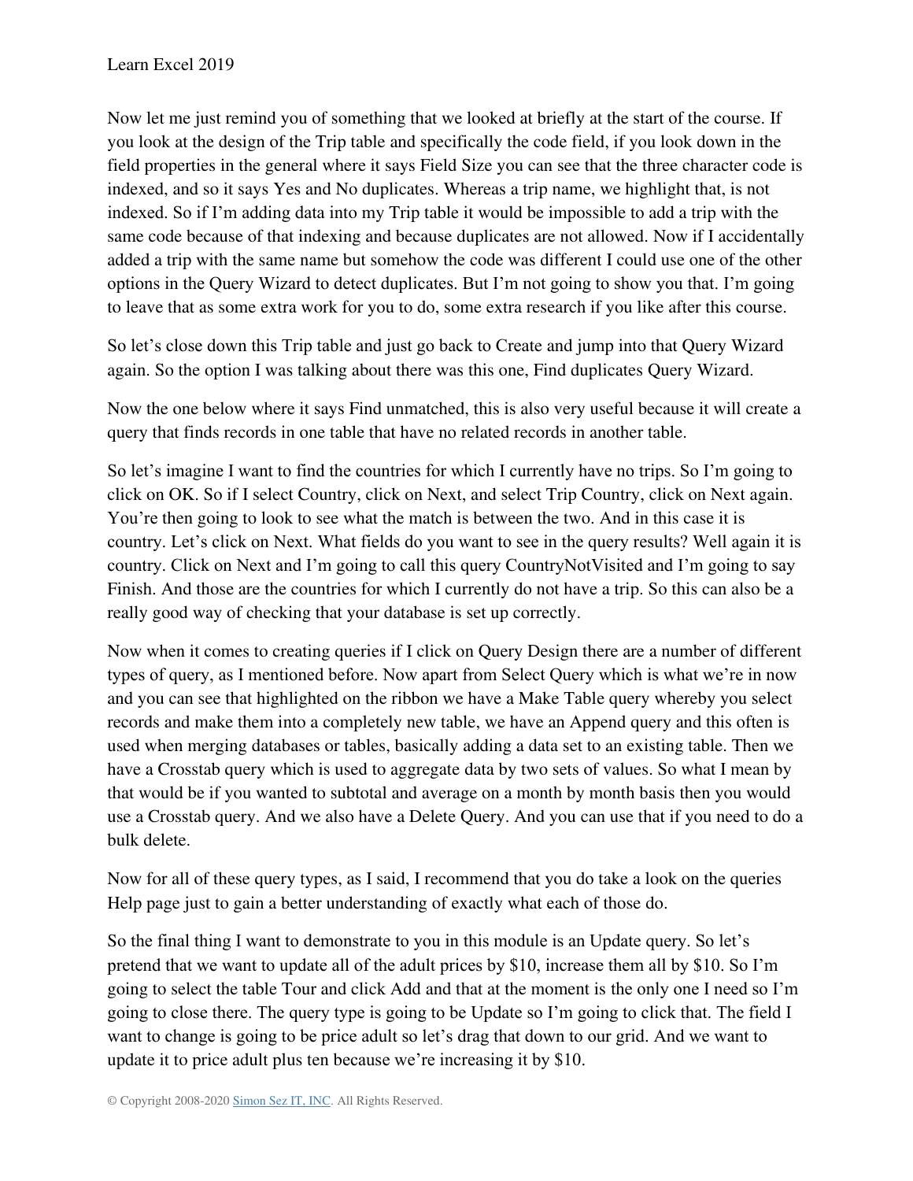Now let me just remind you of something that we looked at briefly at the start of the course. If you look at the design of the Trip table and specifically the code field, if you look down in the field properties in the general where it says Field Size you can see that the three character code is indexed, and so it says Yes and No duplicates. Whereas a trip name, we highlight that, is not indexed. So if I'm adding data into my Trip table it would be impossible to add a trip with the same code because of that indexing and because duplicates are not allowed. Now if I accidentally added a trip with the same name but somehow the code was different I could use one of the other options in the Query Wizard to detect duplicates. But I'm not going to show you that. I'm going to leave that as some extra work for you to do, some extra research if you like after this course.

So let's close down this Trip table and just go back to Create and jump into that Query Wizard again. So the option I was talking about there was this one, Find duplicates Query Wizard.

Now the one below where it says Find unmatched, this is also very useful because it will create a query that finds records in one table that have no related records in another table.

So let's imagine I want to find the countries for which I currently have no trips. So I'm going to click on OK. So if I select Country, click on Next, and select Trip Country, click on Next again. You're then going to look to see what the match is between the two. And in this case it is country. Let's click on Next. What fields do you want to see in the query results? Well again it is country. Click on Next and I'm going to call this query CountryNotVisited and I'm going to say Finish. And those are the countries for which I currently do not have a trip. So this can also be a really good way of checking that your database is set up correctly.

Now when it comes to creating queries if I click on Query Design there are a number of different types of query, as I mentioned before. Now apart from Select Query which is what we're in now and you can see that highlighted on the ribbon we have a Make Table query whereby you select records and make them into a completely new table, we have an Append query and this often is used when merging databases or tables, basically adding a data set to an existing table. Then we have a Crosstab query which is used to aggregate data by two sets of values. So what I mean by that would be if you wanted to subtotal and average on a month by month basis then you would use a Crosstab query. And we also have a Delete Query. And you can use that if you need to do a bulk delete.

Now for all of these query types, as I said, I recommend that you do take a look on the queries Help page just to gain a better understanding of exactly what each of those do.

So the final thing I want to demonstrate to you in this module is an Update query. So let's pretend that we want to update all of the adult prices by $10, increase them all by $10. So I'm going to select the table Tour and click Add and that at the moment is the only one I need so I'm going to close there. The query type is going to be Update so I'm going to click that. The field I want to change is going to be price adult so let's drag that down to our grid. And we want to update it to price adult plus ten because we're increasing it by $10.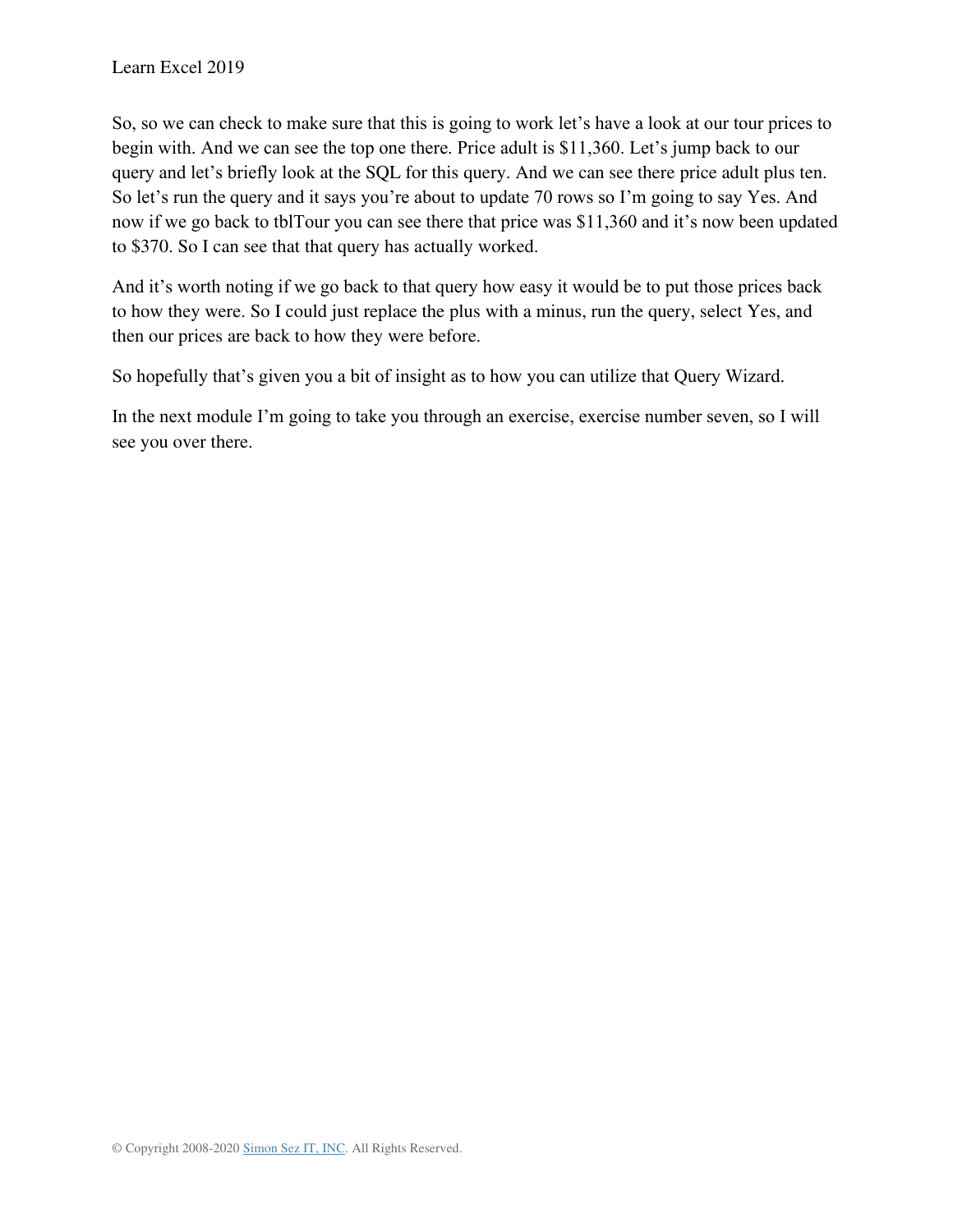So, so we can check to make sure that this is going to work let's have a look at our tour prices to begin with. And we can see the top one there. Price adult is $11,360. Let's jump back to our query and let's briefly look at the SQL for this query. And we can see there price adult plus ten. So let's run the query and it says you're about to update 70 rows so I'm going to say Yes. And now if we go back to tblTour you can see there that price was $11,360 and it's now been updated to $370. So I can see that that query has actually worked.

And it's worth noting if we go back to that query how easy it would be to put those prices back to how they were. So I could just replace the plus with a minus, run the query, select Yes, and then our prices are back to how they were before.

So hopefully that's given you a bit of insight as to how you can utilize that Query Wizard.

In the next module I'm going to take you through an exercise, exercise number seven, so I will see you over there.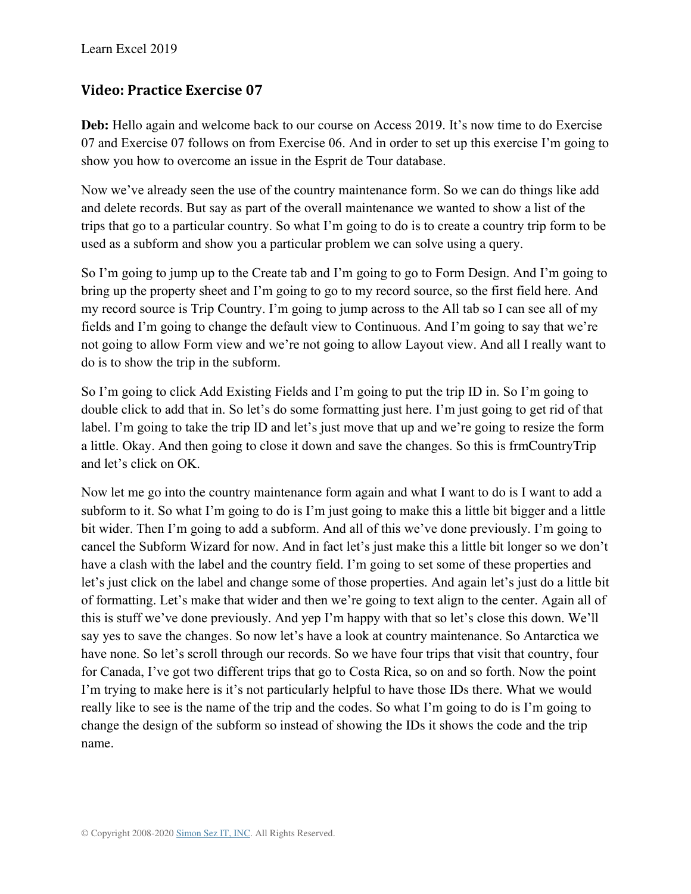## Video: Practice Exercise 07

**Deb:** Hello again and welcome back to our course on Access 2019. It's now time to do Exercise 07 and Exercise 07 follows on from Exercise 06. And in order to set up this exercise I'm going to show you how to overcome an issue in the Esprit de Tour database.

Now we've already seen the use of the country maintenance form. So we can do things like add and delete records. But say as part of the overall maintenance we wanted to show a list of the trips that go to a particular country. So what I'm going to do is to create a country trip form to be used as a subform and show you a particular problem we can solve using a query.

So I'm going to jump up to the Create tab and I'm going to go to Form Design. And I'm going to bring up the property sheet and I'm going to go to my record source, so the first field here. And my record source is Trip Country. I'm going to jump across to the All tab so I can see all of my fields and I'm going to change the default view to Continuous. And I'm going to say that we're not going to allow Form view and we're not going to allow Layout view. And all I really want to do is to show the trip in the subform.

So I'm going to click Add Existing Fields and I'm going to put the trip ID in. So I'm going to double click to add that in. So let's do some formatting just here. I'm just going to get rid of that label. I'm going to take the trip ID and let's just move that up and we're going to resize the form a little. Okay. And then going to close it down and save the changes. So this is frmCountryTrip and let's click on OK.

Now let me go into the country maintenance form again and what I want to do is I want to add a subform to it. So what I'm going to do is I'm just going to make this a little bit bigger and a little bit wider. Then I'm going to add a subform. And all of this we've done previously. I'm going to cancel the Subform Wizard for now. And in fact let's just make this a little bit longer so we don't have a clash with the label and the country field. I'm going to set some of these properties and let's just click on the label and change some of those properties. And again let's just do a little bit of formatting. Let's make that wider and then we're going to text align to the center. Again all of this is stuff we've done previously. And yep I'm happy with that so let's close this down. We'll say yes to save the changes. So now let's have a look at country maintenance. So Antarctica we have none. So let's scroll through our records. So we have four trips that visit that country, four for Canada, I've got two different trips that go to Costa Rica, so on and so forth. Now the point I'm trying to make here is it's not particularly helpful to have those IDs there. What we would really like to see is the name of the trip and the codes. So what I'm going to do is I'm going to change the design of the subform so instead of showing the IDs it shows the code and the trip name.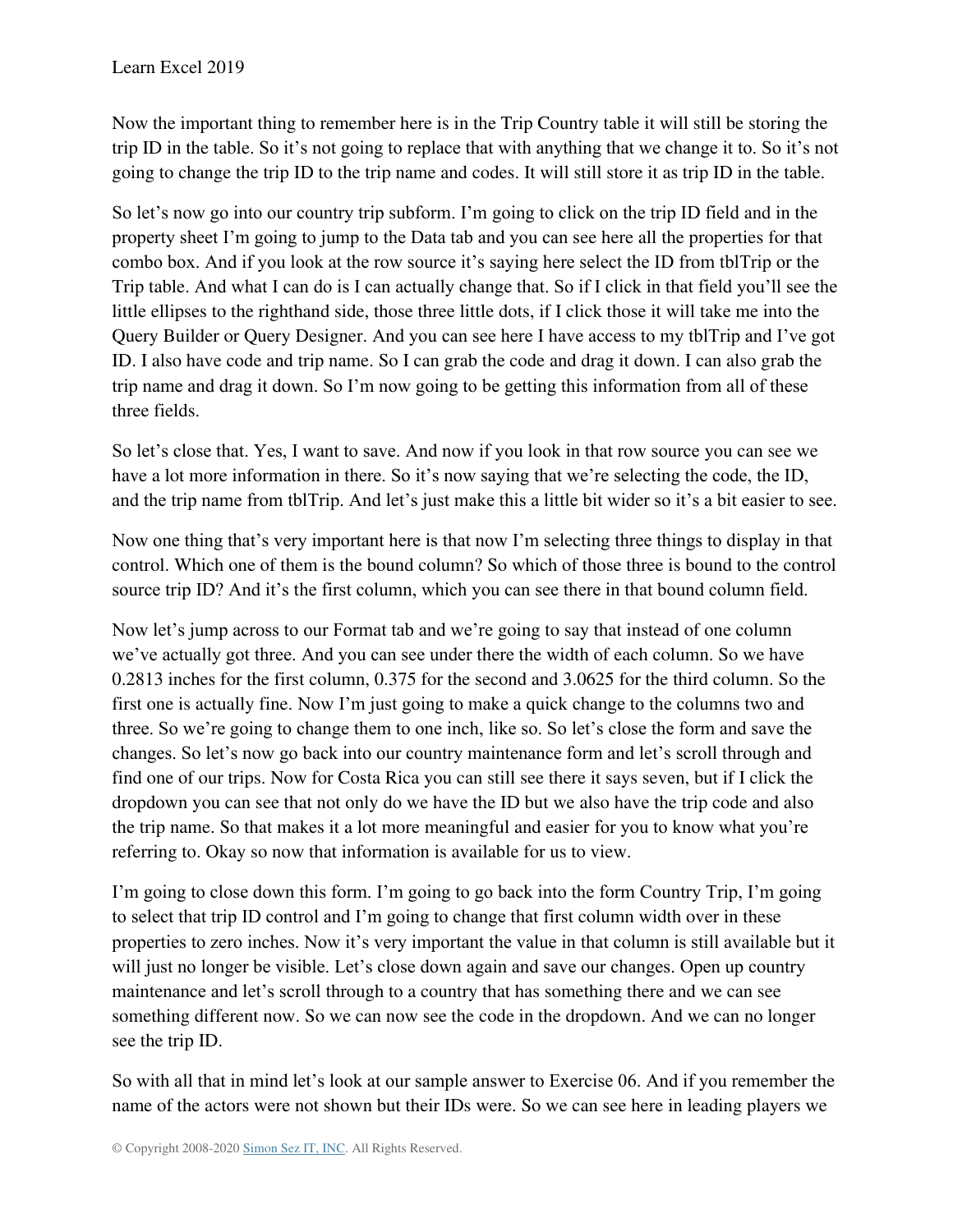Now the important thing to remember here is in the Trip Country table it will still be storing the trip ID in the table. So it's not going to replace that with anything that we change it to. So it's not going to change the trip ID to the trip name and codes. It will still store it as trip ID in the table.

So let's now go into our country trip subform. I'm going to click on the trip ID field and in the property sheet I'm going to jump to the Data tab and you can see here all the properties for that combo box. And if you look at the row source it's saying here select the ID from tblTrip or the Trip table. And what I can do is I can actually change that. So if I click in that field you'll see the little ellipses to the righthand side, those three little dots, if I click those it will take me into the Query Builder or Query Designer. And you can see here I have access to my tblTrip and I've got ID. I also have code and trip name. So I can grab the code and drag it down. I can also grab the trip name and drag it down. So I'm now going to be getting this information from all of these three fields.

So let's close that. Yes, I want to save. And now if you look in that row source you can see we have a lot more information in there. So it's now saying that we're selecting the code, the ID, and the trip name from tblTrip. And let's just make this a little bit wider so it's a bit easier to see.

Now one thing that's very important here is that now I'm selecting three things to display in that control. Which one of them is the bound column? So which of those three is bound to the control source trip ID? And it's the first column, which you can see there in that bound column field.

Now let's jump across to our Format tab and we're going to say that instead of one column we've actually got three. And you can see under there the width of each column. So we have 0.2813 inches for the first column, 0.375 for the second and 3.0625 for the third column. So the first one is actually fine. Now I'm just going to make a quick change to the columns two and three. So we're going to change them to one inch, like so. So let's close the form and save the changes. So let's now go back into our country maintenance form and let's scroll through and find one of our trips. Now for Costa Rica you can still see there it says seven, but if I click the dropdown you can see that not only do we have the ID but we also have the trip code and also the trip name. So that makes it a lot more meaningful and easier for you to know what you're referring to. Okay so now that information is available for us to view.

I'm going to close down this form. I'm going to go back into the form Country Trip, I'm going to select that trip ID control and I'm going to change that first column width over in these properties to zero inches. Now it's very important the value in that column is still available but it will just no longer be visible. Let's close down again and save our changes. Open up country maintenance and let's scroll through to a country that has something there and we can see something different now. So we can now see the code in the dropdown. And we can no longer see the trip ID.

So with all that in mind let's look at our sample answer to Exercise 06. And if you remember the name of the actors were not shown but their IDs were. So we can see here in leading players we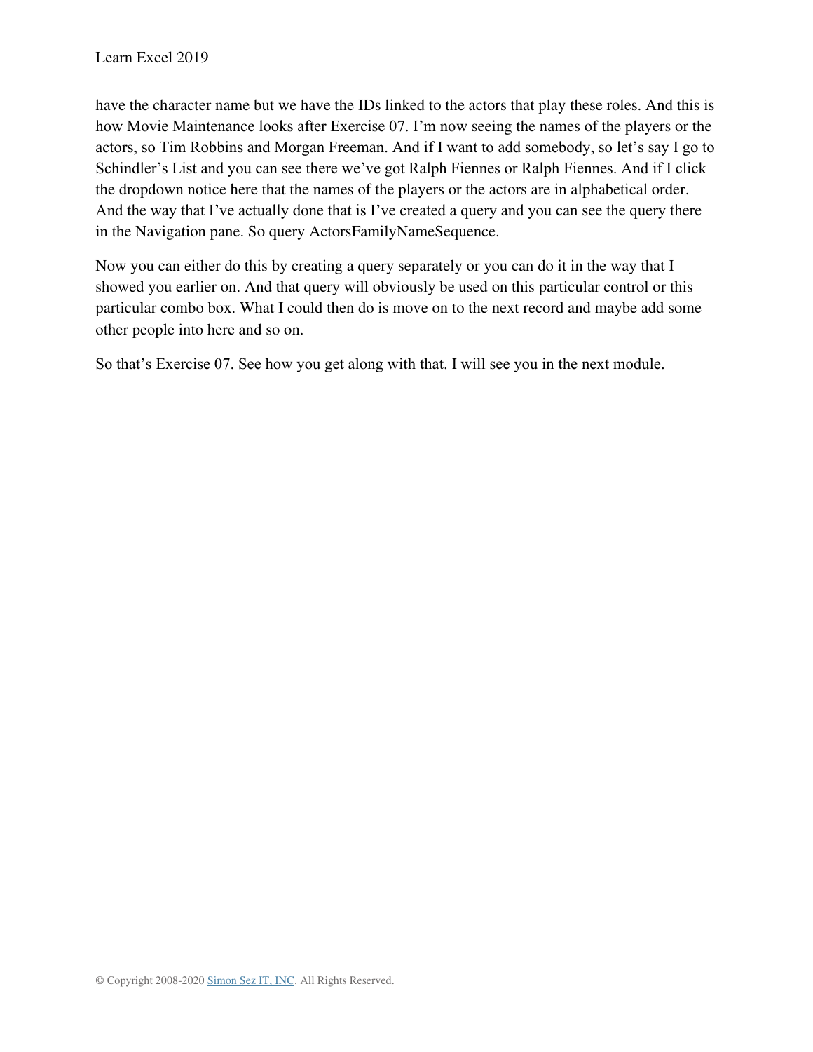have the character name but we have the IDs linked to the actors that play these roles. And this is how Movie Maintenance looks after Exercise 07. I'm now seeing the names of the players or the actors, so Tim Robbins and Morgan Freeman. And if I want to add somebody, so let's say I go to Schindler's List and you can see there we've got Ralph Fiennes or Ralph Fiennes. And if I click the dropdown notice here that the names of the players or the actors are in alphabetical order. And the way that I've actually done that is I've created a query and you can see the query there in the Navigation pane. So query ActorsFamilyNameSequence.

Now you can either do this by creating a query separately or you can do it in the way that I showed you earlier on. And that query will obviously be used on this particular control or this particular combo box. What I could then do is move on to the next record and maybe add some other people into here and so on.

So that's Exercise 07. See how you get along with that. I will see you in the next module.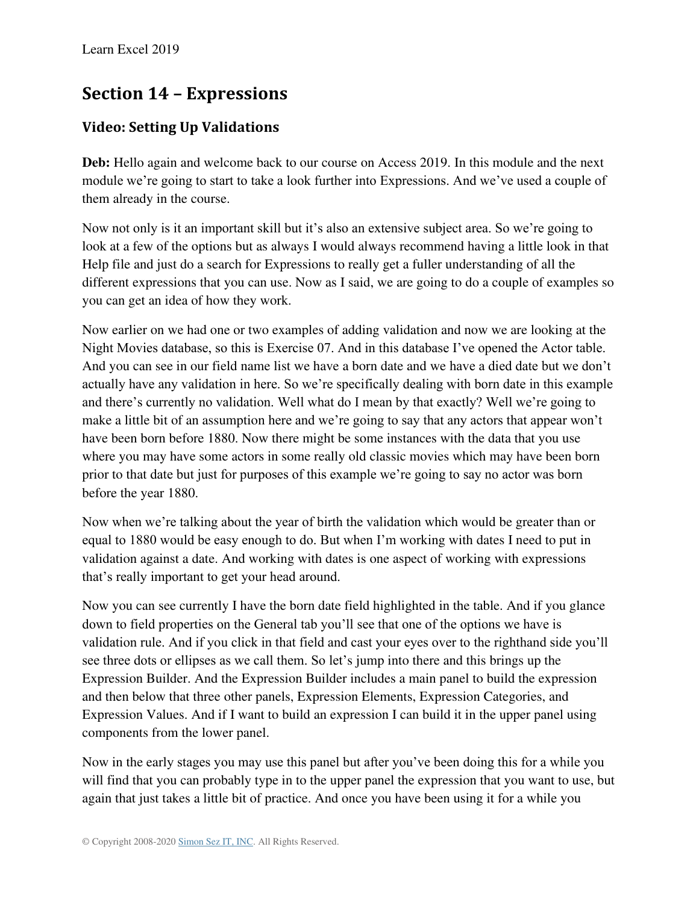## Section 14 – Expressions

### Video: Setting Up Validations

**Deb:** Hello again and welcome back to our course on Access 2019. In this module and the next module we're going to start to take a look further into Expressions. And we've used a couple of them already in the course.

Now not only is it an important skill but it's also an extensive subject area. So we're going to look at a few of the options but as always I would always recommend having a little look in that Help file and just do a search for Expressions to really get a fuller understanding of all the different expressions that you can use. Now as I said, we are going to do a couple of examples so you can get an idea of how they work.

Now earlier on we had one or two examples of adding validation and now we are looking at the Night Movies database, so this is Exercise 07. And in this database I've opened the Actor table. And you can see in our field name list we have a born date and we have a died date but we don't actually have any validation in here. So we're specifically dealing with born date in this example and there's currently no validation. Well what do I mean by that exactly? Well we're going to make a little bit of an assumption here and we're going to say that any actors that appear won't have been born before 1880. Now there might be some instances with the data that you use where you may have some actors in some really old classic movies which may have been born prior to that date but just for purposes of this example we're going to say no actor was born before the year 1880.

Now when we're talking about the year of birth the validation which would be greater than or equal to 1880 would be easy enough to do. But when I'm working with dates I need to put in validation against a date. And working with dates is one aspect of working with expressions that's really important to get your head around.

Now you can see currently I have the born date field highlighted in the table. And if you glance down to field properties on the General tab you'll see that one of the options we have is validation rule. And if you click in that field and cast your eyes over to the righthand side you'll see three dots or ellipses as we call them. So let's jump into there and this brings up the Expression Builder. And the Expression Builder includes a main panel to build the expression and then below that three other panels, Expression Elements, Expression Categories, and Expression Values. And if I want to build an expression I can build it in the upper panel using components from the lower panel.

Now in the early stages you may use this panel but after you've been doing this for a while you will find that you can probably type in to the upper panel the expression that you want to use, but again that just takes a little bit of practice. And once you have been using it for a while you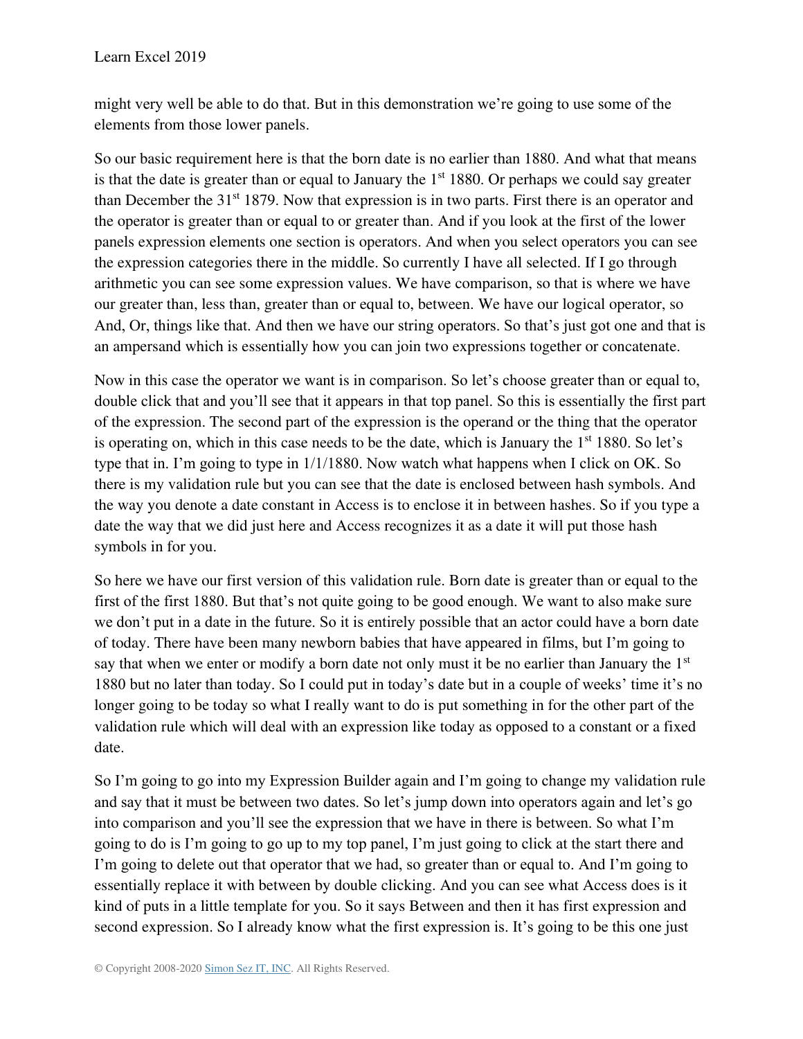might very well be able to do that. But in this demonstration we're going to use some of the elements from those lower panels.

So our basic requirement here is that the born date is no earlier than 1880. And what that means is that the date is greater than or equal to January the 1st 1880. Or perhaps we could say greater than December the 31st 1879. Now that expression is in two parts. First there is an operator and the operator is greater than or equal to or greater than. And if you look at the first of the lower panels expression elements one section is operators. And when you select operators you can see the expression categories there in the middle. So currently I have all selected. If I go through arithmetic you can see some expression values. We have comparison, so that is where we have our greater than, less than, greater than or equal to, between. We have our logical operator, so And, Or, things like that. And then we have our string operators. So that's just got one and that is an ampersand which is essentially how you can join two expressions together or concatenate.

Now in this case the operator we want is in comparison. So let's choose greater than or equal to, double click that and you'll see that it appears in that top panel. So this is essentially the first part of the expression. The second part of the expression is the operand or the thing that the operator is operating on, which in this case needs to be the date, which is January the 1st 1880. So let's type that in. I'm going to type in 1/1/1880. Now watch what happens when I click on OK. So there is my validation rule but you can see that the date is enclosed between hash symbols. And the way you denote a date constant in Access is to enclose it in between hashes. So if you type a date the way that we did just here and Access recognizes it as a date it will put those hash symbols in for you.

So here we have our first version of this validation rule. Born date is greater than or equal to the first of the first 1880. But that's not quite going to be good enough. We want to also make sure we don't put in a date in the future. So it is entirely possible that an actor could have a born date of today. There have been many newborn babies that have appeared in films, but I'm going to say that when we enter or modify a born date not only must it be no earlier than January the 1st 1880 but no later than today. So I could put in today's date but in a couple of weeks' time it's no longer going to be today so what I really want to do is put something in for the other part of the validation rule which will deal with an expression like today as opposed to a constant or a fixed date.

So I'm going to go into my Expression Builder again and I'm going to change my validation rule and say that it must be between two dates. So let's jump down into operators again and let's go into comparison and you'll see the expression that we have in there is between. So what I'm going to do is I'm going to go up to my top panel, I'm just going to click at the start there and I'm going to delete out that operator that we had, so greater than or equal to. And I'm going to essentially replace it with between by double clicking. And you can see what Access does is it kind of puts in a little template for you. So it says Between and then it has first expression and second expression. So I already know what the first expression is. It's going to be this one just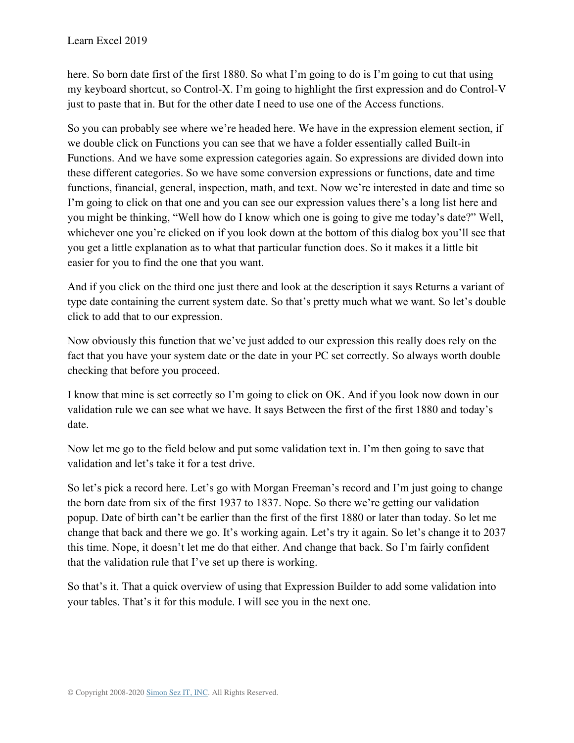here. So born date first of the first 1880. So what I'm going to do is I'm going to cut that using my keyboard shortcut, so Control-X. I'm going to highlight the first expression and do Control-V just to paste that in. But for the other date I need to use one of the Access functions.

So you can probably see where we're headed here. We have in the expression element section, if we double click on Functions you can see that we have a folder essentially called Built-in Functions. And we have some expression categories again. So expressions are divided down into these different categories. So we have some conversion expressions or functions, date and time functions, financial, general, inspection, math, and text. Now we're interested in date and time so I'm going to click on that one and you can see our expression values there's a long list here and you might be thinking, "Well how do I know which one is going to give me today's date?" Well, whichever one you're clicked on if you look down at the bottom of this dialog box you'll see that you get a little explanation as to what that particular function does. So it makes it a little bit easier for you to find the one that you want.

And if you click on the third one just there and look at the description it says Returns a variant of type date containing the current system date. So that's pretty much what we want. So let's double click to add that to our expression.

Now obviously this function that we've just added to our expression this really does rely on the fact that you have your system date or the date in your PC set correctly. So always worth double checking that before you proceed.

I know that mine is set correctly so I'm going to click on OK. And if you look now down in our validation rule we can see what we have. It says Between the first of the first 1880 and today's date.

Now let me go to the field below and put some validation text in. I'm then going to save that validation and let's take it for a test drive.

So let's pick a record here. Let's go with Morgan Freeman's record and I'm just going to change the born date from six of the first 1937 to 1837. Nope. So there we're getting our validation popup. Date of birth can't be earlier than the first of the first 1880 or later than today. So let me change that back and there we go. It's working again. Let's try it again. So let's change it to 2037 this time. Nope, it doesn't let me do that either. And change that back. So I'm fairly confident that the validation rule that I've set up there is working.

So that's it. That a quick overview of using that Expression Builder to add some validation into your tables. That's it for this module. I will see you in the next one.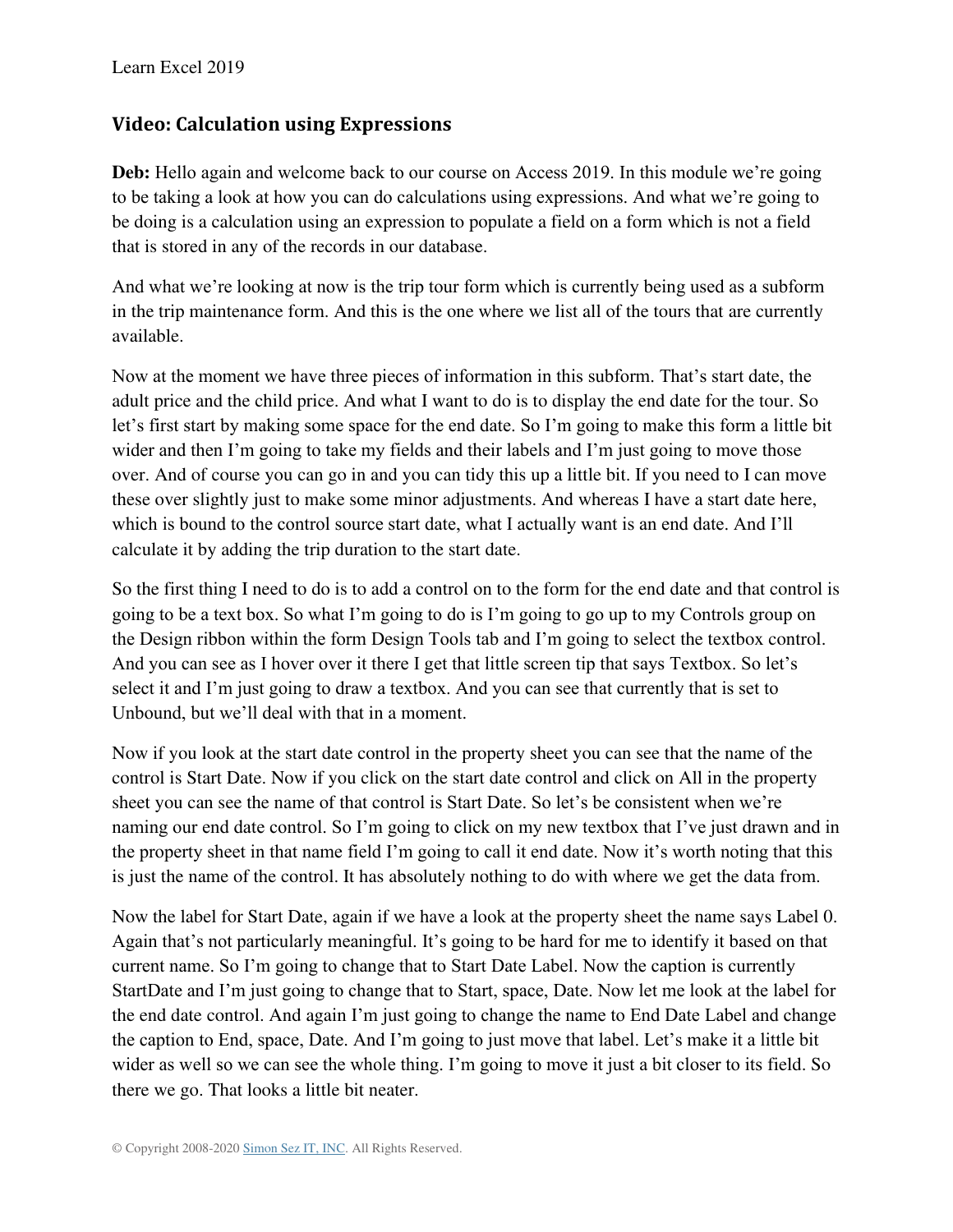## Video: Calculation using Expressions

**Deb:** Hello again and welcome back to our course on Access 2019. In this module we're going to be taking a look at how you can do calculations using expressions. And what we're going to be doing is a calculation using an expression to populate a field on a form which is not a field that is stored in any of the records in our database.

And what we're looking at now is the trip tour form which is currently being used as a subform in the trip maintenance form. And this is the one where we list all of the tours that are currently available.

Now at the moment we have three pieces of information in this subform. That's start date, the adult price and the child price. And what I want to do is to display the end date for the tour. So let's first start by making some space for the end date. So I'm going to make this form a little bit wider and then I'm going to take my fields and their labels and I'm just going to move those over. And of course you can go in and you can tidy this up a little bit. If you need to I can move these over slightly just to make some minor adjustments. And whereas I have a start date here, which is bound to the control source start date, what I actually want is an end date. And I'll calculate it by adding the trip duration to the start date.

So the first thing I need to do is to add a control on to the form for the end date and that control is going to be a text box. So what I'm going to do is I'm going to go up to my Controls group on the Design ribbon within the form Design Tools tab and I'm going to select the textbox control. And you can see as I hover over it there I get that little screen tip that says Textbox. So let's select it and I'm just going to draw a textbox. And you can see that currently that is set to Unbound, but we'll deal with that in a moment.

Now if you look at the start date control in the property sheet you can see that the name of the control is Start Date. Now if you click on the start date control and click on All in the property sheet you can see the name of that control is Start Date. So let's be consistent when we're naming our end date control. So I'm going to click on my new textbox that I've just drawn and in the property sheet in that name field I'm going to call it end date. Now it's worth noting that this is just the name of the control. It has absolutely nothing to do with where we get the data from.

Now the label for Start Date, again if we have a look at the property sheet the name says Label 0. Again that's not particularly meaningful. It's going to be hard for me to identify it based on that current name. So I'm going to change that to Start Date Label. Now the caption is currently StartDate and I'm just going to change that to Start, space, Date. Now let me look at the label for the end date control. And again I'm just going to change the name to End Date Label and change the caption to End, space, Date. And I'm going to just move that label. Let's make it a little bit wider as well so we can see the whole thing. I'm going to move it just a bit closer to its field. So there we go. That looks a little bit neater.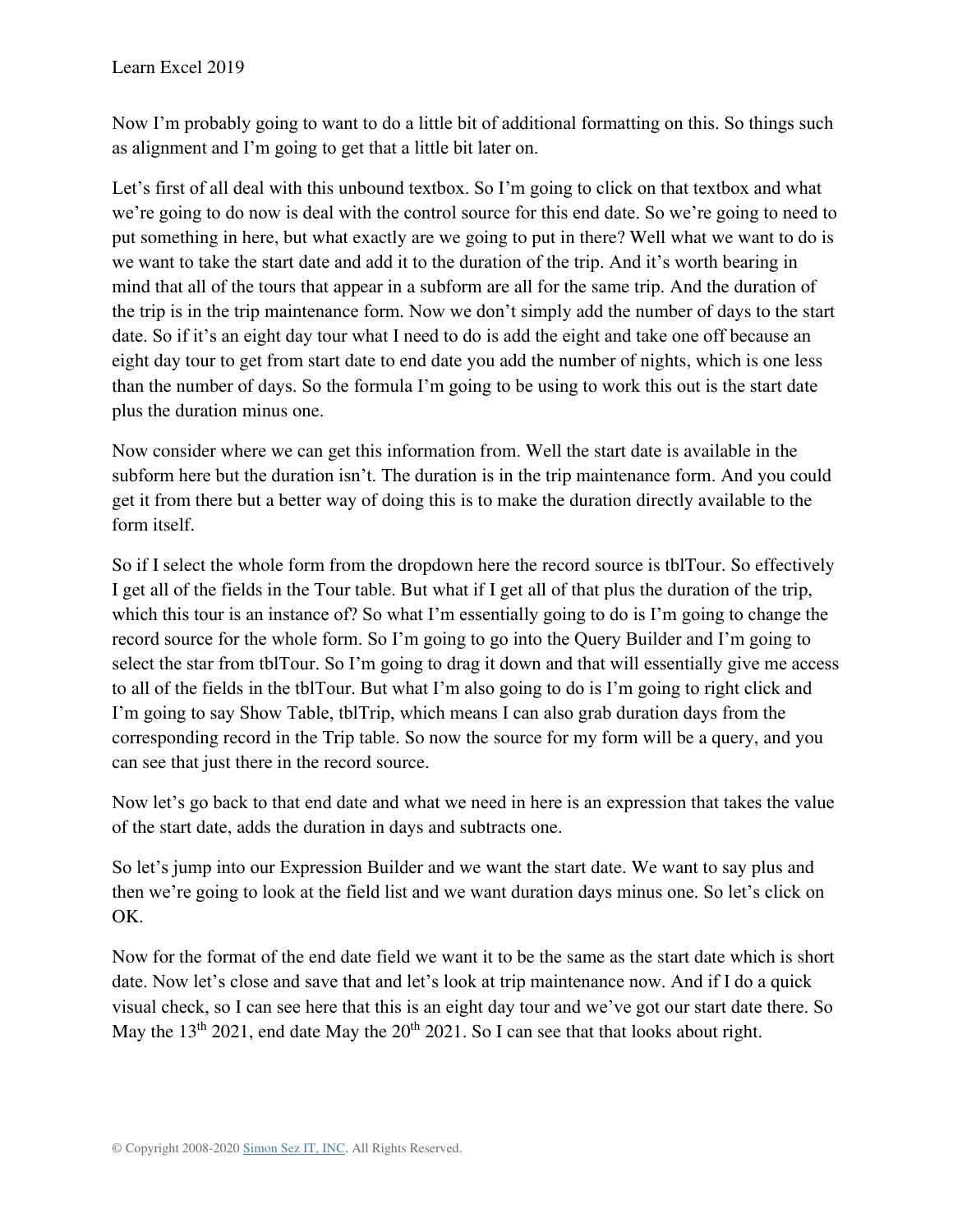Now I'm probably going to want to do a little bit of additional formatting on this. So things such as alignment and I'm going to get that a little bit later on.

Let's first of all deal with this unbound textbox. So I'm going to click on that textbox and what we're going to do now is deal with the control source for this end date. So we're going to need to put something in here, but what exactly are we going to put in there? Well what we want to do is we want to take the start date and add it to the duration of the trip. And it's worth bearing in mind that all of the tours that appear in a subform are all for the same trip. And the duration of the trip is in the trip maintenance form. Now we don't simply add the number of days to the start date. So if it's an eight day tour what I need to do is add the eight and take one off because an eight day tour to get from start date to end date you add the number of nights, which is one less than the number of days. So the formula I'm going to be using to work this out is the start date plus the duration minus one.

Now consider where we can get this information from. Well the start date is available in the subform here but the duration isn't. The duration is in the trip maintenance form. And you could get it from there but a better way of doing this is to make the duration directly available to the form itself.

So if I select the whole form from the dropdown here the record source is tblTour. So effectively I get all of the fields in the Tour table. But what if I get all of that plus the duration of the trip, which this tour is an instance of? So what I'm essentially going to do is I'm going to change the record source for the whole form. So I'm going to go into the Query Builder and I'm going to select the star from tblTour. So I'm going to drag it down and that will essentially give me access to all of the fields in the tblTour. But what I'm also going to do is I'm going to right click and I'm going to say Show Table, tblTrip, which means I can also grab duration days from the corresponding record in the Trip table. So now the source for my form will be a query, and you can see that just there in the record source.

Now let's go back to that end date and what we need in here is an expression that takes the value of the start date, adds the duration in days and subtracts one.

So let's jump into our Expression Builder and we want the start date. We want to say plus and then we're going to look at the field list and we want duration days minus one. So let's click on OK.

Now for the format of the end date field we want it to be the same as the start date which is short date. Now let's close and save that and let's look at trip maintenance now. And if I do a quick visual check, so I can see here that this is an eight day tour and we've got our start date there. So May the 13th 2021, end date May the 20th 2021. So I can see that that looks about right.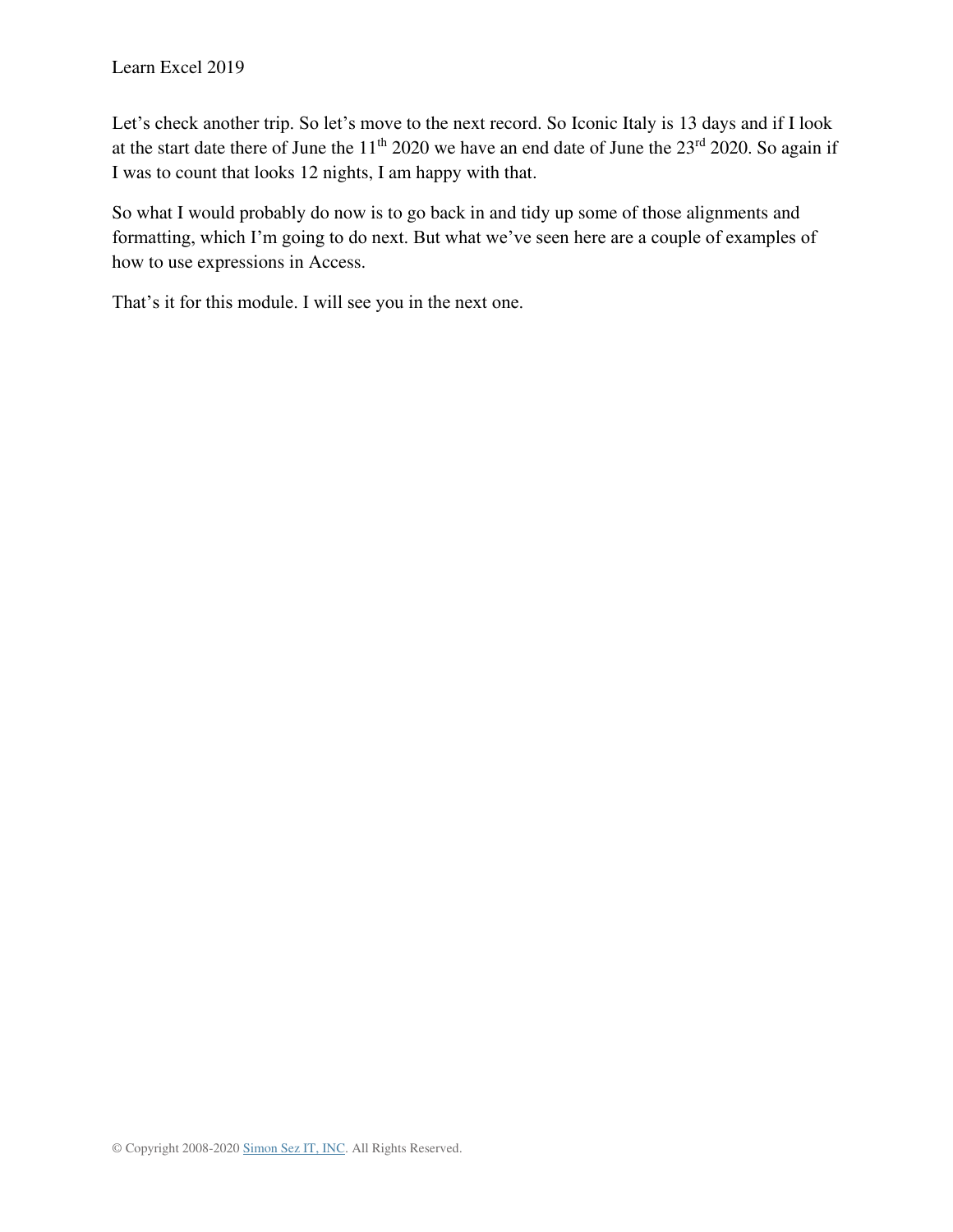Let's check another trip. So let's move to the next record. So Iconic Italy is 13 days and if I look at the start date there of June the 11th 2020 we have an end date of June the 23rd 2020. So again if I was to count that looks 12 nights, I am happy with that.

So what I would probably do now is to go back in and tidy up some of those alignments and formatting, which I'm going to do next. But what we've seen here are a couple of examples of how to use expressions in Access.

That's it for this module. I will see you in the next one.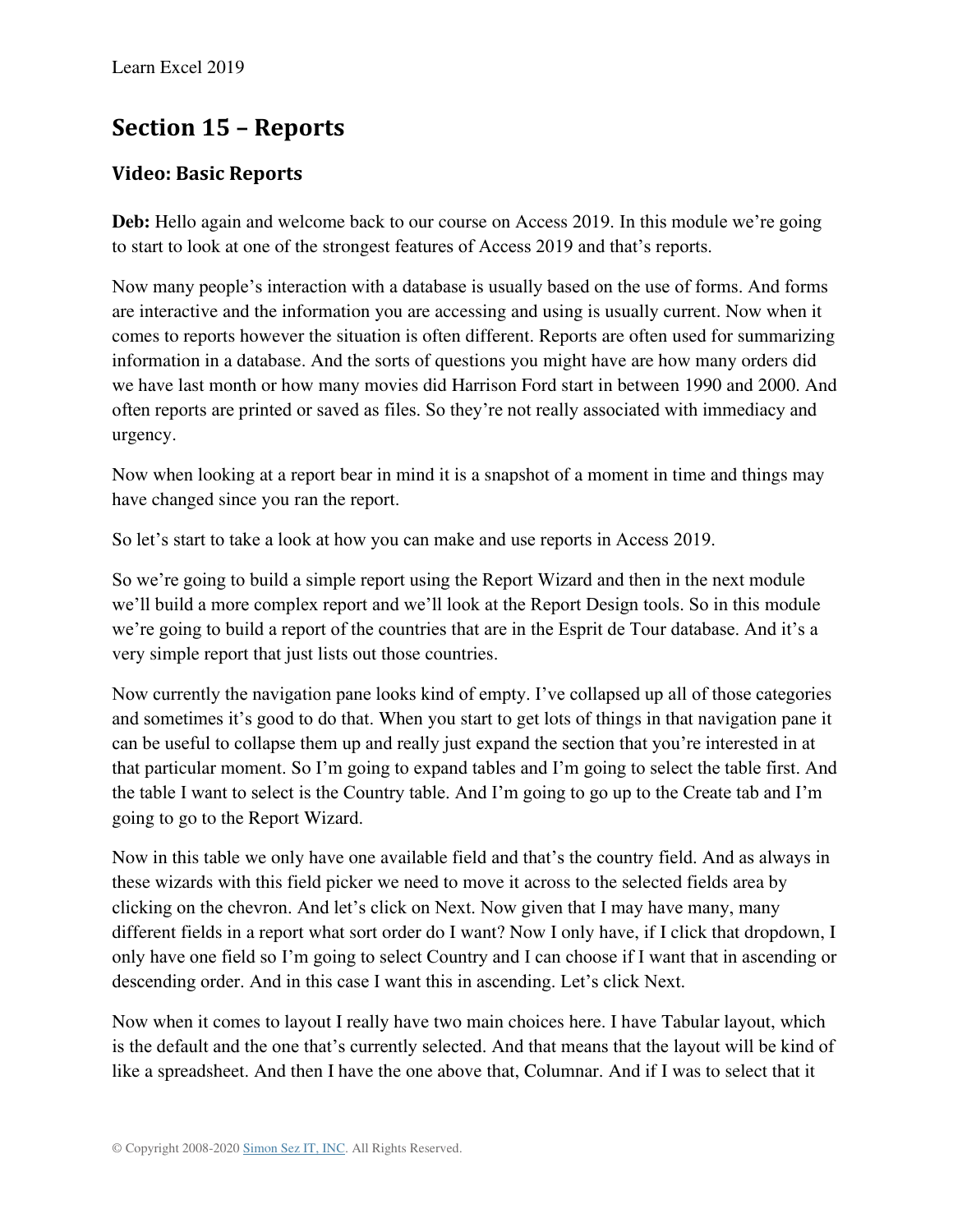## Section 15 – Reports

### Video: Basic Reports

**Deb:** Hello again and welcome back to our course on Access 2019. In this module we're going to start to look at one of the strongest features of Access 2019 and that's reports.

Now many people's interaction with a database is usually based on the use of forms. And forms are interactive and the information you are accessing and using is usually current. Now when it comes to reports however the situation is often different. Reports are often used for summarizing information in a database. And the sorts of questions you might have are how many orders did we have last month or how many movies did Harrison Ford start in between 1990 and 2000. And often reports are printed or saved as files. So they're not really associated with immediacy and urgency.

Now when looking at a report bear in mind it is a snapshot of a moment in time and things may have changed since you ran the report.

So let's start to take a look at how you can make and use reports in Access 2019.

So we're going to build a simple report using the Report Wizard and then in the next module we'll build a more complex report and we'll look at the Report Design tools. So in this module we're going to build a report of the countries that are in the Esprit de Tour database. And it's a very simple report that just lists out those countries.

Now currently the navigation pane looks kind of empty. I've collapsed up all of those categories and sometimes it's good to do that. When you start to get lots of things in that navigation pane it can be useful to collapse them up and really just expand the section that you're interested in at that particular moment. So I'm going to expand tables and I'm going to select the table first. And the table I want to select is the Country table. And I'm going to go up to the Create tab and I'm going to go to the Report Wizard.

Now in this table we only have one available field and that's the country field. And as always in these wizards with this field picker we need to move it across to the selected fields area by clicking on the chevron. And let's click on Next. Now given that I may have many, many different fields in a report what sort order do I want? Now I only have, if I click that dropdown, I only have one field so I'm going to select Country and I can choose if I want that in ascending or descending order. And in this case I want this in ascending. Let's click Next.

Now when it comes to layout I really have two main choices here. I have Tabular layout, which is the default and the one that's currently selected. And that means that the layout will be kind of like a spreadsheet. And then I have the one above that, Columnar. And if I was to select that it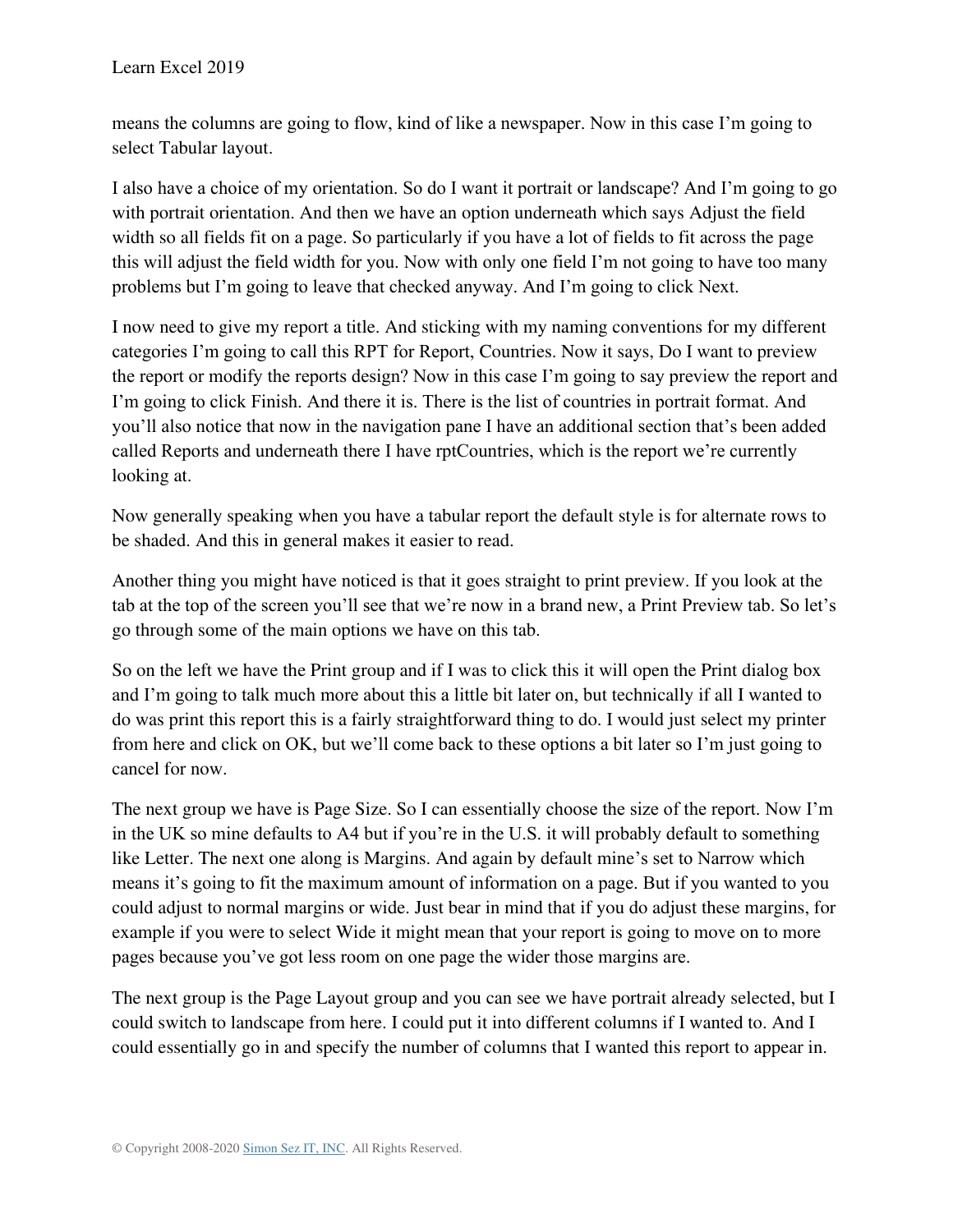means the columns are going to flow, kind of like a newspaper. Now in this case I'm going to select Tabular layout.

I also have a choice of my orientation. So do I want it portrait or landscape? And I'm going to go with portrait orientation. And then we have an option underneath which says Adjust the field width so all fields fit on a page. So particularly if you have a lot of fields to fit across the page this will adjust the field width for you. Now with only one field I'm not going to have too many problems but I'm going to leave that checked anyway. And I'm going to click Next.

I now need to give my report a title. And sticking with my naming conventions for my different categories I'm going to call this RPT for Report, Countries. Now it says, Do I want to preview the report or modify the reports design? Now in this case I'm going to say preview the report and I'm going to click Finish. And there it is. There is the list of countries in portrait format. And you'll also notice that now in the navigation pane I have an additional section that's been added called Reports and underneath there I have rptCountries, which is the report we're currently looking at.

Now generally speaking when you have a tabular report the default style is for alternate rows to be shaded. And this in general makes it easier to read.

Another thing you might have noticed is that it goes straight to print preview. If you look at the tab at the top of the screen you'll see that we're now in a brand new, a Print Preview tab. So let's go through some of the main options we have on this tab.

So on the left we have the Print group and if I was to click this it will open the Print dialog box and I'm going to talk much more about this a little bit later on, but technically if all I wanted to do was print this report this is a fairly straightforward thing to do. I would just select my printer from here and click on OK, but we'll come back to these options a bit later so I'm just going to cancel for now.

The next group we have is Page Size. So I can essentially choose the size of the report. Now I'm in the UK so mine defaults to A4 but if you're in the U.S. it will probably default to something like Letter. The next one along is Margins. And again by default mine's set to Narrow which means it's going to fit the maximum amount of information on a page. But if you wanted to you could adjust to normal margins or wide. Just bear in mind that if you do adjust these margins, for example if you were to select Wide it might mean that your report is going to move on to more pages because you've got less room on one page the wider those margins are.

The next group is the Page Layout group and you can see we have portrait already selected, but I could switch to landscape from here. I could put it into different columns if I wanted to. And I could essentially go in and specify the number of columns that I wanted this report to appear in.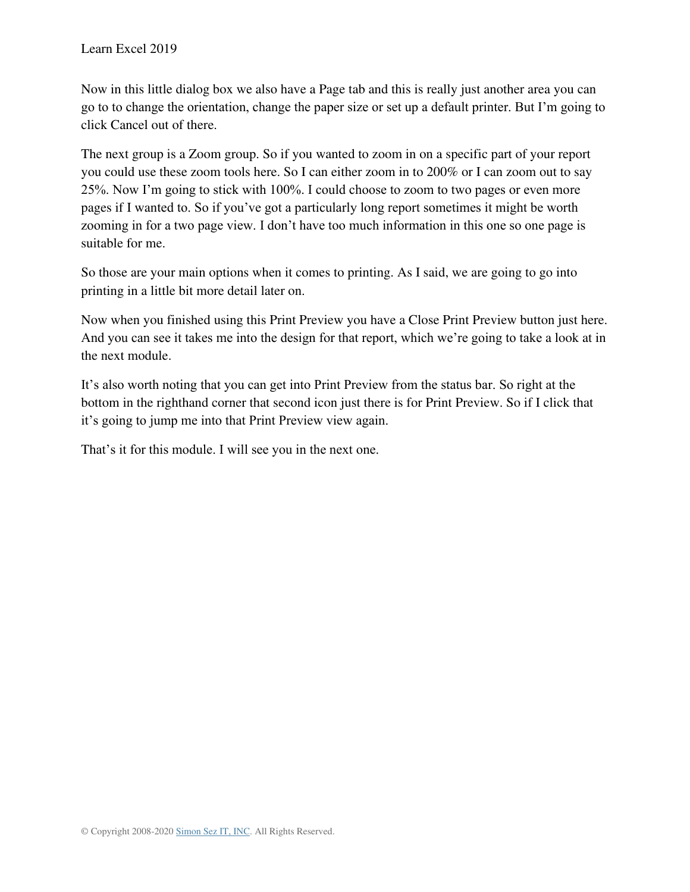Now in this little dialog box we also have a Page tab and this is really just another area you can go to to change the orientation, change the paper size or set up a default printer. But I'm going to click Cancel out of there.

The next group is a Zoom group. So if you wanted to zoom in on a specific part of your report you could use these zoom tools here. So I can either zoom in to 200% or I can zoom out to say 25%. Now I'm going to stick with 100%. I could choose to zoom to two pages or even more pages if I wanted to. So if you've got a particularly long report sometimes it might be worth zooming in for a two page view. I don't have too much information in this one so one page is suitable for me.

So those are your main options when it comes to printing. As I said, we are going to go into printing in a little bit more detail later on.

Now when you finished using this Print Preview you have a Close Print Preview button just here. And you can see it takes me into the design for that report, which we're going to take a look at in the next module.

It's also worth noting that you can get into Print Preview from the status bar. So right at the bottom in the righthand corner that second icon just there is for Print Preview. So if I click that it's going to jump me into that Print Preview view again.

That's it for this module. I will see you in the next one.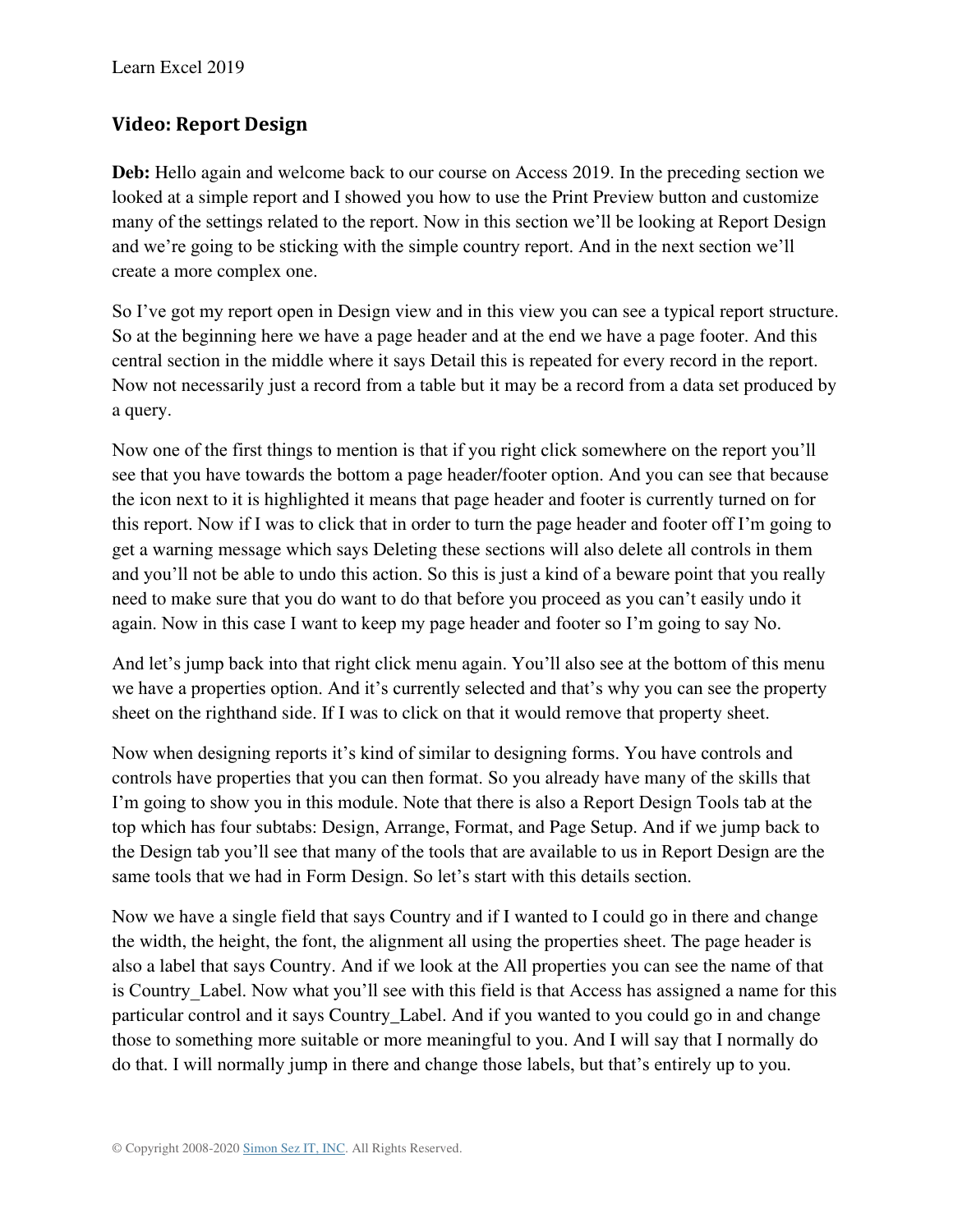## Video: Report Design

**Deb:** Hello again and welcome back to our course on Access 2019. In the preceding section we looked at a simple report and I showed you how to use the Print Preview button and customize many of the settings related to the report. Now in this section we'll be looking at Report Design and we're going to be sticking with the simple country report. And in the next section we'll create a more complex one.

So I've got my report open in Design view and in this view you can see a typical report structure. So at the beginning here we have a page header and at the end we have a page footer. And this central section in the middle where it says Detail this is repeated for every record in the report. Now not necessarily just a record from a table but it may be a record from a data set produced by a query.

Now one of the first things to mention is that if you right click somewhere on the report you'll see that you have towards the bottom a page header/footer option. And you can see that because the icon next to it is highlighted it means that page header and footer is currently turned on for this report. Now if I was to click that in order to turn the page header and footer off I'm going to get a warning message which says Deleting these sections will also delete all controls in them and you'll not be able to undo this action. So this is just a kind of a beware point that you really need to make sure that you do want to do that before you proceed as you can't easily undo it again. Now in this case I want to keep my page header and footer so I'm going to say No.

And let's jump back into that right click menu again. You'll also see at the bottom of this menu we have a properties option. And it's currently selected and that's why you can see the property sheet on the righthand side. If I was to click on that it would remove that property sheet.

Now when designing reports it's kind of similar to designing forms. You have controls and controls have properties that you can then format. So you already have many of the skills that I'm going to show you in this module. Note that there is also a Report Design Tools tab at the top which has four subtabs: Design, Arrange, Format, and Page Setup. And if we jump back to the Design tab you'll see that many of the tools that are available to us in Report Design are the same tools that we had in Form Design. So let's start with this details section.

Now we have a single field that says Country and if I wanted to I could go in there and change the width, the height, the font, the alignment all using the properties sheet. The page header is also a label that says Country. And if we look at the All properties you can see the name of that is Country_Label. Now what you'll see with this field is that Access has assigned a name for this particular control and it says Country_Label. And if you wanted to you could go in and change those to something more suitable or more meaningful to you. And I will say that I normally do do that. I will normally jump in there and change those labels, but that's entirely up to you.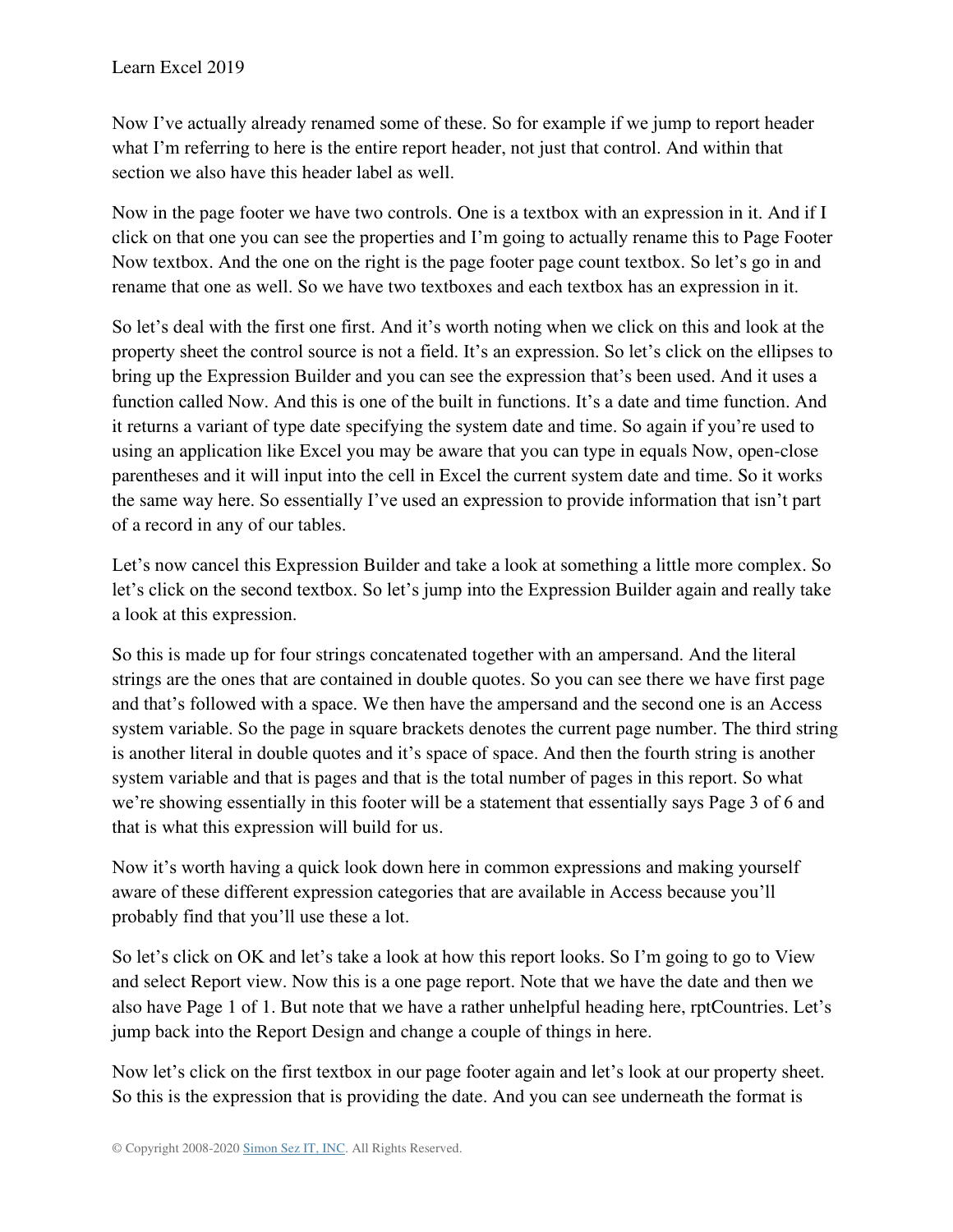Now I've actually already renamed some of these. So for example if we jump to report header what I'm referring to here is the entire report header, not just that control. And within that section we also have this header label as well.

Now in the page footer we have two controls. One is a textbox with an expression in it. And if I click on that one you can see the properties and I'm going to actually rename this to Page Footer Now textbox. And the one on the right is the page footer page count textbox. So let's go in and rename that one as well. So we have two textboxes and each textbox has an expression in it.

So let's deal with the first one first. And it's worth noting when we click on this and look at the property sheet the control source is not a field. It's an expression. So let's click on the ellipses to bring up the Expression Builder and you can see the expression that's been used. And it uses a function called Now. And this is one of the built in functions. It's a date and time function. And it returns a variant of type date specifying the system date and time. So again if you're used to using an application like Excel you may be aware that you can type in equals Now, open-close parentheses and it will input into the cell in Excel the current system date and time. So it works the same way here. So essentially I've used an expression to provide information that isn't part of a record in any of our tables.

Let's now cancel this Expression Builder and take a look at something a little more complex. So let's click on the second textbox. So let's jump into the Expression Builder again and really take a look at this expression.

So this is made up for four strings concatenated together with an ampersand. And the literal strings are the ones that are contained in double quotes. So you can see there we have first page and that's followed with a space. We then have the ampersand and the second one is an Access system variable. So the page in square brackets denotes the current page number. The third string is another literal in double quotes and it's space of space. And then the fourth string is another system variable and that is pages and that is the total number of pages in this report. So what we're showing essentially in this footer will be a statement that essentially says Page 3 of 6 and that is what this expression will build for us.

Now it's worth having a quick look down here in common expressions and making yourself aware of these different expression categories that are available in Access because you'll probably find that you'll use these a lot.

So let's click on OK and let's take a look at how this report looks. So I'm going to go to View and select Report view. Now this is a one page report. Note that we have the date and then we also have Page 1 of 1. But note that we have a rather unhelpful heading here, rptCountries. Let's jump back into the Report Design and change a couple of things in here.

Now let's click on the first textbox in our page footer again and let's look at our property sheet. So this is the expression that is providing the date. And you can see underneath the format is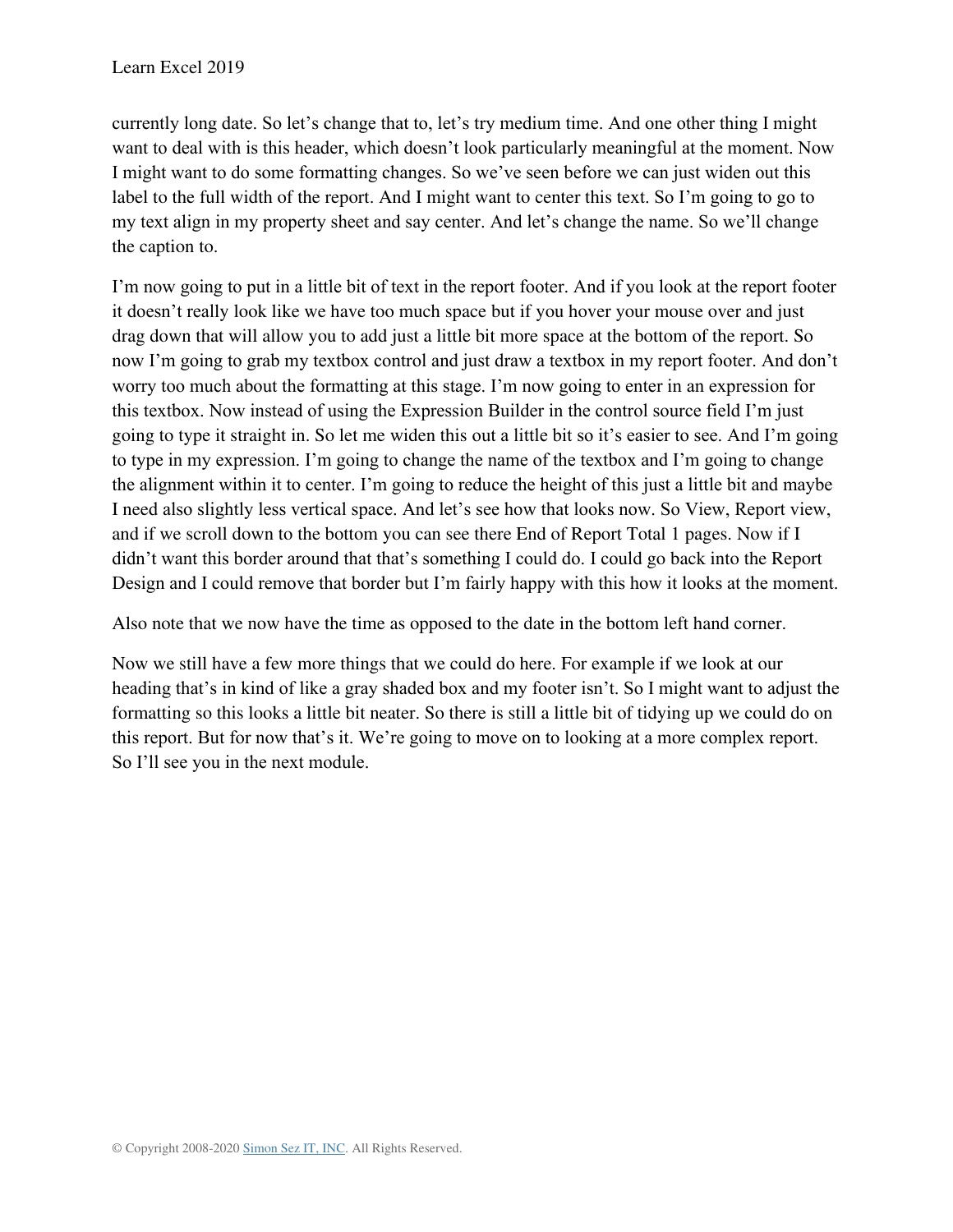currently long date. So let's change that to, let's try medium time. And one other thing I might want to deal with is this header, which doesn't look particularly meaningful at the moment. Now I might want to do some formatting changes. So we've seen before we can just widen out this label to the full width of the report. And I might want to center this text. So I'm going to go to my text align in my property sheet and say center. And let's change the name. So we'll change the caption to.

I'm now going to put in a little bit of text in the report footer. And if you look at the report footer it doesn't really look like we have too much space but if you hover your mouse over and just drag down that will allow you to add just a little bit more space at the bottom of the report. So now I'm going to grab my textbox control and just draw a textbox in my report footer. And don't worry too much about the formatting at this stage. I'm now going to enter in an expression for this textbox. Now instead of using the Expression Builder in the control source field I'm just going to type it straight in. So let me widen this out a little bit so it's easier to see. And I'm going to type in my expression. I'm going to change the name of the textbox and I'm going to change the alignment within it to center. I'm going to reduce the height of this just a little bit and maybe I need also slightly less vertical space. And let's see how that looks now. So View, Report view, and if we scroll down to the bottom you can see there End of Report Total 1 pages. Now if I didn't want this border around that that's something I could do. I could go back into the Report Design and I could remove that border but I'm fairly happy with this how it looks at the moment.

Also note that we now have the time as opposed to the date in the bottom left hand corner.

Now we still have a few more things that we could do here. For example if we look at our heading that's in kind of like a gray shaded box and my footer isn't. So I might want to adjust the formatting so this looks a little bit neater. So there is still a little bit of tidying up we could do on this report. But for now that's it. We're going to move on to looking at a more complex report. So I'll see you in the next module.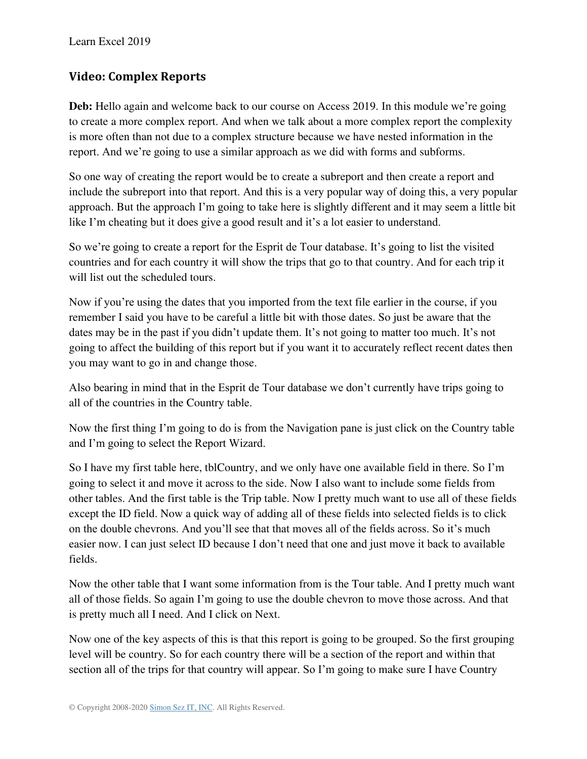## Video: Complex Reports

**Deb:** Hello again and welcome back to our course on Access 2019. In this module we're going to create a more complex report. And when we talk about a more complex report the complexity is more often than not due to a complex structure because we have nested information in the report. And we're going to use a similar approach as we did with forms and subforms.

So one way of creating the report would be to create a subreport and then create a report and include the subreport into that report. And this is a very popular way of doing this, a very popular approach. But the approach I'm going to take here is slightly different and it may seem a little bit like I'm cheating but it does give a good result and it's a lot easier to understand.

So we're going to create a report for the Esprit de Tour database. It's going to list the visited countries and for each country it will show the trips that go to that country. And for each trip it will list out the scheduled tours.

Now if you're using the dates that you imported from the text file earlier in the course, if you remember I said you have to be careful a little bit with those dates. So just be aware that the dates may be in the past if you didn't update them. It's not going to matter too much. It's not going to affect the building of this report but if you want it to accurately reflect recent dates then you may want to go in and change those.

Also bearing in mind that in the Esprit de Tour database we don't currently have trips going to all of the countries in the Country table.

Now the first thing I'm going to do is from the Navigation pane is just click on the Country table and I'm going to select the Report Wizard.

So I have my first table here, tblCountry, and we only have one available field in there. So I'm going to select it and move it across to the side. Now I also want to include some fields from other tables. And the first table is the Trip table. Now I pretty much want to use all of these fields except the ID field. Now a quick way of adding all of these fields into selected fields is to click on the double chevrons. And you'll see that that moves all of the fields across. So it's much easier now. I can just select ID because I don't need that one and just move it back to available fields.

Now the other table that I want some information from is the Tour table. And I pretty much want all of those fields. So again I'm going to use the double chevron to move those across. And that is pretty much all I need. And I click on Next.

Now one of the key aspects of this is that this report is going to be grouped. So the first grouping level will be country. So for each country there will be a section of the report and within that section all of the trips for that country will appear. So I'm going to make sure I have Country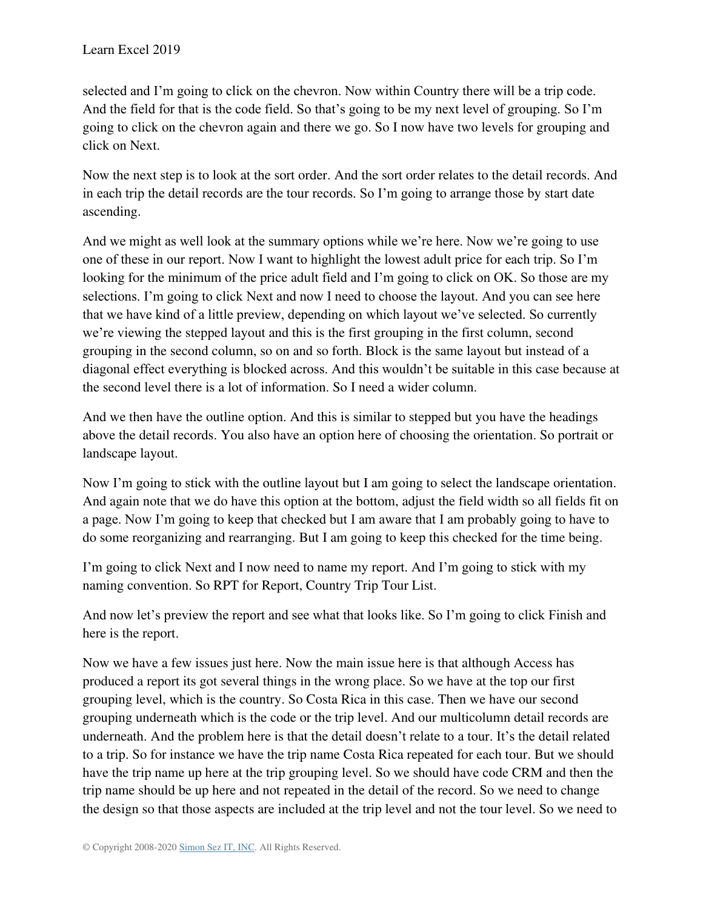selected and I'm going to click on the chevron. Now within Country there will be a trip code. And the field for that is the code field. So that's going to be my next level of grouping. So I'm going to click on the chevron again and there we go. So I now have two levels for grouping and click on Next.

Now the next step is to look at the sort order. And the sort order relates to the detail records. And in each trip the detail records are the tour records. So I'm going to arrange those by start date ascending.

And we might as well look at the summary options while we're here. Now we're going to use one of these in our report. Now I want to highlight the lowest adult price for each trip. So I'm looking for the minimum of the price adult field and I'm going to click on OK. So those are my selections. I'm going to click Next and now I need to choose the layout. And you can see here that we have kind of a little preview, depending on which layout we've selected. So currently we're viewing the stepped layout and this is the first grouping in the first column, second grouping in the second column, so on and so forth. Block is the same layout but instead of a diagonal effect everything is blocked across. And this wouldn't be suitable in this case because at the second level there is a lot of information. So I need a wider column.

And we then have the outline option. And this is similar to stepped but you have the headings above the detail records. You also have an option here of choosing the orientation. So portrait or landscape layout.

Now I'm going to stick with the outline layout but I am going to select the landscape orientation. And again note that we do have this option at the bottom, adjust the field width so all fields fit on a page. Now I'm going to keep that checked but I am aware that I am probably going to have to do some reorganizing and rearranging. But I am going to keep this checked for the time being.

I'm going to click Next and I now need to name my report. And I'm going to stick with my naming convention. So RPT for Report, Country Trip Tour List.

And now let's preview the report and see what that looks like. So I'm going to click Finish and here is the report.

Now we have a few issues just here. Now the main issue here is that although Access has produced a report its got several things in the wrong place. So we have at the top our first grouping level, which is the country. So Costa Rica in this case. Then we have our second grouping underneath which is the code or the trip level. And our multicolumn detail records are underneath. And the problem here is that the detail doesn't relate to a tour. It's the detail related to a trip. So for instance we have the trip name Costa Rica repeated for each tour. But we should have the trip name up here at the trip grouping level. So we should have code CRM and then the trip name should be up here and not repeated in the detail of the record. So we need to change the design so that those aspects are included at the trip level and not the tour level. So we need to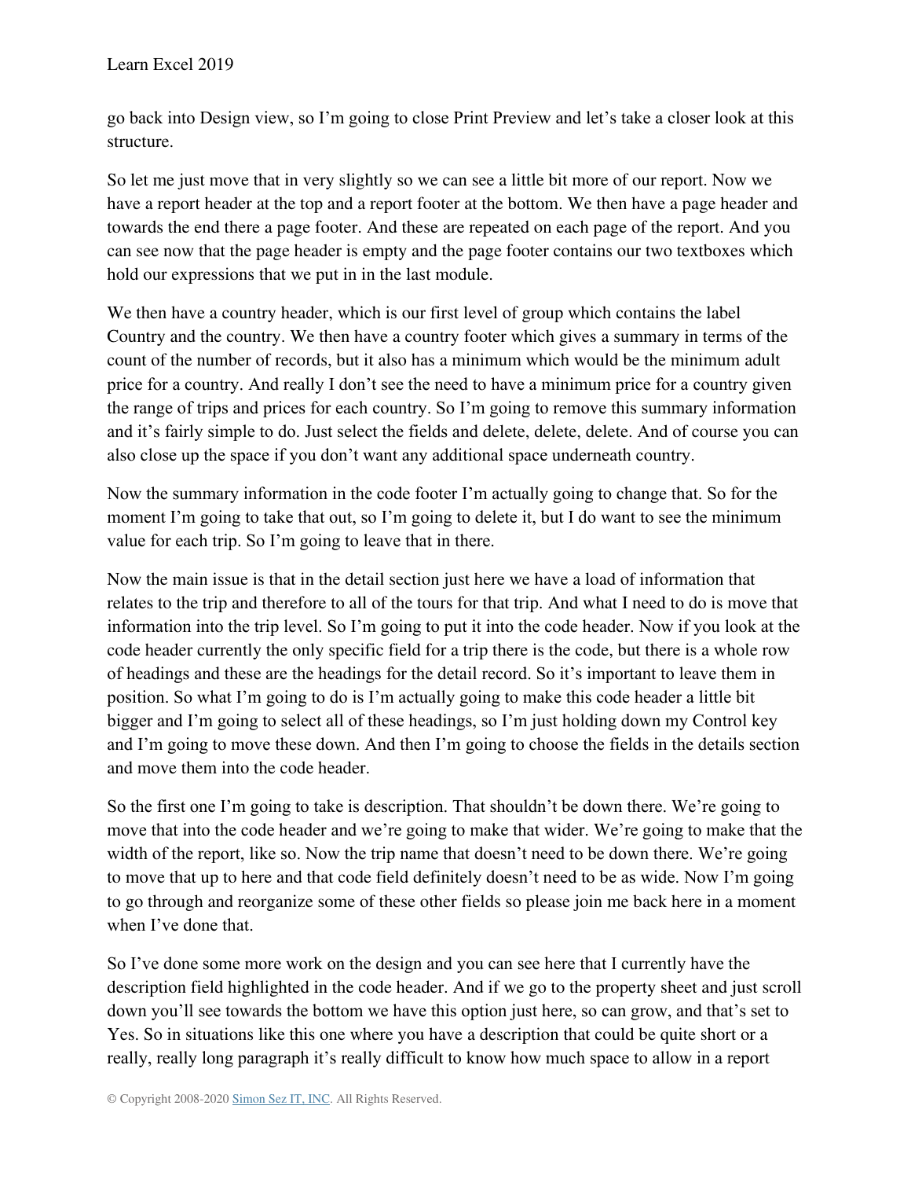go back into Design view, so I'm going to close Print Preview and let's take a closer look at this structure.

So let me just move that in very slightly so we can see a little bit more of our report. Now we have a report header at the top and a report footer at the bottom. We then have a page header and towards the end there a page footer. And these are repeated on each page of the report. And you can see now that the page header is empty and the page footer contains our two textboxes which hold our expressions that we put in in the last module.

We then have a country header, which is our first level of group which contains the label Country and the country. We then have a country footer which gives a summary in terms of the count of the number of records, but it also has a minimum which would be the minimum adult price for a country. And really I don't see the need to have a minimum price for a country given the range of trips and prices for each country. So I'm going to remove this summary information and it's fairly simple to do. Just select the fields and delete, delete, delete. And of course you can also close up the space if you don't want any additional space underneath country.

Now the summary information in the code footer I'm actually going to change that. So for the moment I'm going to take that out, so I'm going to delete it, but I do want to see the minimum value for each trip. So I'm going to leave that in there.

Now the main issue is that in the detail section just here we have a load of information that relates to the trip and therefore to all of the tours for that trip. And what I need to do is move that information into the trip level. So I'm going to put it into the code header. Now if you look at the code header currently the only specific field for a trip there is the code, but there is a whole row of headings and these are the headings for the detail record. So it's important to leave them in position. So what I'm going to do is I'm actually going to make this code header a little bit bigger and I'm going to select all of these headings, so I'm just holding down my Control key and I'm going to move these down. And then I'm going to choose the fields in the details section and move them into the code header.

So the first one I'm going to take is description. That shouldn't be down there. We're going to move that into the code header and we're going to make that wider. We're going to make that the width of the report, like so. Now the trip name that doesn't need to be down there. We're going to move that up to here and that code field definitely doesn't need to be as wide. Now I'm going to go through and reorganize some of these other fields so please join me back here in a moment when I've done that.

So I've done some more work on the design and you can see here that I currently have the description field highlighted in the code header. And if we go to the property sheet and just scroll down you'll see towards the bottom we have this option just here, so can grow, and that's set to Yes. So in situations like this one where you have a description that could be quite short or a really, really long paragraph it's really difficult to know how much space to allow in a report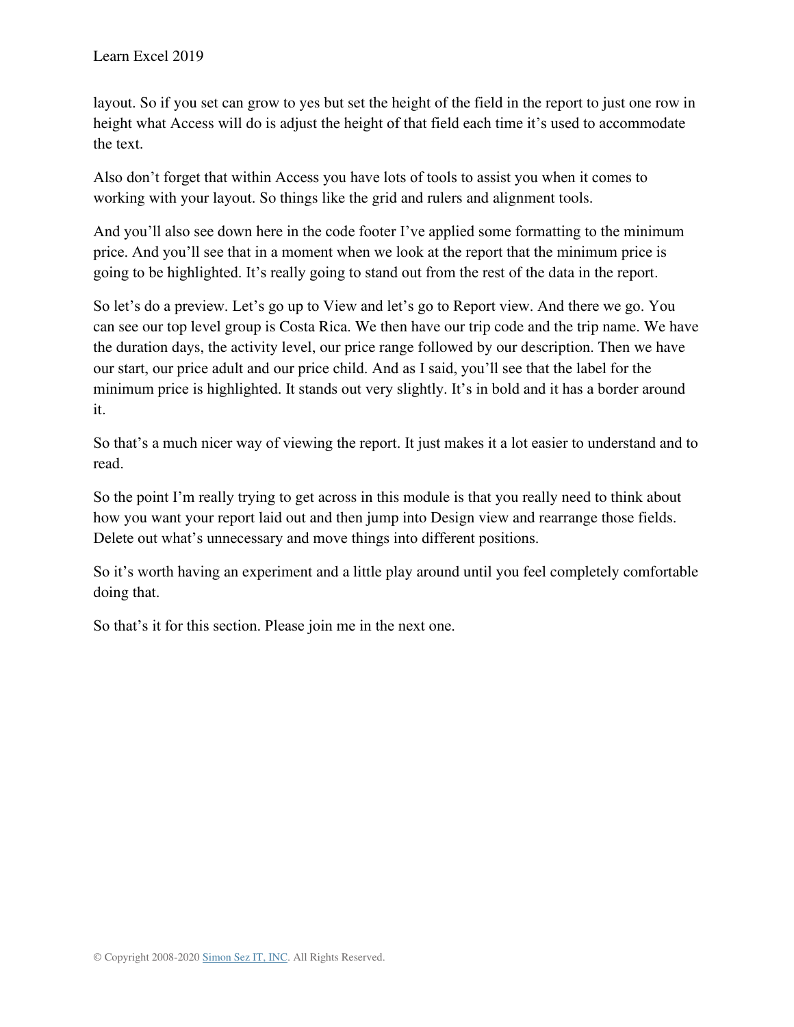layout. So if you set can grow to yes but set the height of the field in the report to just one row in height what Access will do is adjust the height of that field each time it's used to accommodate the text.

Also don't forget that within Access you have lots of tools to assist you when it comes to working with your layout. So things like the grid and rulers and alignment tools.

And you'll also see down here in the code footer I've applied some formatting to the minimum price. And you'll see that in a moment when we look at the report that the minimum price is going to be highlighted. It's really going to stand out from the rest of the data in the report.

So let's do a preview. Let's go up to View and let's go to Report view. And there we go. You can see our top level group is Costa Rica. We then have our trip code and the trip name. We have the duration days, the activity level, our price range followed by our description. Then we have our start, our price adult and our price child. And as I said, you'll see that the label for the minimum price is highlighted. It stands out very slightly. It's in bold and it has a border around it.

So that's a much nicer way of viewing the report. It just makes it a lot easier to understand and to read.

So the point I'm really trying to get across in this module is that you really need to think about how you want your report laid out and then jump into Design view and rearrange those fields. Delete out what's unnecessary and move things into different positions.

So it's worth having an experiment and a little play around until you feel completely comfortable doing that.

So that's it for this section. Please join me in the next one.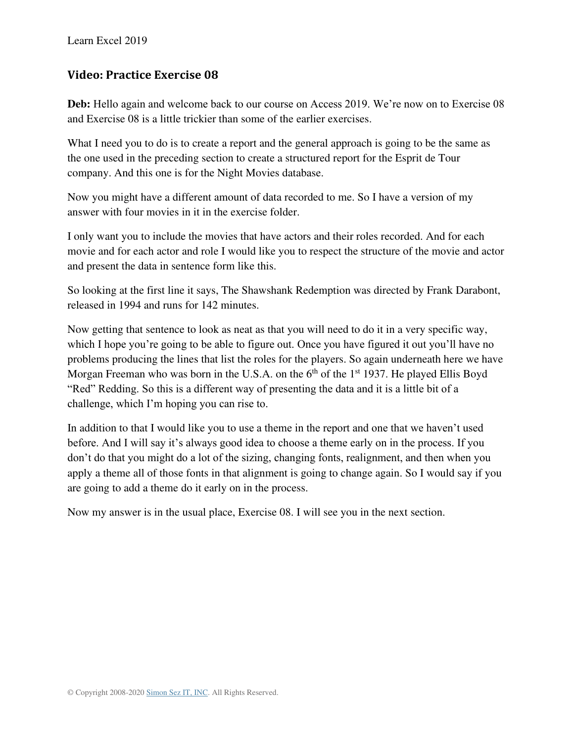## Video: Practice Exercise 08

**Deb:** Hello again and welcome back to our course on Access 2019. We're now on to Exercise 08 and Exercise 08 is a little trickier than some of the earlier exercises.

What I need you to do is to create a report and the general approach is going to be the same as the one used in the preceding section to create a structured report for the Esprit de Tour company. And this one is for the Night Movies database.

Now you might have a different amount of data recorded to me. So I have a version of my answer with four movies in it in the exercise folder.

I only want you to include the movies that have actors and their roles recorded. And for each movie and for each actor and role I would like you to respect the structure of the movie and actor and present the data in sentence form like this.

So looking at the first line it says, The Shawshank Redemption was directed by Frank Darabont, released in 1994 and runs for 142 minutes.

Now getting that sentence to look as neat as that you will need to do it in a very specific way, which I hope you're going to be able to figure out. Once you have figured it out you'll have no problems producing the lines that list the roles for the players. So again underneath here we have Morgan Freeman who was born in the U.S.A. on the 6th of the 1st 1937. He played Ellis Boyd "Red" Redding. So this is a different way of presenting the data and it is a little bit of a challenge, which I'm hoping you can rise to.

In addition to that I would like you to use a theme in the report and one that we haven't used before. And I will say it's always good idea to choose a theme early on in the process. If you don't do that you might do a lot of the sizing, changing fonts, realignment, and then when you apply a theme all of those fonts in that alignment is going to change again. So I would say if you are going to add a theme do it early on in the process.

Now my answer is in the usual place, Exercise 08. I will see you in the next section.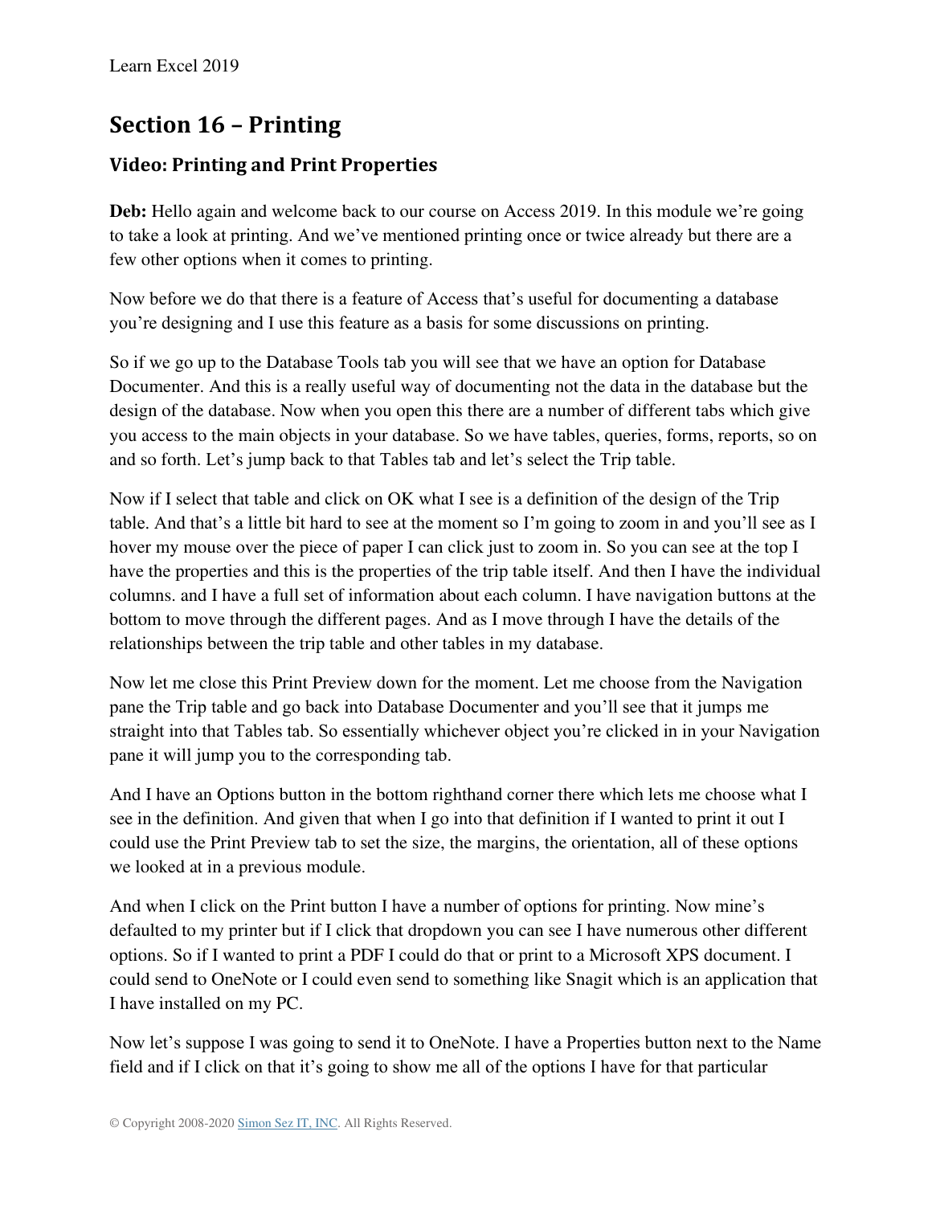## Section 16 – Printing

### Video: Printing and Print Properties

**Deb:** Hello again and welcome back to our course on Access 2019. In this module we're going to take a look at printing. And we've mentioned printing once or twice already but there are a few other options when it comes to printing.

Now before we do that there is a feature of Access that's useful for documenting a database you're designing and I use this feature as a basis for some discussions on printing.

So if we go up to the Database Tools tab you will see that we have an option for Database Documenter. And this is a really useful way of documenting not the data in the database but the design of the database. Now when you open this there are a number of different tabs which give you access to the main objects in your database. So we have tables, queries, forms, reports, so on and so forth. Let's jump back to that Tables tab and let's select the Trip table.

Now if I select that table and click on OK what I see is a definition of the design of the Trip table. And that's a little bit hard to see at the moment so I'm going to zoom in and you'll see as I hover my mouse over the piece of paper I can click just to zoom in. So you can see at the top I have the properties and this is the properties of the trip table itself. And then I have the individual columns. and I have a full set of information about each column. I have navigation buttons at the bottom to move through the different pages. And as I move through I have the details of the relationships between the trip table and other tables in my database.

Now let me close this Print Preview down for the moment. Let me choose from the Navigation pane the Trip table and go back into Database Documenter and you'll see that it jumps me straight into that Tables tab. So essentially whichever object you're clicked in in your Navigation pane it will jump you to the corresponding tab.

And I have an Options button in the bottom righthand corner there which lets me choose what I see in the definition. And given that when I go into that definition if I wanted to print it out I could use the Print Preview tab to set the size, the margins, the orientation, all of these options we looked at in a previous module.

And when I click on the Print button I have a number of options for printing. Now mine's defaulted to my printer but if I click that dropdown you can see I have numerous other different options. So if I wanted to print a PDF I could do that or print to a Microsoft XPS document. I could send to OneNote or I could even send to something like Snagit which is an application that I have installed on my PC.

Now let's suppose I was going to send it to OneNote. I have a Properties button next to the Name field and if I click on that it's going to show me all of the options I have for that particular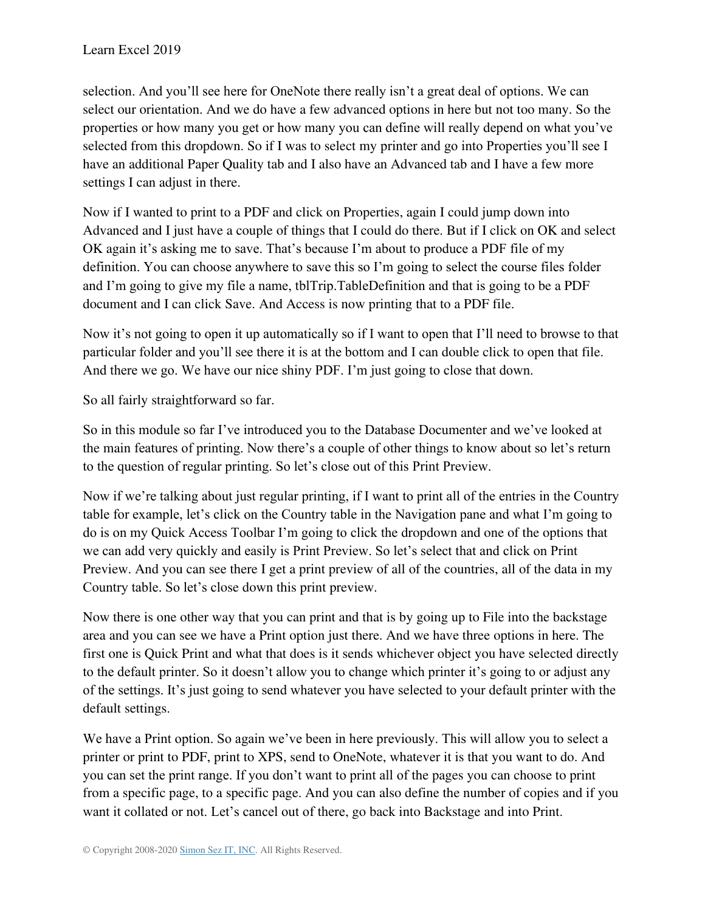selection. And you'll see here for OneNote there really isn't a great deal of options. We can select our orientation. And we do have a few advanced options in here but not too many. So the properties or how many you get or how many you can define will really depend on what you've selected from this dropdown. So if I was to select my printer and go into Properties you'll see I have an additional Paper Quality tab and I also have an Advanced tab and I have a few more settings I can adjust in there.

Now if I wanted to print to a PDF and click on Properties, again I could jump down into Advanced and I just have a couple of things that I could do there. But if I click on OK and select OK again it's asking me to save. That's because I'm about to produce a PDF file of my definition. You can choose anywhere to save this so I'm going to select the course files folder and I'm going to give my file a name, tblTrip.TableDefinition and that is going to be a PDF document and I can click Save. And Access is now printing that to a PDF file.

Now it's not going to open it up automatically so if I want to open that I'll need to browse to that particular folder and you'll see there it is at the bottom and I can double click to open that file. And there we go. We have our nice shiny PDF. I'm just going to close that down.

So all fairly straightforward so far.

So in this module so far I've introduced you to the Database Documenter and we've looked at the main features of printing. Now there's a couple of other things to know about so let's return to the question of regular printing. So let's close out of this Print Preview.

Now if we're talking about just regular printing, if I want to print all of the entries in the Country table for example, let's click on the Country table in the Navigation pane and what I'm going to do is on my Quick Access Toolbar I'm going to click the dropdown and one of the options that we can add very quickly and easily is Print Preview. So let's select that and click on Print Preview. And you can see there I get a print preview of all of the countries, all of the data in my Country table. So let's close down this print preview.

Now there is one other way that you can print and that is by going up to File into the backstage area and you can see we have a Print option just there. And we have three options in here. The first one is Quick Print and what that does is it sends whichever object you have selected directly to the default printer. So it doesn't allow you to change which printer it's going to or adjust any of the settings. It's just going to send whatever you have selected to your default printer with the default settings.

We have a Print option. So again we've been in here previously. This will allow you to select a printer or print to PDF, print to XPS, send to OneNote, whatever it is that you want to do. And you can set the print range. If you don't want to print all of the pages you can choose to print from a specific page, to a specific page. And you can also define the number of copies and if you want it collated or not. Let's cancel out of there, go back into Backstage and into Print.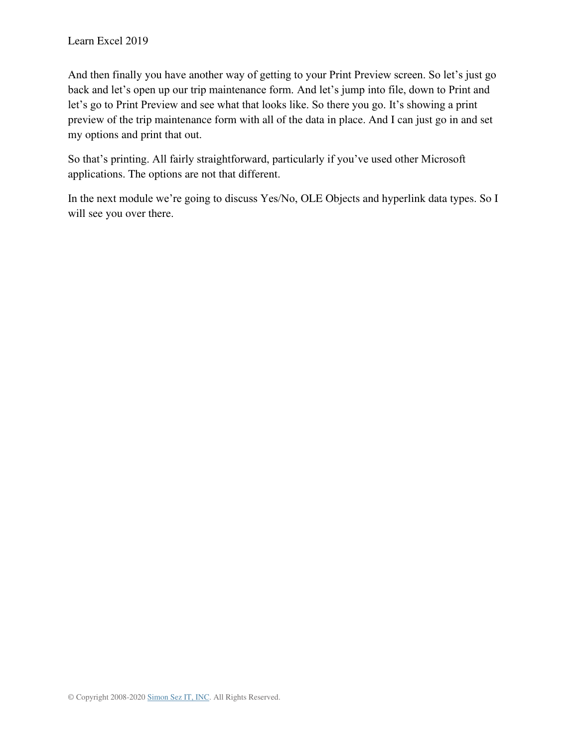And then finally you have another way of getting to your Print Preview screen. So let's just go back and let's open up our trip maintenance form. And let's jump into file, down to Print and let's go to Print Preview and see what that looks like. So there you go. It's showing a print preview of the trip maintenance form with all of the data in place. And I can just go in and set my options and print that out.

So that's printing. All fairly straightforward, particularly if you've used other Microsoft applications. The options are not that different.

In the next module we're going to discuss Yes/No, OLE Objects and hyperlink data types. So I will see you over there.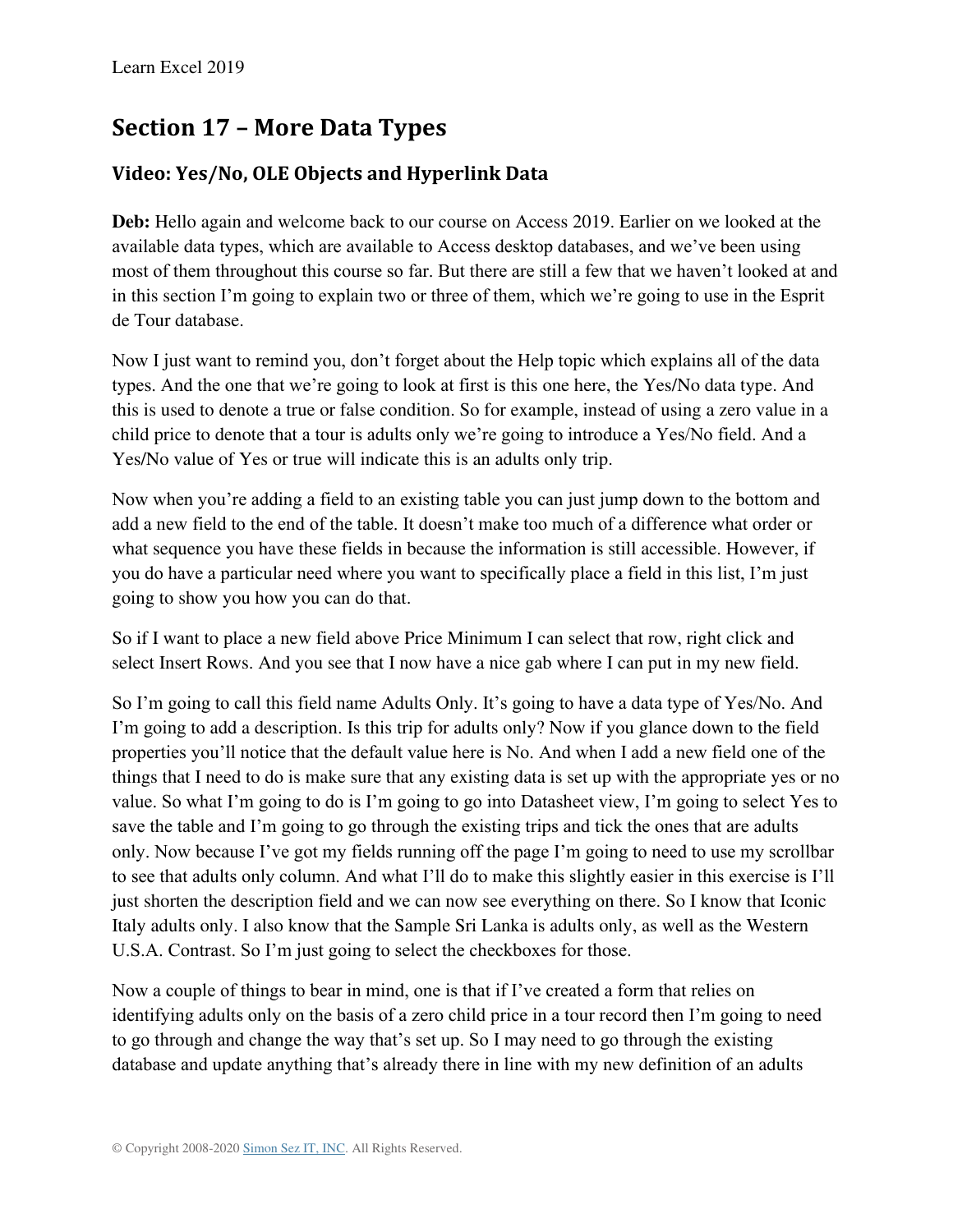## Section 17 – More Data Types

### Video: Yes/No, OLE Objects and Hyperlink Data

**Deb:** Hello again and welcome back to our course on Access 2019. Earlier on we looked at the available data types, which are available to Access desktop databases, and we've been using most of them throughout this course so far. But there are still a few that we haven't looked at and in this section I'm going to explain two or three of them, which we're going to use in the Esprit de Tour database.

Now I just want to remind you, don't forget about the Help topic which explains all of the data types. And the one that we're going to look at first is this one here, the Yes/No data type. And this is used to denote a true or false condition. So for example, instead of using a zero value in a child price to denote that a tour is adults only we're going to introduce a Yes/No field. And a Yes/No value of Yes or true will indicate this is an adults only trip.

Now when you're adding a field to an existing table you can just jump down to the bottom and add a new field to the end of the table. It doesn't make too much of a difference what order or what sequence you have these fields in because the information is still accessible. However, if you do have a particular need where you want to specifically place a field in this list, I'm just going to show you how you can do that.

So if I want to place a new field above Price Minimum I can select that row, right click and select Insert Rows. And you see that I now have a nice gab where I can put in my new field.

So I'm going to call this field name Adults Only. It's going to have a data type of Yes/No. And I'm going to add a description. Is this trip for adults only? Now if you glance down to the field properties you'll notice that the default value here is No. And when I add a new field one of the things that I need to do is make sure that any existing data is set up with the appropriate yes or no value. So what I'm going to do is I'm going to go into Datasheet view, I'm going to select Yes to save the table and I'm going to go through the existing trips and tick the ones that are adults only. Now because I've got my fields running off the page I'm going to need to use my scrollbar to see that adults only column. And what I'll do to make this slightly easier in this exercise is I'll just shorten the description field and we can now see everything on there. So I know that Iconic Italy adults only. I also know that the Sample Sri Lanka is adults only, as well as the Western U.S.A. Contrast. So I'm just going to select the checkboxes for those.

Now a couple of things to bear in mind, one is that if I've created a form that relies on identifying adults only on the basis of a zero child price in a tour record then I'm going to need to go through and change the way that's set up. So I may need to go through the existing database and update anything that's already there in line with my new definition of an adults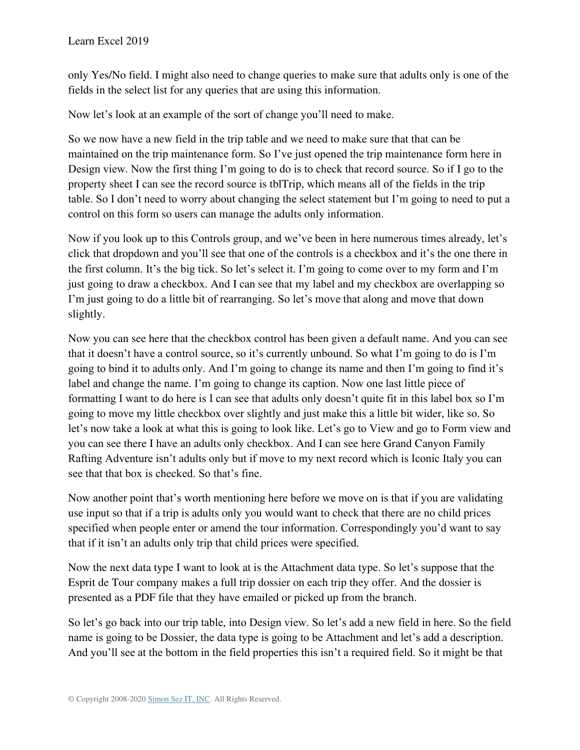only Yes/No field. I might also need to change queries to make sure that adults only is one of the fields in the select list for any queries that are using this information.

Now let's look at an example of the sort of change you'll need to make.

So we now have a new field in the trip table and we need to make sure that that can be maintained on the trip maintenance form. So I've just opened the trip maintenance form here in Design view. Now the first thing I'm going to do is to check that record source. So if I go to the property sheet I can see the record source is tblTrip, which means all of the fields in the trip table. So I don't need to worry about changing the select statement but I'm going to need to put a control on this form so users can manage the adults only information.

Now if you look up to this Controls group, and we've been in here numerous times already, let's click that dropdown and you'll see that one of the controls is a checkbox and it's the one there in the first column. It's the big tick. So let's select it. I'm going to come over to my form and I'm just going to draw a checkbox. And I can see that my label and my checkbox are overlapping so I'm just going to do a little bit of rearranging. So let's move that along and move that down slightly.

Now you can see here that the checkbox control has been given a default name. And you can see that it doesn't have a control source, so it's currently unbound. So what I'm going to do is I'm going to bind it to adults only. And I'm going to change its name and then I'm going to find it's label and change the name. I'm going to change its caption. Now one last little piece of formatting I want to do here is I can see that adults only doesn't quite fit in this label box so I'm going to move my little checkbox over slightly and just make this a little bit wider, like so. So let's now take a look at what this is going to look like. Let's go to View and go to Form view and you can see there I have an adults only checkbox. And I can see here Grand Canyon Family Rafting Adventure isn't adults only but if move to my next record which is Iconic Italy you can see that that box is checked. So that's fine.

Now another point that's worth mentioning here before we move on is that if you are validating use input so that if a trip is adults only you would want to check that there are no child prices specified when people enter or amend the tour information. Correspondingly you'd want to say that if it isn't an adults only trip that child prices were specified.

Now the next data type I want to look at is the Attachment data type. So let's suppose that the Esprit de Tour company makes a full trip dossier on each trip they offer. And the dossier is presented as a PDF file that they have emailed or picked up from the branch.

So let's go back into our trip table, into Design view. So let's add a new field in here. So the field name is going to be Dossier, the data type is going to be Attachment and let's add a description. And you'll see at the bottom in the field properties this isn't a required field. So it might be that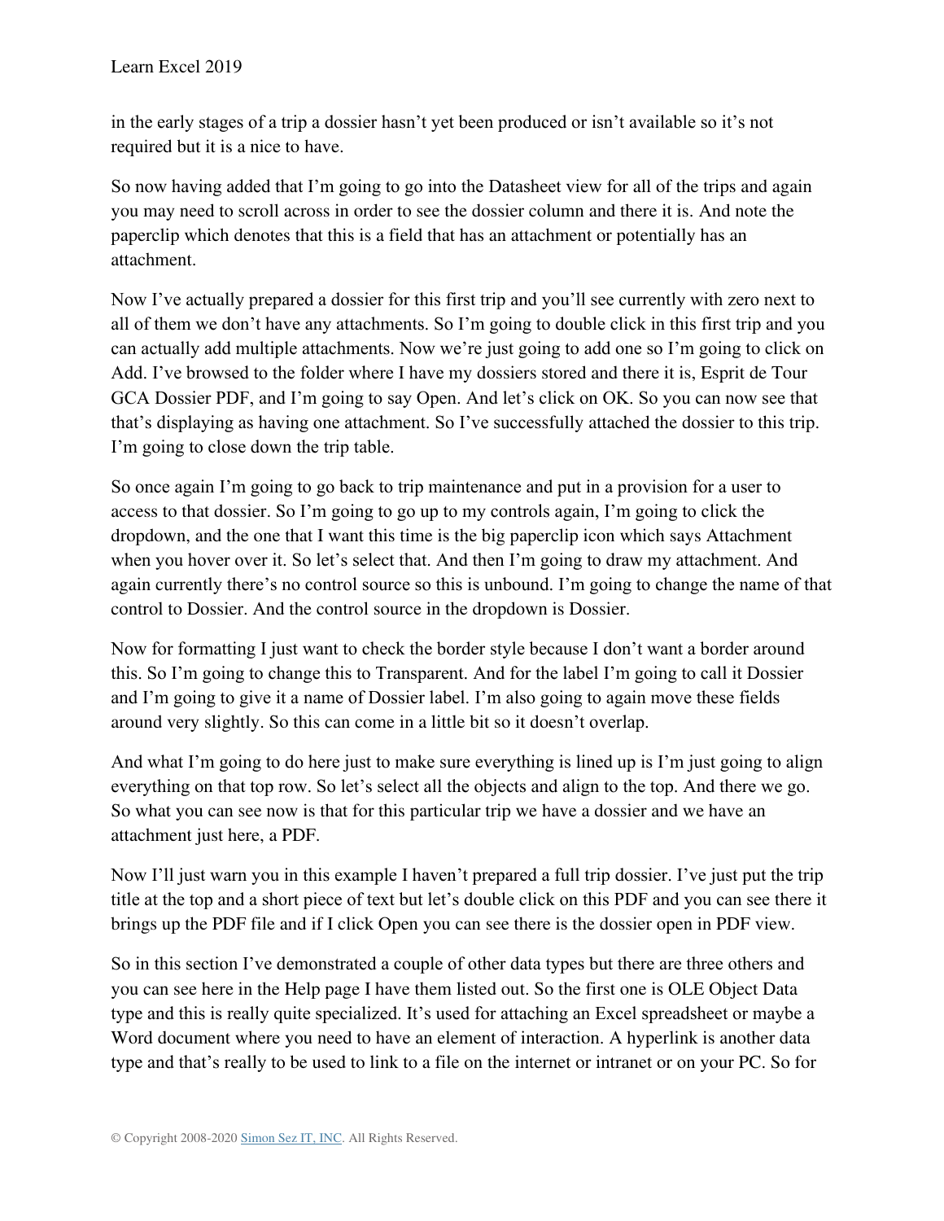in the early stages of a trip a dossier hasn't yet been produced or isn't available so it's not required but it is a nice to have.

So now having added that I'm going to go into the Datasheet view for all of the trips and again you may need to scroll across in order to see the dossier column and there it is. And note the paperclip which denotes that this is a field that has an attachment or potentially has an attachment.

Now I've actually prepared a dossier for this first trip and you'll see currently with zero next to all of them we don't have any attachments. So I'm going to double click in this first trip and you can actually add multiple attachments. Now we're just going to add one so I'm going to click on Add. I've browsed to the folder where I have my dossiers stored and there it is, Esprit de Tour GCA Dossier PDF, and I'm going to say Open. And let's click on OK. So you can now see that that's displaying as having one attachment. So I've successfully attached the dossier to this trip. I'm going to close down the trip table.

So once again I'm going to go back to trip maintenance and put in a provision for a user to access to that dossier. So I'm going to go up to my controls again, I'm going to click the dropdown, and the one that I want this time is the big paperclip icon which says Attachment when you hover over it. So let's select that. And then I'm going to draw my attachment. And again currently there's no control source so this is unbound. I'm going to change the name of that control to Dossier. And the control source in the dropdown is Dossier.

Now for formatting I just want to check the border style because I don't want a border around this. So I'm going to change this to Transparent. And for the label I'm going to call it Dossier and I'm going to give it a name of Dossier label. I'm also going to again move these fields around very slightly. So this can come in a little bit so it doesn't overlap.

And what I'm going to do here just to make sure everything is lined up is I'm just going to align everything on that top row. So let's select all the objects and align to the top. And there we go. So what you can see now is that for this particular trip we have a dossier and we have an attachment just here, a PDF.

Now I'll just warn you in this example I haven't prepared a full trip dossier. I've just put the trip title at the top and a short piece of text but let's double click on this PDF and you can see there it brings up the PDF file and if I click Open you can see there is the dossier open in PDF view.

So in this section I've demonstrated a couple of other data types but there are three others and you can see here in the Help page I have them listed out. So the first one is OLE Object Data type and this is really quite specialized. It's used for attaching an Excel spreadsheet or maybe a Word document where you need to have an element of interaction. A hyperlink is another data type and that's really to be used to link to a file on the internet or intranet or on your PC. So for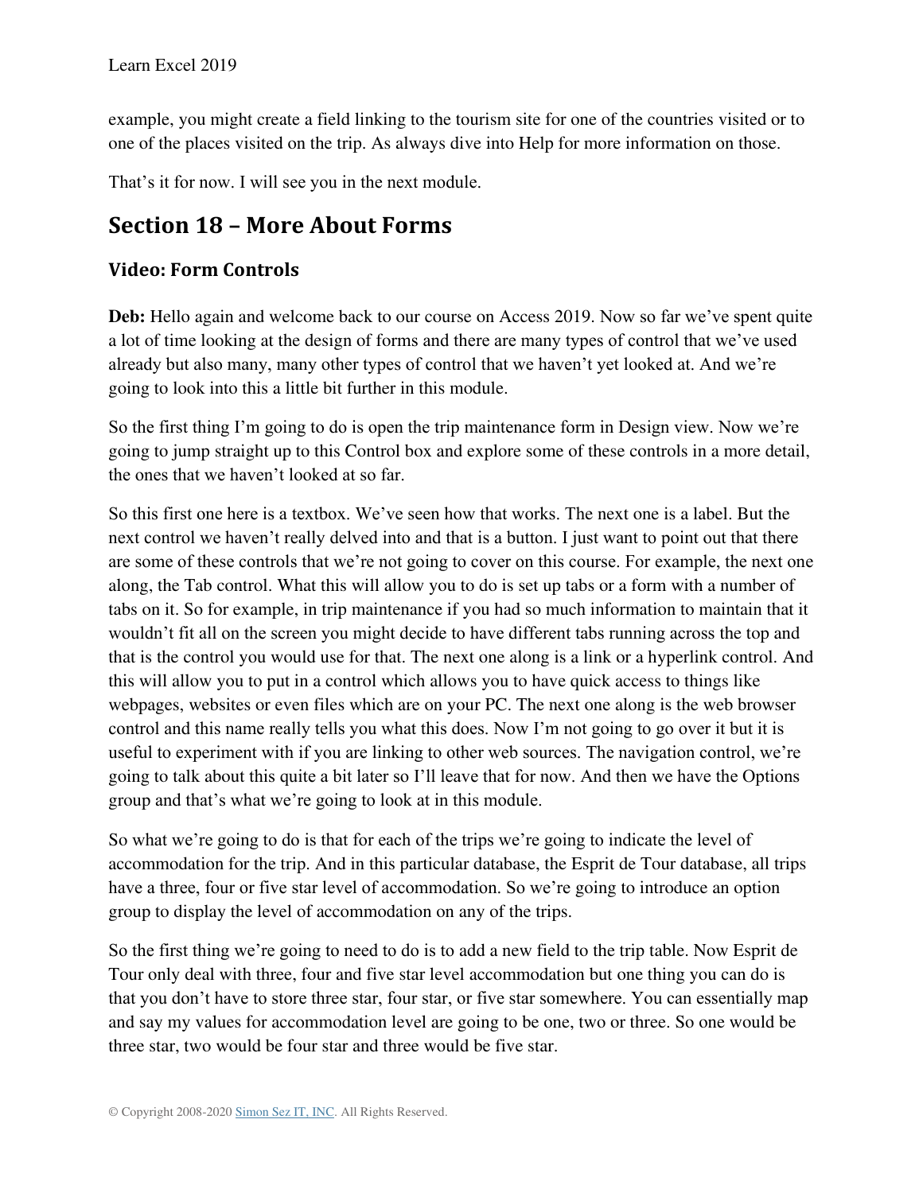example, you might create a field linking to the tourism site for one of the countries visited or to one of the places visited on the trip. As always dive into Help for more information on those.

That's it for now. I will see you in the next module.

## Section 18 – More About Forms

### Video: Form Controls

**Deb:** Hello again and welcome back to our course on Access 2019. Now so far we've spent quite a lot of time looking at the design of forms and there are many types of control that we've used already but also many, many other types of control that we haven't yet looked at. And we're going to look into this a little bit further in this module.

So the first thing I'm going to do is open the trip maintenance form in Design view. Now we're going to jump straight up to this Control box and explore some of these controls in a more detail, the ones that we haven't looked at so far.

So this first one here is a textbox. We've seen how that works. The next one is a label. But the next control we haven't really delved into and that is a button. I just want to point out that there are some of these controls that we're not going to cover on this course. For example, the next one along, the Tab control. What this will allow you to do is set up tabs or a form with a number of tabs on it. So for example, in trip maintenance if you had so much information to maintain that it wouldn't fit all on the screen you might decide to have different tabs running across the top and that is the control you would use for that. The next one along is a link or a hyperlink control. And this will allow you to put in a control which allows you to have quick access to things like webpages, websites or even files which are on your PC. The next one along is the web browser control and this name really tells you what this does. Now I'm not going to go over it but it is useful to experiment with if you are linking to other web sources. The navigation control, we're going to talk about this quite a bit later so I'll leave that for now. And then we have the Options group and that's what we're going to look at in this module.

So what we're going to do is that for each of the trips we're going to indicate the level of accommodation for the trip. And in this particular database, the Esprit de Tour database, all trips have a three, four or five star level of accommodation. So we're going to introduce an option group to display the level of accommodation on any of the trips.

So the first thing we're going to need to do is to add a new field to the trip table. Now Esprit de Tour only deal with three, four and five star level accommodation but one thing you can do is that you don't have to store three star, four star, or five star somewhere. You can essentially map and say my values for accommodation level are going to be one, two or three. So one would be three star, two would be four star and three would be five star.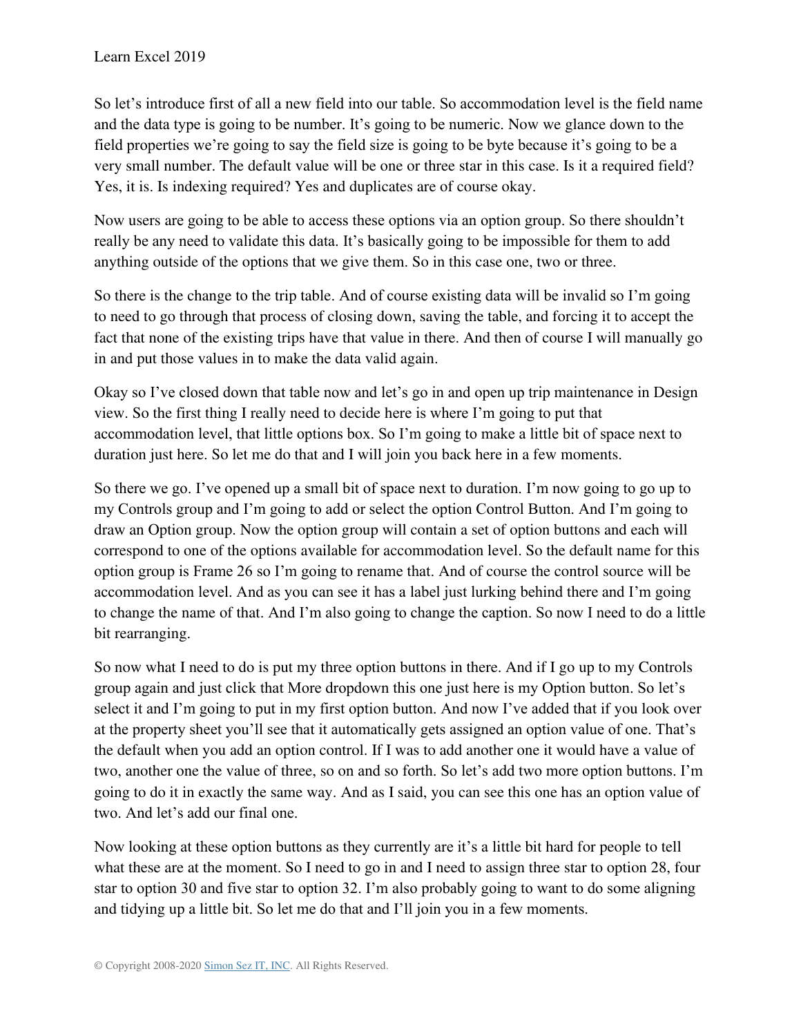So let's introduce first of all a new field into our table. So accommodation level is the field name and the data type is going to be number. It's going to be numeric. Now we glance down to the field properties we're going to say the field size is going to be byte because it's going to be a very small number. The default value will be one or three star in this case. Is it a required field? Yes, it is. Is indexing required? Yes and duplicates are of course okay.

Now users are going to be able to access these options via an option group. So there shouldn't really be any need to validate this data. It's basically going to be impossible for them to add anything outside of the options that we give them. So in this case one, two or three.

So there is the change to the trip table. And of course existing data will be invalid so I'm going to need to go through that process of closing down, saving the table, and forcing it to accept the fact that none of the existing trips have that value in there. And then of course I will manually go in and put those values in to make the data valid again.

Okay so I've closed down that table now and let's go in and open up trip maintenance in Design view. So the first thing I really need to decide here is where I'm going to put that accommodation level, that little options box. So I'm going to make a little bit of space next to duration just here. So let me do that and I will join you back here in a few moments.

So there we go. I've opened up a small bit of space next to duration. I'm now going to go up to my Controls group and I'm going to add or select the option Control Button. And I'm going to draw an Option group. Now the option group will contain a set of option buttons and each will correspond to one of the options available for accommodation level. So the default name for this option group is Frame 26 so I'm going to rename that. And of course the control source will be accommodation level. And as you can see it has a label just lurking behind there and I'm going to change the name of that. And I'm also going to change the caption. So now I need to do a little bit rearranging.

So now what I need to do is put my three option buttons in there. And if I go up to my Controls group again and just click that More dropdown this one just here is my Option button. So let's select it and I'm going to put in my first option button. And now I've added that if you look over at the property sheet you'll see that it automatically gets assigned an option value of one. That's the default when you add an option control. If I was to add another one it would have a value of two, another one the value of three, so on and so forth. So let's add two more option buttons. I'm going to do it in exactly the same way. And as I said, you can see this one has an option value of two. And let's add our final one.

Now looking at these option buttons as they currently are it's a little bit hard for people to tell what these are at the moment. So I need to go in and I need to assign three star to option 28, four star to option 30 and five star to option 32. I'm also probably going to want to do some aligning and tidying up a little bit. So let me do that and I'll join you in a few moments.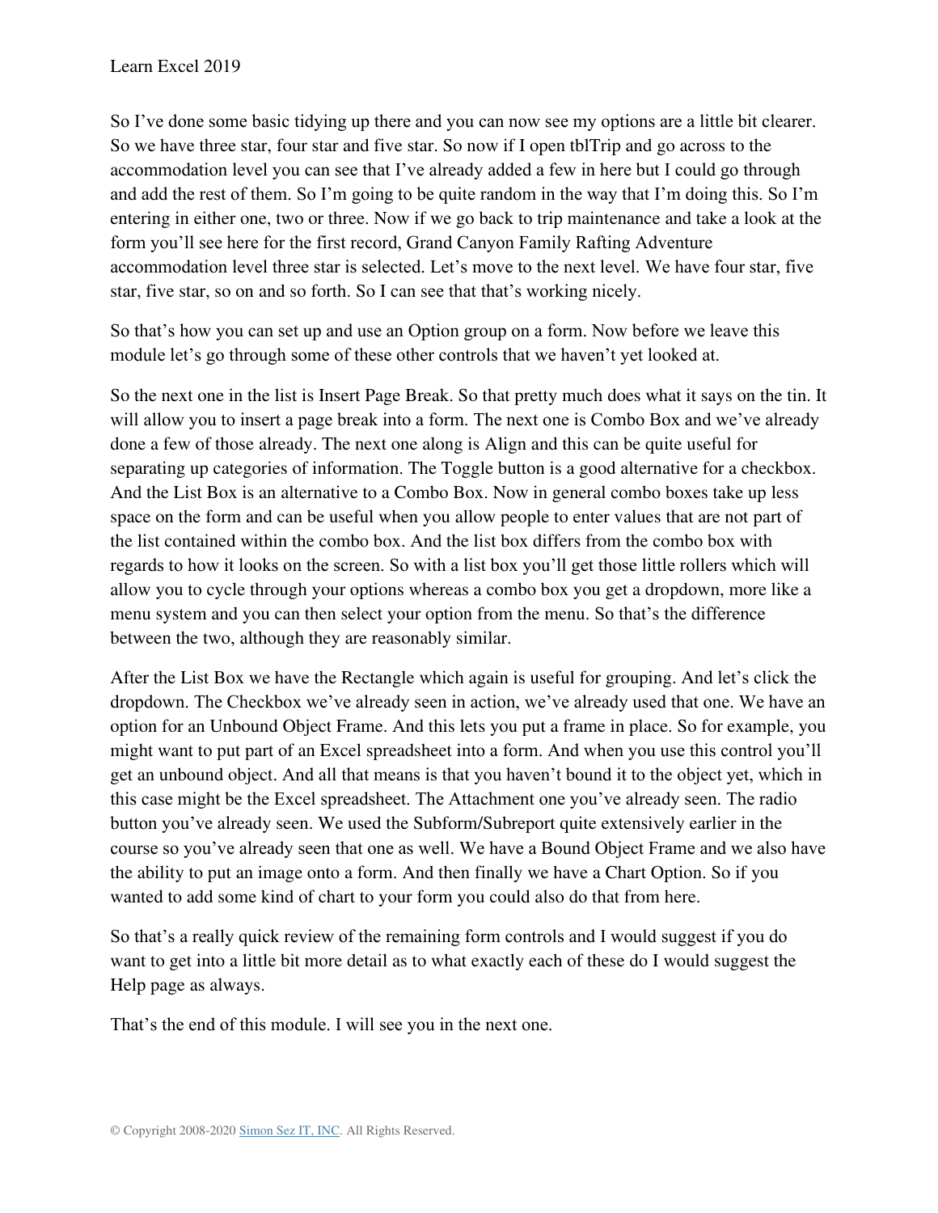So I've done some basic tidying up there and you can now see my options are a little bit clearer. So we have three star, four star and five star. So now if I open tblTrip and go across to the accommodation level you can see that I've already added a few in here but I could go through and add the rest of them. So I'm going to be quite random in the way that I'm doing this. So I'm entering in either one, two or three. Now if we go back to trip maintenance and take a look at the form you'll see here for the first record, Grand Canyon Family Rafting Adventure accommodation level three star is selected. Let's move to the next level. We have four star, five star, five star, so on and so forth. So I can see that that's working nicely.

So that's how you can set up and use an Option group on a form. Now before we leave this module let's go through some of these other controls that we haven't yet looked at.

So the next one in the list is Insert Page Break. So that pretty much does what it says on the tin. It will allow you to insert a page break into a form. The next one is Combo Box and we've already done a few of those already. The next one along is Align and this can be quite useful for separating up categories of information. The Toggle button is a good alternative for a checkbox. And the List Box is an alternative to a Combo Box. Now in general combo boxes take up less space on the form and can be useful when you allow people to enter values that are not part of the list contained within the combo box. And the list box differs from the combo box with regards to how it looks on the screen. So with a list box you'll get those little rollers which will allow you to cycle through your options whereas a combo box you get a dropdown, more like a menu system and you can then select your option from the menu. So that's the difference between the two, although they are reasonably similar.

After the List Box we have the Rectangle which again is useful for grouping. And let's click the dropdown. The Checkbox we've already seen in action, we've already used that one. We have an option for an Unbound Object Frame. And this lets you put a frame in place. So for example, you might want to put part of an Excel spreadsheet into a form. And when you use this control you'll get an unbound object. And all that means is that you haven't bound it to the object yet, which in this case might be the Excel spreadsheet. The Attachment one you've already seen. The radio button you've already seen. We used the Subform/Subreport quite extensively earlier in the course so you've already seen that one as well. We have a Bound Object Frame and we also have the ability to put an image onto a form. And then finally we have a Chart Option. So if you wanted to add some kind of chart to your form you could also do that from here.

So that's a really quick review of the remaining form controls and I would suggest if you do want to get into a little bit more detail as to what exactly each of these do I would suggest the Help page as always.

That's the end of this module. I will see you in the next one.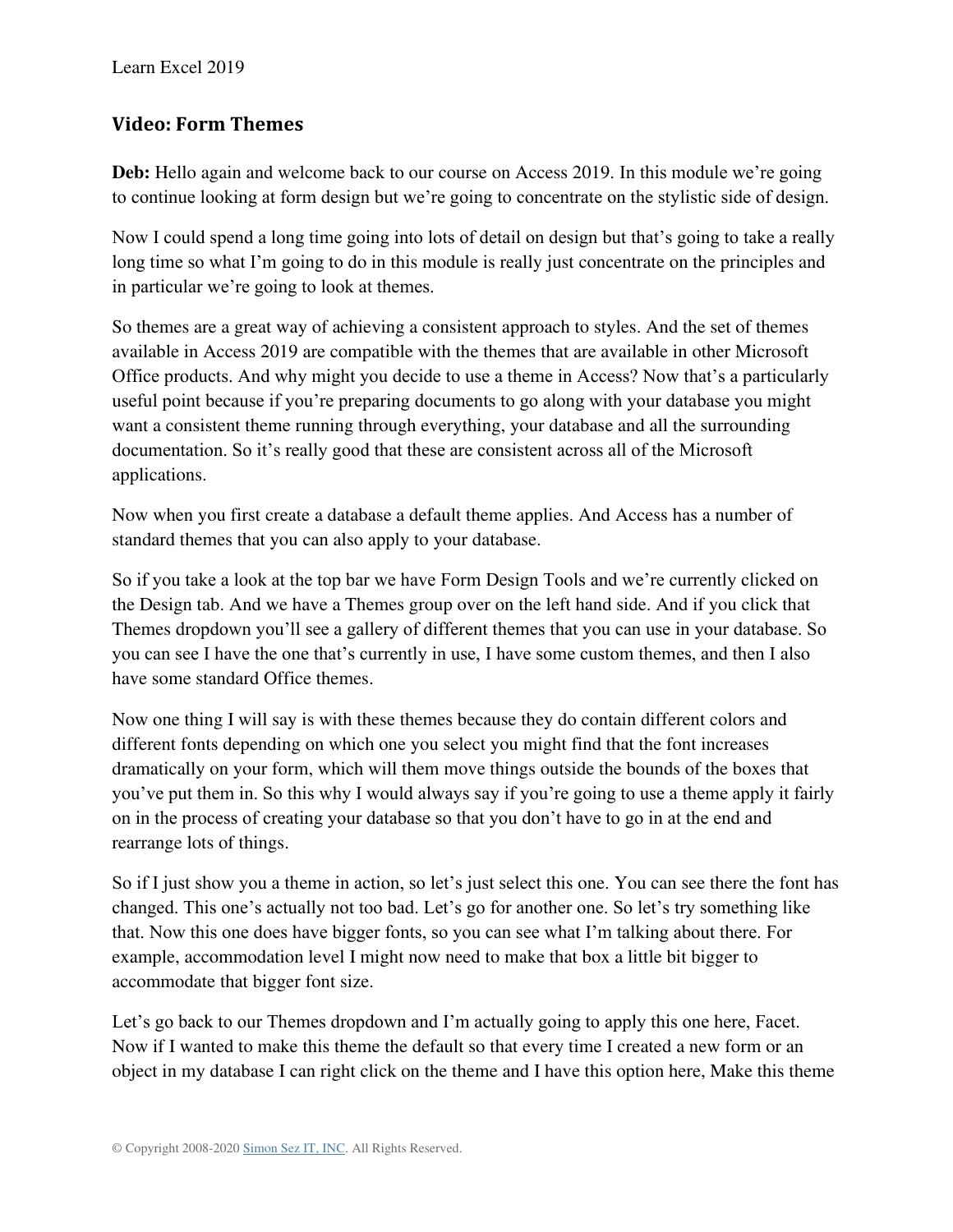## Video: Form Themes

**Deb:** Hello again and welcome back to our course on Access 2019. In this module we're going to continue looking at form design but we're going to concentrate on the stylistic side of design.

Now I could spend a long time going into lots of detail on design but that's going to take a really long time so what I'm going to do in this module is really just concentrate on the principles and in particular we're going to look at themes.

So themes are a great way of achieving a consistent approach to styles. And the set of themes available in Access 2019 are compatible with the themes that are available in other Microsoft Office products. And why might you decide to use a theme in Access? Now that's a particularly useful point because if you're preparing documents to go along with your database you might want a consistent theme running through everything, your database and all the surrounding documentation. So it's really good that these are consistent across all of the Microsoft applications.

Now when you first create a database a default theme applies. And Access has a number of standard themes that you can also apply to your database.

So if you take a look at the top bar we have Form Design Tools and we're currently clicked on the Design tab. And we have a Themes group over on the left hand side. And if you click that Themes dropdown you'll see a gallery of different themes that you can use in your database. So you can see I have the one that's currently in use, I have some custom themes, and then I also have some standard Office themes.

Now one thing I will say is with these themes because they do contain different colors and different fonts depending on which one you select you might find that the font increases dramatically on your form, which will them move things outside the bounds of the boxes that you've put them in. So this why I would always say if you're going to use a theme apply it fairly on in the process of creating your database so that you don't have to go in at the end and rearrange lots of things.

So if I just show you a theme in action, so let's just select this one. You can see there the font has changed. This one's actually not too bad. Let's go for another one. So let's try something like that. Now this one does have bigger fonts, so you can see what I'm talking about there. For example, accommodation level I might now need to make that box a little bit bigger to accommodate that bigger font size.

Let's go back to our Themes dropdown and I'm actually going to apply this one here, Facet. Now if I wanted to make this theme the default so that every time I created a new form or an object in my database I can right click on the theme and I have this option here, Make this theme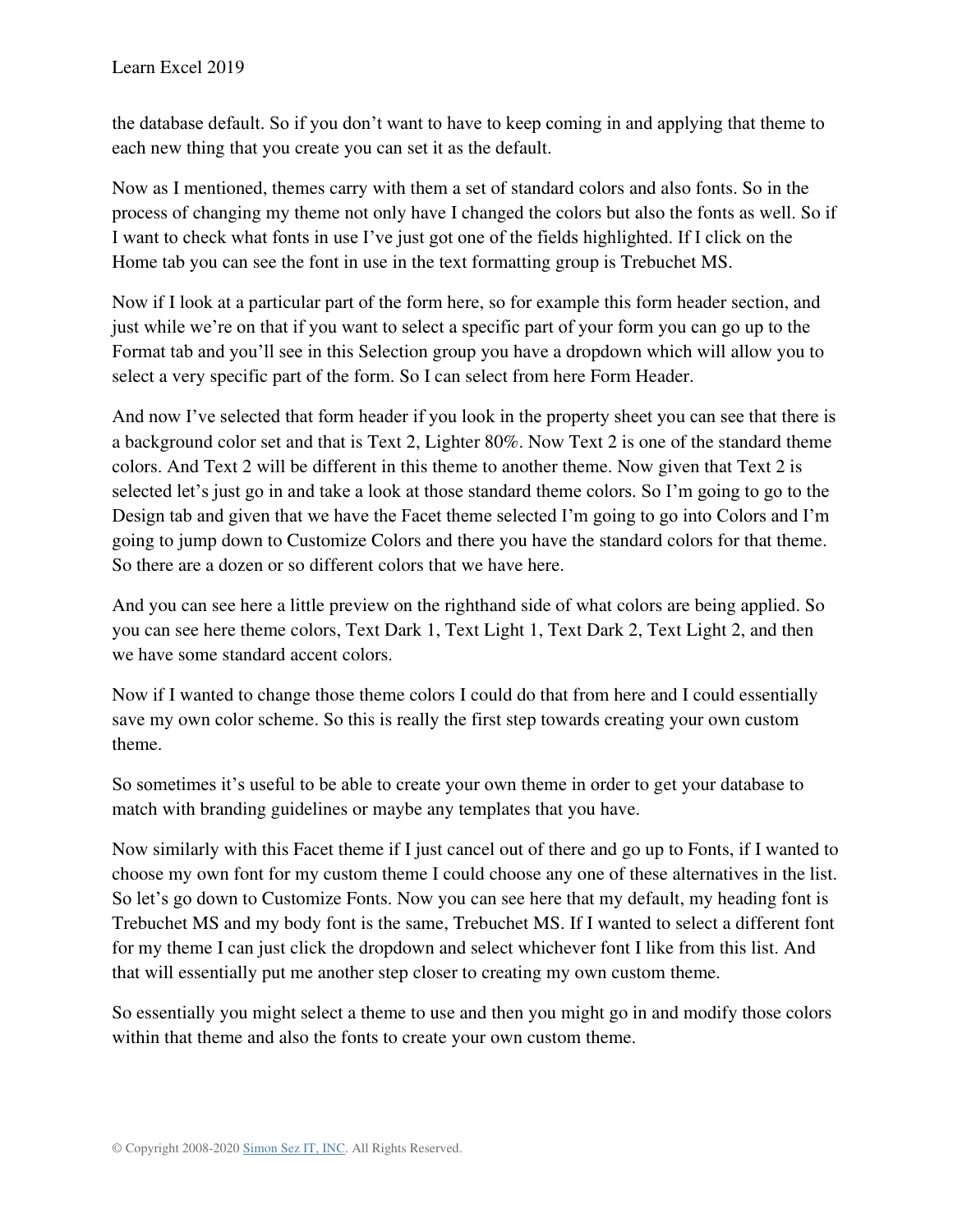the database default. So if you don't want to have to keep coming in and applying that theme to each new thing that you create you can set it as the default.

Now as I mentioned, themes carry with them a set of standard colors and also fonts. So in the process of changing my theme not only have I changed the colors but also the fonts as well. So if I want to check what fonts in use I've just got one of the fields highlighted. If I click on the Home tab you can see the font in use in the text formatting group is Trebuchet MS.

Now if I look at a particular part of the form here, so for example this form header section, and just while we're on that if you want to select a specific part of your form you can go up to the Format tab and you'll see in this Selection group you have a dropdown which will allow you to select a very specific part of the form. So I can select from here Form Header.

And now I've selected that form header if you look in the property sheet you can see that there is a background color set and that is Text 2, Lighter 80%. Now Text 2 is one of the standard theme colors. And Text 2 will be different in this theme to another theme. Now given that Text 2 is selected let's just go in and take a look at those standard theme colors. So I'm going to go to the Design tab and given that we have the Facet theme selected I'm going to go into Colors and I'm going to jump down to Customize Colors and there you have the standard colors for that theme. So there are a dozen or so different colors that we have here.

And you can see here a little preview on the righthand side of what colors are being applied. So you can see here theme colors, Text Dark 1, Text Light 1, Text Dark 2, Text Light 2, and then we have some standard accent colors.

Now if I wanted to change those theme colors I could do that from here and I could essentially save my own color scheme. So this is really the first step towards creating your own custom theme.

So sometimes it's useful to be able to create your own theme in order to get your database to match with branding guidelines or maybe any templates that you have.

Now similarly with this Facet theme if I just cancel out of there and go up to Fonts, if I wanted to choose my own font for my custom theme I could choose any one of these alternatives in the list. So let's go down to Customize Fonts. Now you can see here that my default, my heading font is Trebuchet MS and my body font is the same, Trebuchet MS. If I wanted to select a different font for my theme I can just click the dropdown and select whichever font I like from this list. And that will essentially put me another step closer to creating my own custom theme.

So essentially you might select a theme to use and then you might go in and modify those colors within that theme and also the fonts to create your own custom theme.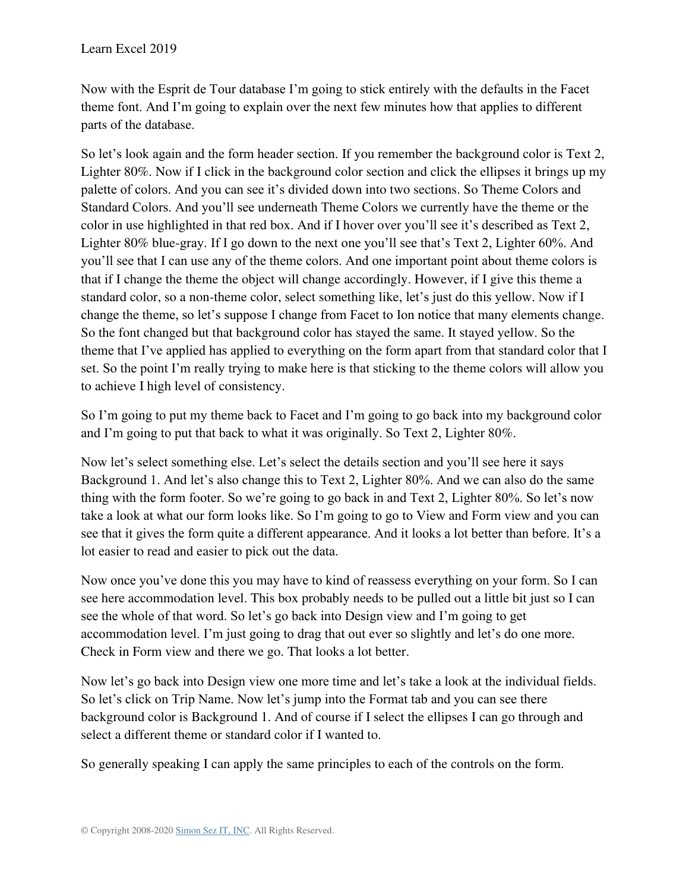Now with the Esprit de Tour database I'm going to stick entirely with the defaults in the Facet theme font. And I'm going to explain over the next few minutes how that applies to different parts of the database.

So let's look again and the form header section. If you remember the background color is Text 2, Lighter 80%. Now if I click in the background color section and click the ellipses it brings up my palette of colors. And you can see it's divided down into two sections. So Theme Colors and Standard Colors. And you'll see underneath Theme Colors we currently have the theme or the color in use highlighted in that red box. And if I hover over you'll see it's described as Text 2, Lighter 80% blue-gray. If I go down to the next one you'll see that's Text 2, Lighter 60%. And you'll see that I can use any of the theme colors. And one important point about theme colors is that if I change the theme the object will change accordingly. However, if I give this theme a standard color, so a non-theme color, select something like, let's just do this yellow. Now if I change the theme, so let's suppose I change from Facet to Ion notice that many elements change. So the font changed but that background color has stayed the same. It stayed yellow. So the theme that I've applied has applied to everything on the form apart from that standard color that I set. So the point I'm really trying to make here is that sticking to the theme colors will allow you to achieve I high level of consistency.

So I'm going to put my theme back to Facet and I'm going to go back into my background color and I'm going to put that back to what it was originally. So Text 2, Lighter 80%.

Now let's select something else. Let's select the details section and you'll see here it says Background 1. And let's also change this to Text 2, Lighter 80%. And we can also do the same thing with the form footer. So we're going to go back in and Text 2, Lighter 80%. So let's now take a look at what our form looks like. So I'm going to go to View and Form view and you can see that it gives the form quite a different appearance. And it looks a lot better than before. It's a lot easier to read and easier to pick out the data.

Now once you've done this you may have to kind of reassess everything on your form. So I can see here accommodation level. This box probably needs to be pulled out a little bit just so I can see the whole of that word. So let's go back into Design view and I'm going to get accommodation level. I'm just going to drag that out ever so slightly and let's do one more. Check in Form view and there we go. That looks a lot better.

Now let's go back into Design view one more time and let's take a look at the individual fields. So let's click on Trip Name. Now let's jump into the Format tab and you can see there background color is Background 1. And of course if I select the ellipses I can go through and select a different theme or standard color if I wanted to.

So generally speaking I can apply the same principles to each of the controls on the form.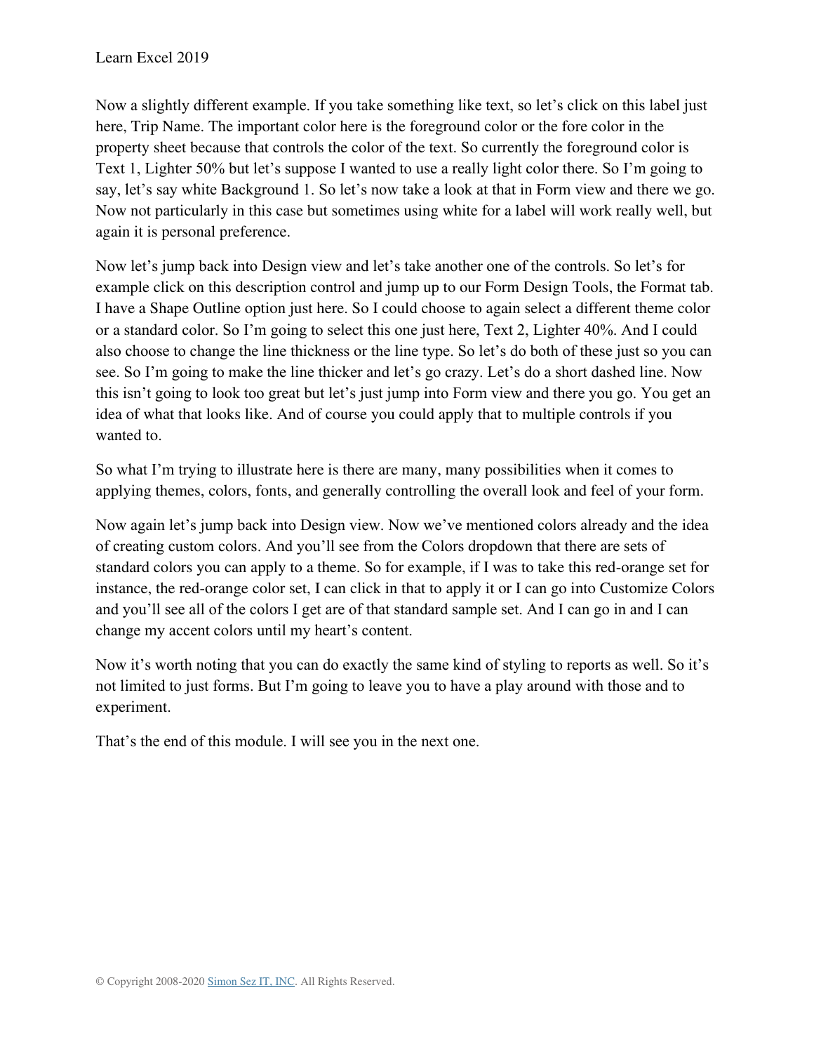Now a slightly different example. If you take something like text, so let's click on this label just here, Trip Name. The important color here is the foreground color or the fore color in the property sheet because that controls the color of the text. So currently the foreground color is Text 1, Lighter 50% but let's suppose I wanted to use a really light color there. So I'm going to say, let's say white Background 1. So let's now take a look at that in Form view and there we go. Now not particularly in this case but sometimes using white for a label will work really well, but again it is personal preference.

Now let's jump back into Design view and let's take another one of the controls. So let's for example click on this description control and jump up to our Form Design Tools, the Format tab. I have a Shape Outline option just here. So I could choose to again select a different theme color or a standard color. So I'm going to select this one just here, Text 2, Lighter 40%. And I could also choose to change the line thickness or the line type. So let's do both of these just so you can see. So I'm going to make the line thicker and let's go crazy. Let's do a short dashed line. Now this isn't going to look too great but let's just jump into Form view and there you go. You get an idea of what that looks like. And of course you could apply that to multiple controls if you wanted to.

So what I'm trying to illustrate here is there are many, many possibilities when it comes to applying themes, colors, fonts, and generally controlling the overall look and feel of your form.

Now again let's jump back into Design view. Now we've mentioned colors already and the idea of creating custom colors. And you'll see from the Colors dropdown that there are sets of standard colors you can apply to a theme. So for example, if I was to take this red-orange set for instance, the red-orange color set, I can click in that to apply it or I can go into Customize Colors and you'll see all of the colors I get are of that standard sample set. And I can go in and I can change my accent colors until my heart's content.

Now it's worth noting that you can do exactly the same kind of styling to reports as well. So it's not limited to just forms. But I'm going to leave you to have a play around with those and to experiment.

That's the end of this module. I will see you in the next one.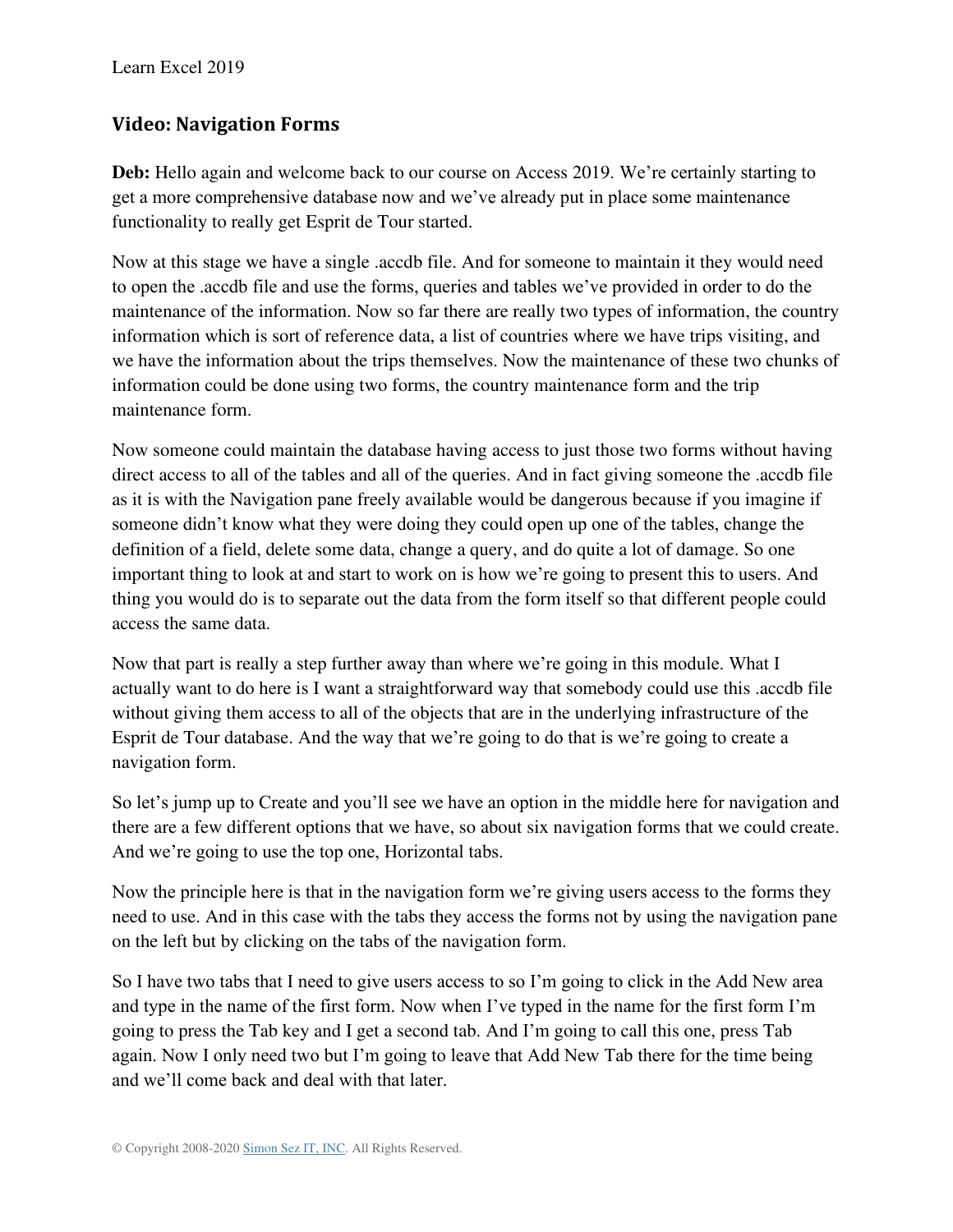## Video: Navigation Forms

**Deb:** Hello again and welcome back to our course on Access 2019. We're certainly starting to get a more comprehensive database now and we've already put in place some maintenance functionality to really get Esprit de Tour started.

Now at this stage we have a single .accdb file. And for someone to maintain it they would need to open the .accdb file and use the forms, queries and tables we've provided in order to do the maintenance of the information. Now so far there are really two types of information, the country information which is sort of reference data, a list of countries where we have trips visiting, and we have the information about the trips themselves. Now the maintenance of these two chunks of information could be done using two forms, the country maintenance form and the trip maintenance form.

Now someone could maintain the database having access to just those two forms without having direct access to all of the tables and all of the queries. And in fact giving someone the .accdb file as it is with the Navigation pane freely available would be dangerous because if you imagine if someone didn't know what they were doing they could open up one of the tables, change the definition of a field, delete some data, change a query, and do quite a lot of damage. So one important thing to look at and start to work on is how we're going to present this to users. And thing you would do is to separate out the data from the form itself so that different people could access the same data.

Now that part is really a step further away than where we're going in this module. What I actually want to do here is I want a straightforward way that somebody could use this .accdb file without giving them access to all of the objects that are in the underlying infrastructure of the Esprit de Tour database. And the way that we're going to do that is we're going to create a navigation form.

So let's jump up to Create and you'll see we have an option in the middle here for navigation and there are a few different options that we have, so about six navigation forms that we could create. And we're going to use the top one, Horizontal tabs.

Now the principle here is that in the navigation form we're giving users access to the forms they need to use. And in this case with the tabs they access the forms not by using the navigation pane on the left but by clicking on the tabs of the navigation form.

So I have two tabs that I need to give users access to so I'm going to click in the Add New area and type in the name of the first form. Now when I've typed in the name for the first form I'm going to press the Tab key and I get a second tab. And I'm going to call this one, press Tab again. Now I only need two but I'm going to leave that Add New Tab there for the time being and we'll come back and deal with that later.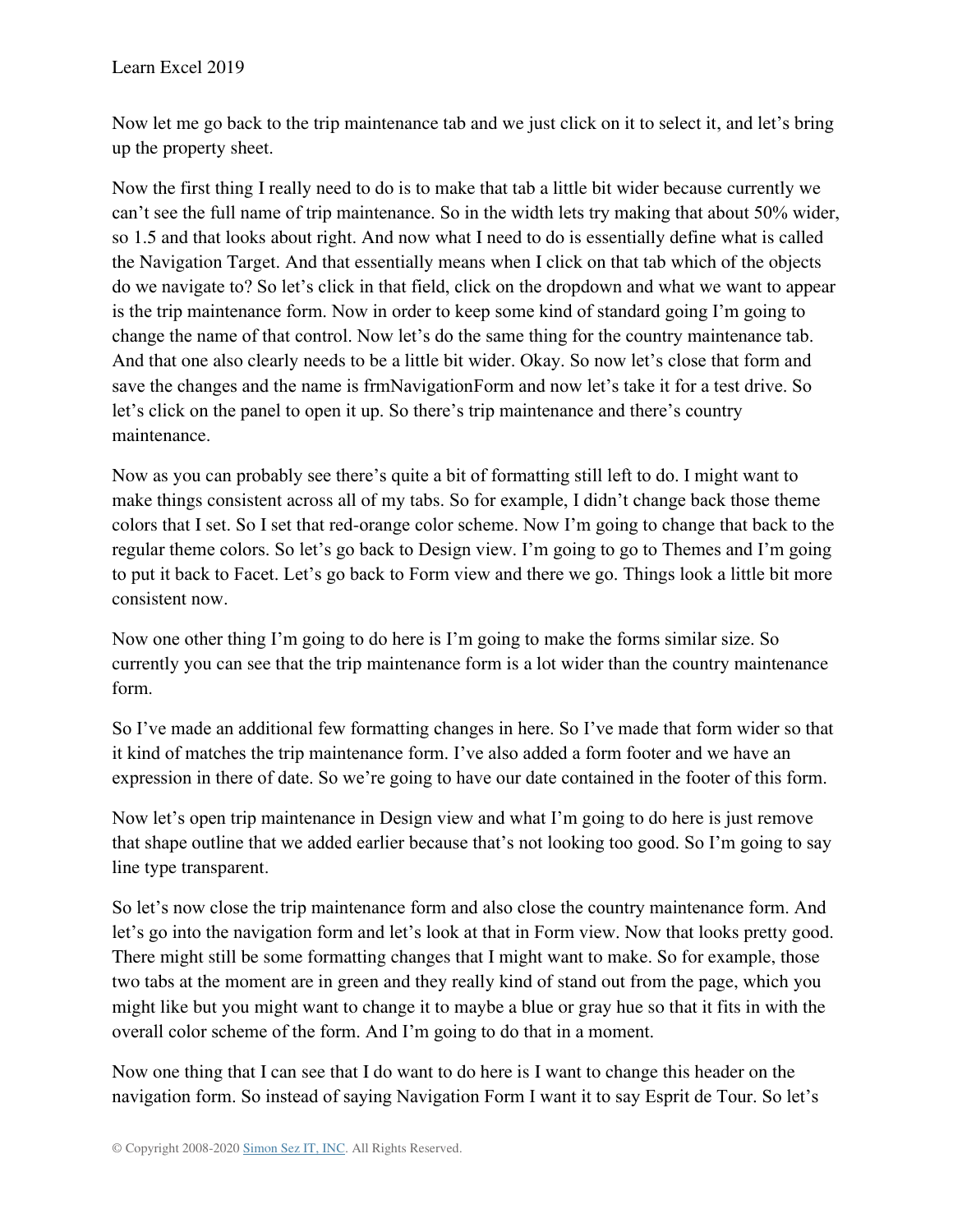Now let me go back to the trip maintenance tab and we just click on it to select it, and let's bring up the property sheet.

Now the first thing I really need to do is to make that tab a little bit wider because currently we can't see the full name of trip maintenance. So in the width lets try making that about 50% wider, so 1.5 and that looks about right. And now what I need to do is essentially define what is called the Navigation Target. And that essentially means when I click on that tab which of the objects do we navigate to? So let's click in that field, click on the dropdown and what we want to appear is the trip maintenance form. Now in order to keep some kind of standard going I'm going to change the name of that control. Now let's do the same thing for the country maintenance tab. And that one also clearly needs to be a little bit wider. Okay. So now let's close that form and save the changes and the name is frmNavigationForm and now let's take it for a test drive. So let's click on the panel to open it up. So there's trip maintenance and there's country maintenance.

Now as you can probably see there's quite a bit of formatting still left to do. I might want to make things consistent across all of my tabs. So for example, I didn't change back those theme colors that I set. So I set that red-orange color scheme. Now I'm going to change that back to the regular theme colors. So let's go back to Design view. I'm going to go to Themes and I'm going to put it back to Facet. Let's go back to Form view and there we go. Things look a little bit more consistent now.

Now one other thing I'm going to do here is I'm going to make the forms similar size. So currently you can see that the trip maintenance form is a lot wider than the country maintenance form.

So I've made an additional few formatting changes in here. So I've made that form wider so that it kind of matches the trip maintenance form. I've also added a form footer and we have an expression in there of date. So we're going to have our date contained in the footer of this form.

Now let's open trip maintenance in Design view and what I'm going to do here is just remove that shape outline that we added earlier because that's not looking too good. So I'm going to say line type transparent.

So let's now close the trip maintenance form and also close the country maintenance form. And let's go into the navigation form and let's look at that in Form view. Now that looks pretty good. There might still be some formatting changes that I might want to make. So for example, those two tabs at the moment are in green and they really kind of stand out from the page, which you might like but you might want to change it to maybe a blue or gray hue so that it fits in with the overall color scheme of the form. And I'm going to do that in a moment.

Now one thing that I can see that I do want to do here is I want to change this header on the navigation form. So instead of saying Navigation Form I want it to say Esprit de Tour. So let's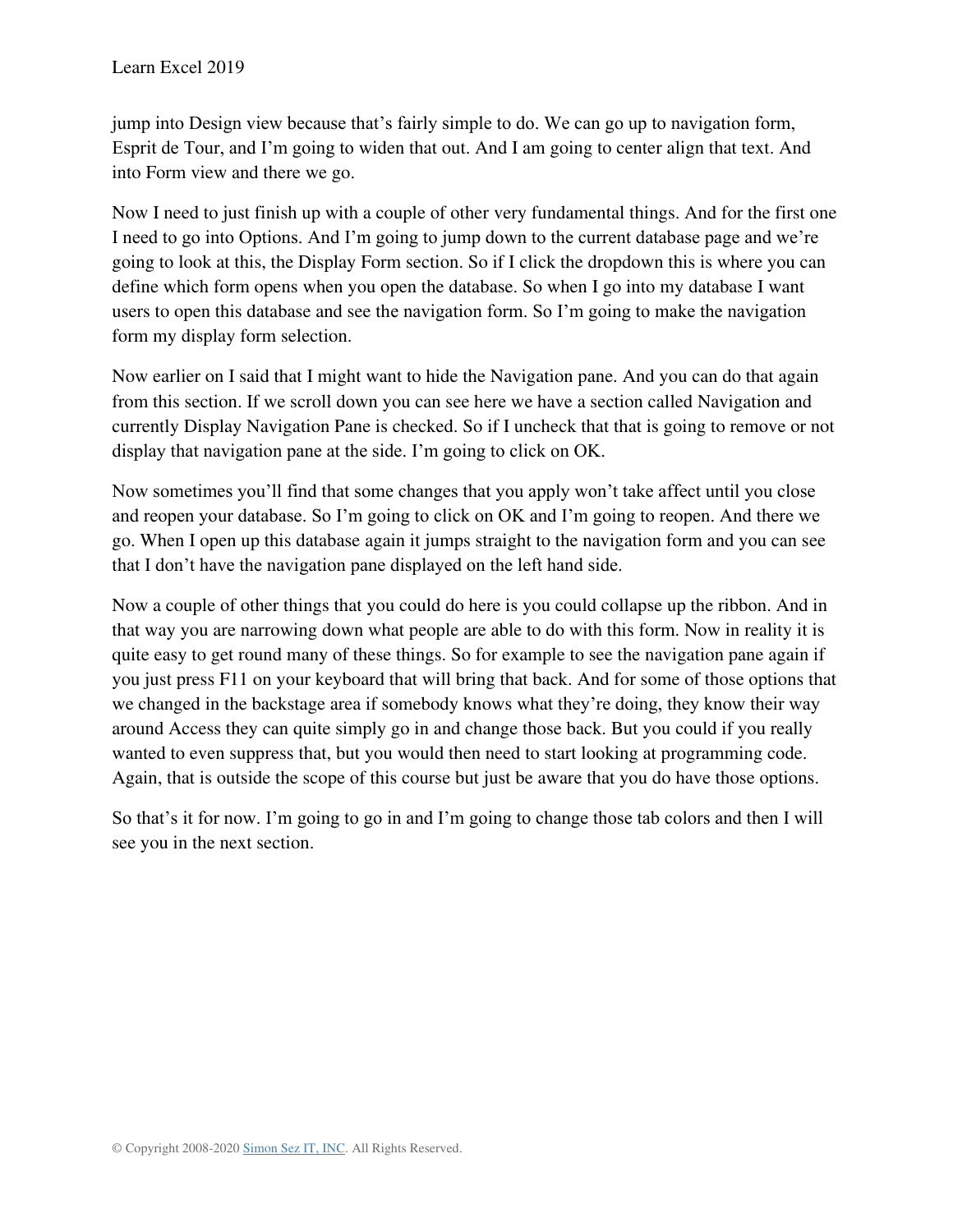jump into Design view because that's fairly simple to do. We can go up to navigation form, Esprit de Tour, and I'm going to widen that out. And I am going to center align that text. And into Form view and there we go.

Now I need to just finish up with a couple of other very fundamental things. And for the first one I need to go into Options. And I'm going to jump down to the current database page and we're going to look at this, the Display Form section. So if I click the dropdown this is where you can define which form opens when you open the database. So when I go into my database I want users to open this database and see the navigation form. So I'm going to make the navigation form my display form selection.

Now earlier on I said that I might want to hide the Navigation pane. And you can do that again from this section. If we scroll down you can see here we have a section called Navigation and currently Display Navigation Pane is checked. So if I uncheck that that is going to remove or not display that navigation pane at the side. I'm going to click on OK.

Now sometimes you'll find that some changes that you apply won't take affect until you close and reopen your database. So I'm going to click on OK and I'm going to reopen. And there we go. When I open up this database again it jumps straight to the navigation form and you can see that I don't have the navigation pane displayed on the left hand side.

Now a couple of other things that you could do here is you could collapse up the ribbon. And in that way you are narrowing down what people are able to do with this form. Now in reality it is quite easy to get round many of these things. So for example to see the navigation pane again if you just press F11 on your keyboard that will bring that back. And for some of those options that we changed in the backstage area if somebody knows what they're doing, they know their way around Access they can quite simply go in and change those back. But you could if you really wanted to even suppress that, but you would then need to start looking at programming code. Again, that is outside the scope of this course but just be aware that you do have those options.

So that's it for now. I'm going to go in and I'm going to change those tab colors and then I will see you in the next section.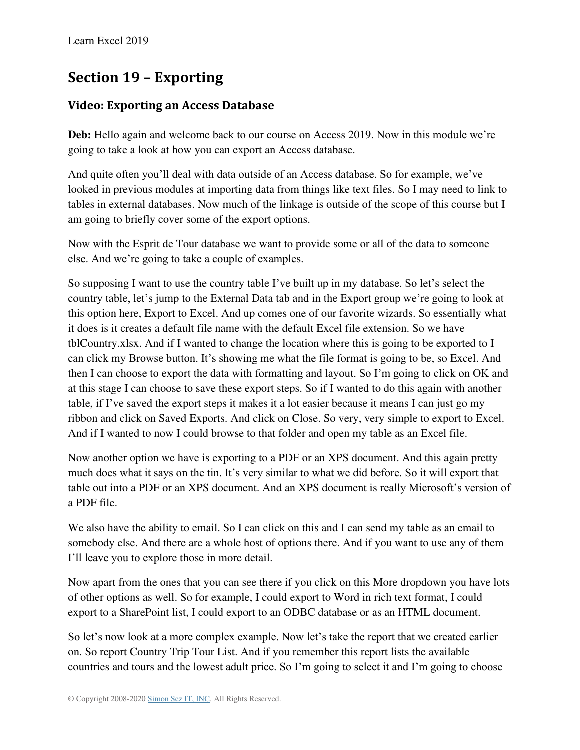## Section 19 – Exporting

### Video: Exporting an Access Database

**Deb:** Hello again and welcome back to our course on Access 2019. Now in this module we're going to take a look at how you can export an Access database.

And quite often you'll deal with data outside of an Access database. So for example, we've looked in previous modules at importing data from things like text files. So I may need to link to tables in external databases. Now much of the linkage is outside of the scope of this course but I am going to briefly cover some of the export options.

Now with the Esprit de Tour database we want to provide some or all of the data to someone else. And we're going to take a couple of examples.

So supposing I want to use the country table I've built up in my database. So let's select the country table, let's jump to the External Data tab and in the Export group we're going to look at this option here, Export to Excel. And up comes one of our favorite wizards. So essentially what it does is it creates a default file name with the default Excel file extension. So we have tblCountry.xlsx. And if I wanted to change the location where this is going to be exported to I can click my Browse button. It's showing me what the file format is going to be, so Excel. And then I can choose to export the data with formatting and layout. So I'm going to click on OK and at this stage I can choose to save these export steps. So if I wanted to do this again with another table, if I've saved the export steps it makes it a lot easier because it means I can just go my ribbon and click on Saved Exports. And click on Close. So very, very simple to export to Excel. And if I wanted to now I could browse to that folder and open my table as an Excel file.

Now another option we have is exporting to a PDF or an XPS document. And this again pretty much does what it says on the tin. It's very similar to what we did before. So it will export that table out into a PDF or an XPS document. And an XPS document is really Microsoft's version of a PDF file.

We also have the ability to email. So I can click on this and I can send my table as an email to somebody else. And there are a whole host of options there. And if you want to use any of them I'll leave you to explore those in more detail.

Now apart from the ones that you can see there if you click on this More dropdown you have lots of other options as well. So for example, I could export to Word in rich text format, I could export to a SharePoint list, I could export to an ODBC database or as an HTML document.

So let's now look at a more complex example. Now let's take the report that we created earlier on. So report Country Trip Tour List. And if you remember this report lists the available countries and tours and the lowest adult price. So I'm going to select it and I'm going to choose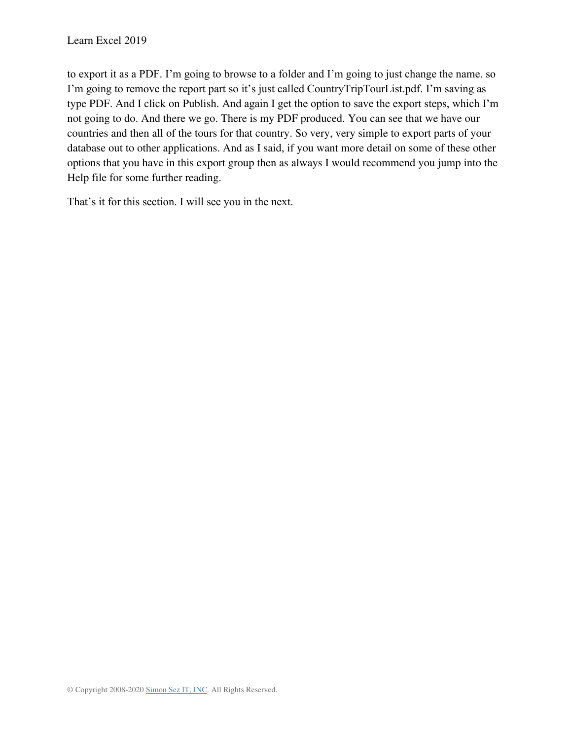to export it as a PDF. I'm going to browse to a folder and I'm going to just change the name. so I'm going to remove the report part so it's just called CountryTripTourList.pdf. I'm saving as type PDF. And I click on Publish. And again I get the option to save the export steps, which I'm not going to do. And there we go. There is my PDF produced. You can see that we have our countries and then all of the tours for that country. So very, very simple to export parts of your database out to other applications. And as I said, if you want more detail on some of these other options that you have in this export group then as always I would recommend you jump into the Help file for some further reading.

That's it for this section. I will see you in the next.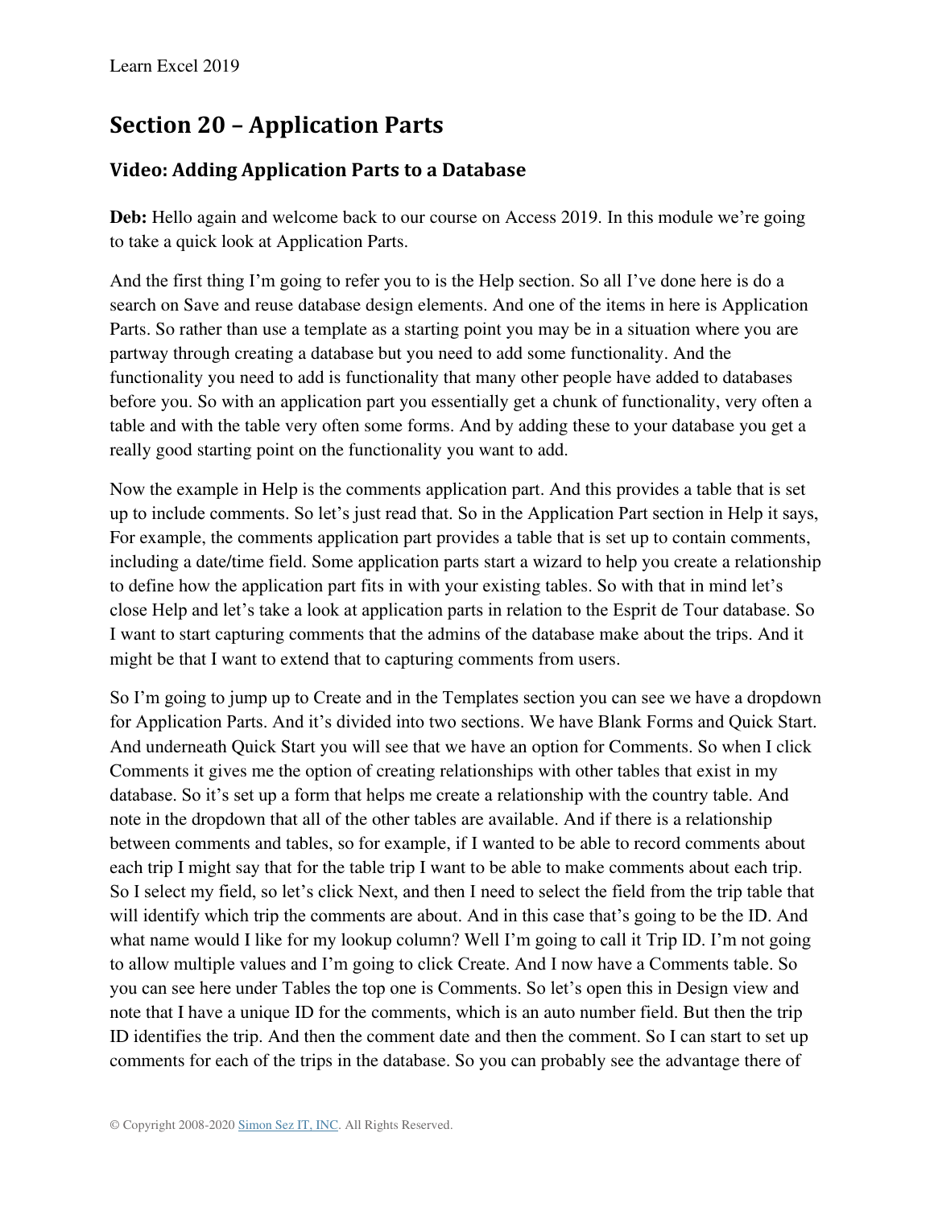## Section 20 – Application Parts

### Video: Adding Application Parts to a Database

**Deb:** Hello again and welcome back to our course on Access 2019. In this module we're going to take a quick look at Application Parts.

And the first thing I'm going to refer you to is the Help section. So all I've done here is do a search on Save and reuse database design elements. And one of the items in here is Application Parts. So rather than use a template as a starting point you may be in a situation where you are partway through creating a database but you need to add some functionality. And the functionality you need to add is functionality that many other people have added to databases before you. So with an application part you essentially get a chunk of functionality, very often a table and with the table very often some forms. And by adding these to your database you get a really good starting point on the functionality you want to add.

Now the example in Help is the comments application part. And this provides a table that is set up to include comments. So let's just read that. So in the Application Part section in Help it says, For example, the comments application part provides a table that is set up to contain comments, including a date/time field. Some application parts start a wizard to help you create a relationship to define how the application part fits in with your existing tables. So with that in mind let's close Help and let's take a look at application parts in relation to the Esprit de Tour database. So I want to start capturing comments that the admins of the database make about the trips. And it might be that I want to extend that to capturing comments from users.

So I'm going to jump up to Create and in the Templates section you can see we have a dropdown for Application Parts. And it's divided into two sections. We have Blank Forms and Quick Start. And underneath Quick Start you will see that we have an option for Comments. So when I click Comments it gives me the option of creating relationships with other tables that exist in my database. So it's set up a form that helps me create a relationship with the country table. And note in the dropdown that all of the other tables are available. And if there is a relationship between comments and tables, so for example, if I wanted to be able to record comments about each trip I might say that for the table trip I want to be able to make comments about each trip. So I select my field, so let's click Next, and then I need to select the field from the trip table that will identify which trip the comments are about. And in this case that's going to be the ID. And what name would I like for my lookup column? Well I'm going to call it Trip ID. I'm not going to allow multiple values and I'm going to click Create. And I now have a Comments table. So you can see here under Tables the top one is Comments. So let's open this in Design view and note that I have a unique ID for the comments, which is an auto number field. But then the trip ID identifies the trip. And then the comment date and then the comment. So I can start to set up comments for each of the trips in the database. So you can probably see the advantage there of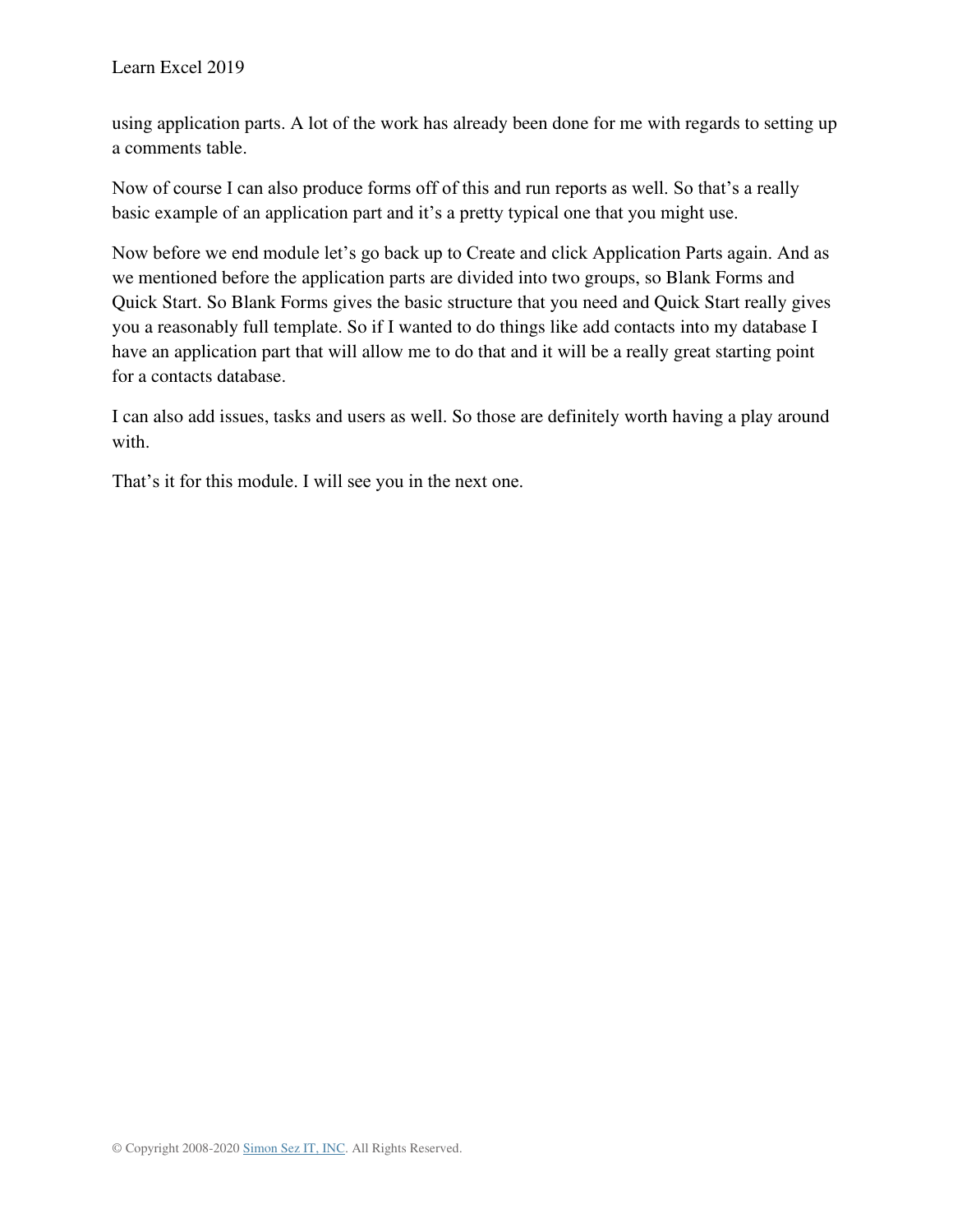using application parts. A lot of the work has already been done for me with regards to setting up a comments table.

Now of course I can also produce forms off of this and run reports as well. So that's a really basic example of an application part and it's a pretty typical one that you might use.

Now before we end module let's go back up to Create and click Application Parts again. And as we mentioned before the application parts are divided into two groups, so Blank Forms and Quick Start. So Blank Forms gives the basic structure that you need and Quick Start really gives you a reasonably full template. So if I wanted to do things like add contacts into my database I have an application part that will allow me to do that and it will be a really great starting point for a contacts database.

I can also add issues, tasks and users as well. So those are definitely worth having a play around with.

That's it for this module. I will see you in the next one.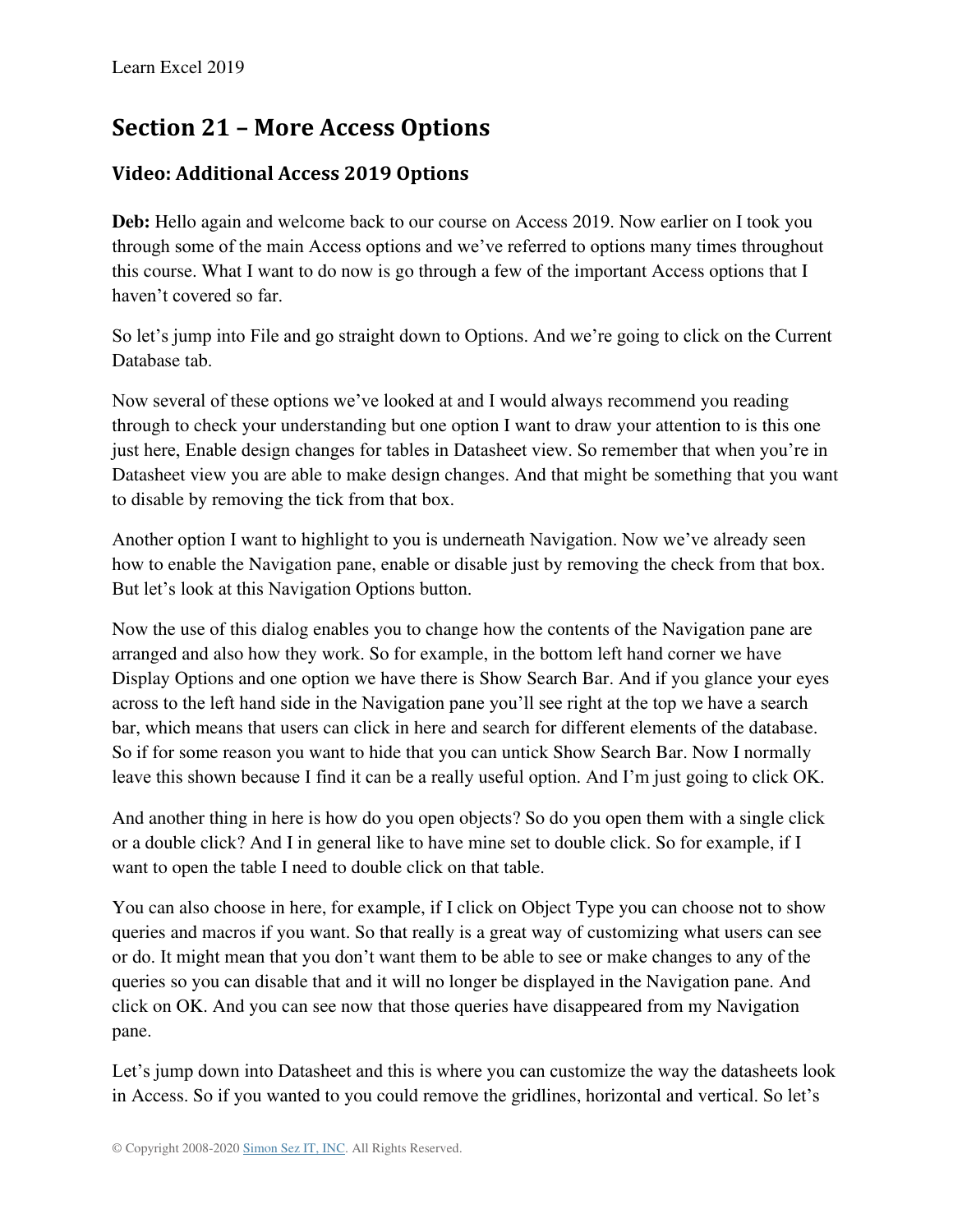## Section 21 – More Access Options

### Video: Additional Access 2019 Options

**Deb:** Hello again and welcome back to our course on Access 2019. Now earlier on I took you through some of the main Access options and we've referred to options many times throughout this course. What I want to do now is go through a few of the important Access options that I haven't covered so far.

So let's jump into File and go straight down to Options. And we're going to click on the Current Database tab.

Now several of these options we've looked at and I would always recommend you reading through to check your understanding but one option I want to draw your attention to is this one just here, Enable design changes for tables in Datasheet view. So remember that when you're in Datasheet view you are able to make design changes. And that might be something that you want to disable by removing the tick from that box.

Another option I want to highlight to you is underneath Navigation. Now we've already seen how to enable the Navigation pane, enable or disable just by removing the check from that box. But let's look at this Navigation Options button.

Now the use of this dialog enables you to change how the contents of the Navigation pane are arranged and also how they work. So for example, in the bottom left hand corner we have Display Options and one option we have there is Show Search Bar. And if you glance your eyes across to the left hand side in the Navigation pane you'll see right at the top we have a search bar, which means that users can click in here and search for different elements of the database. So if for some reason you want to hide that you can untick Show Search Bar. Now I normally leave this shown because I find it can be a really useful option. And I'm just going to click OK.

And another thing in here is how do you open objects? So do you open them with a single click or a double click? And I in general like to have mine set to double click. So for example, if I want to open the table I need to double click on that table.

You can also choose in here, for example, if I click on Object Type you can choose not to show queries and macros if you want. So that really is a great way of customizing what users can see or do. It might mean that you don't want them to be able to see or make changes to any of the queries so you can disable that and it will no longer be displayed in the Navigation pane. And click on OK. And you can see now that those queries have disappeared from my Navigation pane.

Let's jump down into Datasheet and this is where you can customize the way the datasheets look in Access. So if you wanted to you could remove the gridlines, horizontal and vertical. So let's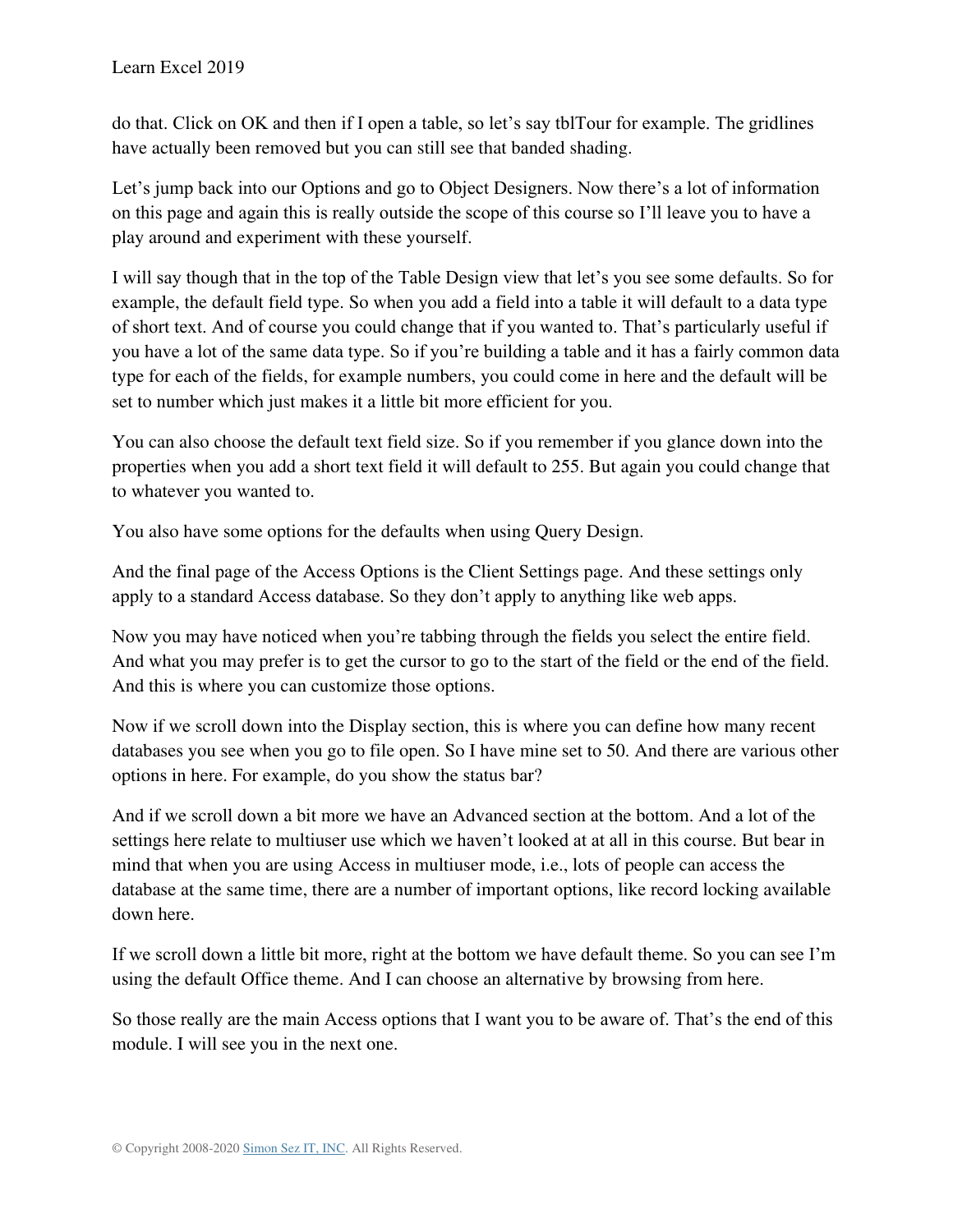do that. Click on OK and then if I open a table, so let's say tblTour for example. The gridlines have actually been removed but you can still see that banded shading.

Let's jump back into our Options and go to Object Designers. Now there's a lot of information on this page and again this is really outside the scope of this course so I'll leave you to have a play around and experiment with these yourself.

I will say though that in the top of the Table Design view that let's you see some defaults. So for example, the default field type. So when you add a field into a table it will default to a data type of short text. And of course you could change that if you wanted to. That's particularly useful if you have a lot of the same data type. So if you're building a table and it has a fairly common data type for each of the fields, for example numbers, you could come in here and the default will be set to number which just makes it a little bit more efficient for you.

You can also choose the default text field size. So if you remember if you glance down into the properties when you add a short text field it will default to 255. But again you could change that to whatever you wanted to.

You also have some options for the defaults when using Query Design.

And the final page of the Access Options is the Client Settings page. And these settings only apply to a standard Access database. So they don't apply to anything like web apps.

Now you may have noticed when you're tabbing through the fields you select the entire field. And what you may prefer is to get the cursor to go to the start of the field or the end of the field. And this is where you can customize those options.

Now if we scroll down into the Display section, this is where you can define how many recent databases you see when you go to file open. So I have mine set to 50. And there are various other options in here. For example, do you show the status bar?

And if we scroll down a bit more we have an Advanced section at the bottom. And a lot of the settings here relate to multiuser use which we haven't looked at at all in this course. But bear in mind that when you are using Access in multiuser mode, i.e., lots of people can access the database at the same time, there are a number of important options, like record locking available down here.

If we scroll down a little bit more, right at the bottom we have default theme. So you can see I'm using the default Office theme. And I can choose an alternative by browsing from here.

So those really are the main Access options that I want you to be aware of. That's the end of this module. I will see you in the next one.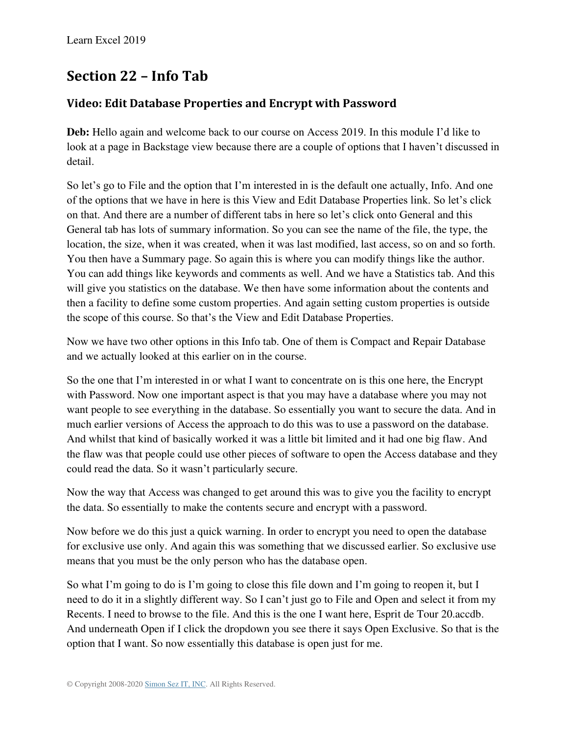## Section 22 – Info Tab

### Video: Edit Database Properties and Encrypt with Password

**Deb:** Hello again and welcome back to our course on Access 2019. In this module I'd like to look at a page in Backstage view because there are a couple of options that I haven't discussed in detail.

So let's go to File and the option that I'm interested in is the default one actually, Info. And one of the options that we have in here is this View and Edit Database Properties link. So let's click on that. And there are a number of different tabs in here so let's click onto General and this General tab has lots of summary information. So you can see the name of the file, the type, the location, the size, when it was created, when it was last modified, last access, so on and so forth. You then have a Summary page. So again this is where you can modify things like the author. You can add things like keywords and comments as well. And we have a Statistics tab. And this will give you statistics on the database. We then have some information about the contents and then a facility to define some custom properties. And again setting custom properties is outside the scope of this course. So that's the View and Edit Database Properties.

Now we have two other options in this Info tab. One of them is Compact and Repair Database and we actually looked at this earlier on in the course.

So the one that I'm interested in or what I want to concentrate on is this one here, the Encrypt with Password. Now one important aspect is that you may have a database where you may not want people to see everything in the database. So essentially you want to secure the data. And in much earlier versions of Access the approach to do this was to use a password on the database. And whilst that kind of basically worked it was a little bit limited and it had one big flaw. And the flaw was that people could use other pieces of software to open the Access database and they could read the data. So it wasn't particularly secure.

Now the way that Access was changed to get around this was to give you the facility to encrypt the data. So essentially to make the contents secure and encrypt with a password.

Now before we do this just a quick warning. In order to encrypt you need to open the database for exclusive use only. And again this was something that we discussed earlier. So exclusive use means that you must be the only person who has the database open.

So what I'm going to do is I'm going to close this file down and I'm going to reopen it, but I need to do it in a slightly different way. So I can't just go to File and Open and select it from my Recents. I need to browse to the file. And this is the one I want here, Esprit de Tour 20.accdb. And underneath Open if I click the dropdown you see there it says Open Exclusive. So that is the option that I want. So now essentially this database is open just for me.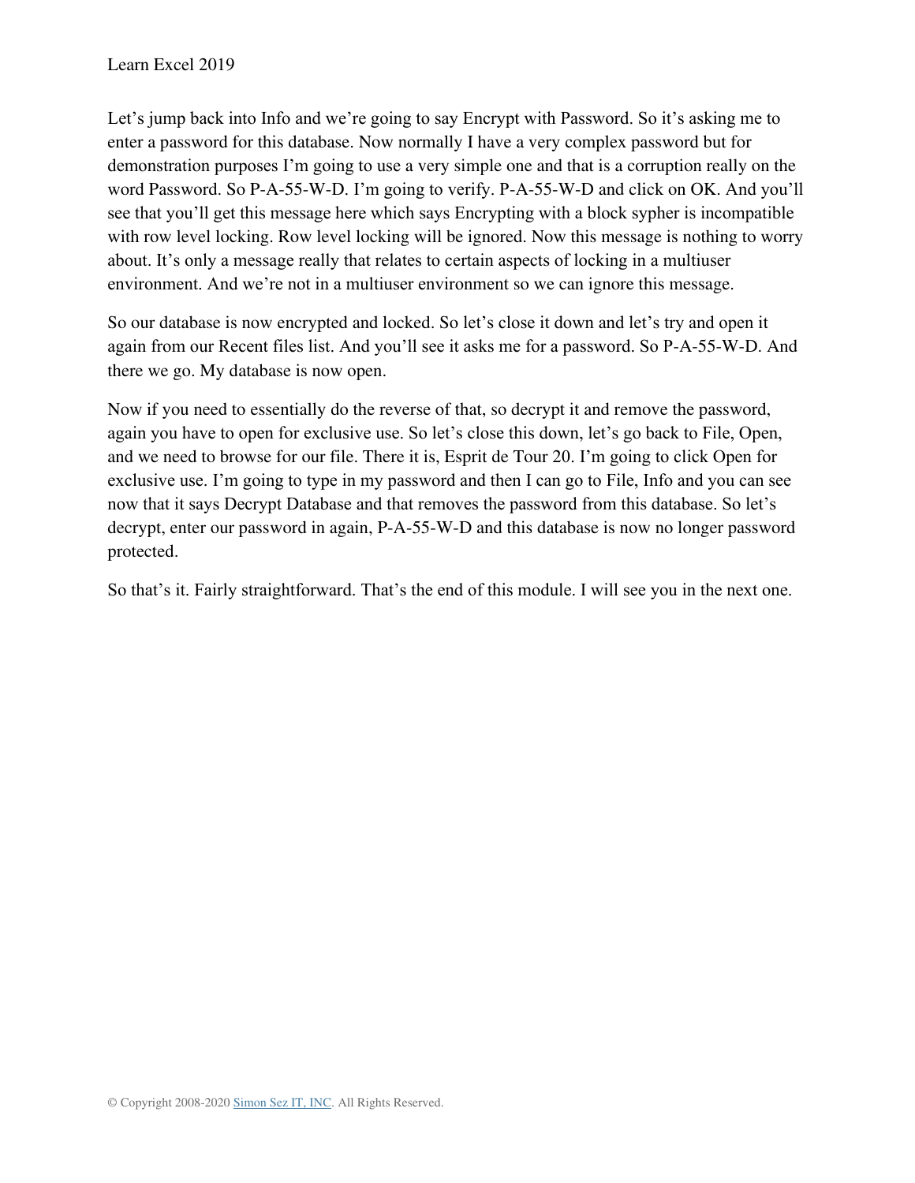Let's jump back into Info and we're going to say Encrypt with Password. So it's asking me to enter a password for this database. Now normally I have a very complex password but for demonstration purposes I'm going to use a very simple one and that is a corruption really on the word Password. So P-A-55-W-D. I'm going to verify. P-A-55-W-D and click on OK. And you'll see that you'll get this message here which says Encrypting with a block sypher is incompatible with row level locking. Row level locking will be ignored. Now this message is nothing to worry about. It's only a message really that relates to certain aspects of locking in a multiuser environment. And we're not in a multiuser environment so we can ignore this message.

So our database is now encrypted and locked. So let's close it down and let's try and open it again from our Recent files list. And you'll see it asks me for a password. So P-A-55-W-D. And there we go. My database is now open.

Now if you need to essentially do the reverse of that, so decrypt it and remove the password, again you have to open for exclusive use. So let's close this down, let's go back to File, Open, and we need to browse for our file. There it is, Esprit de Tour 20. I'm going to click Open for exclusive use. I'm going to type in my password and then I can go to File, Info and you can see now that it says Decrypt Database and that removes the password from this database. So let's decrypt, enter our password in again, P-A-55-W-D and this database is now no longer password protected.

So that's it. Fairly straightforward. That's the end of this module. I will see you in the next one.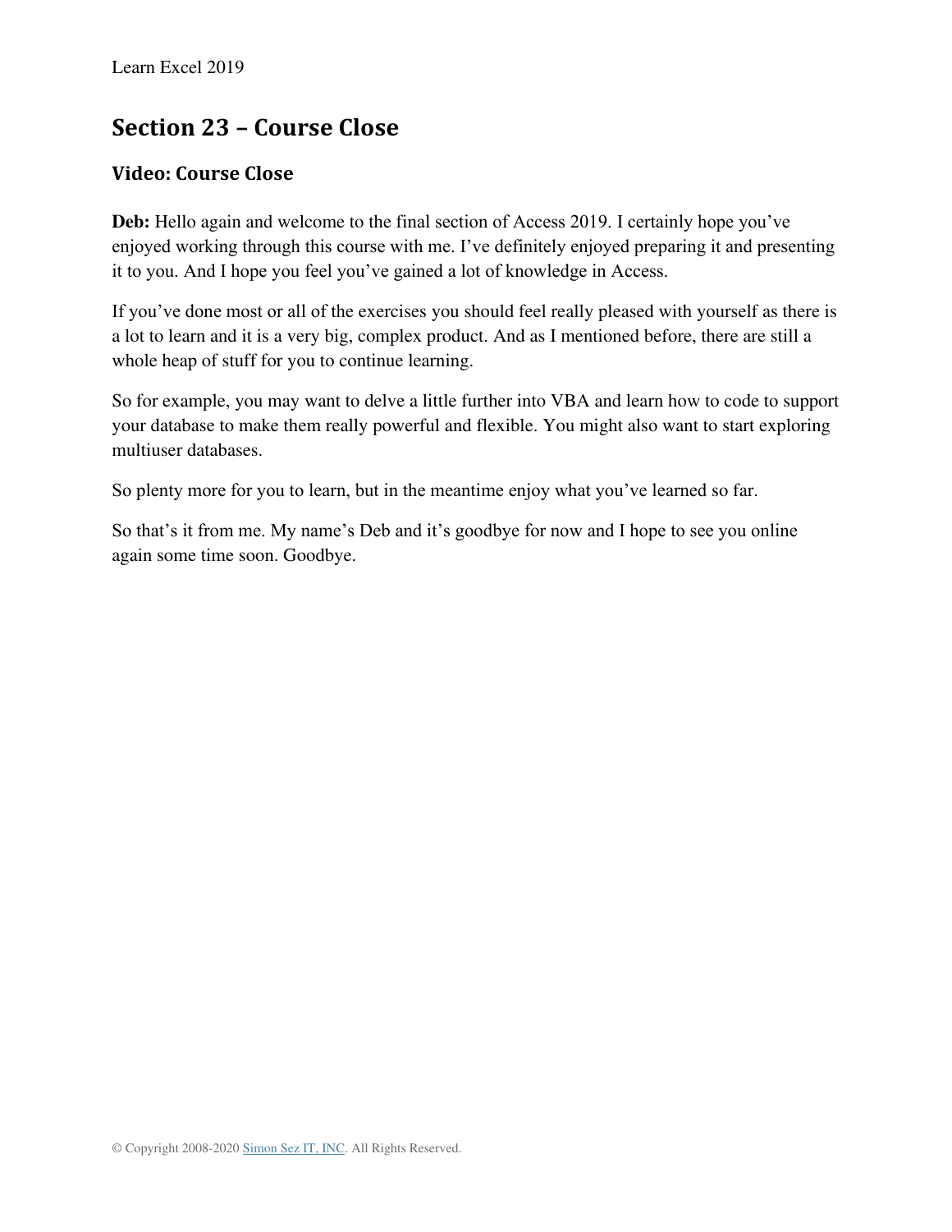## Section 23 – Course Close

### Video: Course Close

**Deb:** Hello again and welcome to the final section of Access 2019. I certainly hope you've enjoyed working through this course with me. I've definitely enjoyed preparing it and presenting it to you. And I hope you feel you've gained a lot of knowledge in Access.

If you've done most or all of the exercises you should feel really pleased with yourself as there is a lot to learn and it is a very big, complex product. And as I mentioned before, there are still a whole heap of stuff for you to continue learning.

So for example, you may want to delve a little further into VBA and learn how to code to support your database to make them really powerful and flexible. You might also want to start exploring multiuser databases.

So plenty more for you to learn, but in the meantime enjoy what you've learned so far.

So that's it from me. My name's Deb and it's goodbye for now and I hope to see you online again some time soon. Goodbye.